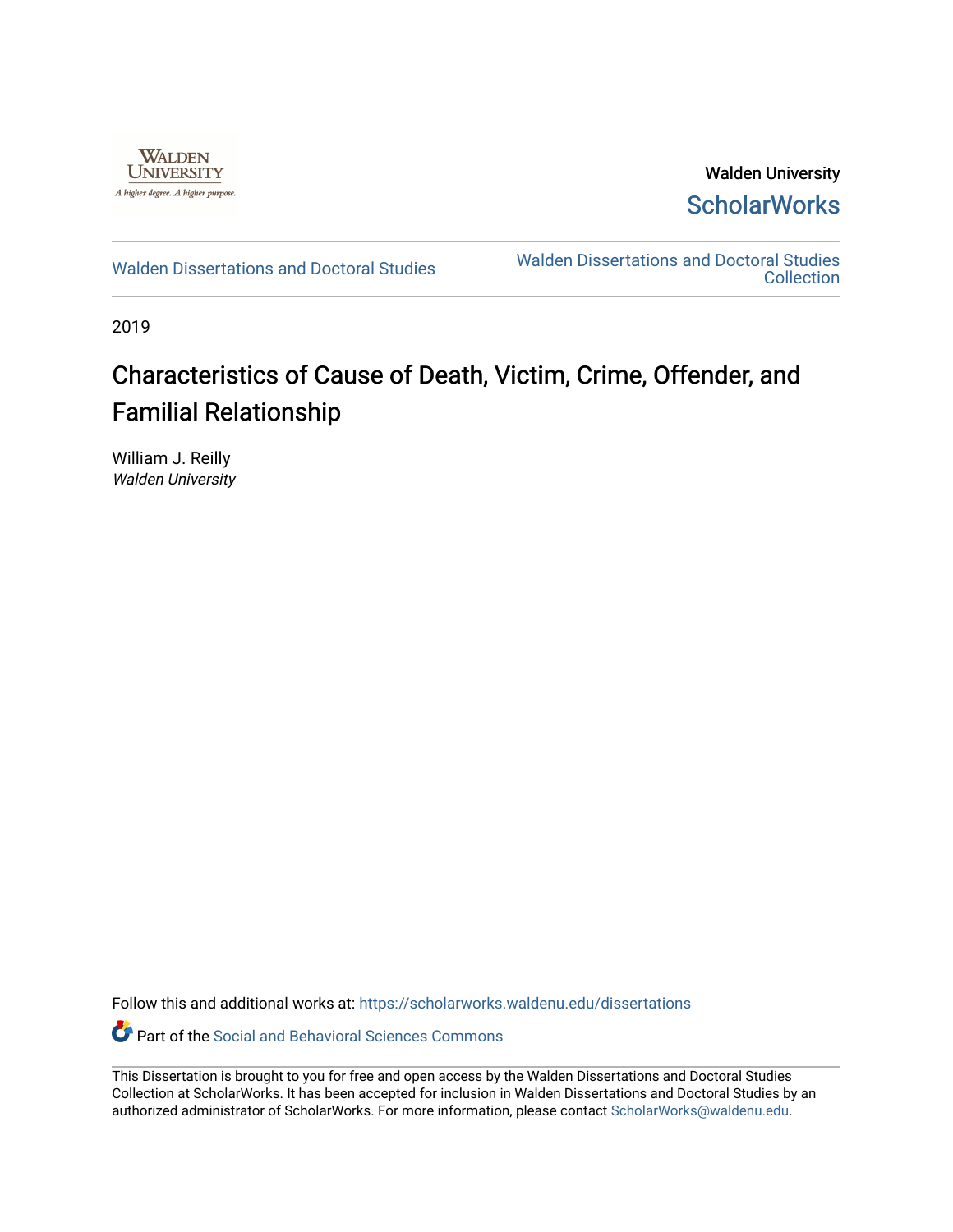Walden University

ScholarWorks

Walden Dissertations and Doctoral Studies

Walden Dissertations and Doctoral Studies Collection

2019

# Characteristics of Cause of Death, Victim, Crime, Offender, and Familial Relationship

William J. Reilly
*Walden University*

Follow this and additional works at: https://scholarworks.waldenu.edu/dissertations

Part of the Social and Behavioral Sciences Commons

This Dissertation is brought to you for free and open access by the Walden Dissertations and Doctoral Studies Collection at ScholarWorks. It has been accepted for inclusion in Walden Dissertations and Doctoral Studies by an authorized administrator of ScholarWorks. For more information, please contact ScholarWorks@waldenu.edu.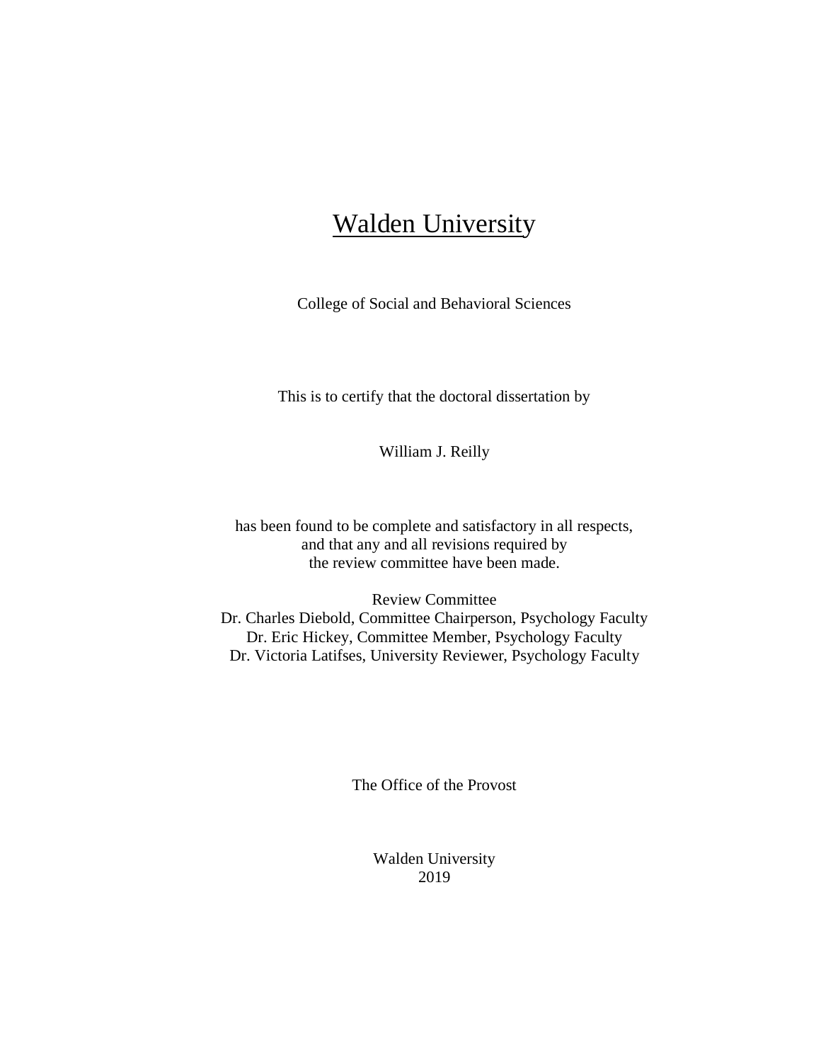# Walden University

College of Social and Behavioral Sciences

This is to certify that the doctoral dissertation by

William J. Reilly

has been found to be complete and satisfactory in all respects,
and that any and all revisions required by
the review committee have been made.

Review Committee
Dr. Charles Diebold, Committee Chairperson, Psychology Faculty
Dr. Eric Hickey, Committee Member, Psychology Faculty
Dr. Victoria Latifses, University Reviewer, Psychology Faculty

The Office of the Provost

Walden University
2019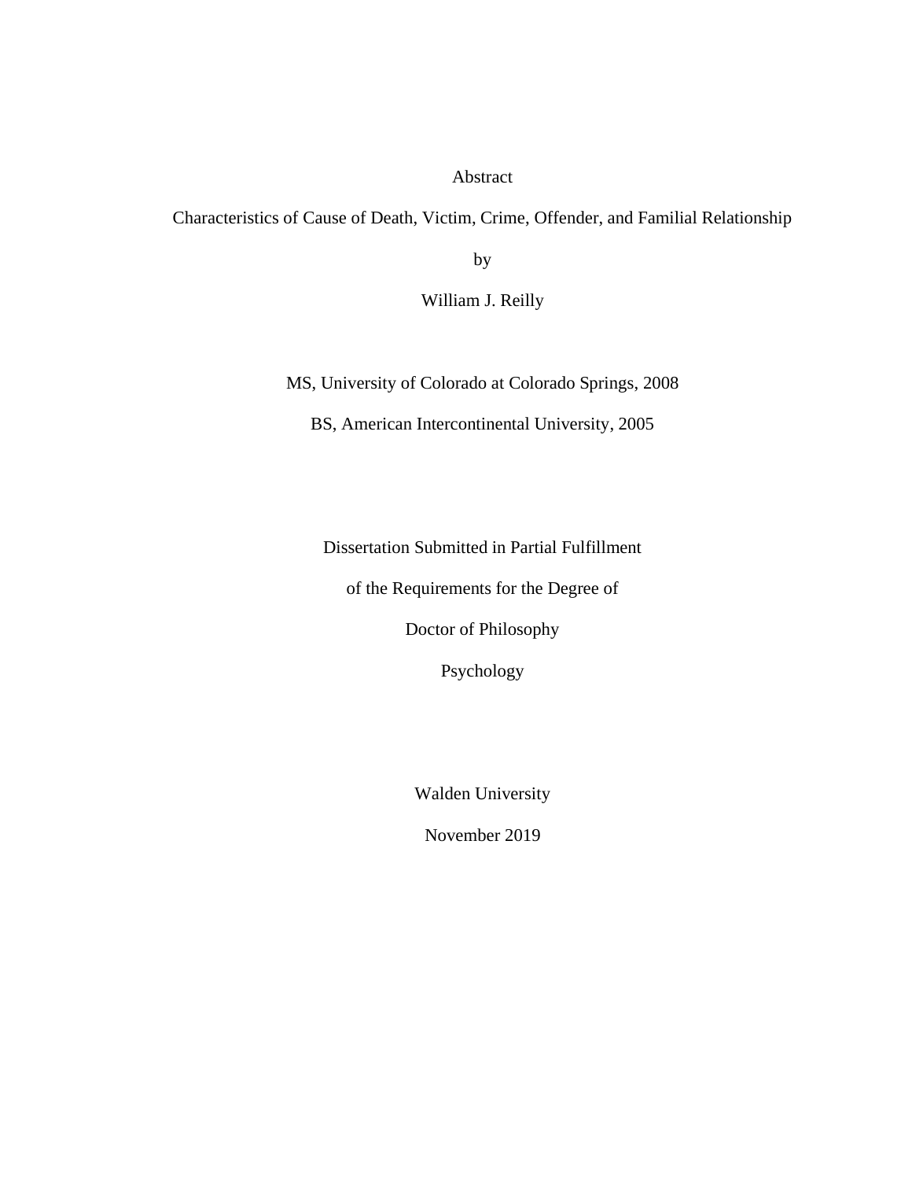# Abstract

Characteristics of Cause of Death, Victim, Crime, Offender, and Familial Relationship

by

William J. Reilly

MS, University of Colorado at Colorado Springs, 2008

BS, American Intercontinental University, 2005

Dissertation Submitted in Partial Fulfillment

of the Requirements for the Degree of

Doctor of Philosophy

Psychology

Walden University

November 2019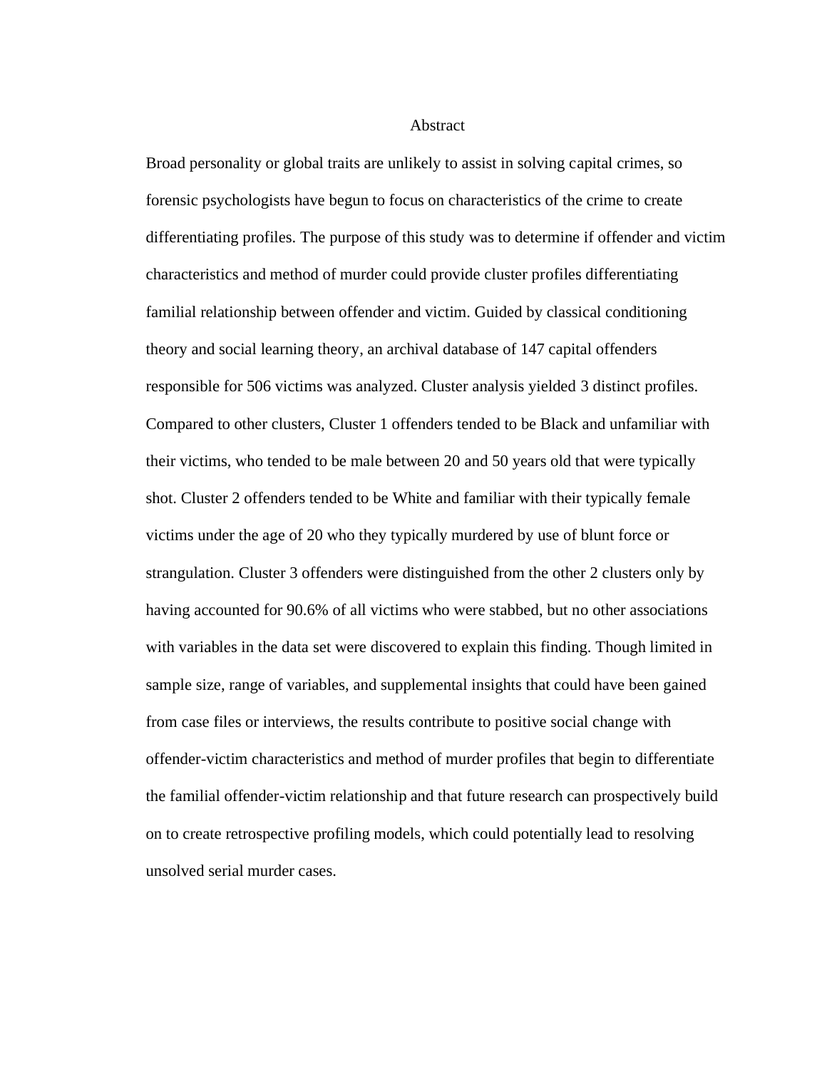# Abstract

Broad personality or global traits are unlikely to assist in solving capital crimes, so forensic psychologists have begun to focus on characteristics of the crime to create differentiating profiles. The purpose of this study was to determine if offender and victim characteristics and method of murder could provide cluster profiles differentiating familial relationship between offender and victim. Guided by classical conditioning theory and social learning theory, an archival database of 147 capital offenders responsible for 506 victims was analyzed. Cluster analysis yielded 3 distinct profiles. Compared to other clusters, Cluster 1 offenders tended to be Black and unfamiliar with their victims, who tended to be male between 20 and 50 years old that were typically shot. Cluster 2 offenders tended to be White and familiar with their typically female victims under the age of 20 who they typically murdered by use of blunt force or strangulation. Cluster 3 offenders were distinguished from the other 2 clusters only by having accounted for 90.6% of all victims who were stabbed, but no other associations with variables in the data set were discovered to explain this finding. Though limited in sample size, range of variables, and supplemental insights that could have been gained from case files or interviews, the results contribute to positive social change with offender-victim characteristics and method of murder profiles that begin to differentiate the familial offender-victim relationship and that future research can prospectively build on to create retrospective profiling models, which could potentially lead to resolving unsolved serial murder cases.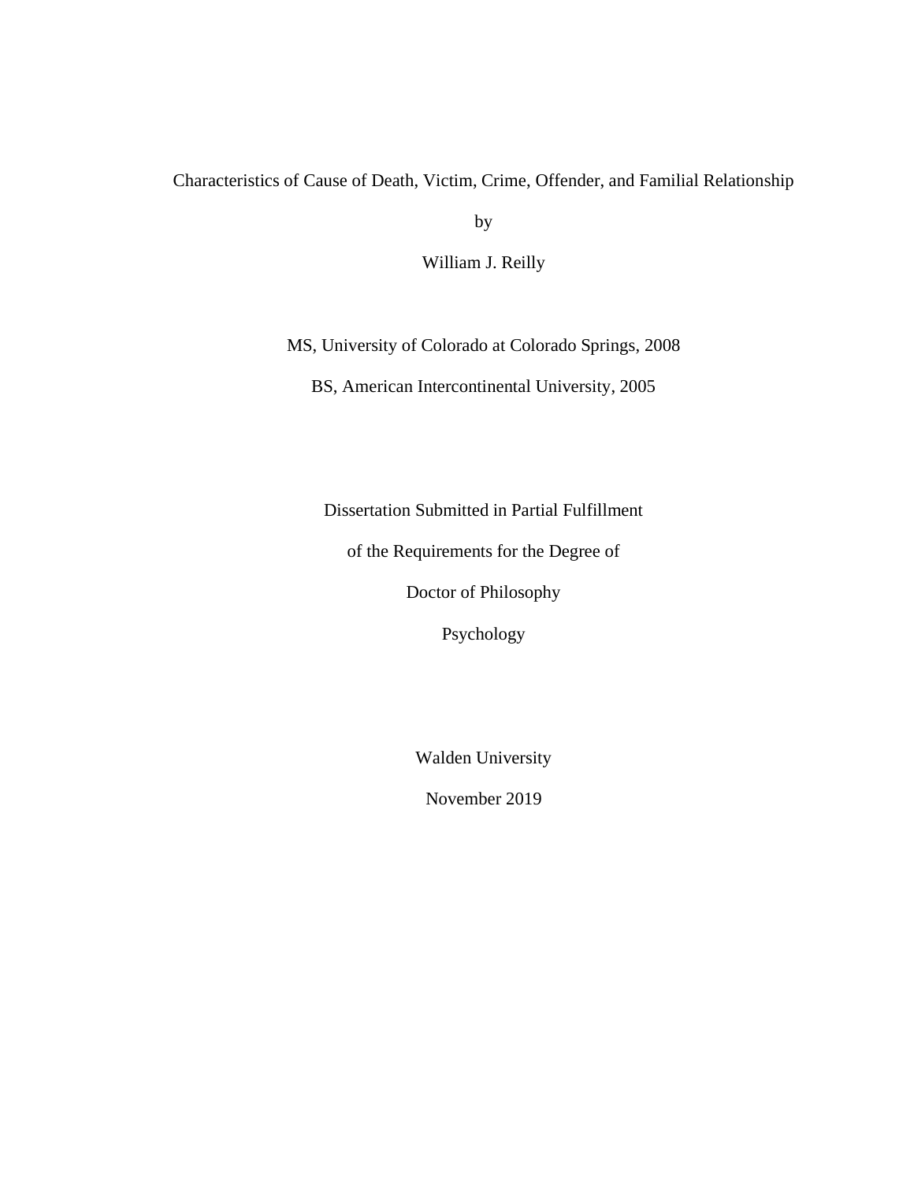Characteristics of Cause of Death, Victim, Crime, Offender, and Familial Relationship

by

William J. Reilly

MS, University of Colorado at Colorado Springs, 2008

BS, American Intercontinental University, 2005

Dissertation Submitted in Partial Fulfillment

of the Requirements for the Degree of

Doctor of Philosophy

Psychology

Walden University

November 2019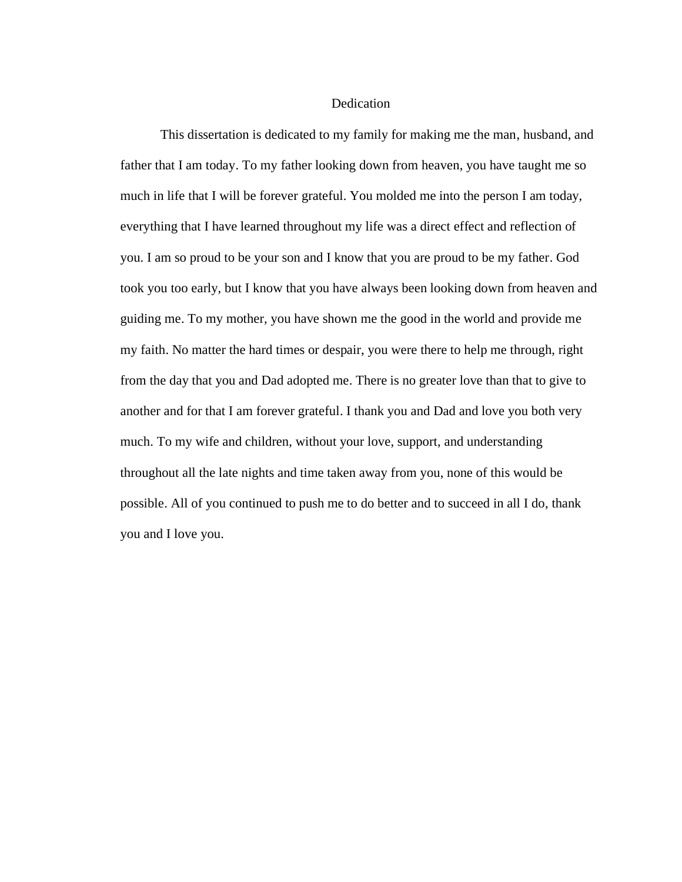# Dedication

This dissertation is dedicated to my family for making me the man, husband, and father that I am today. To my father looking down from heaven, you have taught me so much in life that I will be forever grateful. You molded me into the person I am today, everything that I have learned throughout my life was a direct effect and reflection of you. I am so proud to be your son and I know that you are proud to be my father. God took you too early, but I know that you have always been looking down from heaven and guiding me. To my mother, you have shown me the good in the world and provide me my faith. No matter the hard times or despair, you were there to help me through, right from the day that you and Dad adopted me. There is no greater love than that to give to another and for that I am forever grateful. I thank you and Dad and love you both very much. To my wife and children, without your love, support, and understanding throughout all the late nights and time taken away from you, none of this would be possible. All of you continued to push me to do better and to succeed in all I do, thank you and I love you.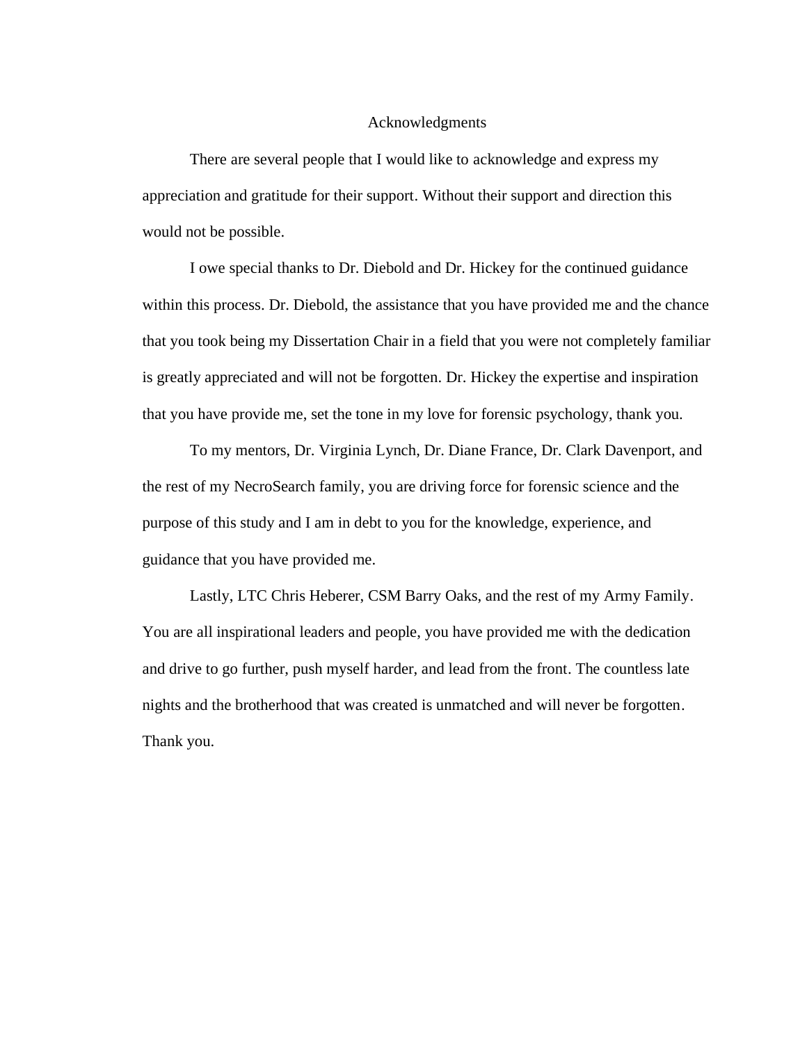# Acknowledgments

There are several people that I would like to acknowledge and express my appreciation and gratitude for their support. Without their support and direction this would not be possible.

I owe special thanks to Dr. Diebold and Dr. Hickey for the continued guidance within this process. Dr. Diebold, the assistance that you have provided me and the chance that you took being my Dissertation Chair in a field that you were not completely familiar is greatly appreciated and will not be forgotten. Dr. Hickey the expertise and inspiration that you have provide me, set the tone in my love for forensic psychology, thank you.

To my mentors, Dr. Virginia Lynch, Dr. Diane France, Dr. Clark Davenport, and the rest of my NecroSearch family, you are driving force for forensic science and the purpose of this study and I am in debt to you for the knowledge, experience, and guidance that you have provided me.

Lastly, LTC Chris Heberer, CSM Barry Oaks, and the rest of my Army Family. You are all inspirational leaders and people, you have provided me with the dedication and drive to go further, push myself harder, and lead from the front. The countless late nights and the brotherhood that was created is unmatched and will never be forgotten. Thank you.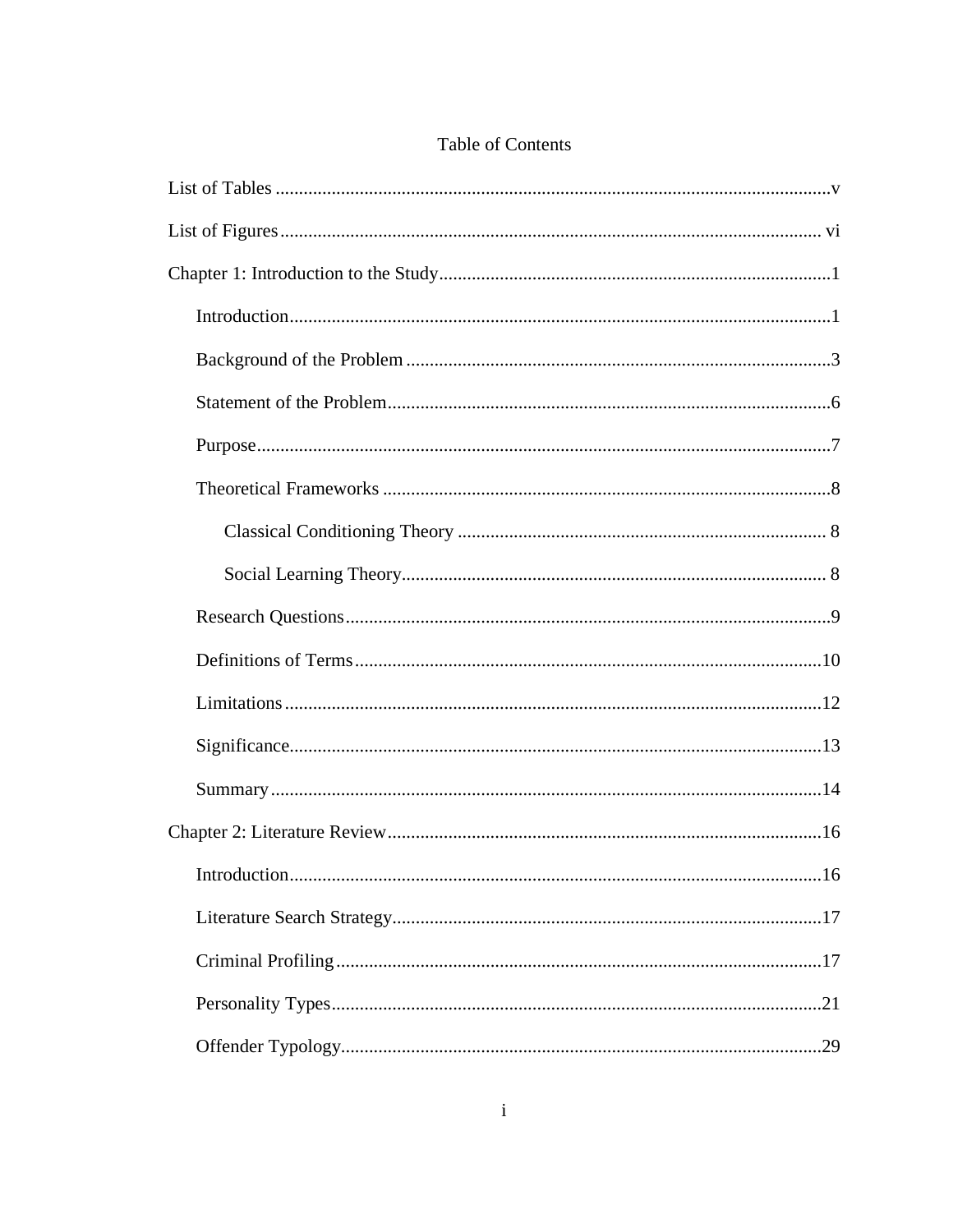# Table of Contents

List of Tables ....................................................................................................................v

List of Figures .................................................................................................................. vi

Chapter 1: Introduction to the Study ..................................................................................1

- Introduction...................................................................................................................1
- Background of the Problem ..........................................................................................3
- Statement of the Problem..............................................................................................6
- Purpose.........................................................................................................................7
- Theoretical Frameworks ...............................................................................................8
  - Classical Conditioning Theory .............................................................................. 8
  - Social Learning Theory.......................................................................................... 8
- Research Questions.......................................................................................................9
- Definitions of Terms ...................................................................................................10
- Limitations .................................................................................................................12
- Significance.................................................................................................................13
- Summary .....................................................................................................................14

Chapter 2: Literature Review ............................................................................................16

- Introduction.................................................................................................................16
- Literature Search Strategy...........................................................................................17
- Criminal Profiling .......................................................................................................17
- Personality Types........................................................................................................21
- Offender Typology......................................................................................................29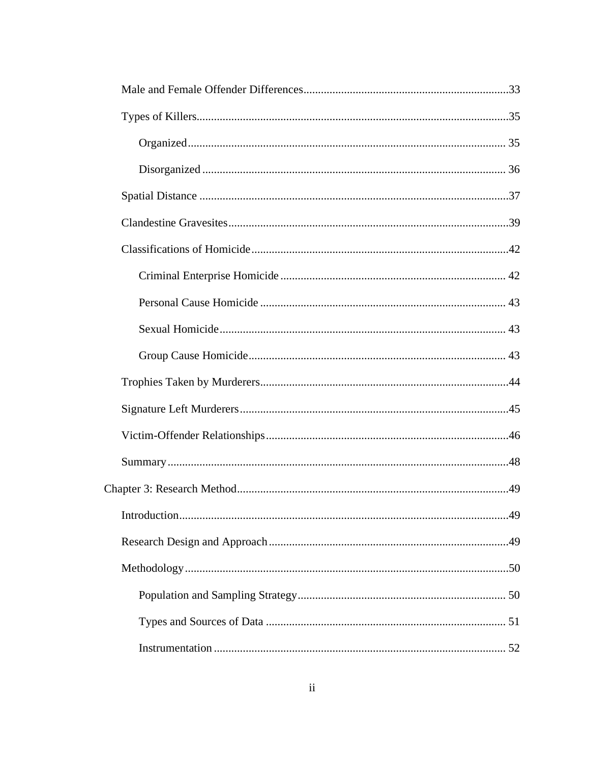Male and Female Offender Differences....................33

Types of Killers....................35

Organized....................35

Disorganized....................36

Spatial Distance....................37

Clandestine Gravesites....................39

Classifications of Homicide....................42

Criminal Enterprise Homicide....................42

Personal Cause Homicide....................43

Sexual Homicide....................43

Group Cause Homicide....................43

Trophies Taken by Murderers....................44

Signature Left Murderers....................45

Victim-Offender Relationships....................46

Summary....................48

Chapter 3: Research Method....................49

Introduction....................49

Research Design and Approach....................49

Methodology....................50

Population and Sampling Strategy....................50

Types and Sources of Data....................51

Instrumentation....................52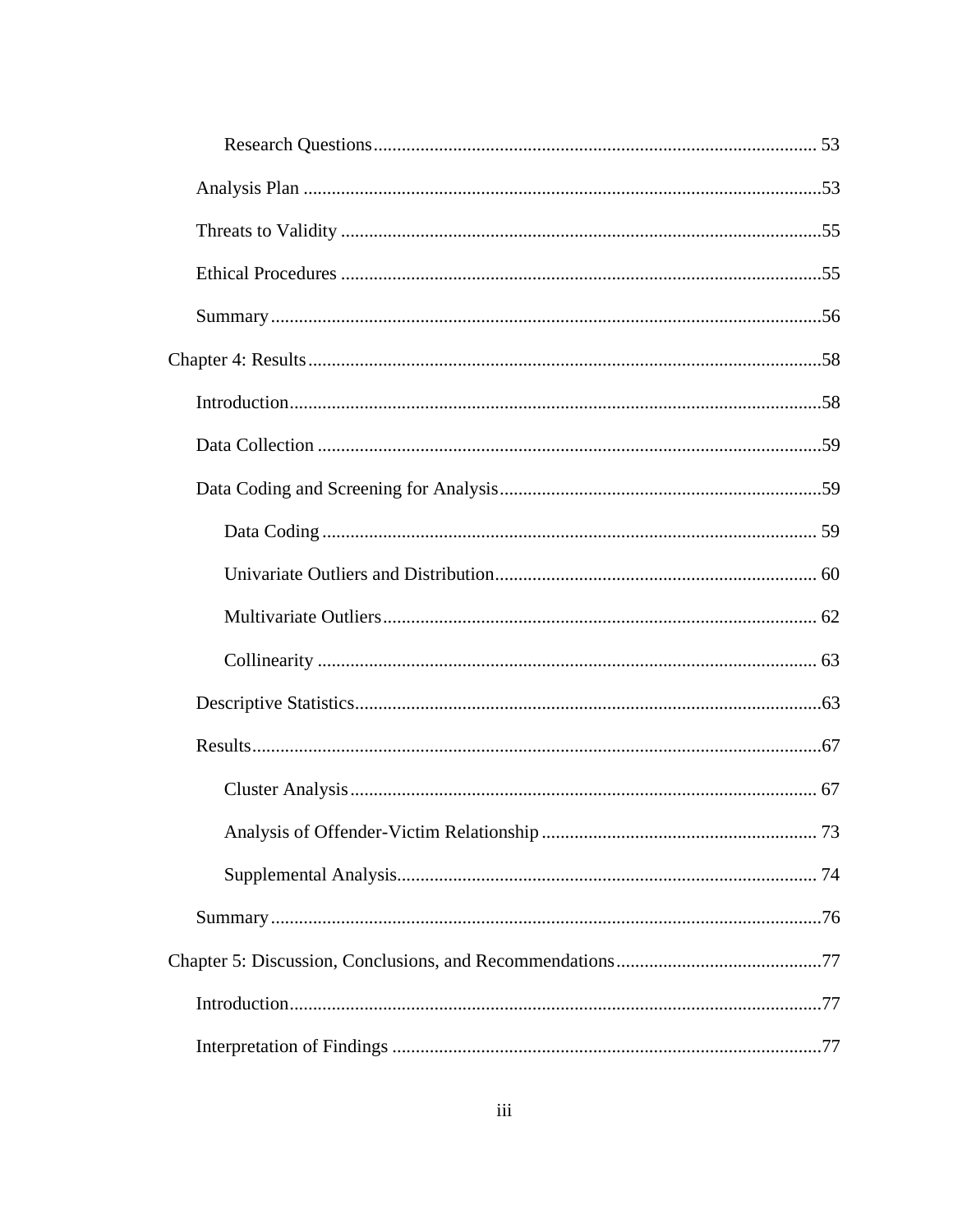Research Questions ........................................................................................ 53

Analysis Plan ..........................................................................................................53

Threats to Validity ..................................................................................................55

Ethical Procedures ..................................................................................................55

Summary .................................................................................................................56

Chapter 4: Results .........................................................................................................58

Introduction .............................................................................................................58

Data Collection .......................................................................................................59

Data Coding and Screening for Analysis ................................................................59

Data Coding ..................................................................................................... 59

Univariate Outliers and Distribution ................................................................ 60

Multivariate Outliers ........................................................................................ 62

Collinearity ...................................................................................................... 63

Descriptive Statistics ...............................................................................................63

Results .....................................................................................................................67

Cluster Analysis ............................................................................................... 67

Analysis of Offender-Victim Relationship ...................................................... 73

Supplemental Analysis ..................................................................................... 74

Summary .................................................................................................................76

Chapter 5: Discussion, Conclusions, and Recommendations ........................................77

Introduction .............................................................................................................77

Interpretation of Findings .......................................................................................77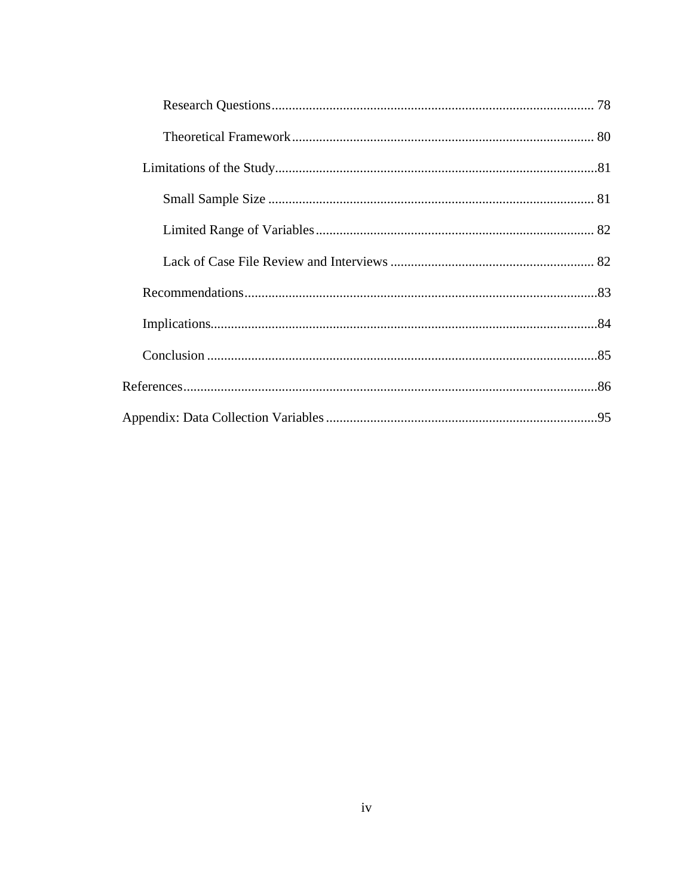Research Questions ........................................................................................ 78

Theoretical Framework ................................................................................... 80

Limitations of the Study ........................................................................................ 81

Small Sample Size .......................................................................................... 81

Limited Range of Variables ............................................................................ 82

Lack of Case File Review and Interviews ....................................................... 82

Recommendations ................................................................................................. 83

Implications .......................................................................................................... 84

Conclusion ............................................................................................................ 85

References .................................................................................................................. 86

Appendix: Data Collection Variables ......................................................................... 95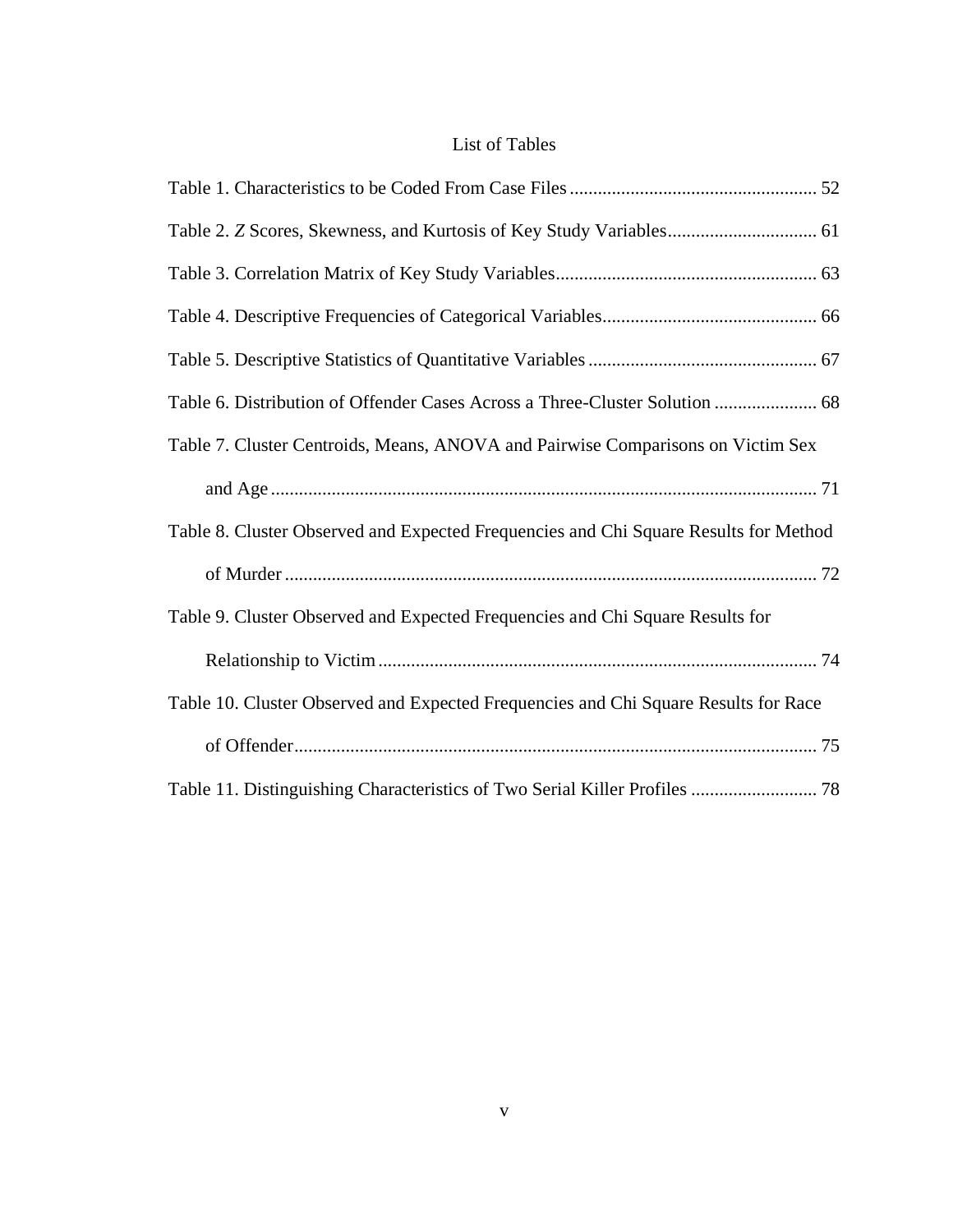# List of Tables

Table 1. Characteristics to be Coded From Case Files ..................................................... 52

Table 2. *Z* Scores, Skewness, and Kurtosis of Key Study Variables................................ 61

Table 3. Correlation Matrix of Key Study Variables........................................................ 63

Table 4. Descriptive Frequencies of Categorical Variables.............................................. 66

Table 5. Descriptive Statistics of Quantitative Variables ................................................. 67

Table 6. Distribution of Offender Cases Across a Three-Cluster Solution ...................... 68

Table 7. Cluster Centroids, Means, ANOVA and Pairwise Comparisons on Victim Sex and Age ..................................................................................................................... 71

Table 8. Cluster Observed and Expected Frequencies and Chi Square Results for Method of Murder .................................................................................................................. 72

Table 9. Cluster Observed and Expected Frequencies and Chi Square Results for Relationship to Victim .............................................................................................. 74

Table 10. Cluster Observed and Expected Frequencies and Chi Square Results for Race of Offender................................................................................................................ 75

Table 11. Distinguishing Characteristics of Two Serial Killer Profiles ........................... 78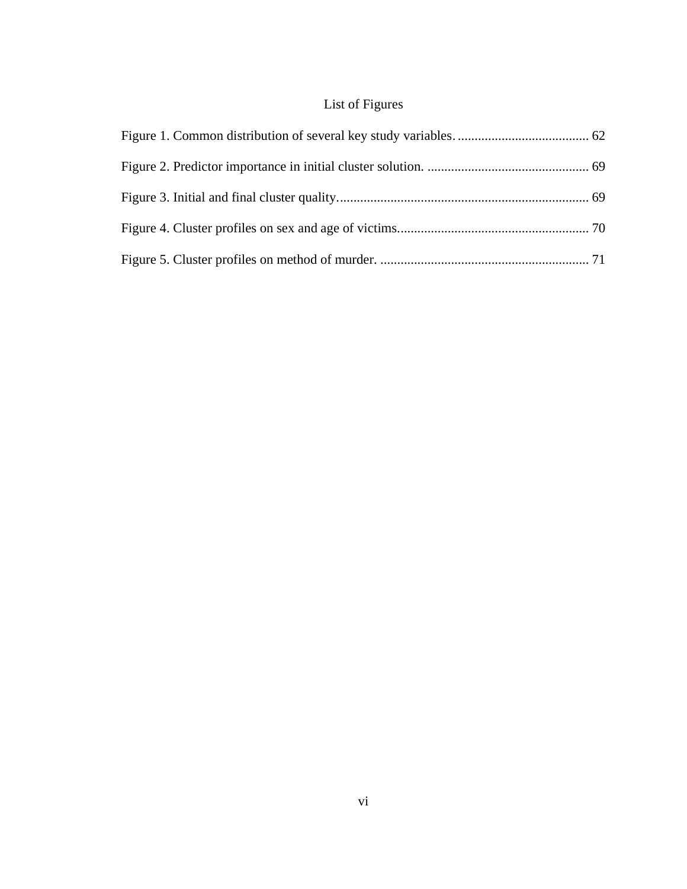# List of Figures

Figure 1. Common distribution of several key study variables. ....................................... 62

Figure 2. Predictor importance in initial cluster solution. ................................................ 69

Figure 3. Initial and final cluster quality.......................................................................... 69

Figure 4. Cluster profiles on sex and age of victims......................................................... 70

Figure 5. Cluster profiles on method of murder. .............................................................. 71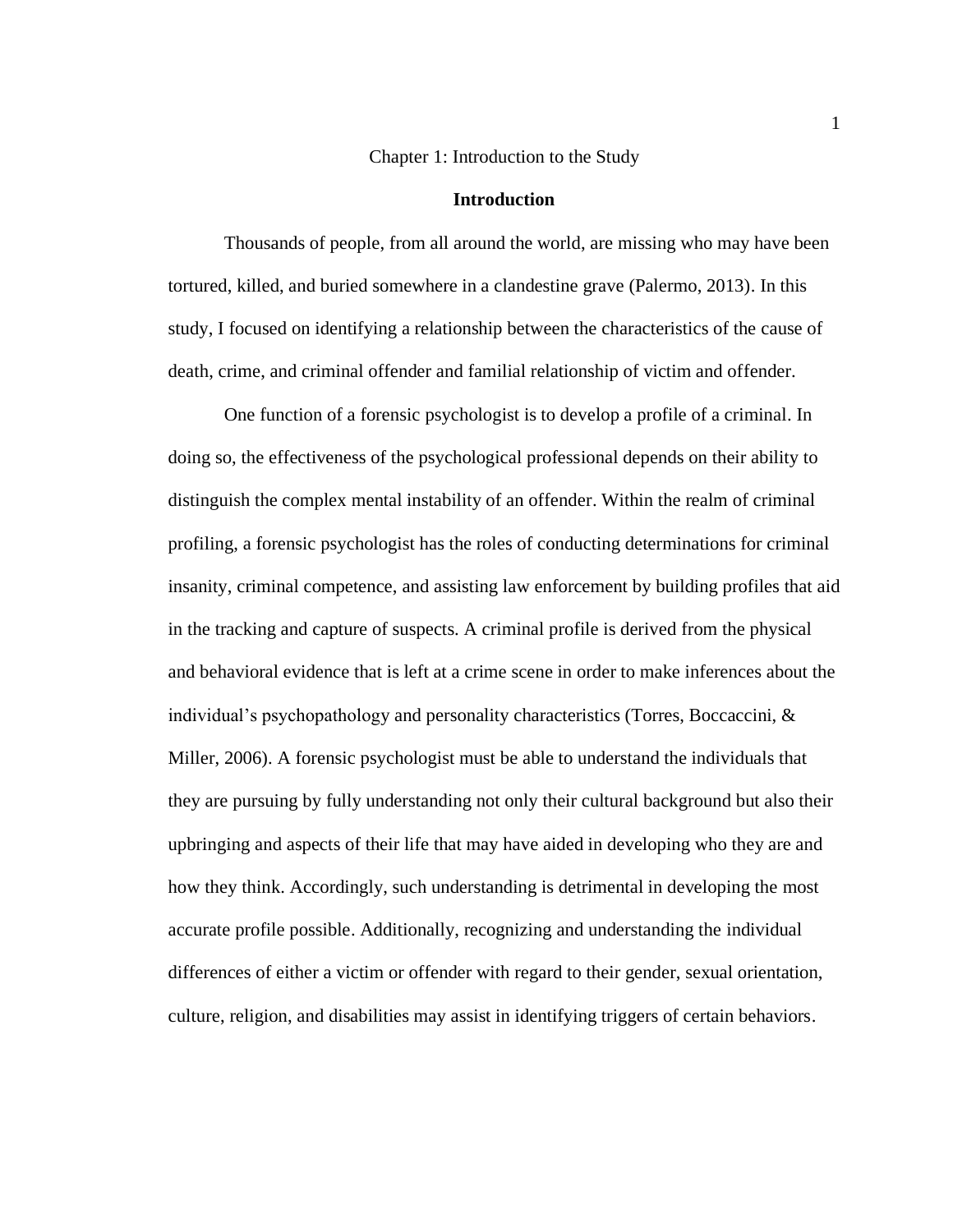# Chapter 1: Introduction to the Study

## Introduction

Thousands of people, from all around the world, are missing who may have been tortured, killed, and buried somewhere in a clandestine grave (Palermo, 2013). In this study, I focused on identifying a relationship between the characteristics of the cause of death, crime, and criminal offender and familial relationship of victim and offender.

One function of a forensic psychologist is to develop a profile of a criminal. In doing so, the effectiveness of the psychological professional depends on their ability to distinguish the complex mental instability of an offender. Within the realm of criminal profiling, a forensic psychologist has the roles of conducting determinations for criminal insanity, criminal competence, and assisting law enforcement by building profiles that aid in the tracking and capture of suspects. A criminal profile is derived from the physical and behavioral evidence that is left at a crime scene in order to make inferences about the individual's psychopathology and personality characteristics (Torres, Boccaccini, & Miller, 2006). A forensic psychologist must be able to understand the individuals that they are pursuing by fully understanding not only their cultural background but also their upbringing and aspects of their life that may have aided in developing who they are and how they think. Accordingly, such understanding is detrimental in developing the most accurate profile possible. Additionally, recognizing and understanding the individual differences of either a victim or offender with regard to their gender, sexual orientation, culture, religion, and disabilities may assist in identifying triggers of certain behaviors.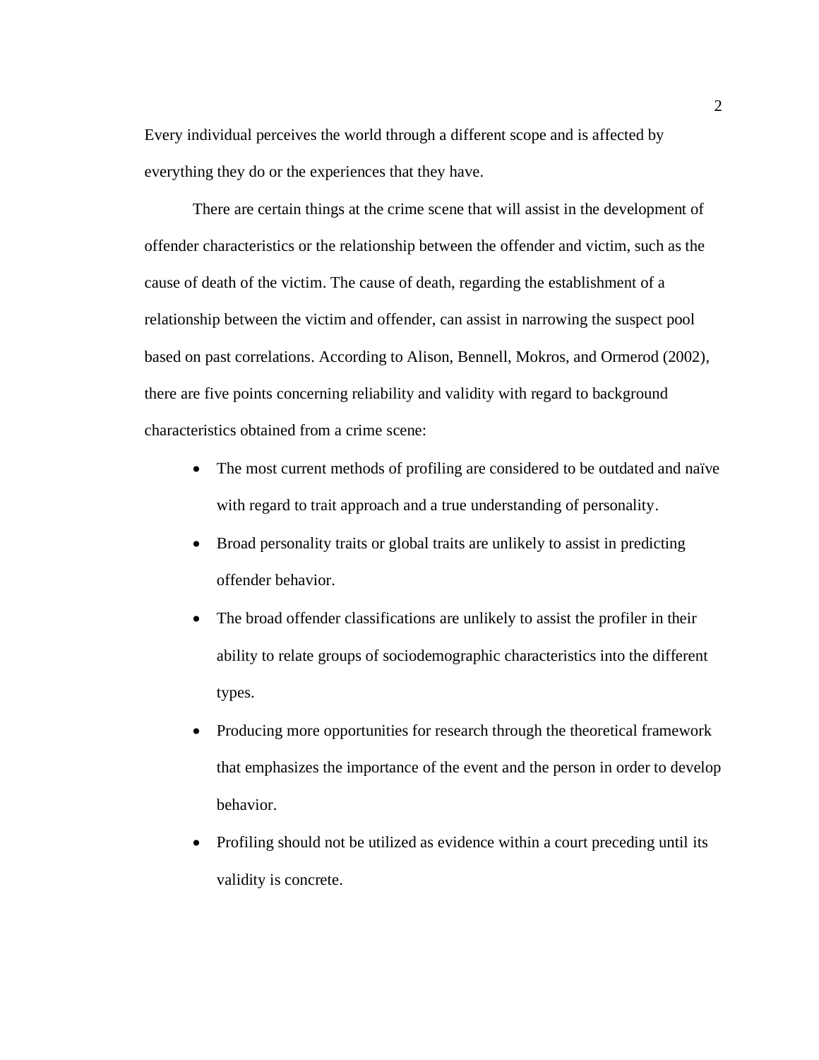Every individual perceives the world through a different scope and is affected by everything they do or the experiences that they have.

There are certain things at the crime scene that will assist in the development of offender characteristics or the relationship between the offender and victim, such as the cause of death of the victim. The cause of death, regarding the establishment of a relationship between the victim and offender, can assist in narrowing the suspect pool based on past correlations. According to Alison, Bennell, Mokros, and Ormerod (2002), there are five points concerning reliability and validity with regard to background characteristics obtained from a crime scene:

- The most current methods of profiling are considered to be outdated and naïve with regard to trait approach and a true understanding of personality.
- Broad personality traits or global traits are unlikely to assist in predicting offender behavior.
- The broad offender classifications are unlikely to assist the profiler in their ability to relate groups of sociodemographic characteristics into the different types.
- Producing more opportunities for research through the theoretical framework that emphasizes the importance of the event and the person in order to develop behavior.
- Profiling should not be utilized as evidence within a court preceding until its validity is concrete.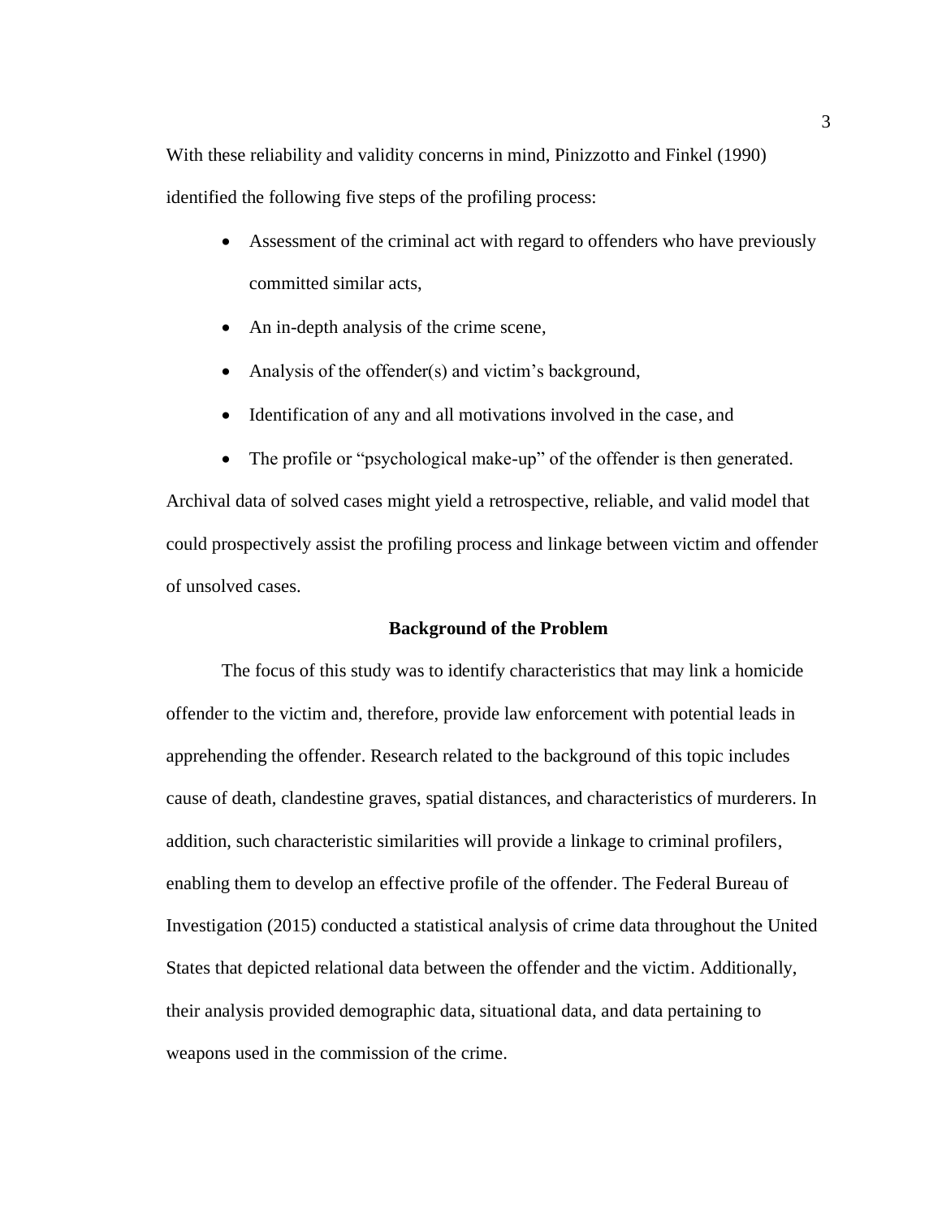With these reliability and validity concerns in mind, Pinizzotto and Finkel (1990) identified the following five steps of the profiling process:

- Assessment of the criminal act with regard to offenders who have previously committed similar acts,
- An in-depth analysis of the crime scene,
- Analysis of the offender(s) and victim's background,
- Identification of any and all motivations involved in the case, and
- The profile or "psychological make-up" of the offender is then generated.

Archival data of solved cases might yield a retrospective, reliable, and valid model that could prospectively assist the profiling process and linkage between victim and offender of unsolved cases.

## Background of the Problem

The focus of this study was to identify characteristics that may link a homicide offender to the victim and, therefore, provide law enforcement with potential leads in apprehending the offender. Research related to the background of this topic includes cause of death, clandestine graves, spatial distances, and characteristics of murderers. In addition, such characteristic similarities will provide a linkage to criminal profilers, enabling them to develop an effective profile of the offender. The Federal Bureau of Investigation (2015) conducted a statistical analysis of crime data throughout the United States that depicted relational data between the offender and the victim. Additionally, their analysis provided demographic data, situational data, and data pertaining to weapons used in the commission of the crime.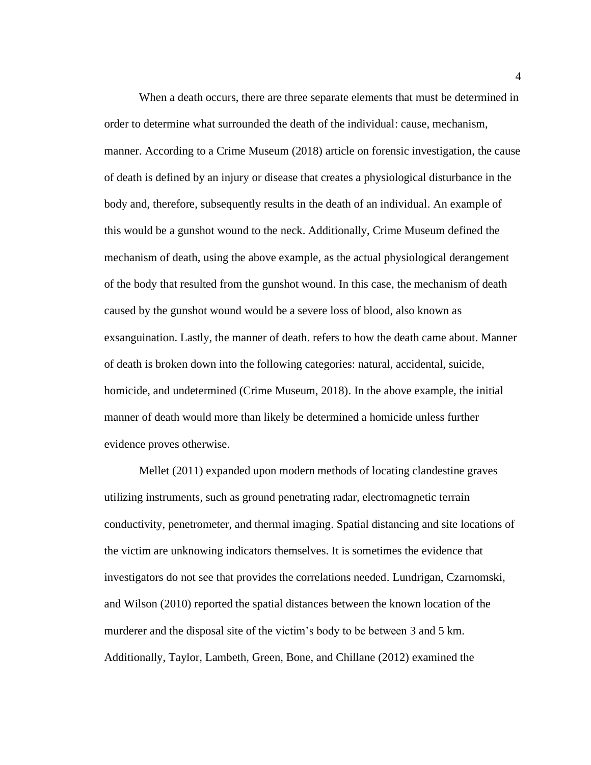When a death occurs, there are three separate elements that must be determined in order to determine what surrounded the death of the individual: cause, mechanism, manner. According to a Crime Museum (2018) article on forensic investigation, the cause of death is defined by an injury or disease that creates a physiological disturbance in the body and, therefore, subsequently results in the death of an individual. An example of this would be a gunshot wound to the neck. Additionally, Crime Museum defined the mechanism of death, using the above example, as the actual physiological derangement of the body that resulted from the gunshot wound. In this case, the mechanism of death caused by the gunshot wound would be a severe loss of blood, also known as exsanguination. Lastly, the manner of death. refers to how the death came about. Manner of death is broken down into the following categories: natural, accidental, suicide, homicide, and undetermined (Crime Museum, 2018). In the above example, the initial manner of death would more than likely be determined a homicide unless further evidence proves otherwise.

Mellet (2011) expanded upon modern methods of locating clandestine graves utilizing instruments, such as ground penetrating radar, electromagnetic terrain conductivity, penetrometer, and thermal imaging. Spatial distancing and site locations of the victim are unknowing indicators themselves. It is sometimes the evidence that investigators do not see that provides the correlations needed. Lundrigan, Czarnomski, and Wilson (2010) reported the spatial distances between the known location of the murderer and the disposal site of the victim's body to be between 3 and 5 km. Additionally, Taylor, Lambeth, Green, Bone, and Chillane (2012) examined the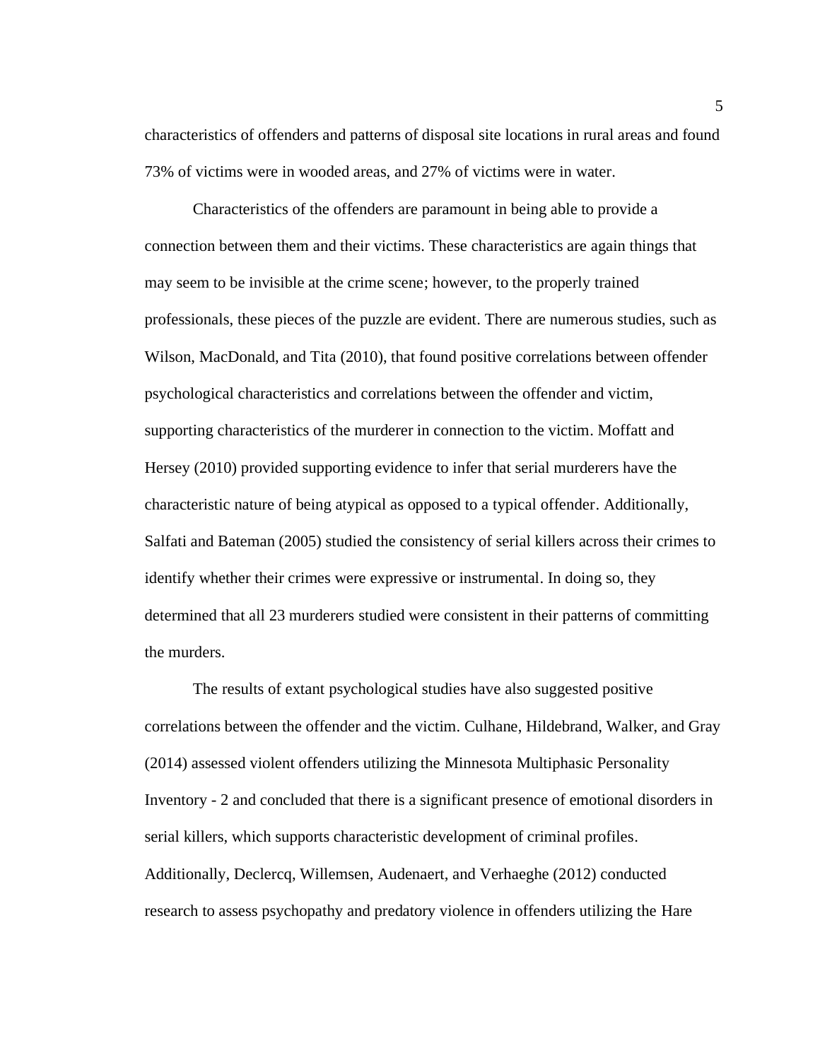characteristics of offenders and patterns of disposal site locations in rural areas and found 73% of victims were in wooded areas, and 27% of victims were in water.

Characteristics of the offenders are paramount in being able to provide a connection between them and their victims. These characteristics are again things that may seem to be invisible at the crime scene; however, to the properly trained professionals, these pieces of the puzzle are evident. There are numerous studies, such as Wilson, MacDonald, and Tita (2010), that found positive correlations between offender psychological characteristics and correlations between the offender and victim, supporting characteristics of the murderer in connection to the victim. Moffatt and Hersey (2010) provided supporting evidence to infer that serial murderers have the characteristic nature of being atypical as opposed to a typical offender. Additionally, Salfati and Bateman (2005) studied the consistency of serial killers across their crimes to identify whether their crimes were expressive or instrumental. In doing so, they determined that all 23 murderers studied were consistent in their patterns of committing the murders.

The results of extant psychological studies have also suggested positive correlations between the offender and the victim. Culhane, Hildebrand, Walker, and Gray (2014) assessed violent offenders utilizing the Minnesota Multiphasic Personality Inventory - 2 and concluded that there is a significant presence of emotional disorders in serial killers, which supports characteristic development of criminal profiles. Additionally, Declercq, Willemsen, Audenaert, and Verhaeghe (2012) conducted research to assess psychopathy and predatory violence in offenders utilizing the Hare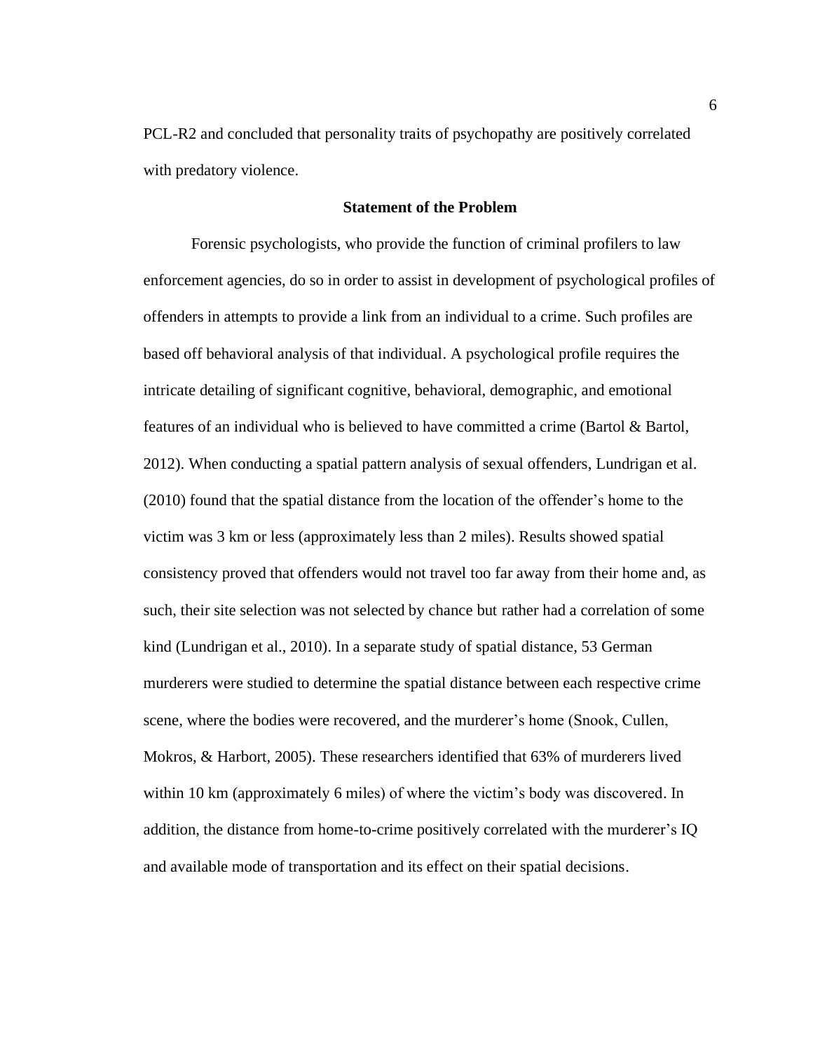PCL-R2 and concluded that personality traits of psychopathy are positively correlated with predatory violence.

## Statement of the Problem

Forensic psychologists, who provide the function of criminal profilers to law enforcement agencies, do so in order to assist in development of psychological profiles of offenders in attempts to provide a link from an individual to a crime. Such profiles are based off behavioral analysis of that individual. A psychological profile requires the intricate detailing of significant cognitive, behavioral, demographic, and emotional features of an individual who is believed to have committed a crime (Bartol & Bartol, 2012). When conducting a spatial pattern analysis of sexual offenders, Lundrigan et al. (2010) found that the spatial distance from the location of the offender's home to the victim was 3 km or less (approximately less than 2 miles). Results showed spatial consistency proved that offenders would not travel too far away from their home and, as such, their site selection was not selected by chance but rather had a correlation of some kind (Lundrigan et al., 2010). In a separate study of spatial distance, 53 German murderers were studied to determine the spatial distance between each respective crime scene, where the bodies were recovered, and the murderer's home (Snook, Cullen, Mokros, & Harbort, 2005). These researchers identified that 63% of murderers lived within 10 km (approximately 6 miles) of where the victim's body was discovered. In addition, the distance from home-to-crime positively correlated with the murderer's IQ and available mode of transportation and its effect on their spatial decisions.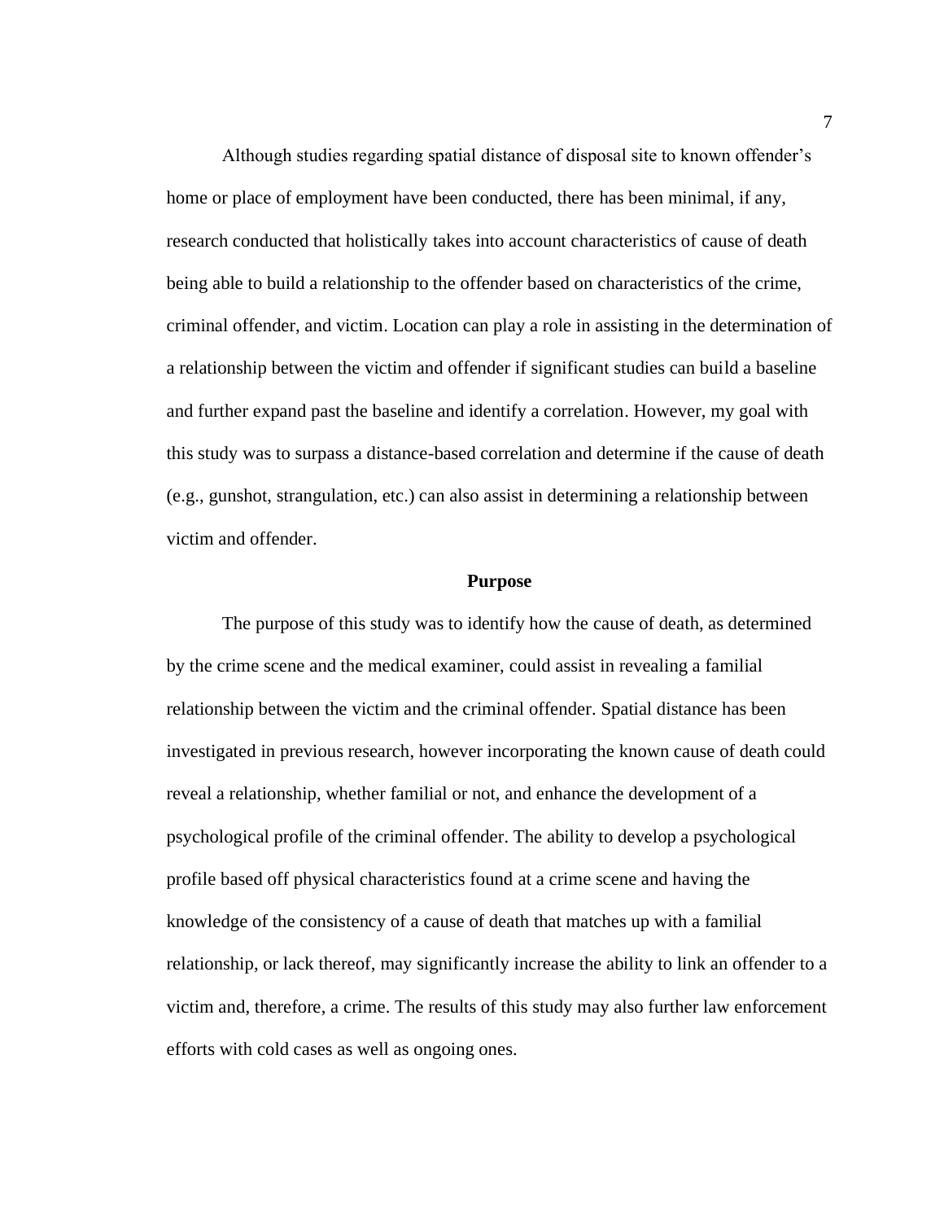Although studies regarding spatial distance of disposal site to known offender's home or place of employment have been conducted, there has been minimal, if any, research conducted that holistically takes into account characteristics of cause of death being able to build a relationship to the offender based on characteristics of the crime, criminal offender, and victim. Location can play a role in assisting in the determination of a relationship between the victim and offender if significant studies can build a baseline and further expand past the baseline and identify a correlation. However, my goal with this study was to surpass a distance-based correlation and determine if the cause of death (e.g., gunshot, strangulation, etc.) can also assist in determining a relationship between victim and offender.

## Purpose

The purpose of this study was to identify how the cause of death, as determined by the crime scene and the medical examiner, could assist in revealing a familial relationship between the victim and the criminal offender. Spatial distance has been investigated in previous research, however incorporating the known cause of death could reveal a relationship, whether familial or not, and enhance the development of a psychological profile of the criminal offender. The ability to develop a psychological profile based off physical characteristics found at a crime scene and having the knowledge of the consistency of a cause of death that matches up with a familial relationship, or lack thereof, may significantly increase the ability to link an offender to a victim and, therefore, a crime. The results of this study may also further law enforcement efforts with cold cases as well as ongoing ones.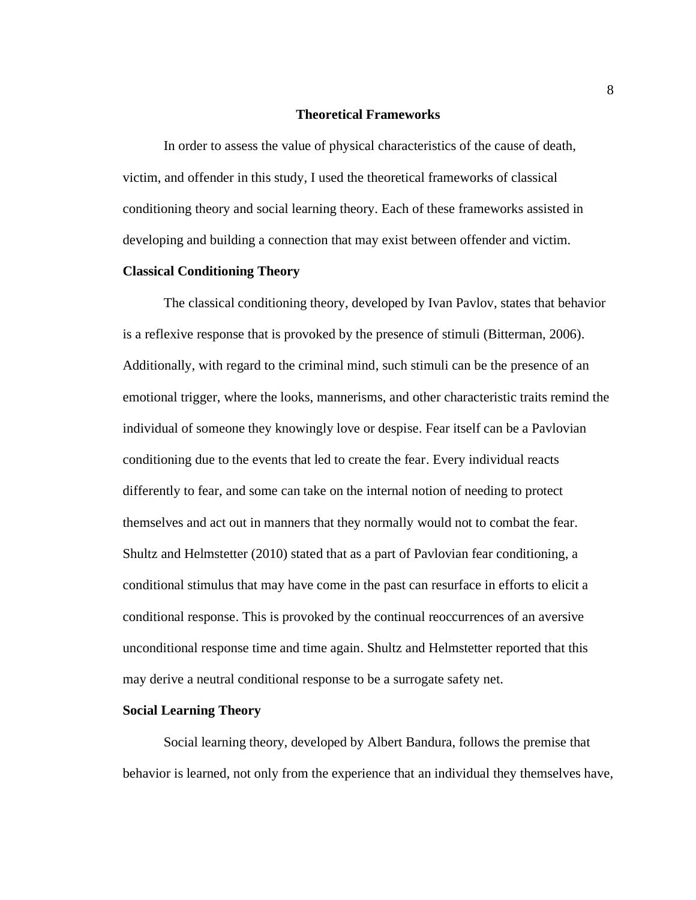## Theoretical Frameworks

In order to assess the value of physical characteristics of the cause of death, victim, and offender in this study, I used the theoretical frameworks of classical conditioning theory and social learning theory. Each of these frameworks assisted in developing and building a connection that may exist between offender and victim.

### Classical Conditioning Theory

The classical conditioning theory, developed by Ivan Pavlov, states that behavior is a reflexive response that is provoked by the presence of stimuli (Bitterman, 2006). Additionally, with regard to the criminal mind, such stimuli can be the presence of an emotional trigger, where the looks, mannerisms, and other characteristic traits remind the individual of someone they knowingly love or despise. Fear itself can be a Pavlovian conditioning due to the events that led to create the fear. Every individual reacts differently to fear, and some can take on the internal notion of needing to protect themselves and act out in manners that they normally would not to combat the fear. Shultz and Helmstetter (2010) stated that as a part of Pavlovian fear conditioning, a conditional stimulus that may have come in the past can resurface in efforts to elicit a conditional response. This is provoked by the continual reoccurrences of an aversive unconditional response time and time again. Shultz and Helmstetter reported that this may derive a neutral conditional response to be a surrogate safety net.

### Social Learning Theory

Social learning theory, developed by Albert Bandura, follows the premise that behavior is learned, not only from the experience that an individual they themselves have,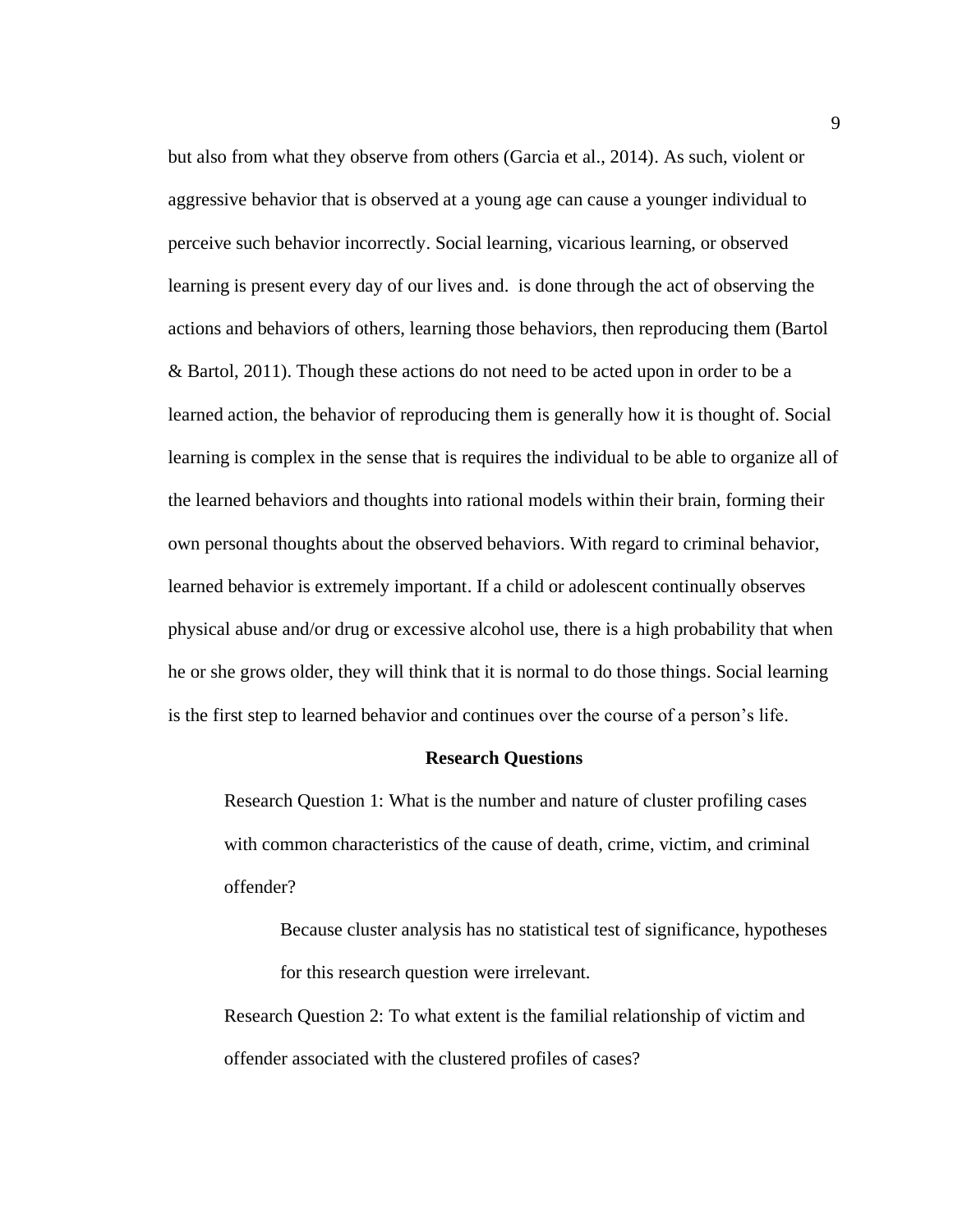but also from what they observe from others (Garcia et al., 2014). As such, violent or aggressive behavior that is observed at a young age can cause a younger individual to perceive such behavior incorrectly. Social learning, vicarious learning, or observed learning is present every day of our lives and.  is done through the act of observing the actions and behaviors of others, learning those behaviors, then reproducing them (Bartol & Bartol, 2011). Though these actions do not need to be acted upon in order to be a learned action, the behavior of reproducing them is generally how it is thought of. Social learning is complex in the sense that is requires the individual to be able to organize all of the learned behaviors and thoughts into rational models within their brain, forming their own personal thoughts about the observed behaviors. With regard to criminal behavior, learned behavior is extremely important. If a child or adolescent continually observes physical abuse and/or drug or excessive alcohol use, there is a high probability that when he or she grows older, they will think that it is normal to do those things. Social learning is the first step to learned behavior and continues over the course of a person's life.

## Research Questions

Research Question 1: What is the number and nature of cluster profiling cases with common characteristics of the cause of death, crime, victim, and criminal offender?

Because cluster analysis has no statistical test of significance, hypotheses for this research question were irrelevant.

Research Question 2: To what extent is the familial relationship of victim and offender associated with the clustered profiles of cases?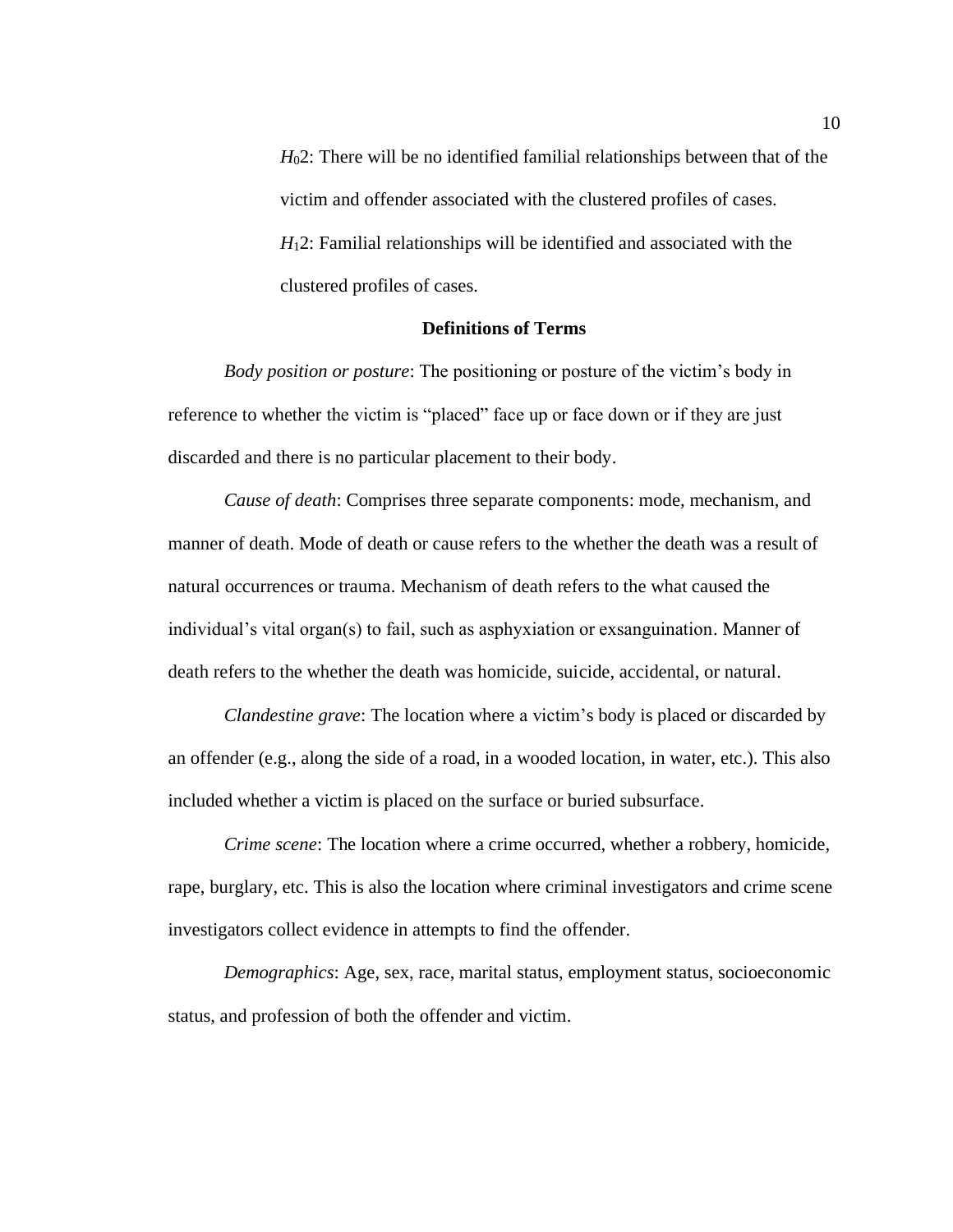$H_0$2: There will be no identified familial relationships between that of the victim and offender associated with the clustered profiles of cases.

$H_1$2: Familial relationships will be identified and associated with the clustered profiles of cases.

## Definitions of Terms

*Body position or posture*: The positioning or posture of the victim's body in reference to whether the victim is "placed" face up or face down or if they are just discarded and there is no particular placement to their body.

*Cause of death*: Comprises three separate components: mode, mechanism, and manner of death. Mode of death or cause refers to the whether the death was a result of natural occurrences or trauma. Mechanism of death refers to the what caused the individual's vital organ(s) to fail, such as asphyxiation or exsanguination. Manner of death refers to the whether the death was homicide, suicide, accidental, or natural.

*Clandestine grave*: The location where a victim's body is placed or discarded by an offender (e.g., along the side of a road, in a wooded location, in water, etc.). This also included whether a victim is placed on the surface or buried subsurface.

*Crime scene*: The location where a crime occurred, whether a robbery, homicide, rape, burglary, etc. This is also the location where criminal investigators and crime scene investigators collect evidence in attempts to find the offender.

*Demographics*: Age, sex, race, marital status, employment status, socioeconomic status, and profession of both the offender and victim.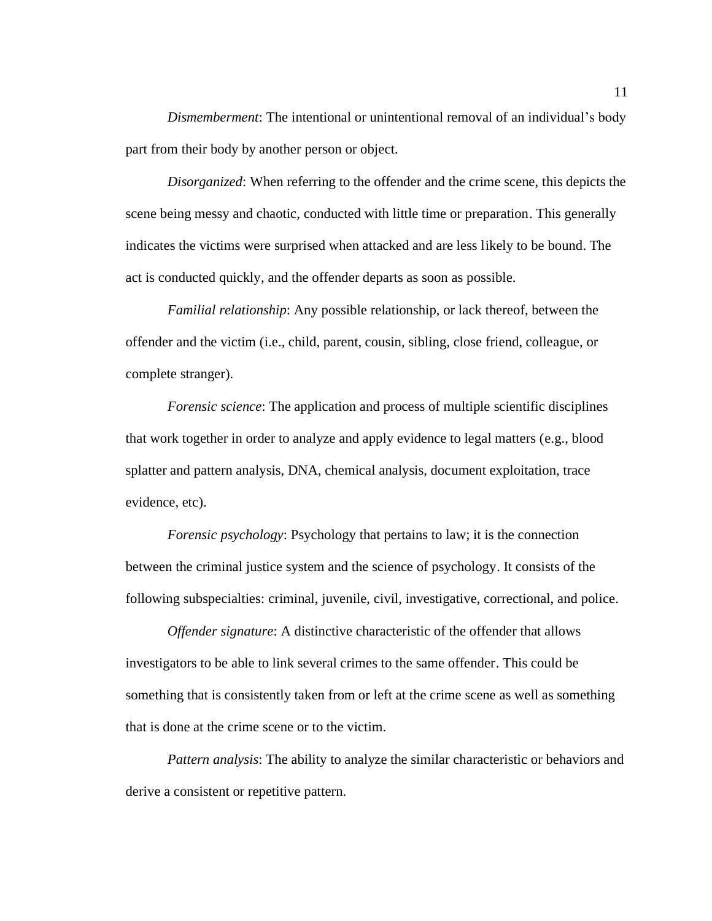*Dismemberment*: The intentional or unintentional removal of an individual's body part from their body by another person or object.

*Disorganized*: When referring to the offender and the crime scene, this depicts the scene being messy and chaotic, conducted with little time or preparation. This generally indicates the victims were surprised when attacked and are less likely to be bound. The act is conducted quickly, and the offender departs as soon as possible.

*Familial relationship*: Any possible relationship, or lack thereof, between the offender and the victim (i.e., child, parent, cousin, sibling, close friend, colleague, or complete stranger).

*Forensic science*: The application and process of multiple scientific disciplines that work together in order to analyze and apply evidence to legal matters (e.g., blood splatter and pattern analysis, DNA, chemical analysis, document exploitation, trace evidence, etc).

*Forensic psychology*: Psychology that pertains to law; it is the connection between the criminal justice system and the science of psychology. It consists of the following subspecialties: criminal, juvenile, civil, investigative, correctional, and police.

*Offender signature*: A distinctive characteristic of the offender that allows investigators to be able to link several crimes to the same offender. This could be something that is consistently taken from or left at the crime scene as well as something that is done at the crime scene or to the victim.

*Pattern analysis*: The ability to analyze the similar characteristic or behaviors and derive a consistent or repetitive pattern.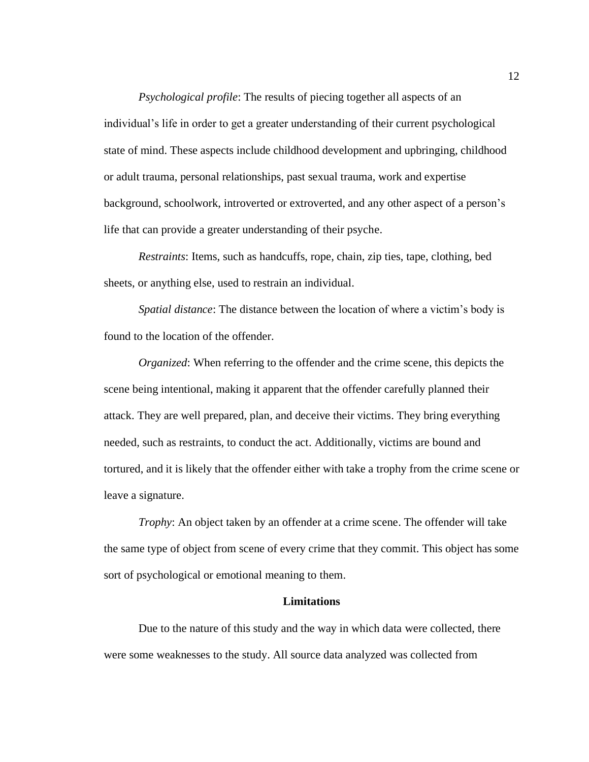*Psychological profile*: The results of piecing together all aspects of an individual's life in order to get a greater understanding of their current psychological state of mind. These aspects include childhood development and upbringing, childhood or adult trauma, personal relationships, past sexual trauma, work and expertise background, schoolwork, introverted or extroverted, and any other aspect of a person's life that can provide a greater understanding of their psyche.

*Restraints*: Items, such as handcuffs, rope, chain, zip ties, tape, clothing, bed sheets, or anything else, used to restrain an individual.

*Spatial distance*: The distance between the location of where a victim's body is found to the location of the offender.

*Organized*: When referring to the offender and the crime scene, this depicts the scene being intentional, making it apparent that the offender carefully planned their attack. They are well prepared, plan, and deceive their victims. They bring everything needed, such as restraints, to conduct the act. Additionally, victims are bound and tortured, and it is likely that the offender either with take a trophy from the crime scene or leave a signature.

*Trophy*: An object taken by an offender at a crime scene. The offender will take the same type of object from scene of every crime that they commit. This object has some sort of psychological or emotional meaning to them.

## Limitations

Due to the nature of this study and the way in which data were collected, there were some weaknesses to the study. All source data analyzed was collected from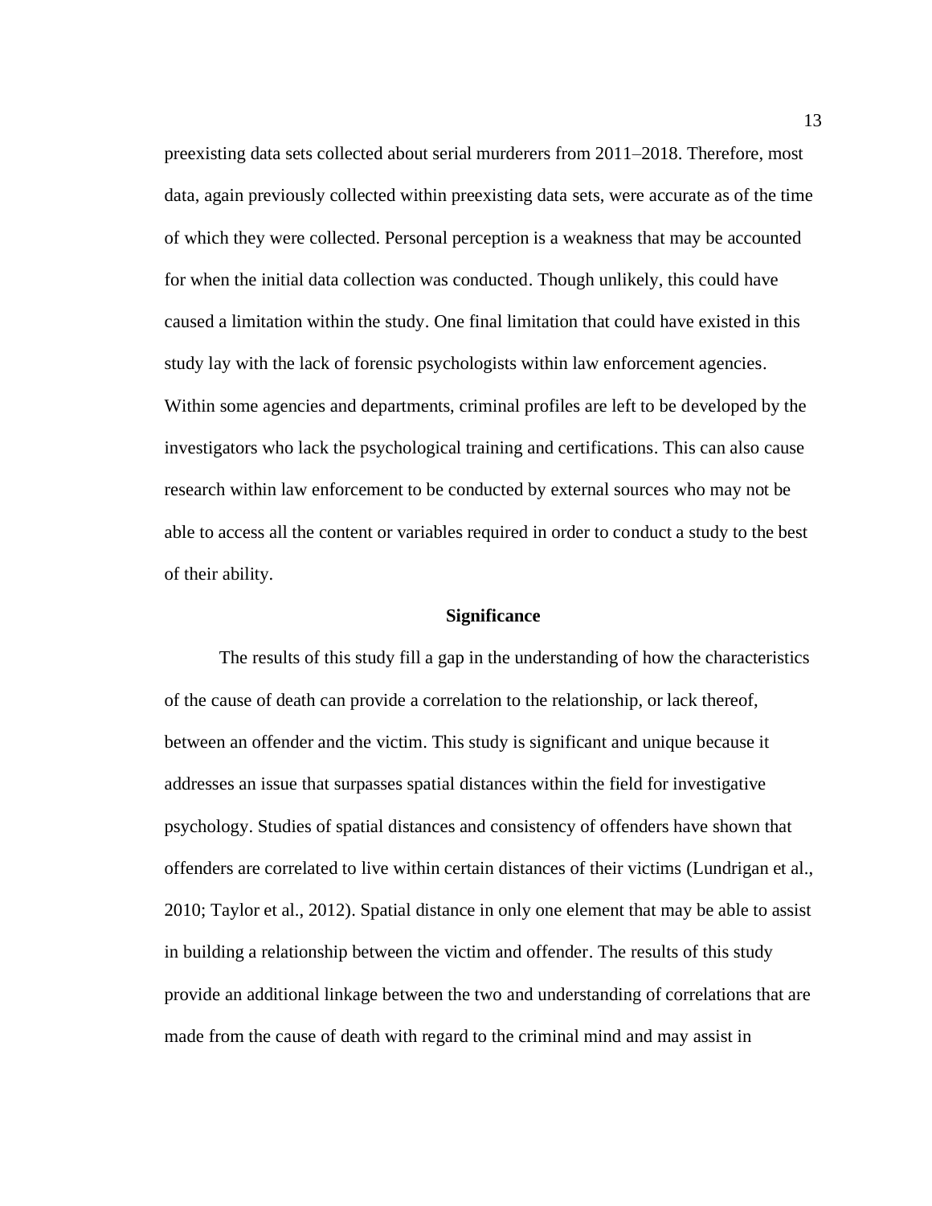preexisting data sets collected about serial murderers from 2011–2018. Therefore, most data, again previously collected within preexisting data sets, were accurate as of the time of which they were collected. Personal perception is a weakness that may be accounted for when the initial data collection was conducted. Though unlikely, this could have caused a limitation within the study. One final limitation that could have existed in this study lay with the lack of forensic psychologists within law enforcement agencies. Within some agencies and departments, criminal profiles are left to be developed by the investigators who lack the psychological training and certifications. This can also cause research within law enforcement to be conducted by external sources who may not be able to access all the content or variables required in order to conduct a study to the best of their ability.

## Significance

The results of this study fill a gap in the understanding of how the characteristics of the cause of death can provide a correlation to the relationship, or lack thereof, between an offender and the victim. This study is significant and unique because it addresses an issue that surpasses spatial distances within the field for investigative psychology. Studies of spatial distances and consistency of offenders have shown that offenders are correlated to live within certain distances of their victims (Lundrigan et al., 2010; Taylor et al., 2012). Spatial distance in only one element that may be able to assist in building a relationship between the victim and offender. The results of this study provide an additional linkage between the two and understanding of correlations that are made from the cause of death with regard to the criminal mind and may assist in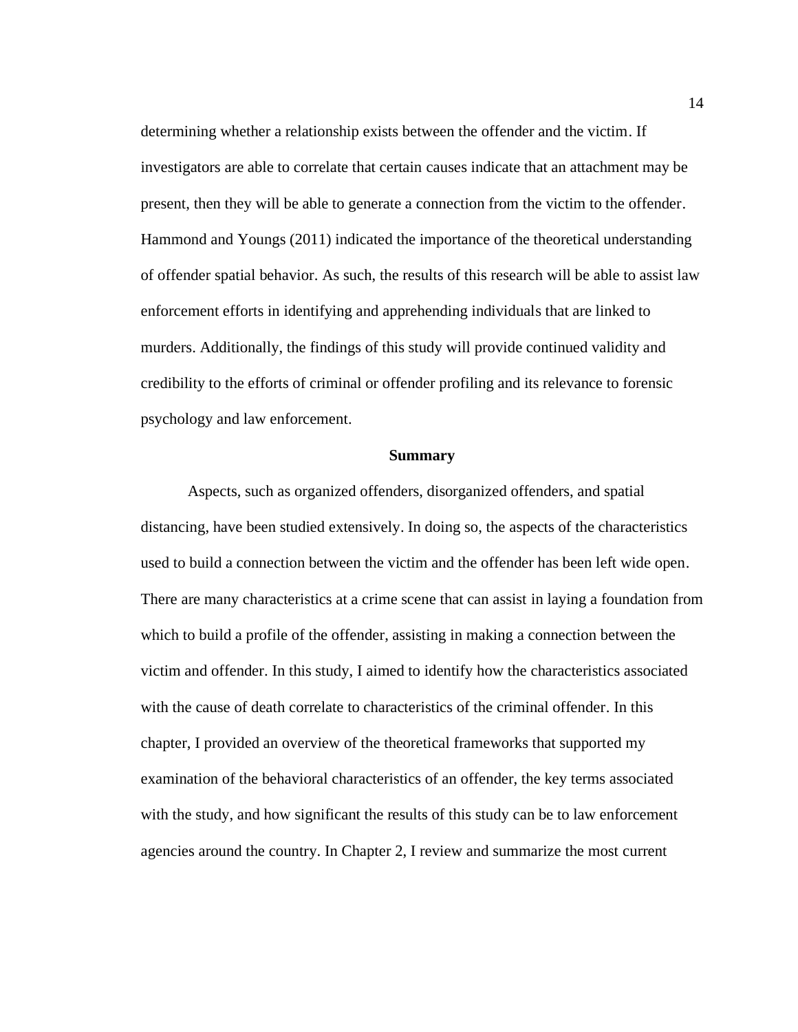determining whether a relationship exists between the offender and the victim. If investigators are able to correlate that certain causes indicate that an attachment may be present, then they will be able to generate a connection from the victim to the offender. Hammond and Youngs (2011) indicated the importance of the theoretical understanding of offender spatial behavior. As such, the results of this research will be able to assist law enforcement efforts in identifying and apprehending individuals that are linked to murders. Additionally, the findings of this study will provide continued validity and credibility to the efforts of criminal or offender profiling and its relevance to forensic psychology and law enforcement.

## Summary

Aspects, such as organized offenders, disorganized offenders, and spatial distancing, have been studied extensively. In doing so, the aspects of the characteristics used to build a connection between the victim and the offender has been left wide open. There are many characteristics at a crime scene that can assist in laying a foundation from which to build a profile of the offender, assisting in making a connection between the victim and offender. In this study, I aimed to identify how the characteristics associated with the cause of death correlate to characteristics of the criminal offender. In this chapter, I provided an overview of the theoretical frameworks that supported my examination of the behavioral characteristics of an offender, the key terms associated with the study, and how significant the results of this study can be to law enforcement agencies around the country. In Chapter 2, I review and summarize the most current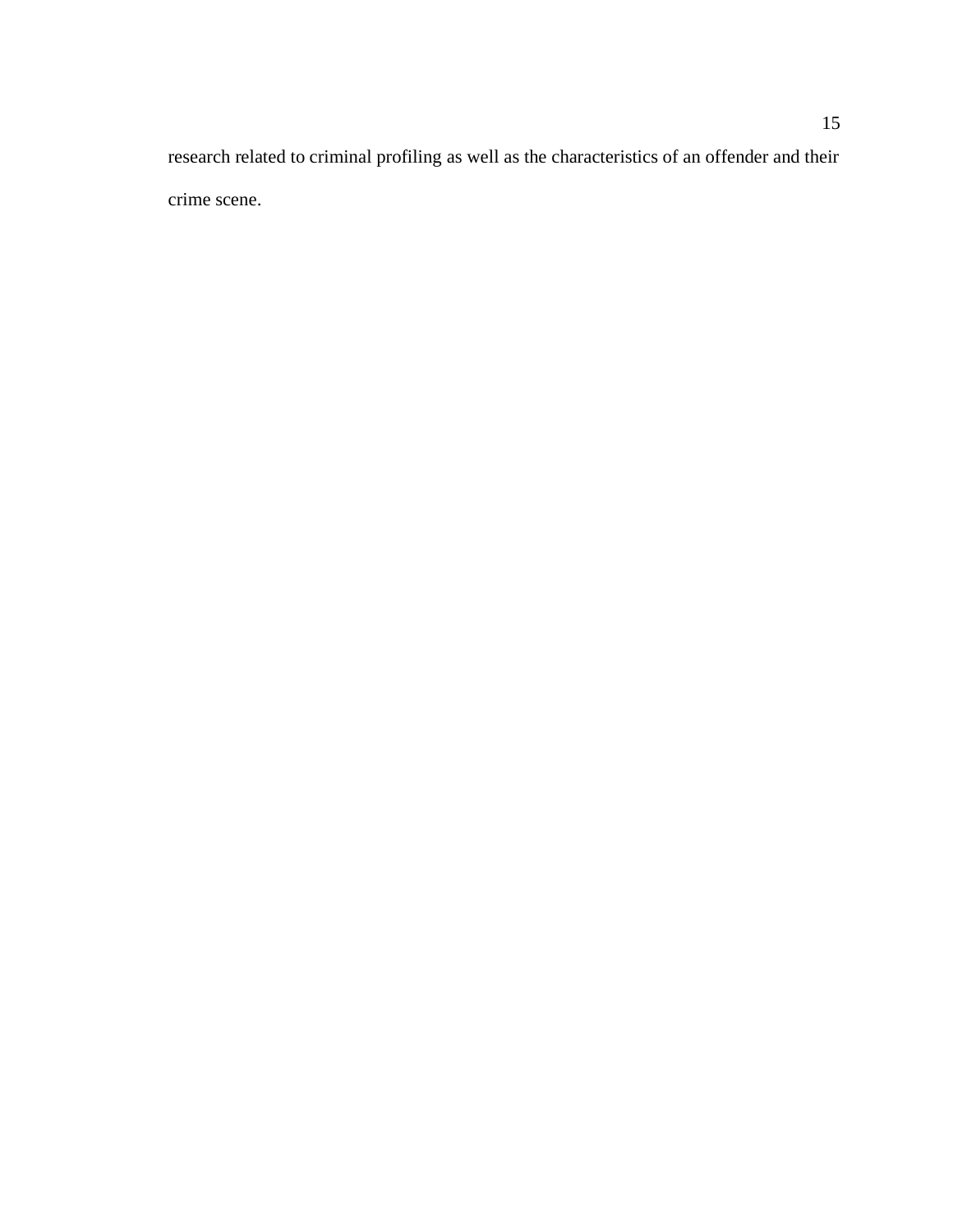research related to criminal profiling as well as the characteristics of an offender and their crime scene.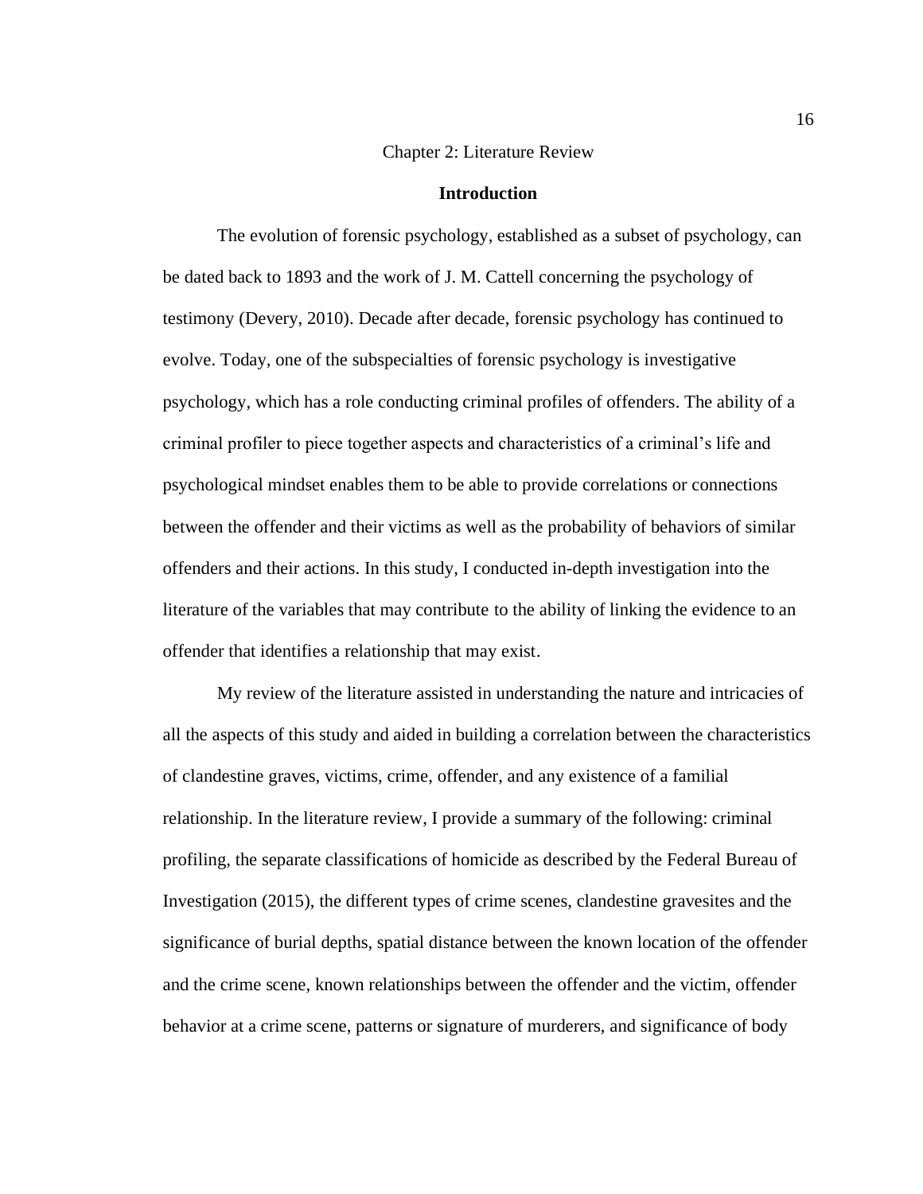# Chapter 2: Literature Review

## Introduction

The evolution of forensic psychology, established as a subset of psychology, can be dated back to 1893 and the work of J. M. Cattell concerning the psychology of testimony (Devery, 2010). Decade after decade, forensic psychology has continued to evolve. Today, one of the subspecialties of forensic psychology is investigative psychology, which has a role conducting criminal profiles of offenders. The ability of a criminal profiler to piece together aspects and characteristics of a criminal's life and psychological mindset enables them to be able to provide correlations or connections between the offender and their victims as well as the probability of behaviors of similar offenders and their actions. In this study, I conducted in-depth investigation into the literature of the variables that may contribute to the ability of linking the evidence to an offender that identifies a relationship that may exist.

My review of the literature assisted in understanding the nature and intricacies of all the aspects of this study and aided in building a correlation between the characteristics of clandestine graves, victims, crime, offender, and any existence of a familial relationship. In the literature review, I provide a summary of the following: criminal profiling, the separate classifications of homicide as described by the Federal Bureau of Investigation (2015), the different types of crime scenes, clandestine gravesites and the significance of burial depths, spatial distance between the known location of the offender and the crime scene, known relationships between the offender and the victim, offender behavior at a crime scene, patterns or signature of murderers, and significance of body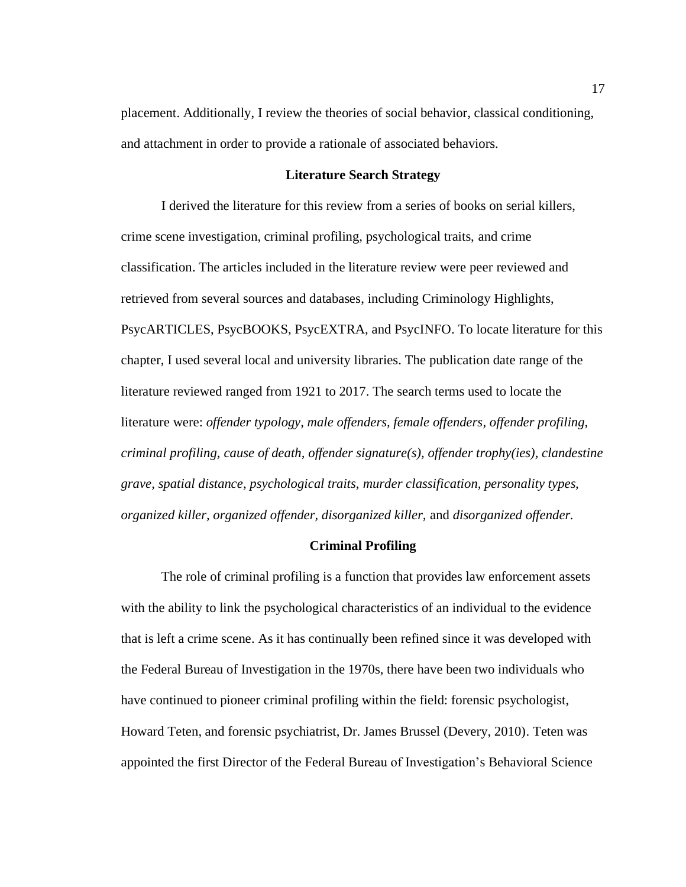placement. Additionally, I review the theories of social behavior, classical conditioning, and attachment in order to provide a rationale of associated behaviors.

## Literature Search Strategy

I derived the literature for this review from a series of books on serial killers, crime scene investigation, criminal profiling, psychological traits, and crime classification. The articles included in the literature review were peer reviewed and retrieved from several sources and databases, including Criminology Highlights, PsycARTICLES, PsycBOOKS, PsycEXTRA, and PsycINFO. To locate literature for this chapter, I used several local and university libraries. The publication date range of the literature reviewed ranged from 1921 to 2017. The search terms used to locate the literature were: *offender typology, male offenders, female offenders, offender profiling, criminal profiling, cause of death, offender signature(s), offender trophy(ies), clandestine grave, spatial distance, psychological traits, murder classification, personality types, organized killer, organized offender, disorganized killer,* and *disorganized offender.*

## Criminal Profiling

The role of criminal profiling is a function that provides law enforcement assets with the ability to link the psychological characteristics of an individual to the evidence that is left a crime scene. As it has continually been refined since it was developed with the Federal Bureau of Investigation in the 1970s, there have been two individuals who have continued to pioneer criminal profiling within the field: forensic psychologist, Howard Teten, and forensic psychiatrist, Dr. James Brussel (Devery, 2010). Teten was appointed the first Director of the Federal Bureau of Investigation's Behavioral Science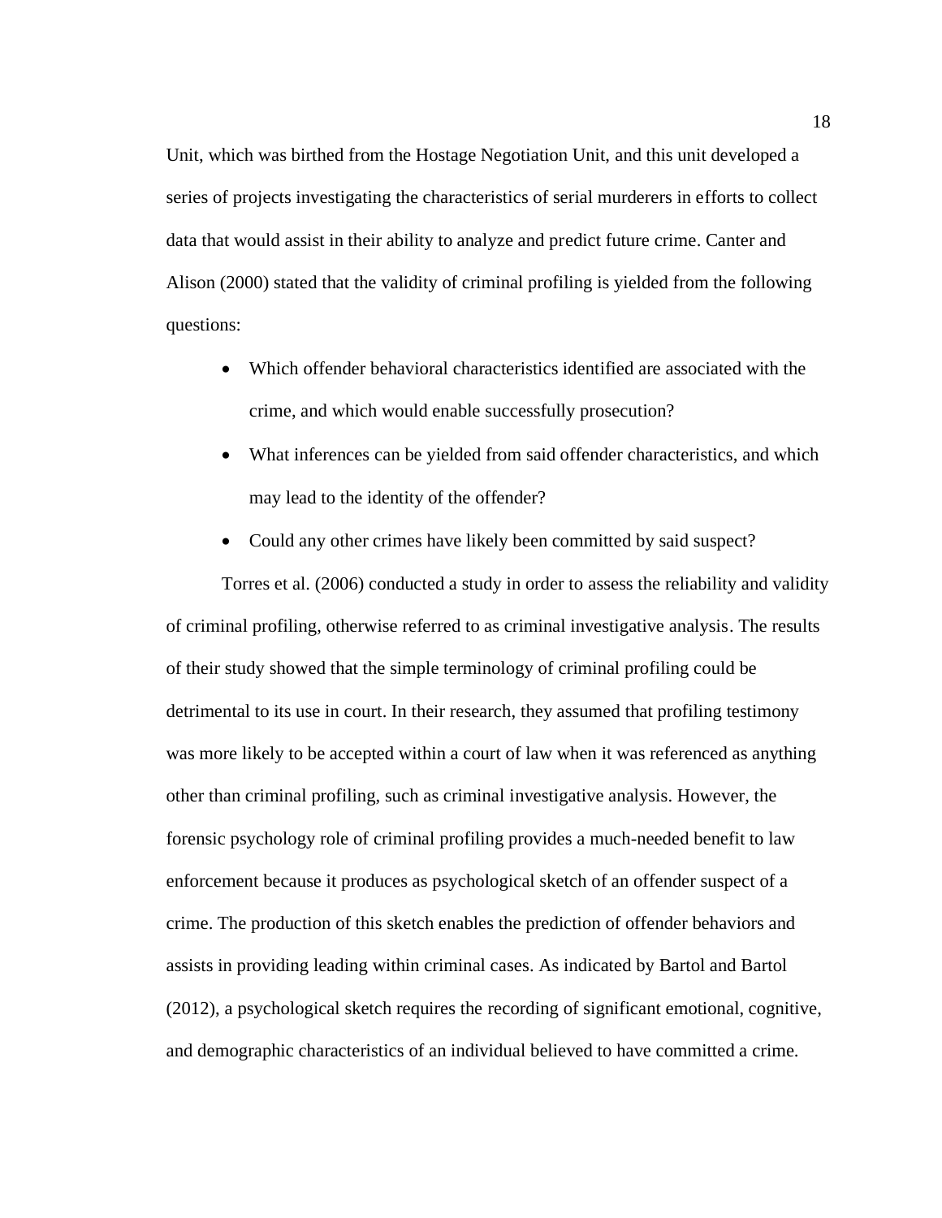Unit, which was birthed from the Hostage Negotiation Unit, and this unit developed a series of projects investigating the characteristics of serial murderers in efforts to collect data that would assist in their ability to analyze and predict future crime. Canter and Alison (2000) stated that the validity of criminal profiling is yielded from the following questions:

- Which offender behavioral characteristics identified are associated with the crime, and which would enable successfully prosecution?
- What inferences can be yielded from said offender characteristics, and which may lead to the identity of the offender?
- Could any other crimes have likely been committed by said suspect?

Torres et al. (2006) conducted a study in order to assess the reliability and validity of criminal profiling, otherwise referred to as criminal investigative analysis. The results of their study showed that the simple terminology of criminal profiling could be detrimental to its use in court. In their research, they assumed that profiling testimony was more likely to be accepted within a court of law when it was referenced as anything other than criminal profiling, such as criminal investigative analysis. However, the forensic psychology role of criminal profiling provides a much-needed benefit to law enforcement because it produces as psychological sketch of an offender suspect of a crime. The production of this sketch enables the prediction of offender behaviors and assists in providing leading within criminal cases. As indicated by Bartol and Bartol (2012), a psychological sketch requires the recording of significant emotional, cognitive, and demographic characteristics of an individual believed to have committed a crime.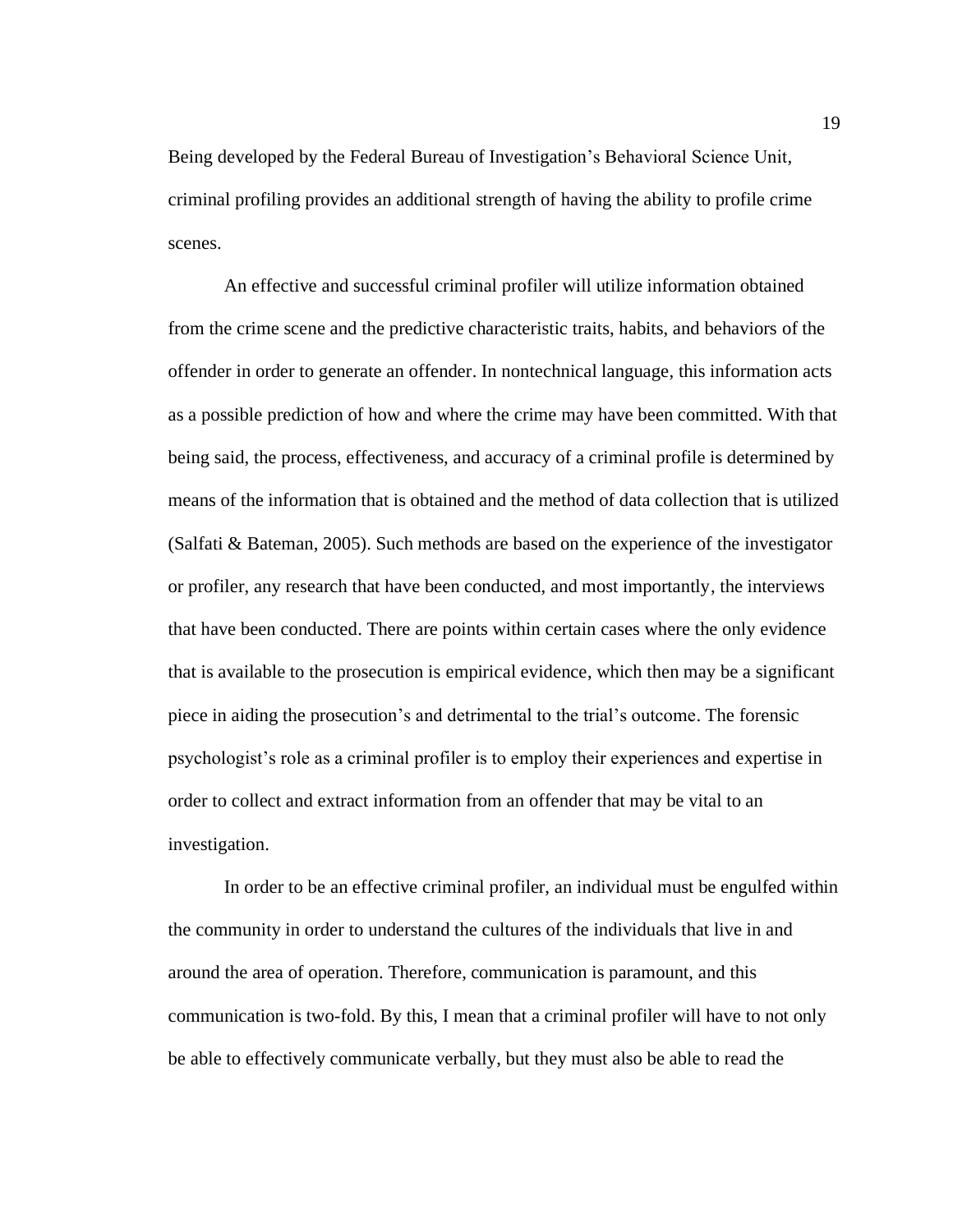Being developed by the Federal Bureau of Investigation's Behavioral Science Unit, criminal profiling provides an additional strength of having the ability to profile crime scenes.

An effective and successful criminal profiler will utilize information obtained from the crime scene and the predictive characteristic traits, habits, and behaviors of the offender in order to generate an offender. In nontechnical language, this information acts as a possible prediction of how and where the crime may have been committed. With that being said, the process, effectiveness, and accuracy of a criminal profile is determined by means of the information that is obtained and the method of data collection that is utilized (Salfati & Bateman, 2005). Such methods are based on the experience of the investigator or profiler, any research that have been conducted, and most importantly, the interviews that have been conducted. There are points within certain cases where the only evidence that is available to the prosecution is empirical evidence, which then may be a significant piece in aiding the prosecution's and detrimental to the trial's outcome. The forensic psychologist's role as a criminal profiler is to employ their experiences and expertise in order to collect and extract information from an offender that may be vital to an investigation.

In order to be an effective criminal profiler, an individual must be engulfed within the community in order to understand the cultures of the individuals that live in and around the area of operation. Therefore, communication is paramount, and this communication is two-fold. By this, I mean that a criminal profiler will have to not only be able to effectively communicate verbally, but they must also be able to read the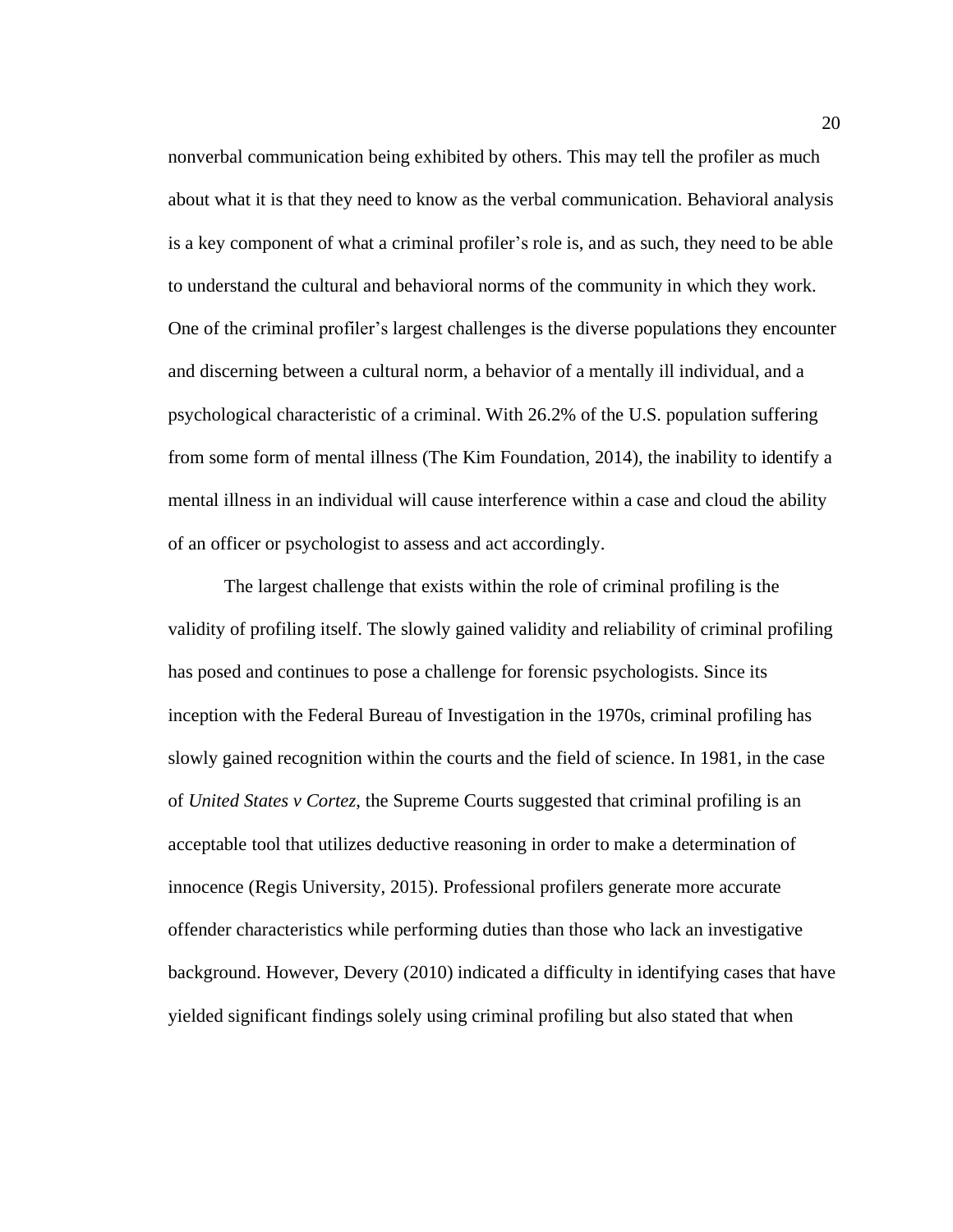nonverbal communication being exhibited by others. This may tell the profiler as much about what it is that they need to know as the verbal communication. Behavioral analysis is a key component of what a criminal profiler's role is, and as such, they need to be able to understand the cultural and behavioral norms of the community in which they work. One of the criminal profiler's largest challenges is the diverse populations they encounter and discerning between a cultural norm, a behavior of a mentally ill individual, and a psychological characteristic of a criminal. With 26.2% of the U.S. population suffering from some form of mental illness (The Kim Foundation, 2014), the inability to identify a mental illness in an individual will cause interference within a case and cloud the ability of an officer or psychologist to assess and act accordingly.

The largest challenge that exists within the role of criminal profiling is the validity of profiling itself. The slowly gained validity and reliability of criminal profiling has posed and continues to pose a challenge for forensic psychologists. Since its inception with the Federal Bureau of Investigation in the 1970s, criminal profiling has slowly gained recognition within the courts and the field of science. In 1981, in the case of *United States v Cortez*, the Supreme Courts suggested that criminal profiling is an acceptable tool that utilizes deductive reasoning in order to make a determination of innocence (Regis University, 2015). Professional profilers generate more accurate offender characteristics while performing duties than those who lack an investigative background. However, Devery (2010) indicated a difficulty in identifying cases that have yielded significant findings solely using criminal profiling but also stated that when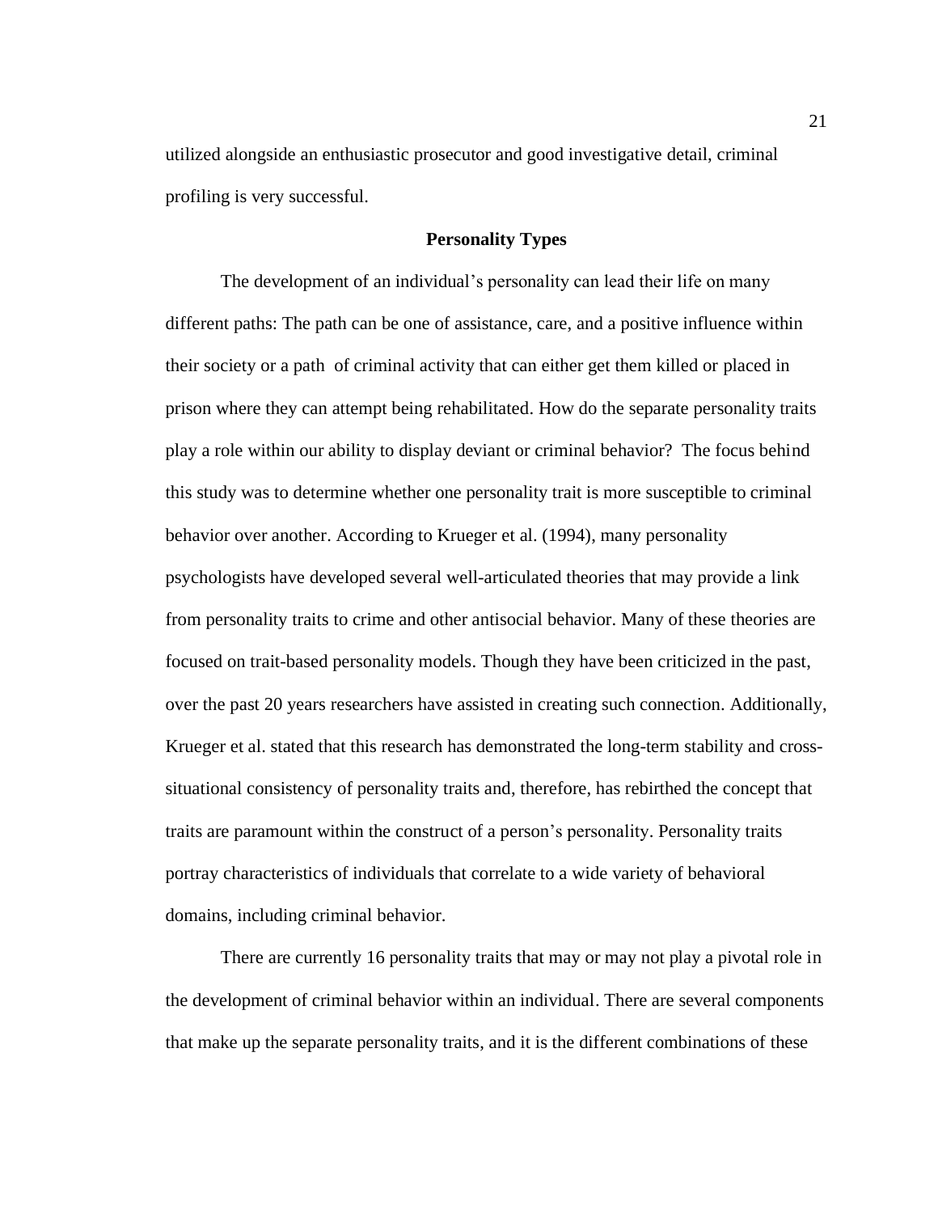utilized alongside an enthusiastic prosecutor and good investigative detail, criminal profiling is very successful.

## Personality Types

The development of an individual's personality can lead their life on many different paths: The path can be one of assistance, care, and a positive influence within their society or a path of criminal activity that can either get them killed or placed in prison where they can attempt being rehabilitated. How do the separate personality traits play a role within our ability to display deviant or criminal behavior? The focus behind this study was to determine whether one personality trait is more susceptible to criminal behavior over another. According to Krueger et al. (1994), many personality psychologists have developed several well-articulated theories that may provide a link from personality traits to crime and other antisocial behavior. Many of these theories are focused on trait-based personality models. Though they have been criticized in the past, over the past 20 years researchers have assisted in creating such connection. Additionally, Krueger et al. stated that this research has demonstrated the long-term stability and cross-situational consistency of personality traits and, therefore, has rebirthed the concept that traits are paramount within the construct of a person's personality. Personality traits portray characteristics of individuals that correlate to a wide variety of behavioral domains, including criminal behavior.

There are currently 16 personality traits that may or may not play a pivotal role in the development of criminal behavior within an individual. There are several components that make up the separate personality traits, and it is the different combinations of these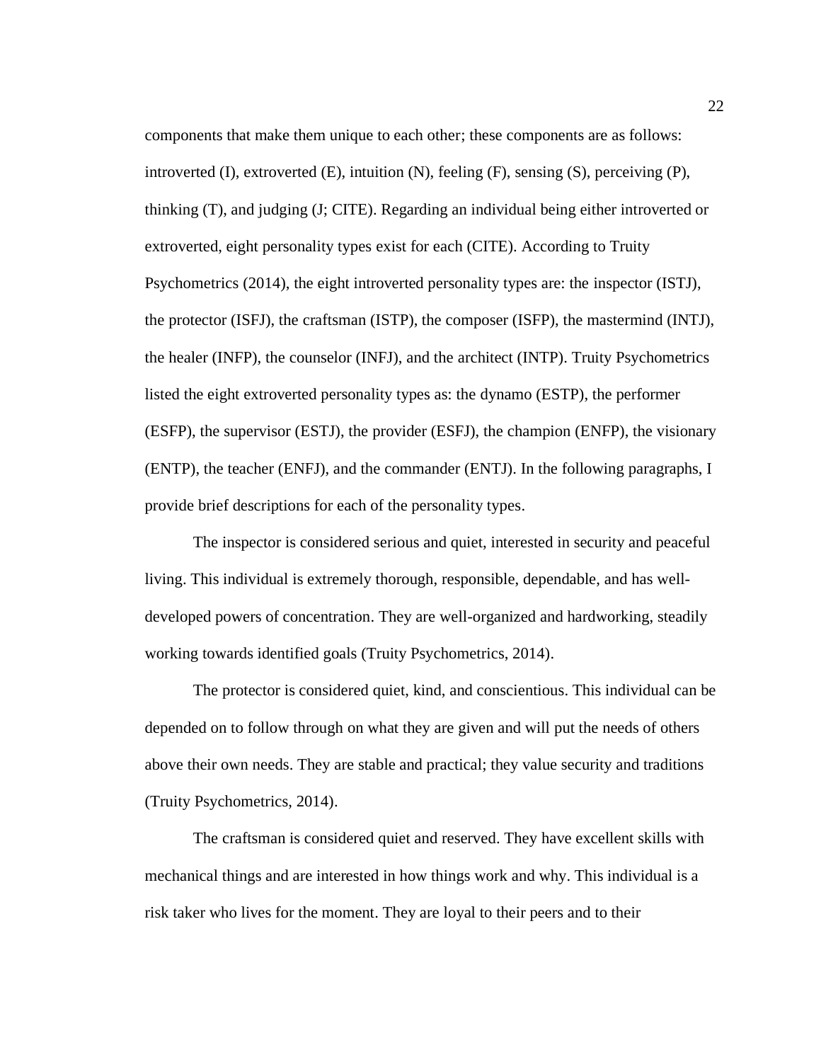components that make them unique to each other; these components are as follows: introverted (I), extroverted (E), intuition (N), feeling (F), sensing (S), perceiving (P), thinking (T), and judging (J; CITE). Regarding an individual being either introverted or extroverted, eight personality types exist for each (CITE). According to Truity Psychometrics (2014), the eight introverted personality types are: the inspector (ISTJ), the protector (ISFJ), the craftsman (ISTP), the composer (ISFP), the mastermind (INTJ), the healer (INFP), the counselor (INFJ), and the architect (INTP). Truity Psychometrics listed the eight extroverted personality types as: the dynamo (ESTP), the performer (ESFP), the supervisor (ESTJ), the provider (ESFJ), the champion (ENFP), the visionary (ENTP), the teacher (ENFJ), and the commander (ENTJ). In the following paragraphs, I provide brief descriptions for each of the personality types.

The inspector is considered serious and quiet, interested in security and peaceful living. This individual is extremely thorough, responsible, dependable, and has well-developed powers of concentration. They are well-organized and hardworking, steadily working towards identified goals (Truity Psychometrics, 2014).

The protector is considered quiet, kind, and conscientious. This individual can be depended on to follow through on what they are given and will put the needs of others above their own needs. They are stable and practical; they value security and traditions (Truity Psychometrics, 2014).

The craftsman is considered quiet and reserved. They have excellent skills with mechanical things and are interested in how things work and why. This individual is a risk taker who lives for the moment. They are loyal to their peers and to their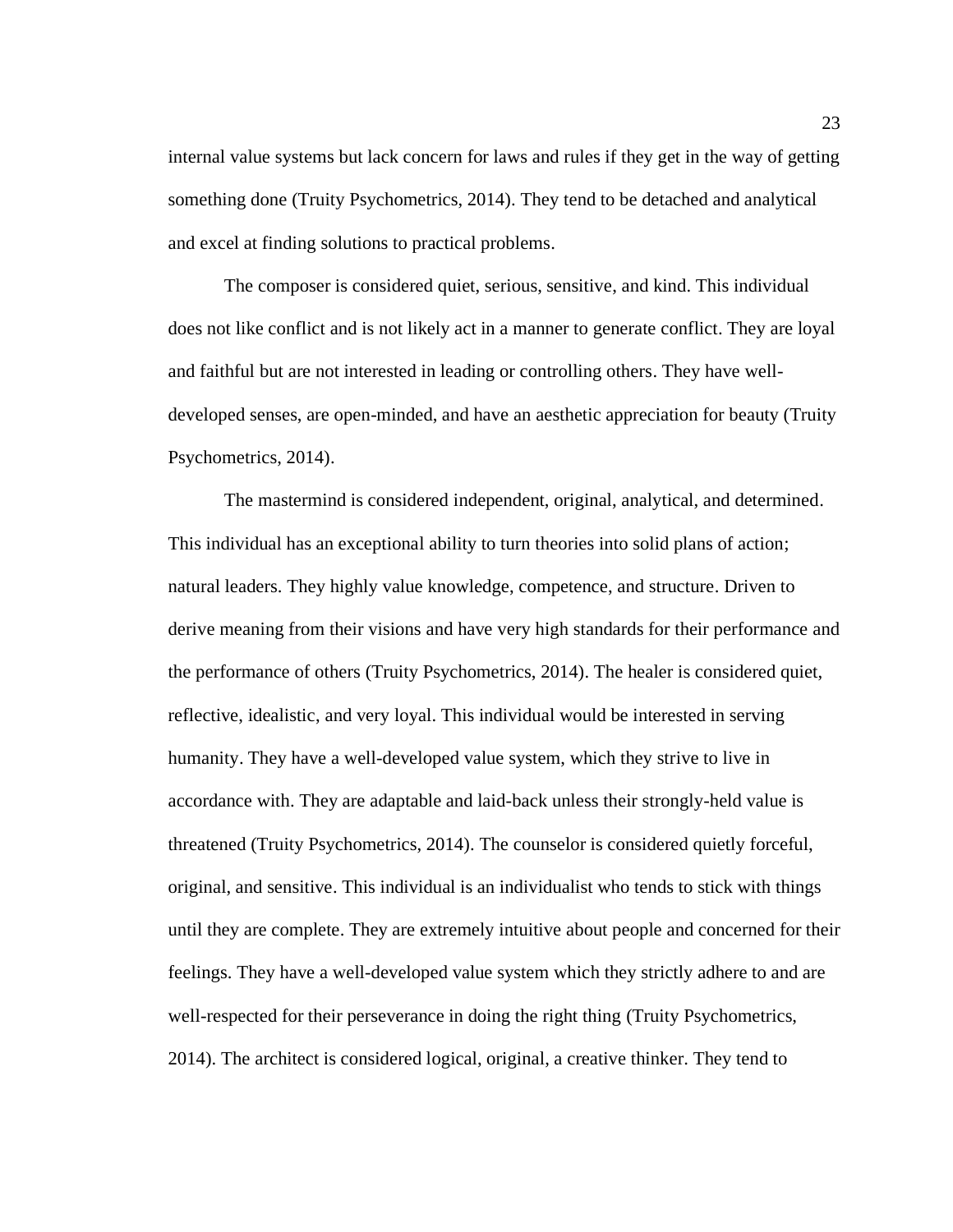internal value systems but lack concern for laws and rules if they get in the way of getting something done (Truity Psychometrics, 2014). They tend to be detached and analytical and excel at finding solutions to practical problems.

The composer is considered quiet, serious, sensitive, and kind. This individual does not like conflict and is not likely act in a manner to generate conflict. They are loyal and faithful but are not interested in leading or controlling others. They have well-developed senses, are open-minded, and have an aesthetic appreciation for beauty (Truity Psychometrics, 2014).

The mastermind is considered independent, original, analytical, and determined. This individual has an exceptional ability to turn theories into solid plans of action; natural leaders. They highly value knowledge, competence, and structure. Driven to derive meaning from their visions and have very high standards for their performance and the performance of others (Truity Psychometrics, 2014). The healer is considered quiet, reflective, idealistic, and very loyal. This individual would be interested in serving humanity. They have a well-developed value system, which they strive to live in accordance with. They are adaptable and laid-back unless their strongly-held value is threatened (Truity Psychometrics, 2014). The counselor is considered quietly forceful, original, and sensitive. This individual is an individualist who tends to stick with things until they are complete. They are extremely intuitive about people and concerned for their feelings. They have a well-developed value system which they strictly adhere to and are well-respected for their perseverance in doing the right thing (Truity Psychometrics, 2014). The architect is considered logical, original, a creative thinker. They tend to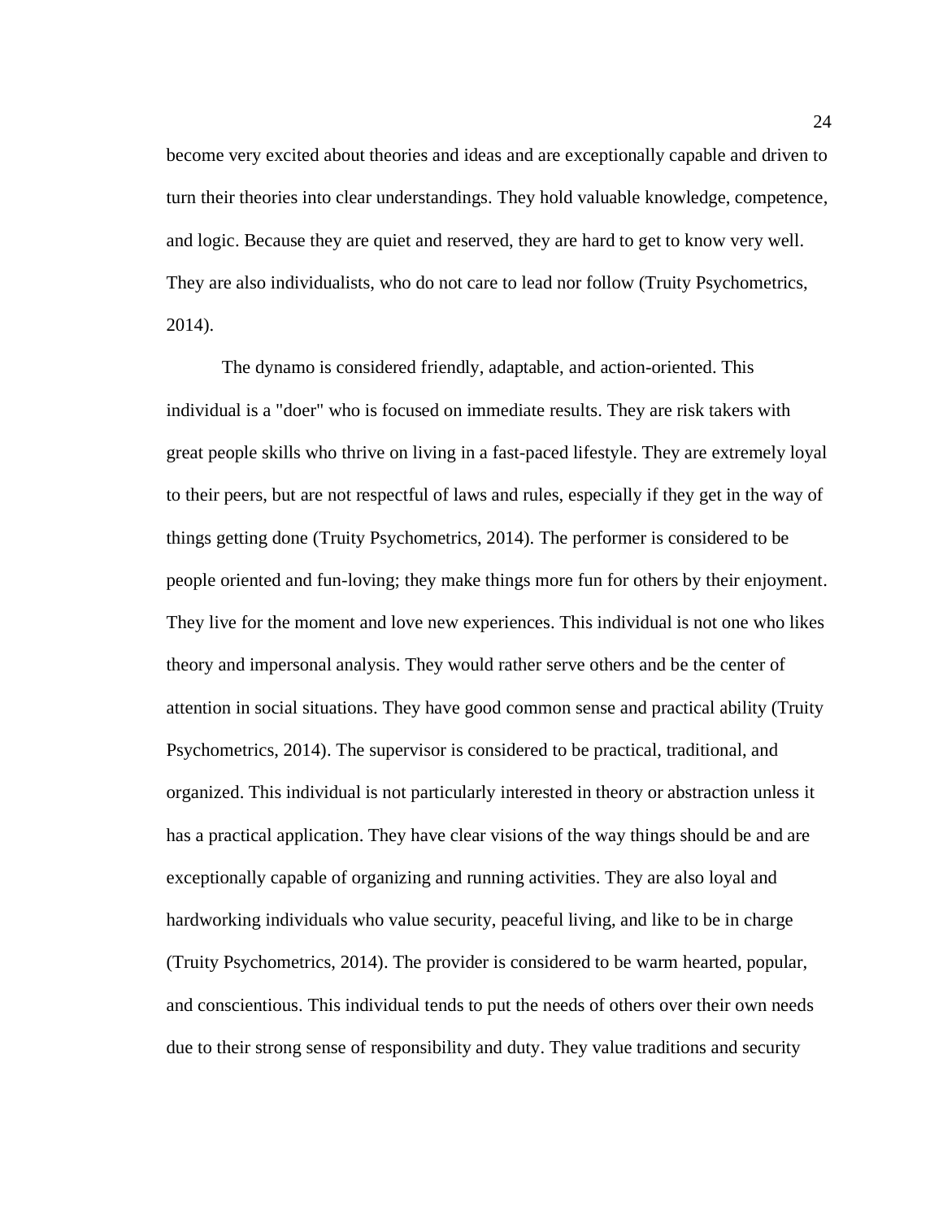become very excited about theories and ideas and are exceptionally capable and driven to turn their theories into clear understandings. They hold valuable knowledge, competence, and logic. Because they are quiet and reserved, they are hard to get to know very well. They are also individualists, who do not care to lead nor follow (Truity Psychometrics, 2014).

The dynamo is considered friendly, adaptable, and action-oriented. This individual is a "doer" who is focused on immediate results. They are risk takers with great people skills who thrive on living in a fast-paced lifestyle. They are extremely loyal to their peers, but are not respectful of laws and rules, especially if they get in the way of things getting done (Truity Psychometrics, 2014). The performer is considered to be people oriented and fun-loving; they make things more fun for others by their enjoyment. They live for the moment and love new experiences. This individual is not one who likes theory and impersonal analysis. They would rather serve others and be the center of attention in social situations. They have good common sense and practical ability (Truity Psychometrics, 2014). The supervisor is considered to be practical, traditional, and organized. This individual is not particularly interested in theory or abstraction unless it has a practical application. They have clear visions of the way things should be and are exceptionally capable of organizing and running activities. They are also loyal and hardworking individuals who value security, peaceful living, and like to be in charge (Truity Psychometrics, 2014). The provider is considered to be warm hearted, popular, and conscientious. This individual tends to put the needs of others over their own needs due to their strong sense of responsibility and duty. They value traditions and security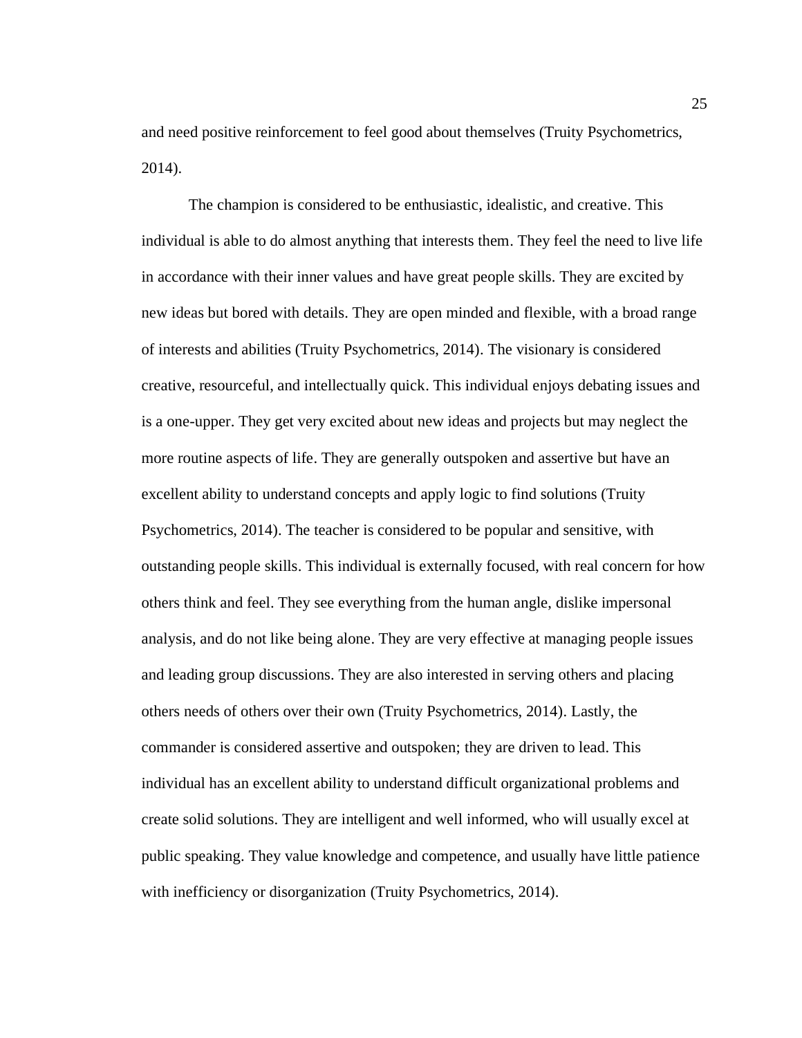and need positive reinforcement to feel good about themselves (Truity Psychometrics, 2014).

The champion is considered to be enthusiastic, idealistic, and creative. This individual is able to do almost anything that interests them. They feel the need to live life in accordance with their inner values and have great people skills. They are excited by new ideas but bored with details. They are open minded and flexible, with a broad range of interests and abilities (Truity Psychometrics, 2014). The visionary is considered creative, resourceful, and intellectually quick. This individual enjoys debating issues and is a one-upper. They get very excited about new ideas and projects but may neglect the more routine aspects of life. They are generally outspoken and assertive but have an excellent ability to understand concepts and apply logic to find solutions (Truity Psychometrics, 2014). The teacher is considered to be popular and sensitive, with outstanding people skills. This individual is externally focused, with real concern for how others think and feel. They see everything from the human angle, dislike impersonal analysis, and do not like being alone. They are very effective at managing people issues and leading group discussions. They are also interested in serving others and placing others needs of others over their own (Truity Psychometrics, 2014). Lastly, the commander is considered assertive and outspoken; they are driven to lead. This individual has an excellent ability to understand difficult organizational problems and create solid solutions. They are intelligent and well informed, who will usually excel at public speaking. They value knowledge and competence, and usually have little patience with inefficiency or disorganization (Truity Psychometrics, 2014).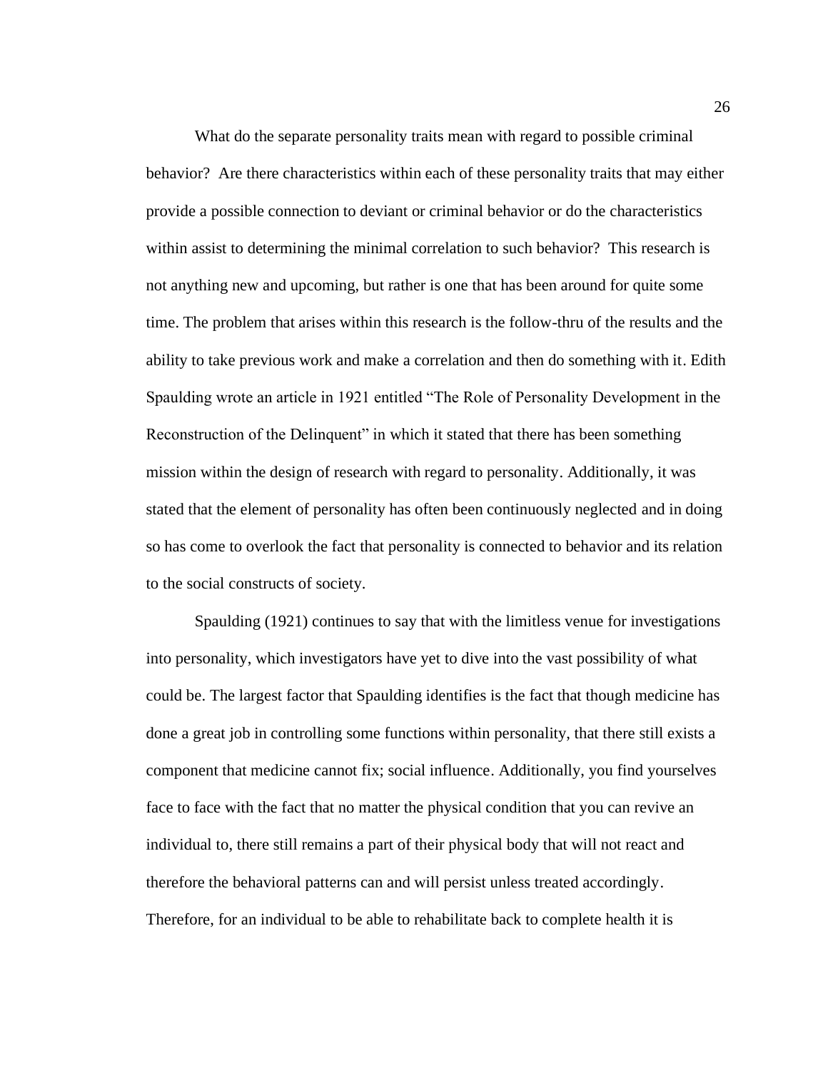What do the separate personality traits mean with regard to possible criminal behavior? Are there characteristics within each of these personality traits that may either provide a possible connection to deviant or criminal behavior or do the characteristics within assist to determining the minimal correlation to such behavior? This research is not anything new and upcoming, but rather is one that has been around for quite some time. The problem that arises within this research is the follow-thru of the results and the ability to take previous work and make a correlation and then do something with it. Edith Spaulding wrote an article in 1921 entitled "The Role of Personality Development in the Reconstruction of the Delinquent" in which it stated that there has been something mission within the design of research with regard to personality. Additionally, it was stated that the element of personality has often been continuously neglected and in doing so has come to overlook the fact that personality is connected to behavior and its relation to the social constructs of society.

Spaulding (1921) continues to say that with the limitless venue for investigations into personality, which investigators have yet to dive into the vast possibility of what could be. The largest factor that Spaulding identifies is the fact that though medicine has done a great job in controlling some functions within personality, that there still exists a component that medicine cannot fix; social influence. Additionally, you find yourselves face to face with the fact that no matter the physical condition that you can revive an individual to, there still remains a part of their physical body that will not react and therefore the behavioral patterns can and will persist unless treated accordingly. Therefore, for an individual to be able to rehabilitate back to complete health it is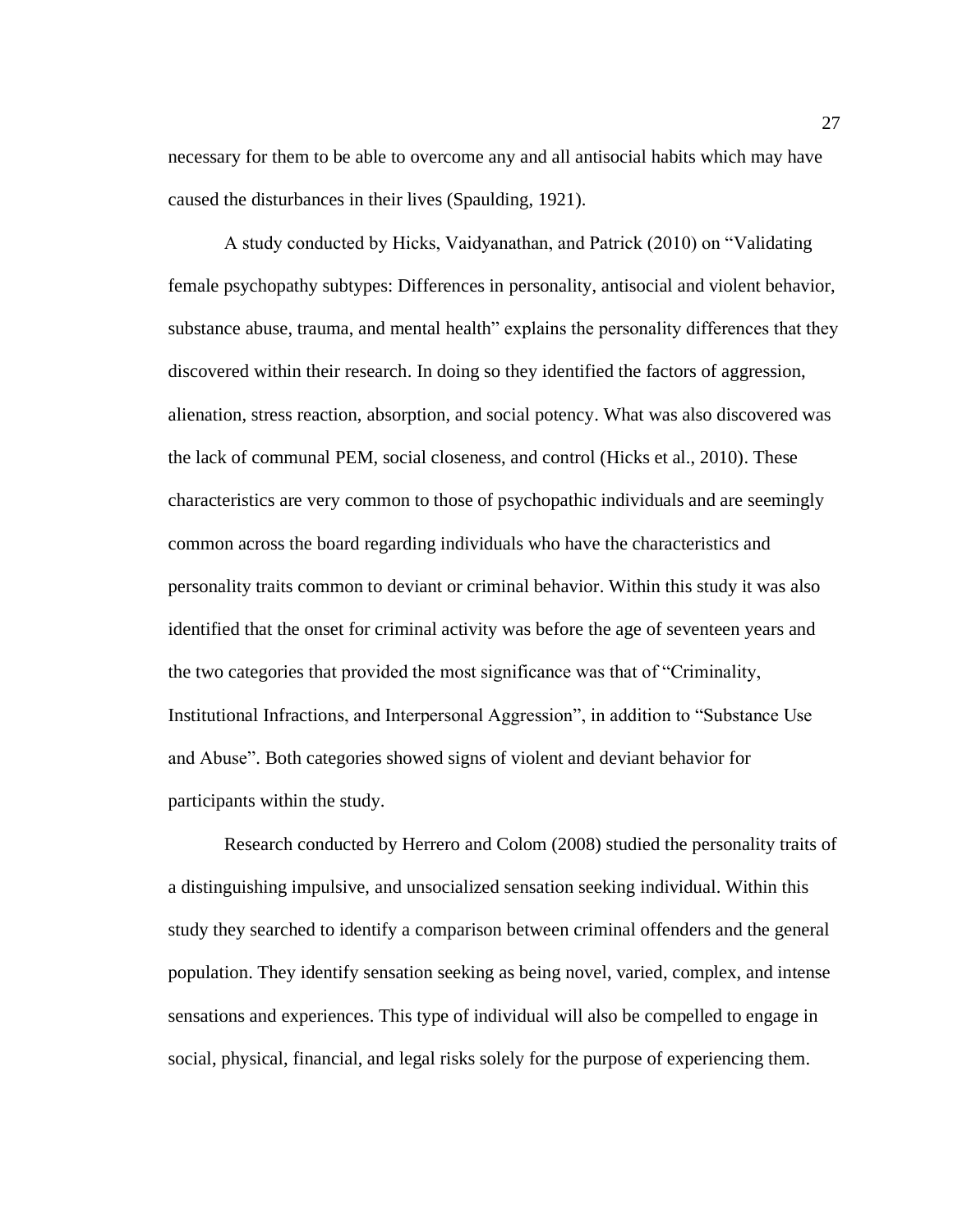necessary for them to be able to overcome any and all antisocial habits which may have caused the disturbances in their lives (Spaulding, 1921).

A study conducted by Hicks, Vaidyanathan, and Patrick (2010) on "Validating female psychopathy subtypes: Differences in personality, antisocial and violent behavior, substance abuse, trauma, and mental health" explains the personality differences that they discovered within their research. In doing so they identified the factors of aggression, alienation, stress reaction, absorption, and social potency. What was also discovered was the lack of communal PEM, social closeness, and control (Hicks et al., 2010). These characteristics are very common to those of psychopathic individuals and are seemingly common across the board regarding individuals who have the characteristics and personality traits common to deviant or criminal behavior. Within this study it was also identified that the onset for criminal activity was before the age of seventeen years and the two categories that provided the most significance was that of "Criminality, Institutional Infractions, and Interpersonal Aggression", in addition to "Substance Use and Abuse". Both categories showed signs of violent and deviant behavior for participants within the study.

Research conducted by Herrero and Colom (2008) studied the personality traits of a distinguishing impulsive, and unsocialized sensation seeking individual. Within this study they searched to identify a comparison between criminal offenders and the general population. They identify sensation seeking as being novel, varied, complex, and intense sensations and experiences. This type of individual will also be compelled to engage in social, physical, financial, and legal risks solely for the purpose of experiencing them.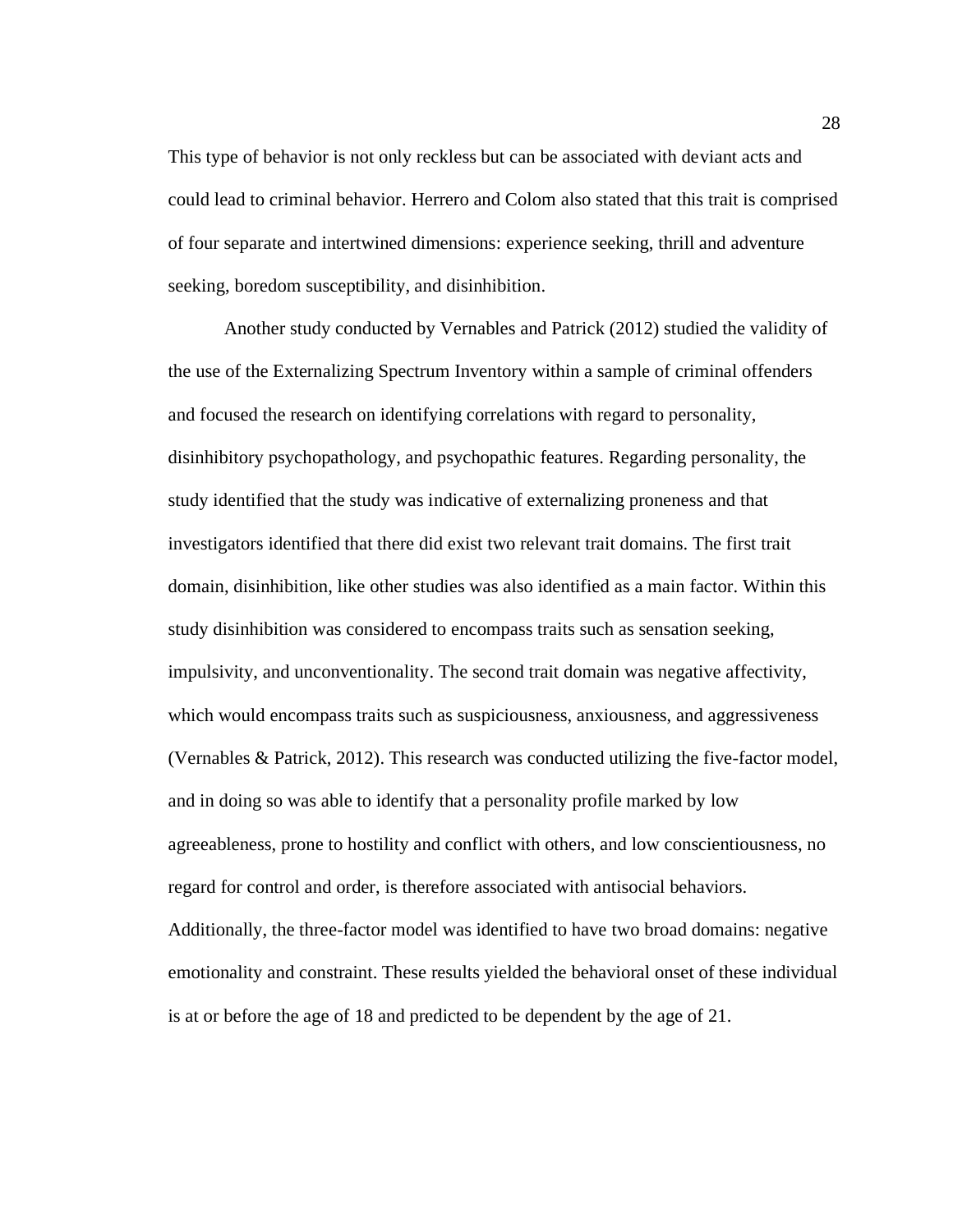This type of behavior is not only reckless but can be associated with deviant acts and could lead to criminal behavior. Herrero and Colom also stated that this trait is comprised of four separate and intertwined dimensions: experience seeking, thrill and adventure seeking, boredom susceptibility, and disinhibition.

Another study conducted by Vernables and Patrick (2012) studied the validity of the use of the Externalizing Spectrum Inventory within a sample of criminal offenders and focused the research on identifying correlations with regard to personality, disinhibitory psychopathology, and psychopathic features. Regarding personality, the study identified that the study was indicative of externalizing proneness and that investigators identified that there did exist two relevant trait domains. The first trait domain, disinhibition, like other studies was also identified as a main factor. Within this study disinhibition was considered to encompass traits such as sensation seeking, impulsivity, and unconventionality. The second trait domain was negative affectivity, which would encompass traits such as suspiciousness, anxiousness, and aggressiveness (Vernables & Patrick, 2012). This research was conducted utilizing the five-factor model, and in doing so was able to identify that a personality profile marked by low agreeableness, prone to hostility and conflict with others, and low conscientiousness, no regard for control and order, is therefore associated with antisocial behaviors. Additionally, the three-factor model was identified to have two broad domains: negative emotionality and constraint. These results yielded the behavioral onset of these individual is at or before the age of 18 and predicted to be dependent by the age of 21.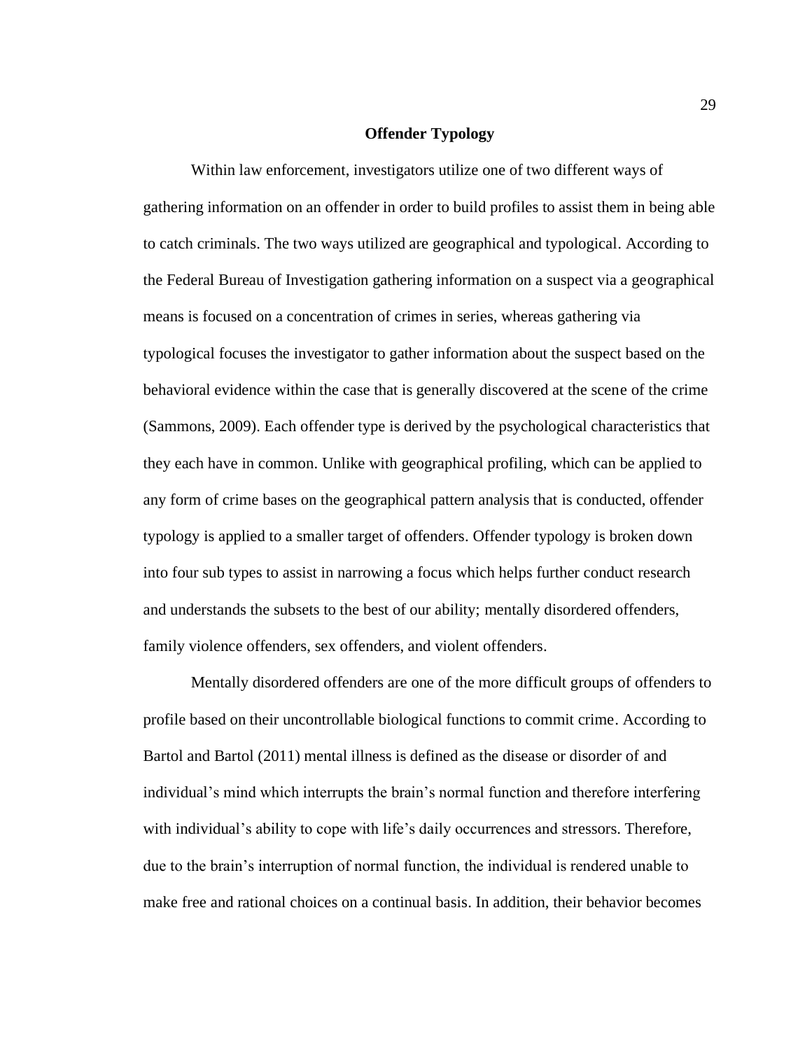## Offender Typology

Within law enforcement, investigators utilize one of two different ways of gathering information on an offender in order to build profiles to assist them in being able to catch criminals. The two ways utilized are geographical and typological. According to the Federal Bureau of Investigation gathering information on a suspect via a geographical means is focused on a concentration of crimes in series, whereas gathering via typological focuses the investigator to gather information about the suspect based on the behavioral evidence within the case that is generally discovered at the scene of the crime (Sammons, 2009). Each offender type is derived by the psychological characteristics that they each have in common. Unlike with geographical profiling, which can be applied to any form of crime bases on the geographical pattern analysis that is conducted, offender typology is applied to a smaller target of offenders. Offender typology is broken down into four sub types to assist in narrowing a focus which helps further conduct research and understands the subsets to the best of our ability; mentally disordered offenders, family violence offenders, sex offenders, and violent offenders.

Mentally disordered offenders are one of the more difficult groups of offenders to profile based on their uncontrollable biological functions to commit crime. According to Bartol and Bartol (2011) mental illness is defined as the disease or disorder of and individual's mind which interrupts the brain's normal function and therefore interfering with individual's ability to cope with life's daily occurrences and stressors. Therefore, due to the brain's interruption of normal function, the individual is rendered unable to make free and rational choices on a continual basis. In addition, their behavior becomes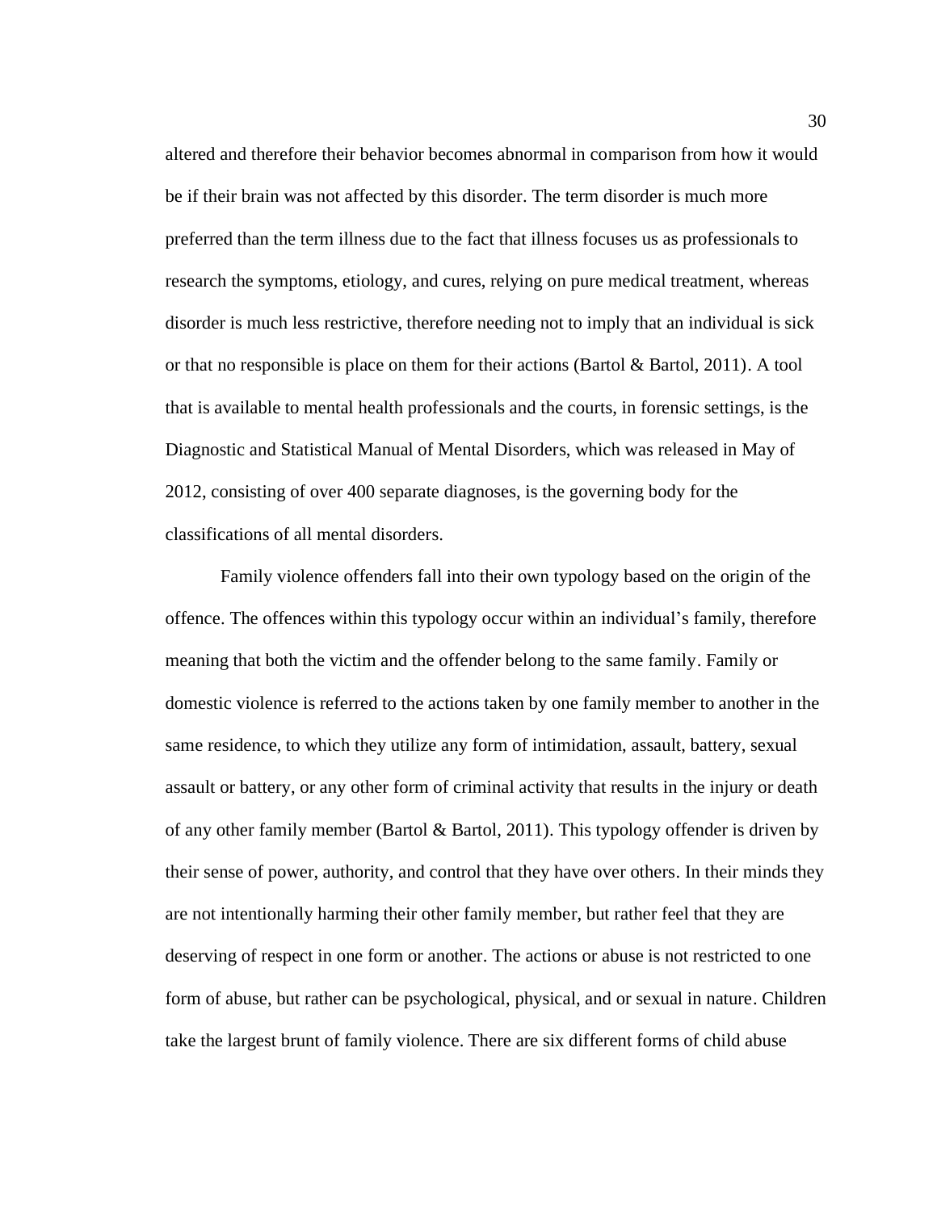altered and therefore their behavior becomes abnormal in comparison from how it would be if their brain was not affected by this disorder. The term disorder is much more preferred than the term illness due to the fact that illness focuses us as professionals to research the symptoms, etiology, and cures, relying on pure medical treatment, whereas disorder is much less restrictive, therefore needing not to imply that an individual is sick or that no responsible is place on them for their actions (Bartol & Bartol, 2011). A tool that is available to mental health professionals and the courts, in forensic settings, is the Diagnostic and Statistical Manual of Mental Disorders, which was released in May of 2012, consisting of over 400 separate diagnoses, is the governing body for the classifications of all mental disorders.

Family violence offenders fall into their own typology based on the origin of the offence. The offences within this typology occur within an individual's family, therefore meaning that both the victim and the offender belong to the same family. Family or domestic violence is referred to the actions taken by one family member to another in the same residence, to which they utilize any form of intimidation, assault, battery, sexual assault or battery, or any other form of criminal activity that results in the injury or death of any other family member (Bartol & Bartol, 2011). This typology offender is driven by their sense of power, authority, and control that they have over others. In their minds they are not intentionally harming their other family member, but rather feel that they are deserving of respect in one form or another. The actions or abuse is not restricted to one form of abuse, but rather can be psychological, physical, and or sexual in nature. Children take the largest brunt of family violence. There are six different forms of child abuse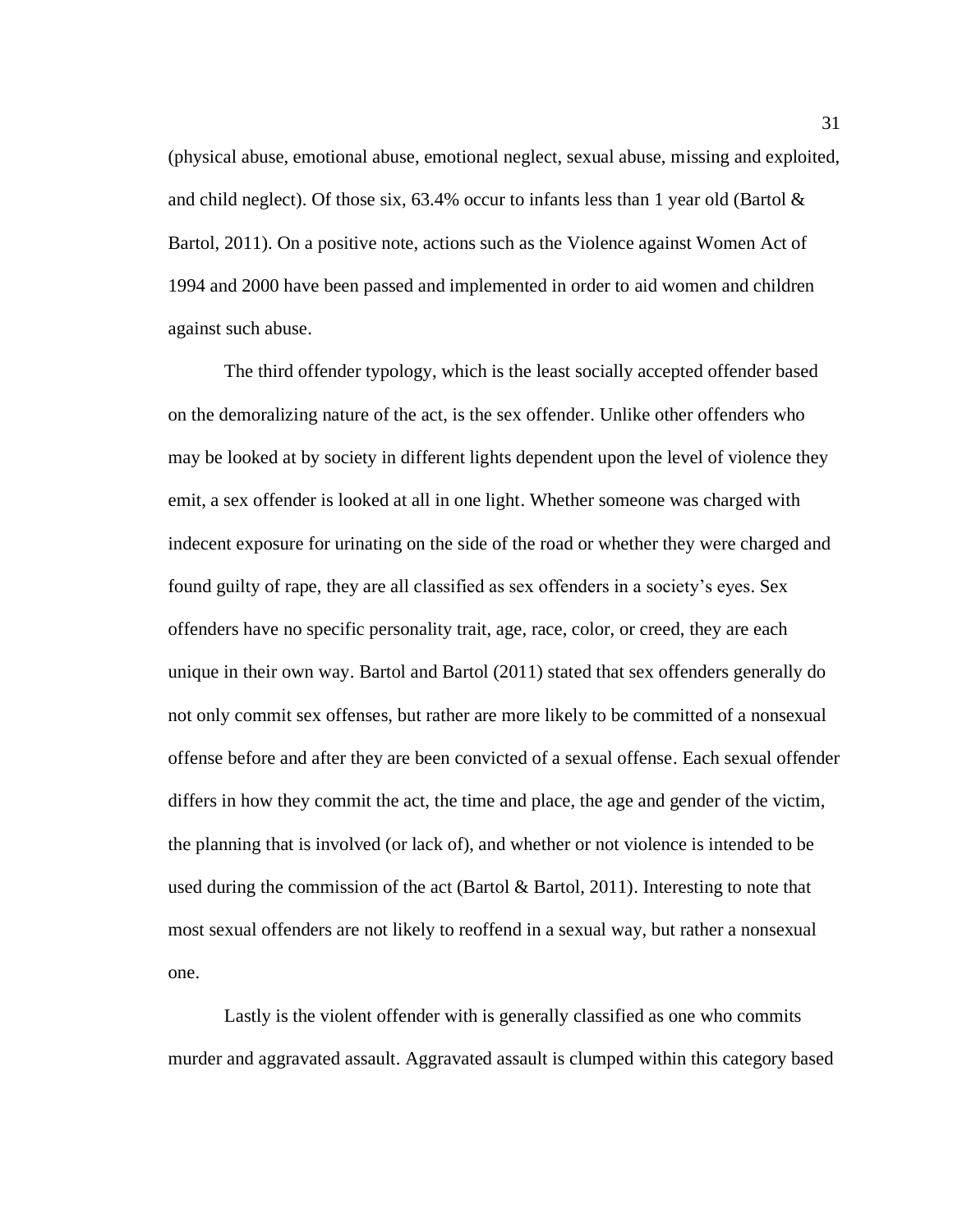(physical abuse, emotional abuse, emotional neglect, sexual abuse, missing and exploited, and child neglect). Of those six, 63.4% occur to infants less than 1 year old (Bartol & Bartol, 2011). On a positive note, actions such as the Violence against Women Act of 1994 and 2000 have been passed and implemented in order to aid women and children against such abuse.

The third offender typology, which is the least socially accepted offender based on the demoralizing nature of the act, is the sex offender. Unlike other offenders who may be looked at by society in different lights dependent upon the level of violence they emit, a sex offender is looked at all in one light. Whether someone was charged with indecent exposure for urinating on the side of the road or whether they were charged and found guilty of rape, they are all classified as sex offenders in a society's eyes. Sex offenders have no specific personality trait, age, race, color, or creed, they are each unique in their own way. Bartol and Bartol (2011) stated that sex offenders generally do not only commit sex offenses, but rather are more likely to be committed of a nonsexual offense before and after they are been convicted of a sexual offense. Each sexual offender differs in how they commit the act, the time and place, the age and gender of the victim, the planning that is involved (or lack of), and whether or not violence is intended to be used during the commission of the act (Bartol & Bartol, 2011). Interesting to note that most sexual offenders are not likely to reoffend in a sexual way, but rather a nonsexual one.

Lastly is the violent offender with is generally classified as one who commits murder and aggravated assault. Aggravated assault is clumped within this category based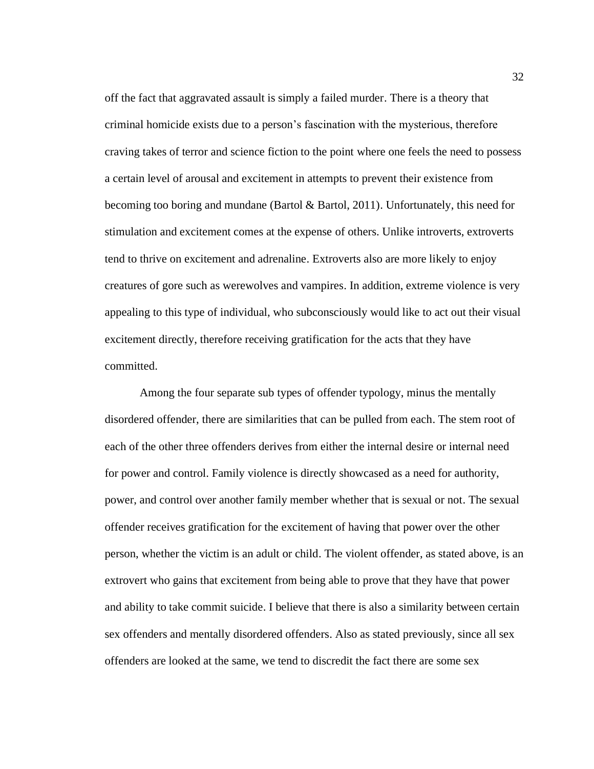off the fact that aggravated assault is simply a failed murder. There is a theory that criminal homicide exists due to a person's fascination with the mysterious, therefore craving takes of terror and science fiction to the point where one feels the need to possess a certain level of arousal and excitement in attempts to prevent their existence from becoming too boring and mundane (Bartol & Bartol, 2011). Unfortunately, this need for stimulation and excitement comes at the expense of others. Unlike introverts, extroverts tend to thrive on excitement and adrenaline. Extroverts also are more likely to enjoy creatures of gore such as werewolves and vampires. In addition, extreme violence is very appealing to this type of individual, who subconsciously would like to act out their visual excitement directly, therefore receiving gratification for the acts that they have committed.

Among the four separate sub types of offender typology, minus the mentally disordered offender, there are similarities that can be pulled from each. The stem root of each of the other three offenders derives from either the internal desire or internal need for power and control. Family violence is directly showcased as a need for authority, power, and control over another family member whether that is sexual or not. The sexual offender receives gratification for the excitement of having that power over the other person, whether the victim is an adult or child. The violent offender, as stated above, is an extrovert who gains that excitement from being able to prove that they have that power and ability to take commit suicide. I believe that there is also a similarity between certain sex offenders and mentally disordered offenders. Also as stated previously, since all sex offenders are looked at the same, we tend to discredit the fact there are some sex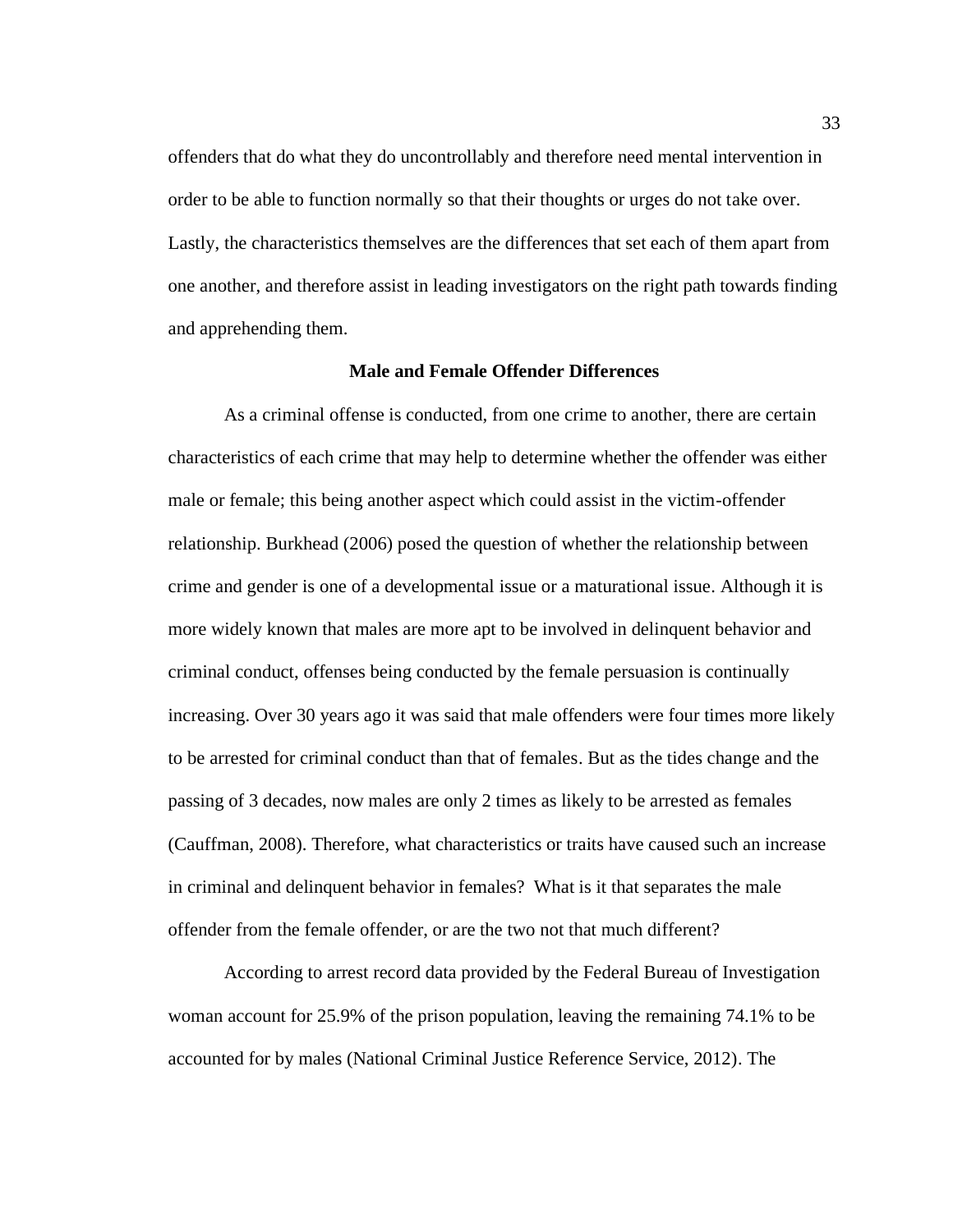offenders that do what they do uncontrollably and therefore need mental intervention in order to be able to function normally so that their thoughts or urges do not take over. Lastly, the characteristics themselves are the differences that set each of them apart from one another, and therefore assist in leading investigators on the right path towards finding and apprehending them.

## Male and Female Offender Differences

As a criminal offense is conducted, from one crime to another, there are certain characteristics of each crime that may help to determine whether the offender was either male or female; this being another aspect which could assist in the victim-offender relationship. Burkhead (2006) posed the question of whether the relationship between crime and gender is one of a developmental issue or a maturational issue. Although it is more widely known that males are more apt to be involved in delinquent behavior and criminal conduct, offenses being conducted by the female persuasion is continually increasing. Over 30 years ago it was said that male offenders were four times more likely to be arrested for criminal conduct than that of females. But as the tides change and the passing of 3 decades, now males are only 2 times as likely to be arrested as females (Cauffman, 2008). Therefore, what characteristics or traits have caused such an increase in criminal and delinquent behavior in females? What is it that separates the male offender from the female offender, or are the two not that much different?

According to arrest record data provided by the Federal Bureau of Investigation woman account for 25.9% of the prison population, leaving the remaining 74.1% to be accounted for by males (National Criminal Justice Reference Service, 2012). The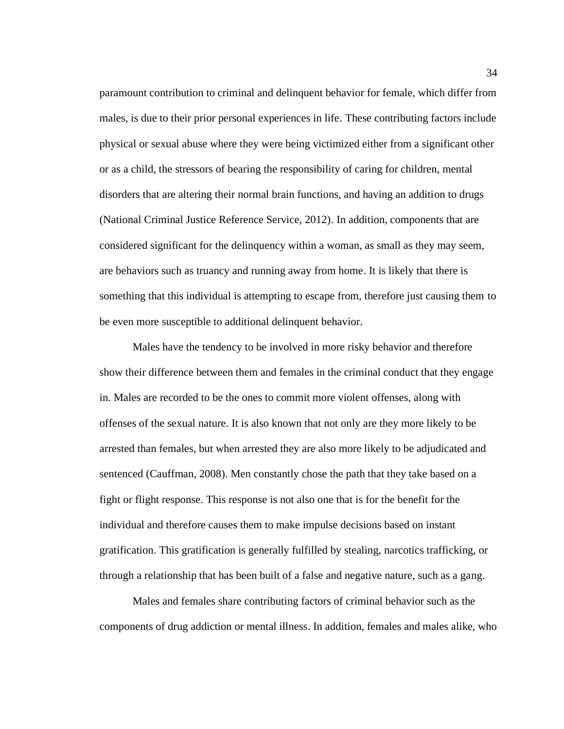paramount contribution to criminal and delinquent behavior for female, which differ from males, is due to their prior personal experiences in life. These contributing factors include physical or sexual abuse where they were being victimized either from a significant other or as a child, the stressors of bearing the responsibility of caring for children, mental disorders that are altering their normal brain functions, and having an addition to drugs (National Criminal Justice Reference Service, 2012). In addition, components that are considered significant for the delinquency within a woman, as small as they may seem, are behaviors such as truancy and running away from home. It is likely that there is something that this individual is attempting to escape from, therefore just causing them to be even more susceptible to additional delinquent behavior.

Males have the tendency to be involved in more risky behavior and therefore show their difference between them and females in the criminal conduct that they engage in. Males are recorded to be the ones to commit more violent offenses, along with offenses of the sexual nature. It is also known that not only are they more likely to be arrested than females, but when arrested they are also more likely to be adjudicated and sentenced (Cauffman, 2008). Men constantly chose the path that they take based on a fight or flight response. This response is not also one that is for the benefit for the individual and therefore causes them to make impulse decisions based on instant gratification. This gratification is generally fulfilled by stealing, narcotics trafficking, or through a relationship that has been built of a false and negative nature, such as a gang.

Males and females share contributing factors of criminal behavior such as the components of drug addiction or mental illness. In addition, females and males alike, who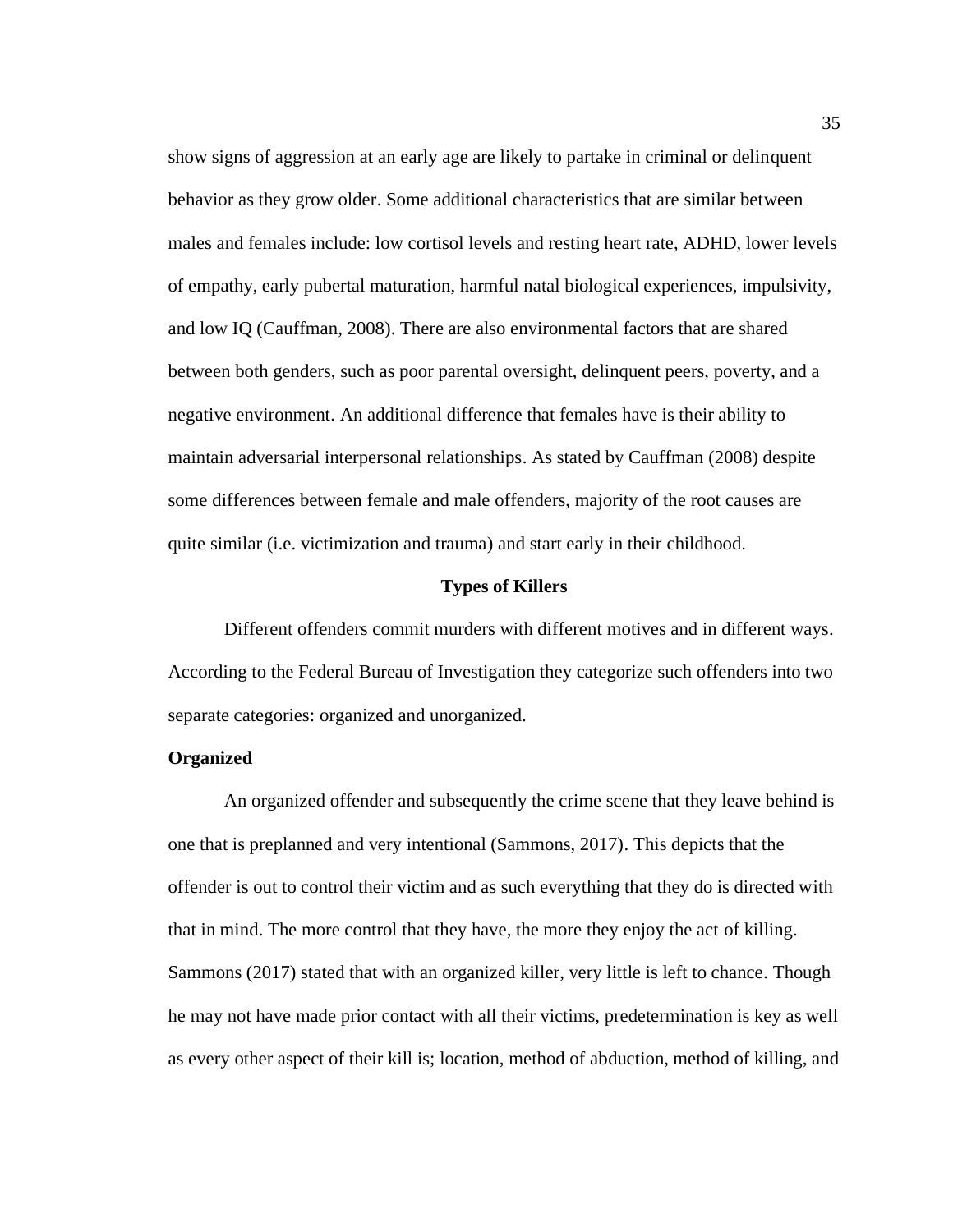show signs of aggression at an early age are likely to partake in criminal or delinquent behavior as they grow older. Some additional characteristics that are similar between males and females include: low cortisol levels and resting heart rate, ADHD, lower levels of empathy, early pubertal maturation, harmful natal biological experiences, impulsivity, and low IQ (Cauffman, 2008). There are also environmental factors that are shared between both genders, such as poor parental oversight, delinquent peers, poverty, and a negative environment. An additional difference that females have is their ability to maintain adversarial interpersonal relationships. As stated by Cauffman (2008) despite some differences between female and male offenders, majority of the root causes are quite similar (i.e. victimization and trauma) and start early in their childhood.

## Types of Killers

Different offenders commit murders with different motives and in different ways. According to the Federal Bureau of Investigation they categorize such offenders into two separate categories: organized and unorganized.

### Organized

An organized offender and subsequently the crime scene that they leave behind is one that is preplanned and very intentional (Sammons, 2017). This depicts that the offender is out to control their victim and as such everything that they do is directed with that in mind. The more control that they have, the more they enjoy the act of killing. Sammons (2017) stated that with an organized killer, very little is left to chance. Though he may not have made prior contact with all their victims, predetermination is key as well as every other aspect of their kill is; location, method of abduction, method of killing, and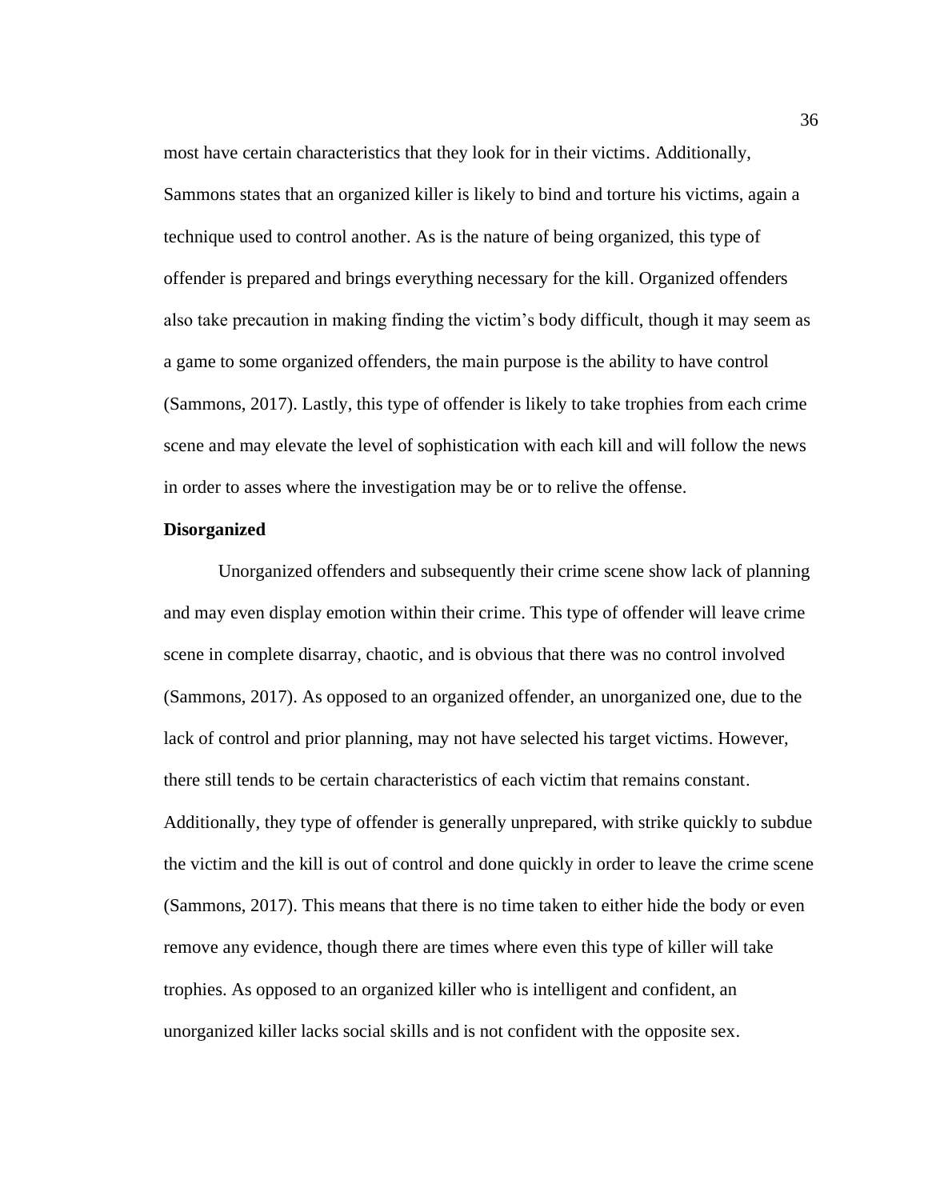most have certain characteristics that they look for in their victims. Additionally, Sammons states that an organized killer is likely to bind and torture his victims, again a technique used to control another. As is the nature of being organized, this type of offender is prepared and brings everything necessary for the kill. Organized offenders also take precaution in making finding the victim's body difficult, though it may seem as a game to some organized offenders, the main purpose is the ability to have control (Sammons, 2017). Lastly, this type of offender is likely to take trophies from each crime scene and may elevate the level of sophistication with each kill and will follow the news in order to asses where the investigation may be or to relive the offense.

**Disorganized**

Unorganized offenders and subsequently their crime scene show lack of planning and may even display emotion within their crime. This type of offender will leave crime scene in complete disarray, chaotic, and is obvious that there was no control involved (Sammons, 2017). As opposed to an organized offender, an unorganized one, due to the lack of control and prior planning, may not have selected his target victims. However, there still tends to be certain characteristics of each victim that remains constant. Additionally, they type of offender is generally unprepared, with strike quickly to subdue the victim and the kill is out of control and done quickly in order to leave the crime scene (Sammons, 2017). This means that there is no time taken to either hide the body or even remove any evidence, though there are times where even this type of killer will take trophies. As opposed to an organized killer who is intelligent and confident, an unorganized killer lacks social skills and is not confident with the opposite sex.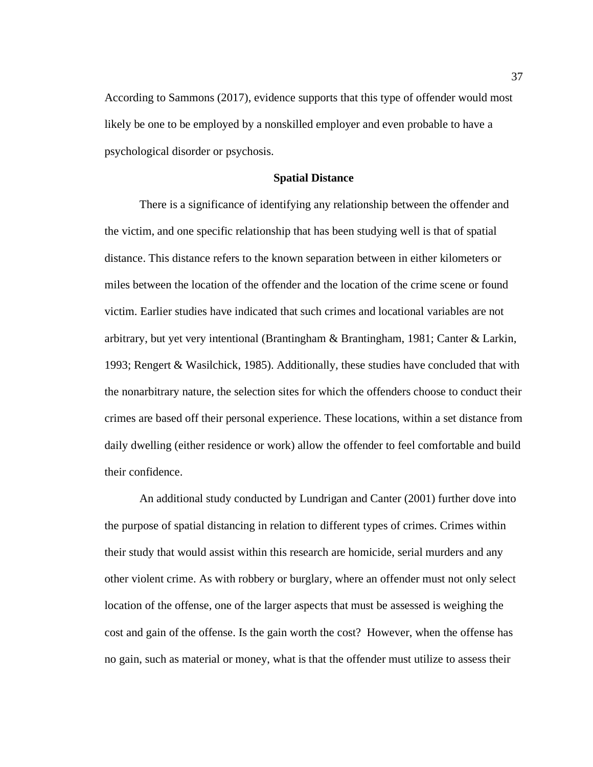According to Sammons (2017), evidence supports that this type of offender would most likely be one to be employed by a nonskilled employer and even probable to have a psychological disorder or psychosis.

## Spatial Distance

There is a significance of identifying any relationship between the offender and the victim, and one specific relationship that has been studying well is that of spatial distance. This distance refers to the known separation between in either kilometers or miles between the location of the offender and the location of the crime scene or found victim. Earlier studies have indicated that such crimes and locational variables are not arbitrary, but yet very intentional (Brantingham & Brantingham, 1981; Canter & Larkin, 1993; Rengert & Wasilchick, 1985). Additionally, these studies have concluded that with the nonarbitrary nature, the selection sites for which the offenders choose to conduct their crimes are based off their personal experience. These locations, within a set distance from daily dwelling (either residence or work) allow the offender to feel comfortable and build their confidence.

An additional study conducted by Lundrigan and Canter (2001) further dove into the purpose of spatial distancing in relation to different types of crimes. Crimes within their study that would assist within this research are homicide, serial murders and any other violent crime. As with robbery or burglary, where an offender must not only select location of the offense, one of the larger aspects that must be assessed is weighing the cost and gain of the offense. Is the gain worth the cost? However, when the offense has no gain, such as material or money, what is that the offender must utilize to assess their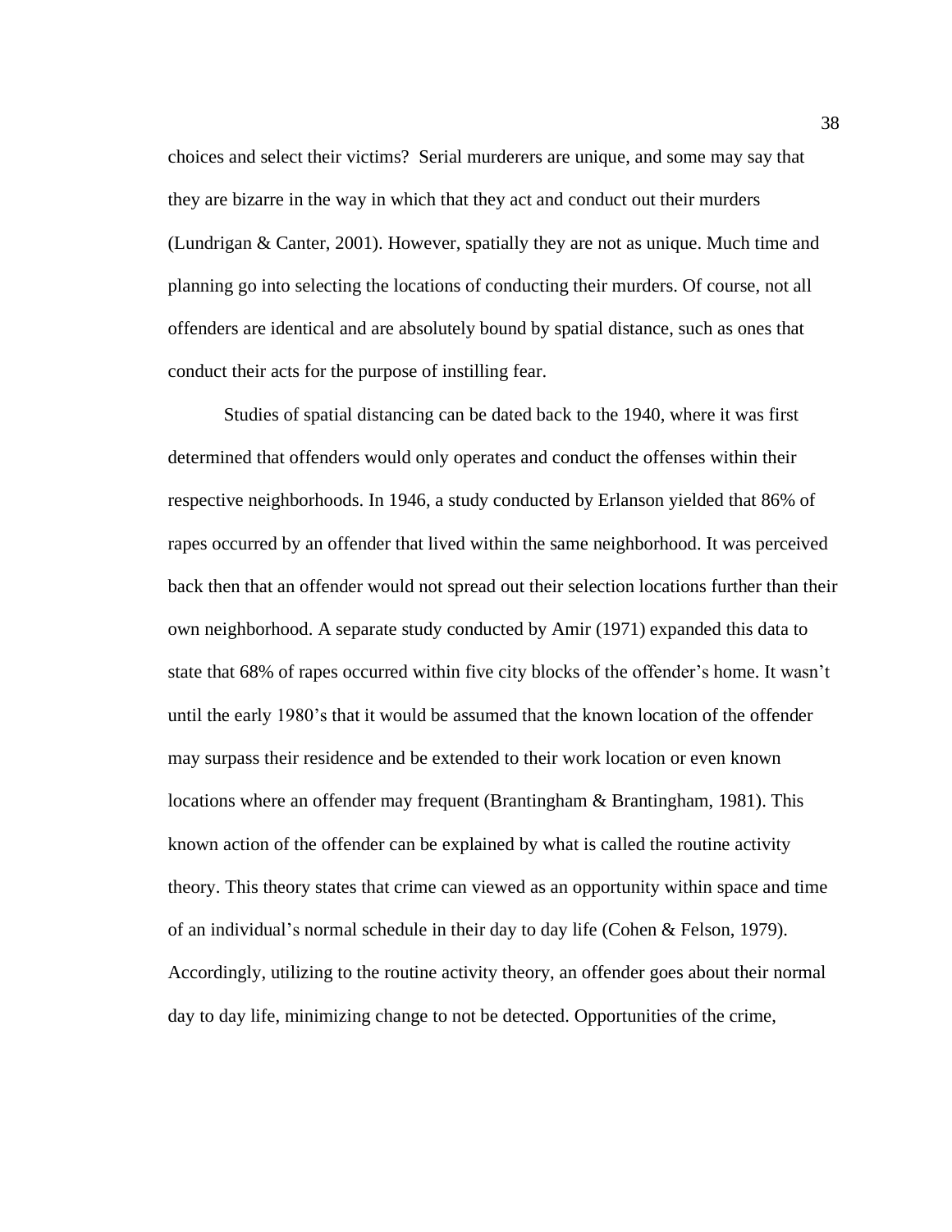choices and select their victims? Serial murderers are unique, and some may say that they are bizarre in the way in which that they act and conduct out their murders (Lundrigan & Canter, 2001). However, spatially they are not as unique. Much time and planning go into selecting the locations of conducting their murders. Of course, not all offenders are identical and are absolutely bound by spatial distance, such as ones that conduct their acts for the purpose of instilling fear.

Studies of spatial distancing can be dated back to the 1940, where it was first determined that offenders would only operates and conduct the offenses within their respective neighborhoods. In 1946, a study conducted by Erlanson yielded that 86% of rapes occurred by an offender that lived within the same neighborhood. It was perceived back then that an offender would not spread out their selection locations further than their own neighborhood. A separate study conducted by Amir (1971) expanded this data to state that 68% of rapes occurred within five city blocks of the offender's home. It wasn't until the early 1980's that it would be assumed that the known location of the offender may surpass their residence and be extended to their work location or even known locations where an offender may frequent (Brantingham & Brantingham, 1981). This known action of the offender can be explained by what is called the routine activity theory. This theory states that crime can viewed as an opportunity within space and time of an individual's normal schedule in their day to day life (Cohen & Felson, 1979). Accordingly, utilizing to the routine activity theory, an offender goes about their normal day to day life, minimizing change to not be detected. Opportunities of the crime,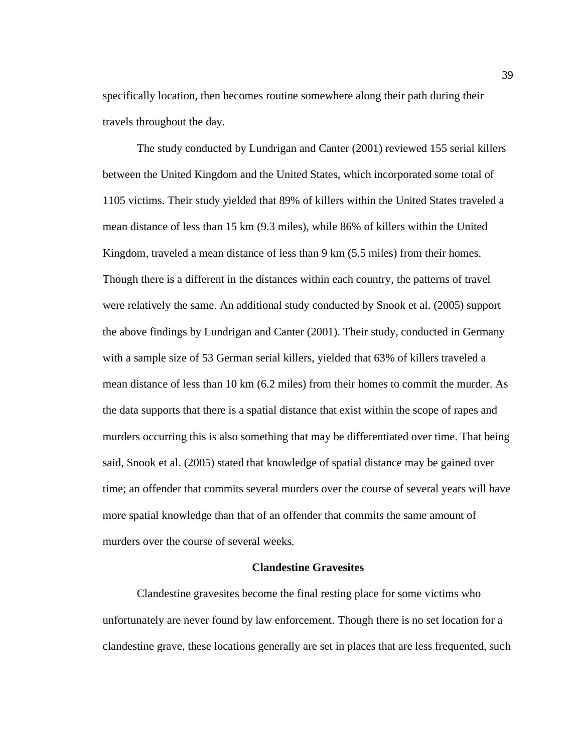specifically location, then becomes routine somewhere along their path during their travels throughout the day.

The study conducted by Lundrigan and Canter (2001) reviewed 155 serial killers between the United Kingdom and the United States, which incorporated some total of 1105 victims. Their study yielded that 89% of killers within the United States traveled a mean distance of less than 15 km (9.3 miles), while 86% of killers within the United Kingdom, traveled a mean distance of less than 9 km (5.5 miles) from their homes. Though there is a different in the distances within each country, the patterns of travel were relatively the same. An additional study conducted by Snook et al. (2005) support the above findings by Lundrigan and Canter (2001). Their study, conducted in Germany with a sample size of 53 German serial killers, yielded that 63% of killers traveled a mean distance of less than 10 km (6.2 miles) from their homes to commit the murder. As the data supports that there is a spatial distance that exist within the scope of rapes and murders occurring this is also something that may be differentiated over time. That being said, Snook et al. (2005) stated that knowledge of spatial distance may be gained over time; an offender that commits several murders over the course of several years will have more spatial knowledge than that of an offender that commits the same amount of murders over the course of several weeks.

## Clandestine Gravesites

Clandestine gravesites become the final resting place for some victims who unfortunately are never found by law enforcement. Though there is no set location for a clandestine grave, these locations generally are set in places that are less frequented, such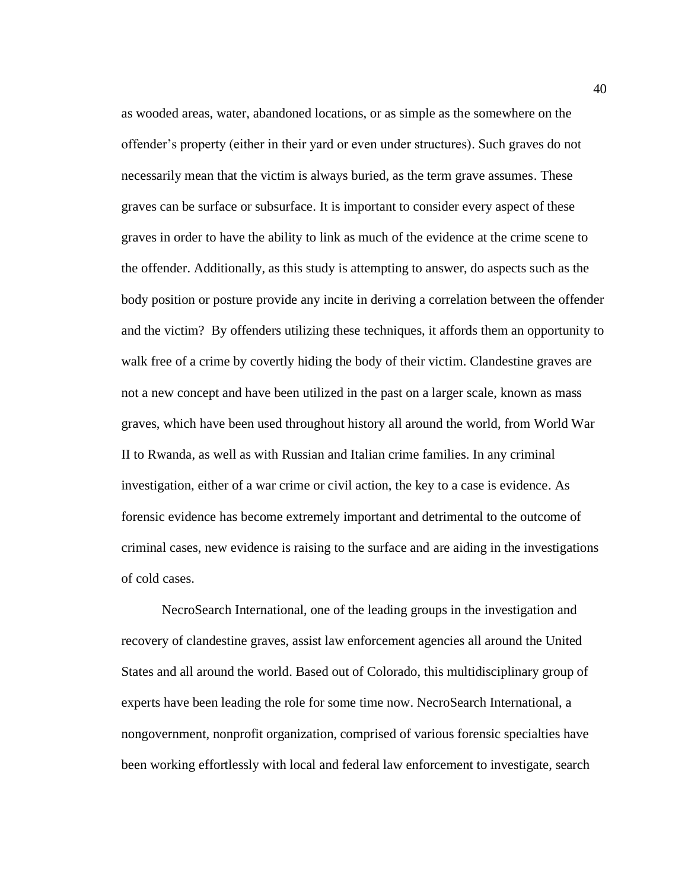as wooded areas, water, abandoned locations, or as simple as the somewhere on the offender's property (either in their yard or even under structures). Such graves do not necessarily mean that the victim is always buried, as the term grave assumes. These graves can be surface or subsurface. It is important to consider every aspect of these graves in order to have the ability to link as much of the evidence at the crime scene to the offender. Additionally, as this study is attempting to answer, do aspects such as the body position or posture provide any incite in deriving a correlation between the offender and the victim? By offenders utilizing these techniques, it affords them an opportunity to walk free of a crime by covertly hiding the body of their victim. Clandestine graves are not a new concept and have been utilized in the past on a larger scale, known as mass graves, which have been used throughout history all around the world, from World War II to Rwanda, as well as with Russian and Italian crime families. In any criminal investigation, either of a war crime or civil action, the key to a case is evidence. As forensic evidence has become extremely important and detrimental to the outcome of criminal cases, new evidence is raising to the surface and are aiding in the investigations of cold cases.

NecroSearch International, one of the leading groups in the investigation and recovery of clandestine graves, assist law enforcement agencies all around the United States and all around the world. Based out of Colorado, this multidisciplinary group of experts have been leading the role for some time now. NecroSearch International, a nongovernment, nonprofit organization, comprised of various forensic specialties have been working effortlessly with local and federal law enforcement to investigate, search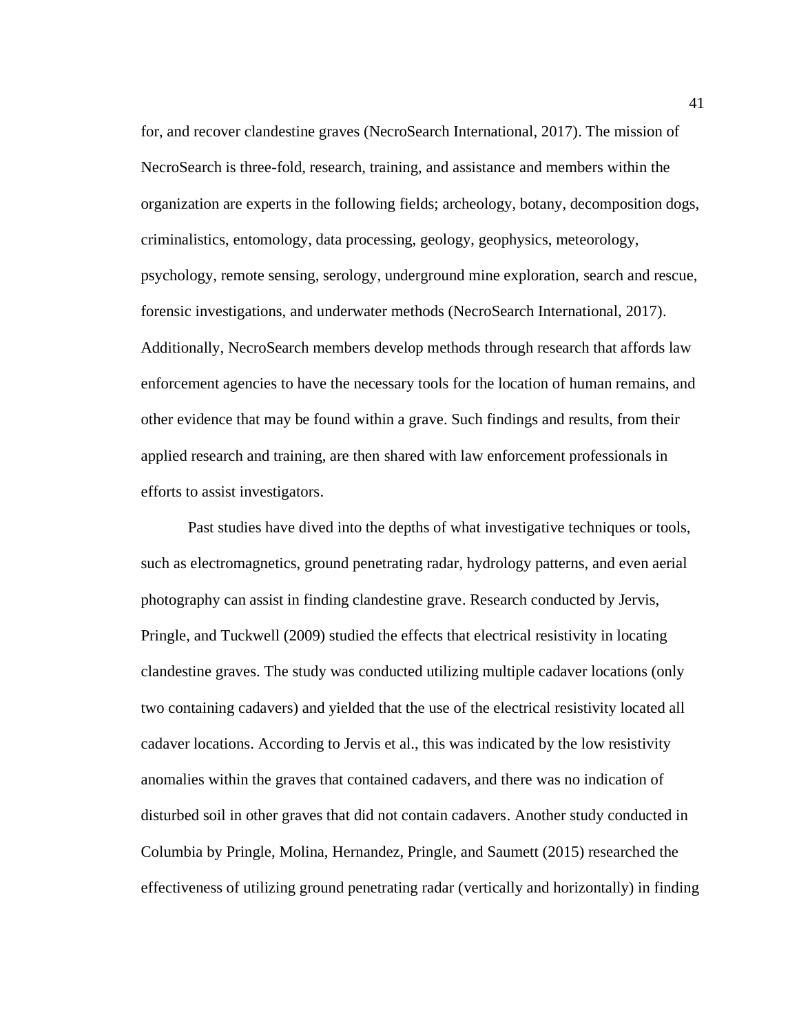for, and recover clandestine graves (NecroSearch International, 2017). The mission of NecroSearch is three-fold, research, training, and assistance and members within the organization are experts in the following fields; archeology, botany, decomposition dogs, criminalistics, entomology, data processing, geology, geophysics, meteorology, psychology, remote sensing, serology, underground mine exploration, search and rescue, forensic investigations, and underwater methods (NecroSearch International, 2017). Additionally, NecroSearch members develop methods through research that affords law enforcement agencies to have the necessary tools for the location of human remains, and other evidence that may be found within a grave. Such findings and results, from their applied research and training, are then shared with law enforcement professionals in efforts to assist investigators.

Past studies have dived into the depths of what investigative techniques or tools, such as electromagnetics, ground penetrating radar, hydrology patterns, and even aerial photography can assist in finding clandestine grave. Research conducted by Jervis, Pringle, and Tuckwell (2009) studied the effects that electrical resistivity in locating clandestine graves. The study was conducted utilizing multiple cadaver locations (only two containing cadavers) and yielded that the use of the electrical resistivity located all cadaver locations. According to Jervis et al., this was indicated by the low resistivity anomalies within the graves that contained cadavers, and there was no indication of disturbed soil in other graves that did not contain cadavers. Another study conducted in Columbia by Pringle, Molina, Hernandez, Pringle, and Saumett (2015) researched the effectiveness of utilizing ground penetrating radar (vertically and horizontally) in finding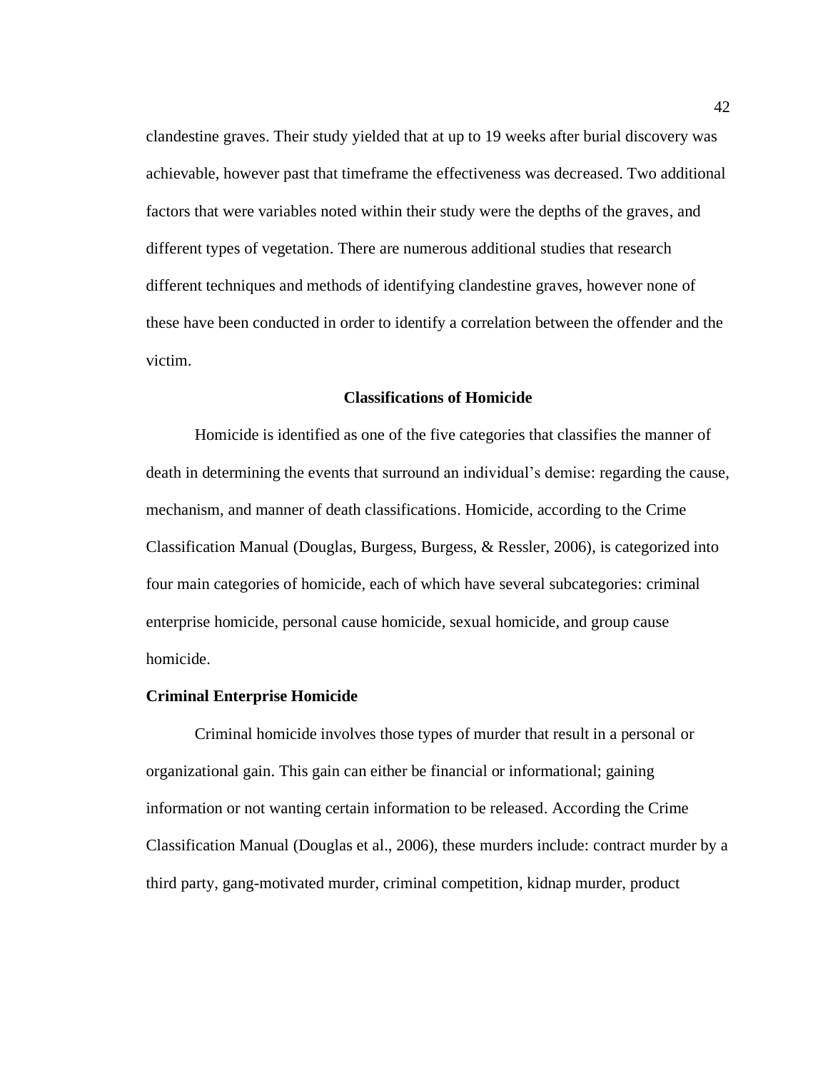clandestine graves. Their study yielded that at up to 19 weeks after burial discovery was achievable, however past that timeframe the effectiveness was decreased. Two additional factors that were variables noted within their study were the depths of the graves, and different types of vegetation. There are numerous additional studies that research different techniques and methods of identifying clandestine graves, however none of these have been conducted in order to identify a correlation between the offender and the victim.

## Classifications of Homicide

Homicide is identified as one of the five categories that classifies the manner of death in determining the events that surround an individual's demise: regarding the cause, mechanism, and manner of death classifications. Homicide, according to the Crime Classification Manual (Douglas, Burgess, Burgess, & Ressler, 2006), is categorized into four main categories of homicide, each of which have several subcategories: criminal enterprise homicide, personal cause homicide, sexual homicide, and group cause homicide.

### Criminal Enterprise Homicide

Criminal homicide involves those types of murder that result in a personal or organizational gain. This gain can either be financial or informational; gaining information or not wanting certain information to be released. According the Crime Classification Manual (Douglas et al., 2006), these murders include: contract murder by a third party, gang-motivated murder, criminal competition, kidnap murder, product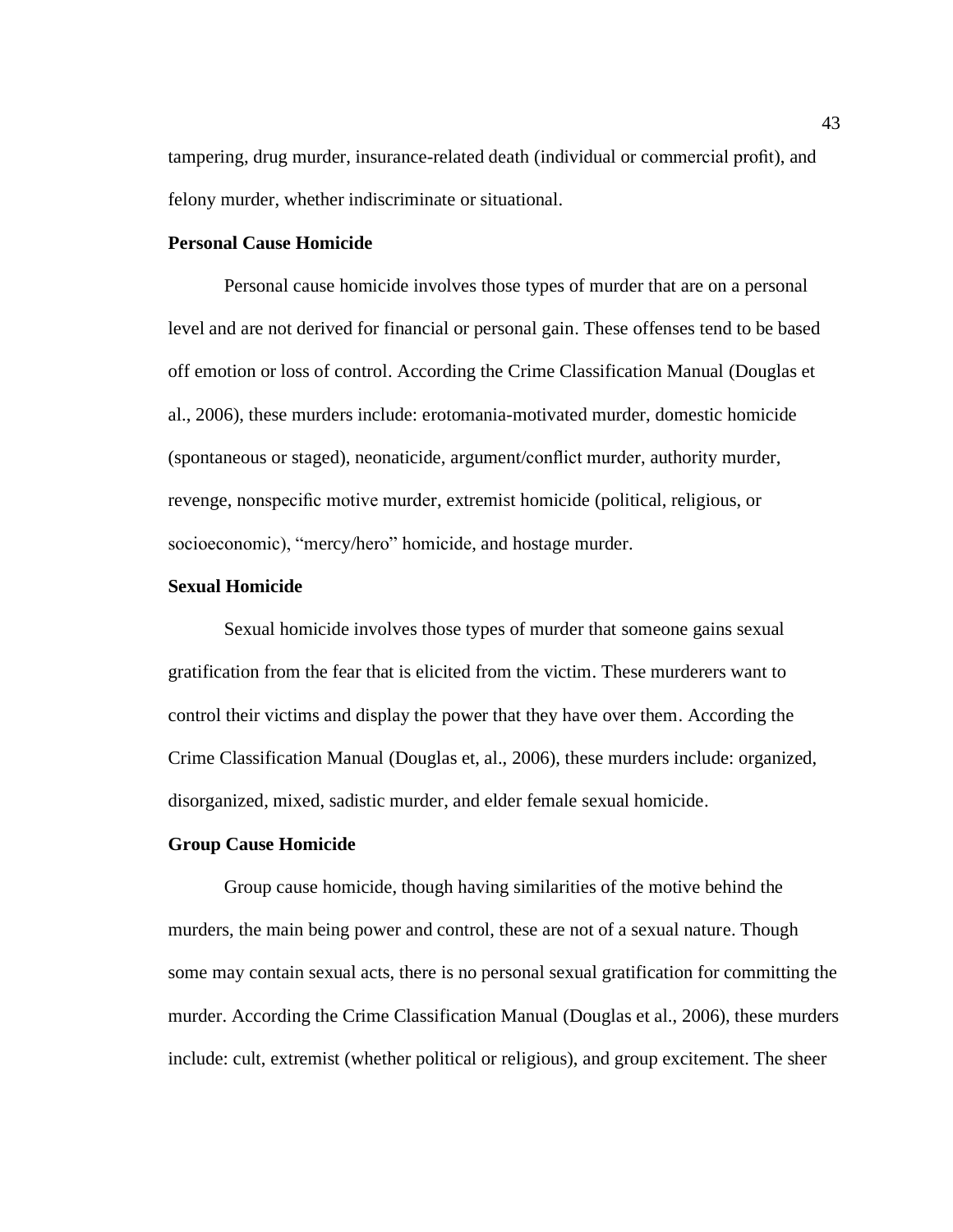tampering, drug murder, insurance-related death (individual or commercial profit), and felony murder, whether indiscriminate or situational.

### Personal Cause Homicide

Personal cause homicide involves those types of murder that are on a personal level and are not derived for financial or personal gain. These offenses tend to be based off emotion or loss of control. According the Crime Classification Manual (Douglas et al., 2006), these murders include: erotomania-motivated murder, domestic homicide (spontaneous or staged), neonaticide, argument/conflict murder, authority murder, revenge, nonspecific motive murder, extremist homicide (political, religious, or socioeconomic), "mercy/hero" homicide, and hostage murder.

### Sexual Homicide

Sexual homicide involves those types of murder that someone gains sexual gratification from the fear that is elicited from the victim. These murderers want to control their victims and display the power that they have over them. According the Crime Classification Manual (Douglas et, al., 2006), these murders include: organized, disorganized, mixed, sadistic murder, and elder female sexual homicide.

### Group Cause Homicide

Group cause homicide, though having similarities of the motive behind the murders, the main being power and control, these are not of a sexual nature. Though some may contain sexual acts, there is no personal sexual gratification for committing the murder. According the Crime Classification Manual (Douglas et al., 2006), these murders include: cult, extremist (whether political or religious), and group excitement. The sheer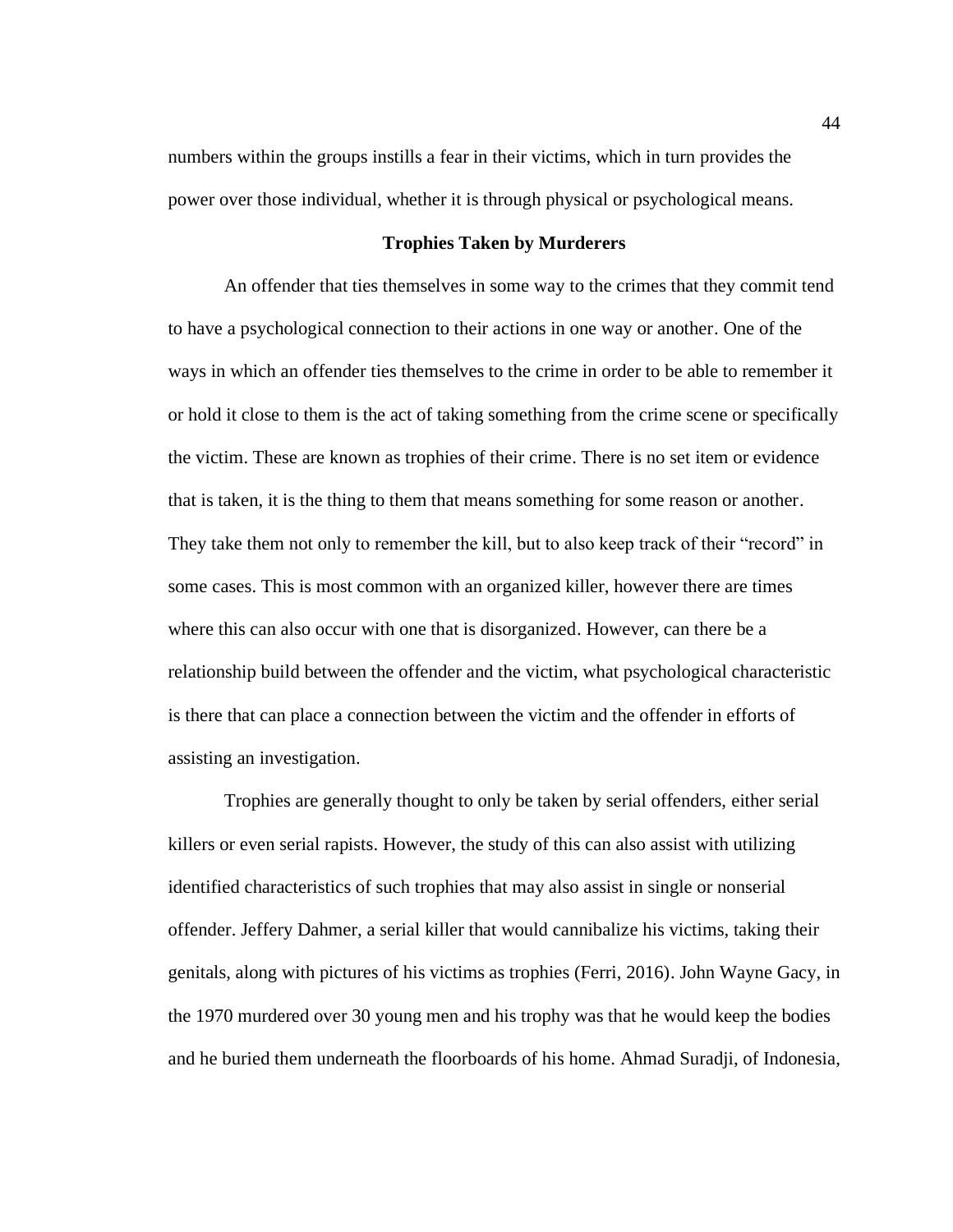numbers within the groups instills a fear in their victims, which in turn provides the power over those individual, whether it is through physical or psychological means.

### Trophies Taken by Murderers

An offender that ties themselves in some way to the crimes that they commit tend to have a psychological connection to their actions in one way or another. One of the ways in which an offender ties themselves to the crime in order to be able to remember it or hold it close to them is the act of taking something from the crime scene or specifically the victim. These are known as trophies of their crime. There is no set item or evidence that is taken, it is the thing to them that means something for some reason or another. They take them not only to remember the kill, but to also keep track of their "record" in some cases. This is most common with an organized killer, however there are times where this can also occur with one that is disorganized. However, can there be a relationship build between the offender and the victim, what psychological characteristic is there that can place a connection between the victim and the offender in efforts of assisting an investigation.

Trophies are generally thought to only be taken by serial offenders, either serial killers or even serial rapists. However, the study of this can also assist with utilizing identified characteristics of such trophies that may also assist in single or nonserial offender. Jeffery Dahmer, a serial killer that would cannibalize his victims, taking their genitals, along with pictures of his victims as trophies (Ferri, 2016). John Wayne Gacy, in the 1970 murdered over 30 young men and his trophy was that he would keep the bodies and he buried them underneath the floorboards of his home. Ahmad Suradji, of Indonesia,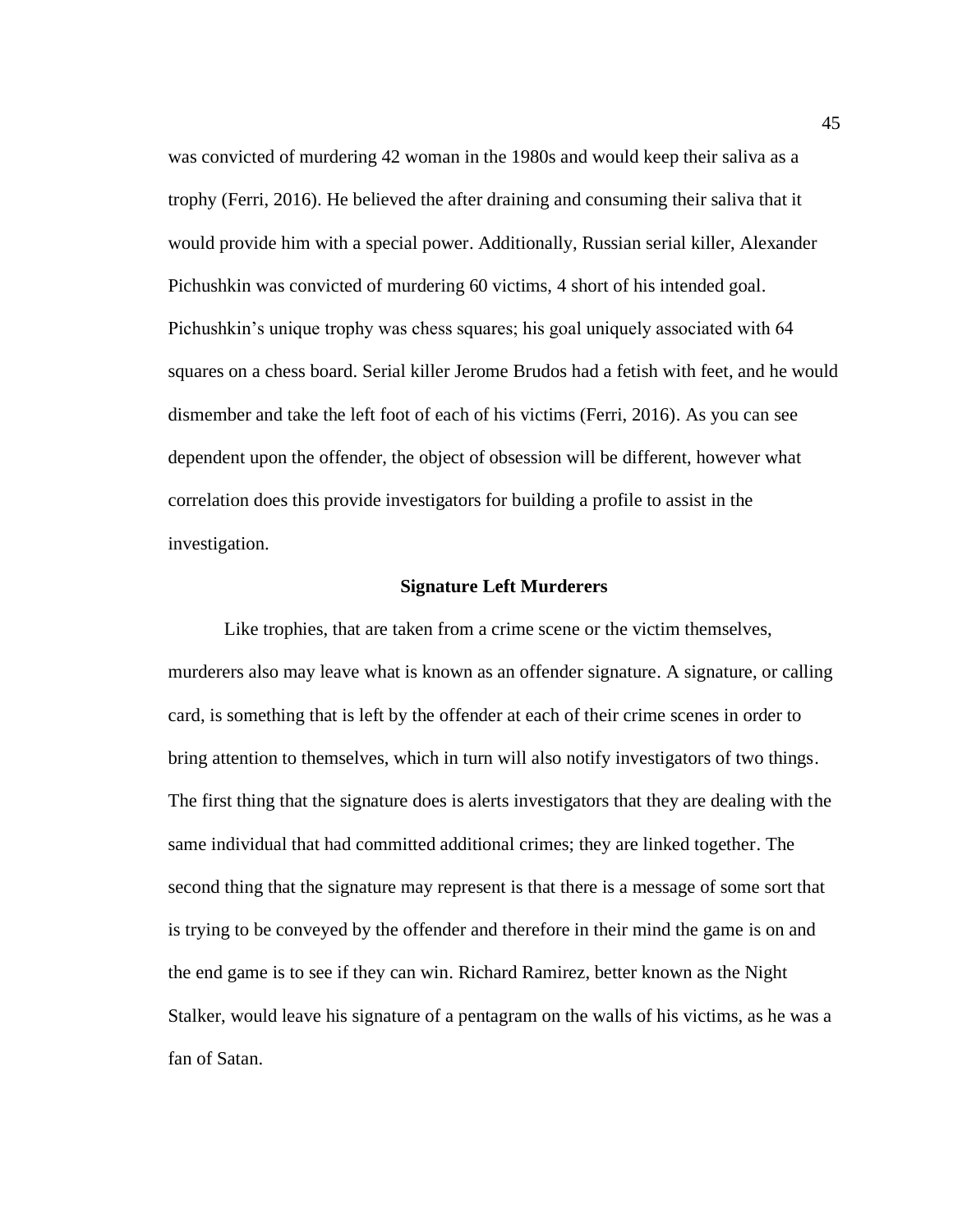was convicted of murdering 42 woman in the 1980s and would keep their saliva as a trophy (Ferri, 2016). He believed the after draining and consuming their saliva that it would provide him with a special power. Additionally, Russian serial killer, Alexander Pichushkin was convicted of murdering 60 victims, 4 short of his intended goal. Pichushkin's unique trophy was chess squares; his goal uniquely associated with 64 squares on a chess board. Serial killer Jerome Brudos had a fetish with feet, and he would dismember and take the left foot of each of his victims (Ferri, 2016). As you can see dependent upon the offender, the object of obsession will be different, however what correlation does this provide investigators for building a profile to assist in the investigation.

### Signature Left Murderers

Like trophies, that are taken from a crime scene or the victim themselves, murderers also may leave what is known as an offender signature. A signature, or calling card, is something that is left by the offender at each of their crime scenes in order to bring attention to themselves, which in turn will also notify investigators of two things. The first thing that the signature does is alerts investigators that they are dealing with the same individual that had committed additional crimes; they are linked together. The second thing that the signature may represent is that there is a message of some sort that is trying to be conveyed by the offender and therefore in their mind the game is on and the end game is to see if they can win. Richard Ramirez, better known as the Night Stalker, would leave his signature of a pentagram on the walls of his victims, as he was a fan of Satan.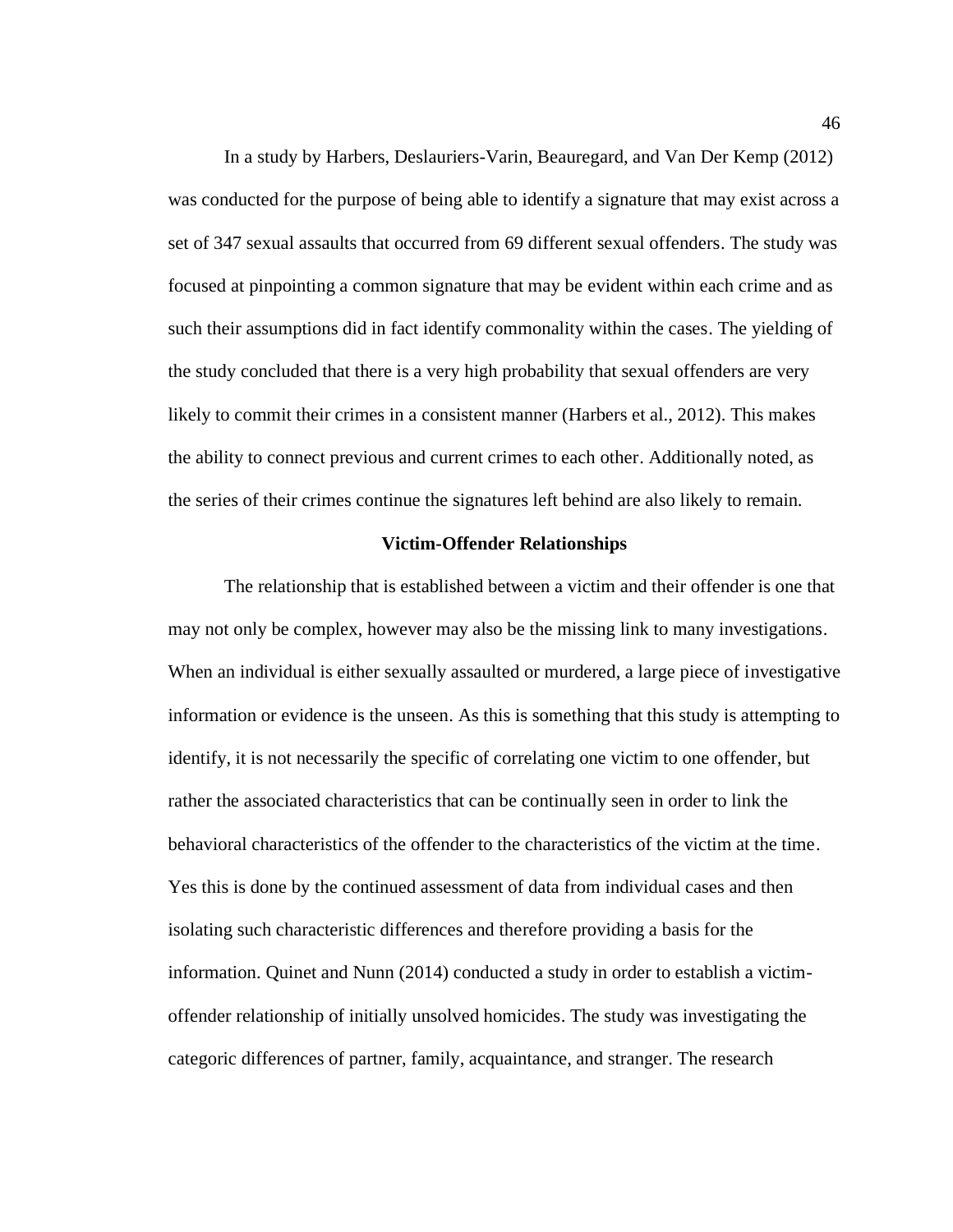In a study by Harbers, Deslauriers-Varin, Beauregard, and Van Der Kemp (2012) was conducted for the purpose of being able to identify a signature that may exist across a set of 347 sexual assaults that occurred from 69 different sexual offenders. The study was focused at pinpointing a common signature that may be evident within each crime and as such their assumptions did in fact identify commonality within the cases. The yielding of the study concluded that there is a very high probability that sexual offenders are very likely to commit their crimes in a consistent manner (Harbers et al., 2012). This makes the ability to connect previous and current crimes to each other. Additionally noted, as the series of their crimes continue the signatures left behind are also likely to remain.

## Victim-Offender Relationships

The relationship that is established between a victim and their offender is one that may not only be complex, however may also be the missing link to many investigations. When an individual is either sexually assaulted or murdered, a large piece of investigative information or evidence is the unseen. As this is something that this study is attempting to identify, it is not necessarily the specific of correlating one victim to one offender, but rather the associated characteristics that can be continually seen in order to link the behavioral characteristics of the offender to the characteristics of the victim at the time. Yes this is done by the continued assessment of data from individual cases and then isolating such characteristic differences and therefore providing a basis for the information. Quinet and Nunn (2014) conducted a study in order to establish a victim-offender relationship of initially unsolved homicides. The study was investigating the categoric differences of partner, family, acquaintance, and stranger. The research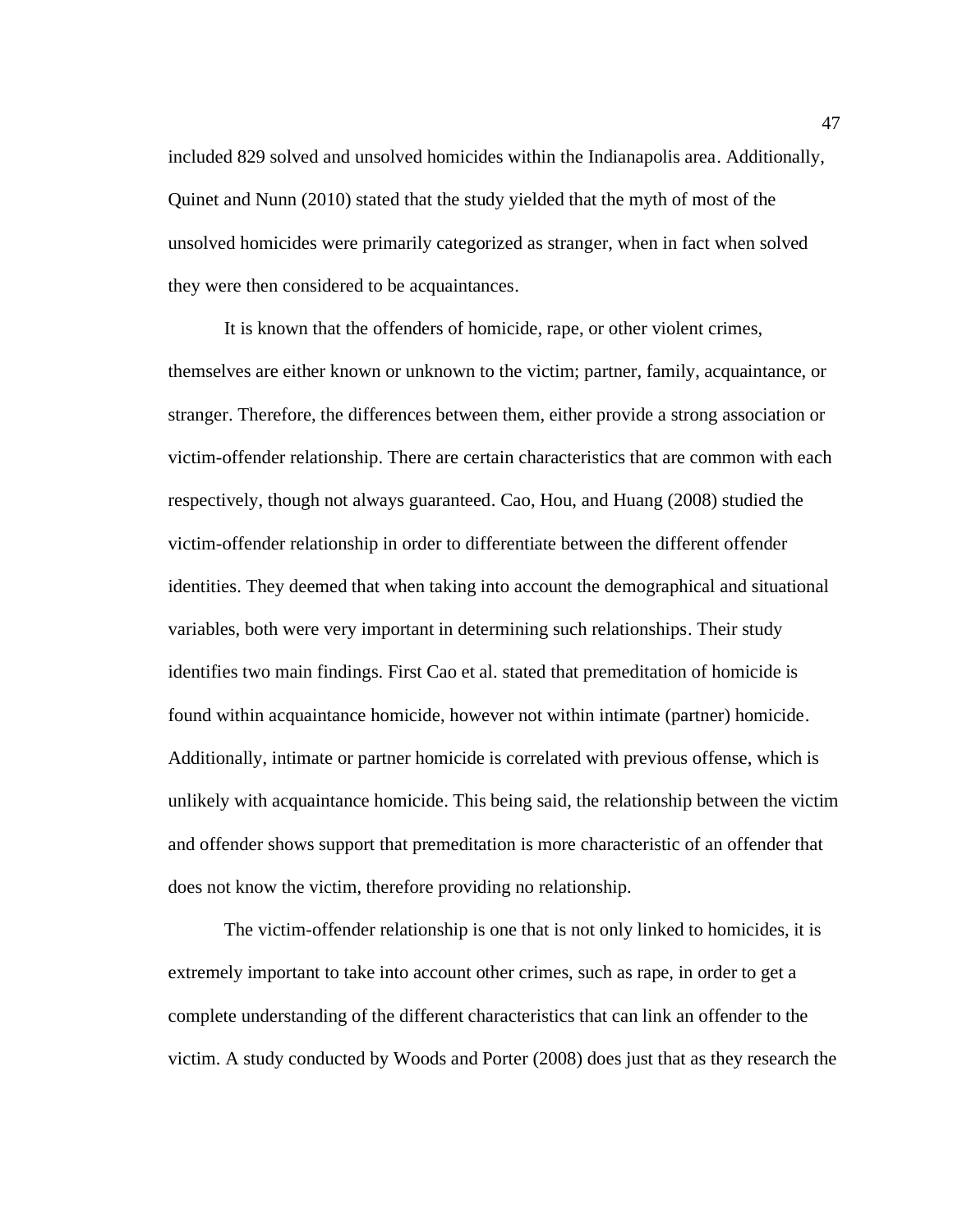included 829 solved and unsolved homicides within the Indianapolis area. Additionally, Quinet and Nunn (2010) stated that the study yielded that the myth of most of the unsolved homicides were primarily categorized as stranger, when in fact when solved they were then considered to be acquaintances.

It is known that the offenders of homicide, rape, or other violent crimes, themselves are either known or unknown to the victim; partner, family, acquaintance, or stranger. Therefore, the differences between them, either provide a strong association or victim-offender relationship. There are certain characteristics that are common with each respectively, though not always guaranteed. Cao, Hou, and Huang (2008) studied the victim-offender relationship in order to differentiate between the different offender identities. They deemed that when taking into account the demographical and situational variables, both were very important in determining such relationships. Their study identifies two main findings. First Cao et al. stated that premeditation of homicide is found within acquaintance homicide, however not within intimate (partner) homicide. Additionally, intimate or partner homicide is correlated with previous offense, which is unlikely with acquaintance homicide. This being said, the relationship between the victim and offender shows support that premeditation is more characteristic of an offender that does not know the victim, therefore providing no relationship.

The victim-offender relationship is one that is not only linked to homicides, it is extremely important to take into account other crimes, such as rape, in order to get a complete understanding of the different characteristics that can link an offender to the victim. A study conducted by Woods and Porter (2008) does just that as they research the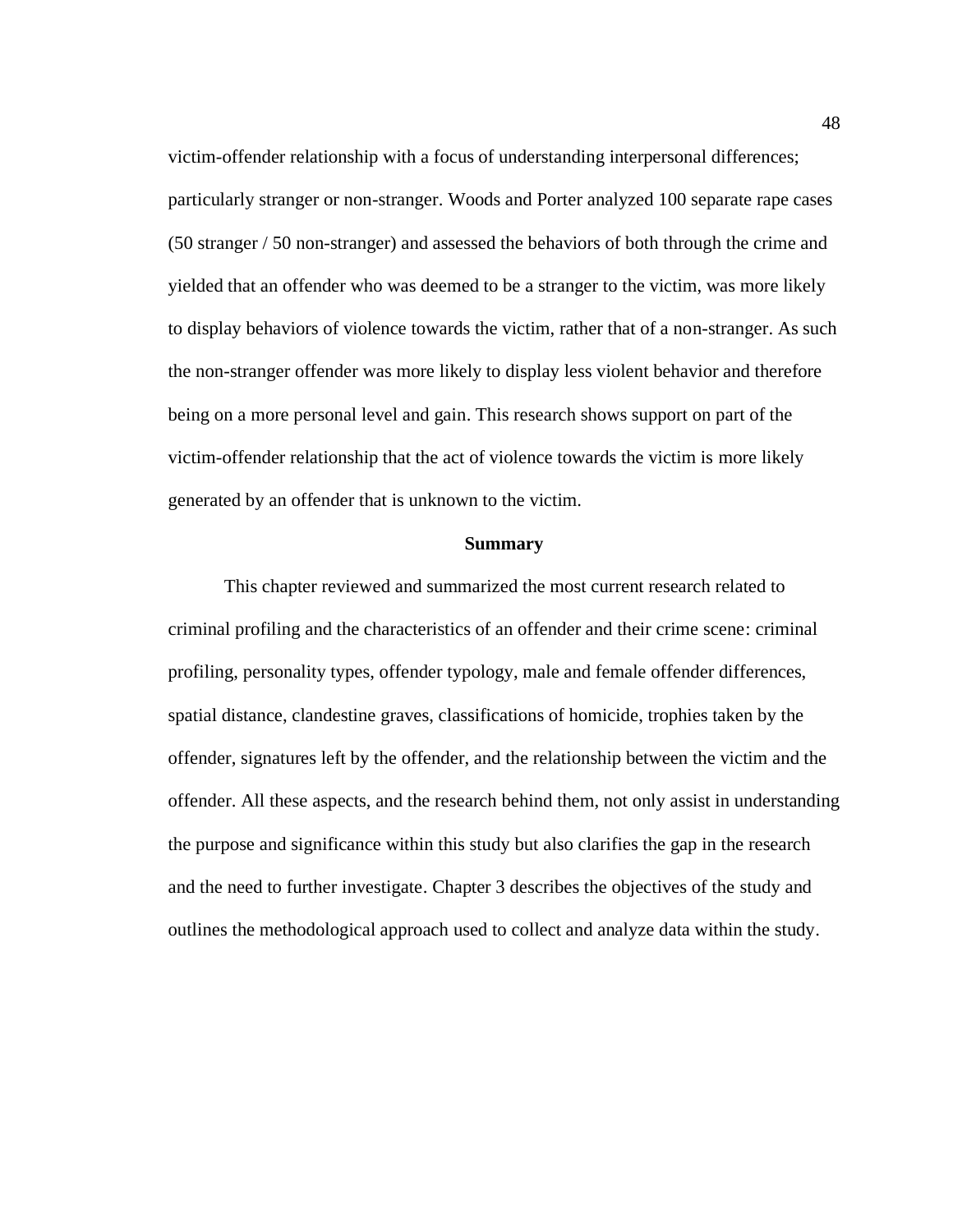victim-offender relationship with a focus of understanding interpersonal differences; particularly stranger or non-stranger. Woods and Porter analyzed 100 separate rape cases (50 stranger / 50 non-stranger) and assessed the behaviors of both through the crime and yielded that an offender who was deemed to be a stranger to the victim, was more likely to display behaviors of violence towards the victim, rather that of a non-stranger. As such the non-stranger offender was more likely to display less violent behavior and therefore being on a more personal level and gain. This research shows support on part of the victim-offender relationship that the act of violence towards the victim is more likely generated by an offender that is unknown to the victim.

## Summary

This chapter reviewed and summarized the most current research related to criminal profiling and the characteristics of an offender and their crime scene: criminal profiling, personality types, offender typology, male and female offender differences, spatial distance, clandestine graves, classifications of homicide, trophies taken by the offender, signatures left by the offender, and the relationship between the victim and the offender. All these aspects, and the research behind them, not only assist in understanding the purpose and significance within this study but also clarifies the gap in the research and the need to further investigate. Chapter 3 describes the objectives of the study and outlines the methodological approach used to collect and analyze data within the study.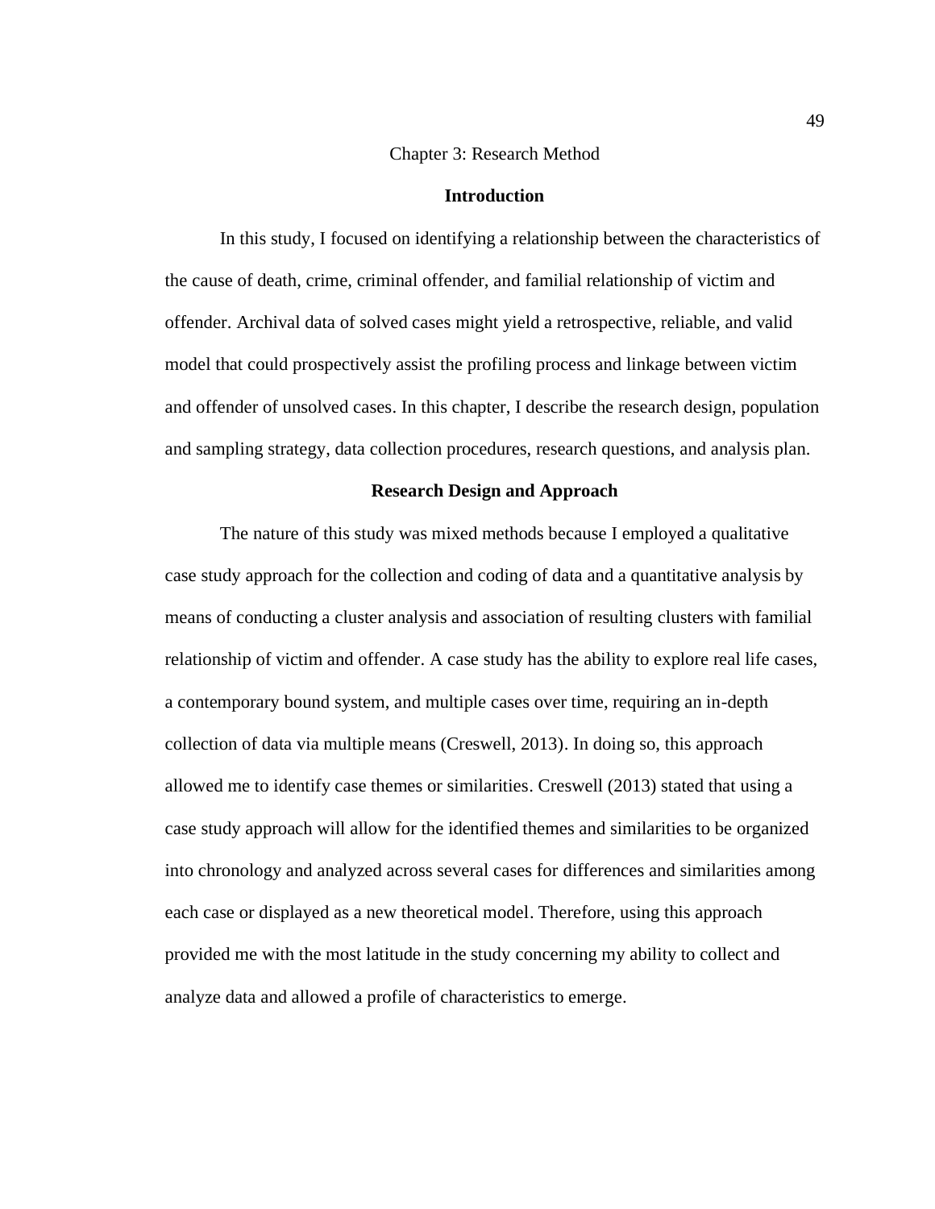# Chapter 3: Research Method

## Introduction

In this study, I focused on identifying a relationship between the characteristics of the cause of death, crime, criminal offender, and familial relationship of victim and offender. Archival data of solved cases might yield a retrospective, reliable, and valid model that could prospectively assist the profiling process and linkage between victim and offender of unsolved cases. In this chapter, I describe the research design, population and sampling strategy, data collection procedures, research questions, and analysis plan.

## Research Design and Approach

The nature of this study was mixed methods because I employed a qualitative case study approach for the collection and coding of data and a quantitative analysis by means of conducting a cluster analysis and association of resulting clusters with familial relationship of victim and offender. A case study has the ability to explore real life cases, a contemporary bound system, and multiple cases over time, requiring an in-depth collection of data via multiple means (Creswell, 2013). In doing so, this approach allowed me to identify case themes or similarities. Creswell (2013) stated that using a case study approach will allow for the identified themes and similarities to be organized into chronology and analyzed across several cases for differences and similarities among each case or displayed as a new theoretical model. Therefore, using this approach provided me with the most latitude in the study concerning my ability to collect and analyze data and allowed a profile of characteristics to emerge.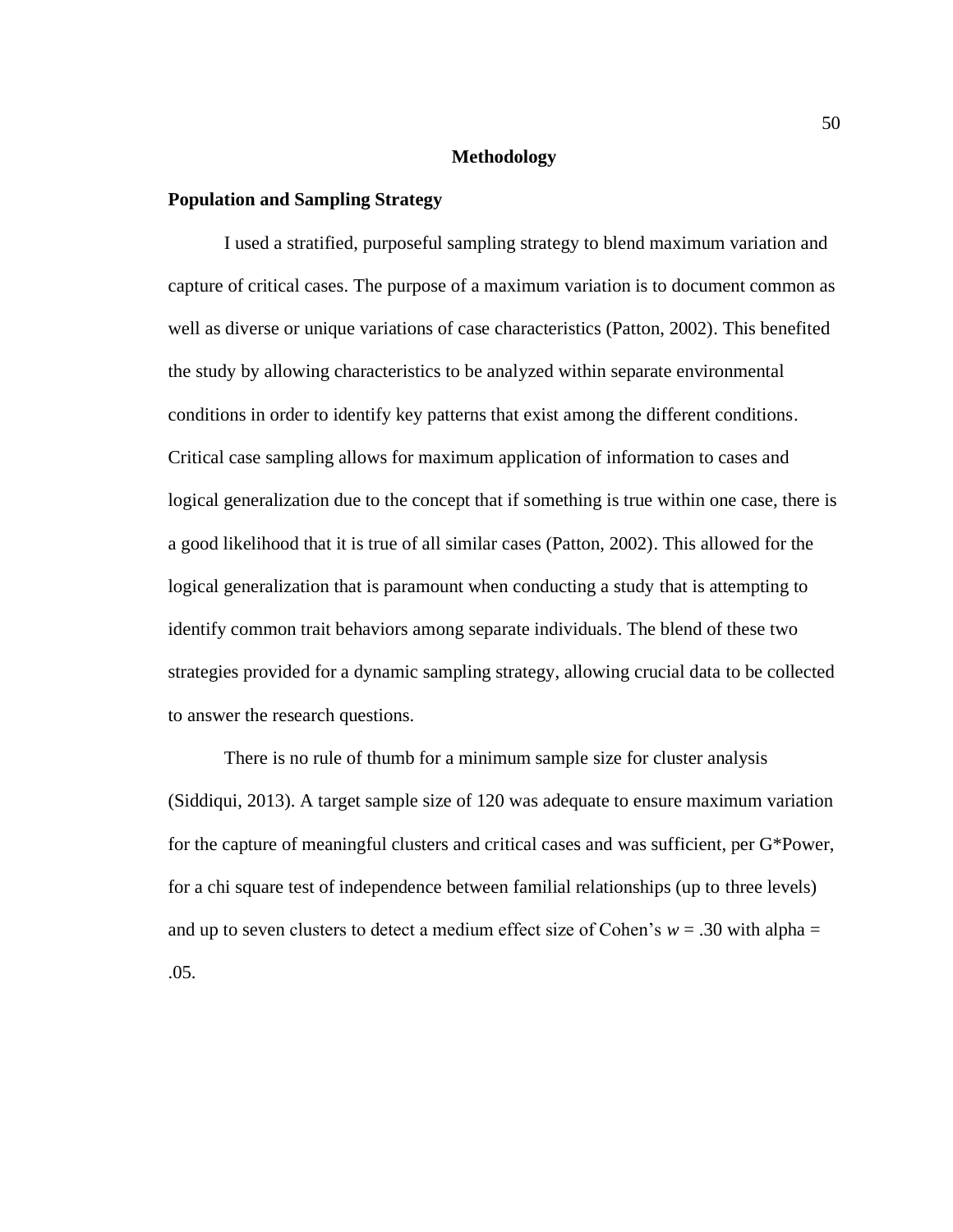# Methodology

## Population and Sampling Strategy

I used a stratified, purposeful sampling strategy to blend maximum variation and capture of critical cases. The purpose of a maximum variation is to document common as well as diverse or unique variations of case characteristics (Patton, 2002). This benefited the study by allowing characteristics to be analyzed within separate environmental conditions in order to identify key patterns that exist among the different conditions. Critical case sampling allows for maximum application of information to cases and logical generalization due to the concept that if something is true within one case, there is a good likelihood that it is true of all similar cases (Patton, 2002). This allowed for the logical generalization that is paramount when conducting a study that is attempting to identify common trait behaviors among separate individuals. The blend of these two strategies provided for a dynamic sampling strategy, allowing crucial data to be collected to answer the research questions.

There is no rule of thumb for a minimum sample size for cluster analysis (Siddiqui, 2013). A target sample size of 120 was adequate to ensure maximum variation for the capture of meaningful clusters and critical cases and was sufficient, per G*Power, for a chi square test of independence between familial relationships (up to three levels) and up to seven clusters to detect a medium effect size of Cohen's $w = .30$ with alpha = .05.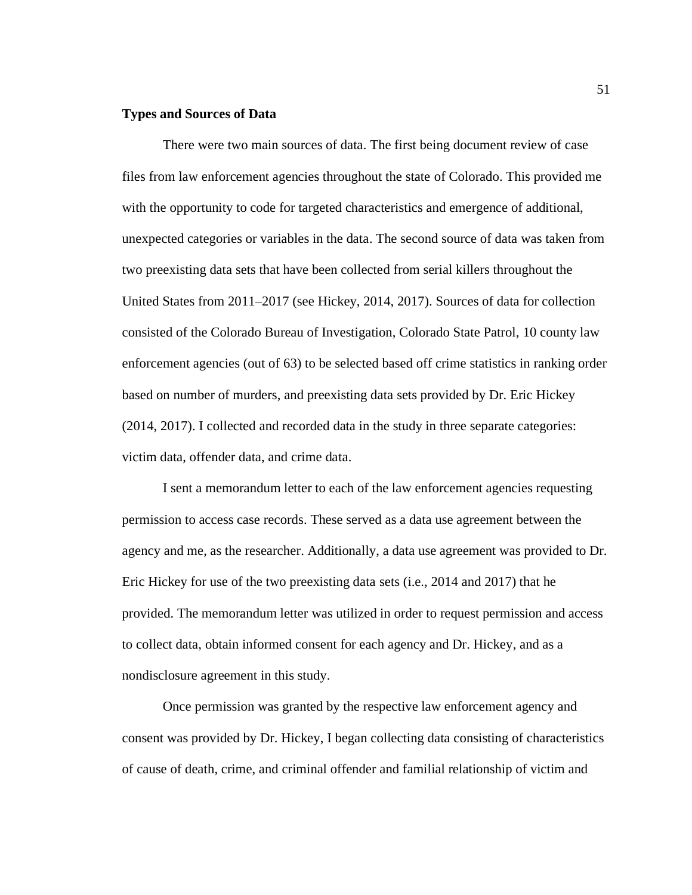**Types and Sources of Data**

There were two main sources of data. The first being document review of case files from law enforcement agencies throughout the state of Colorado. This provided me with the opportunity to code for targeted characteristics and emergence of additional, unexpected categories or variables in the data. The second source of data was taken from two preexisting data sets that have been collected from serial killers throughout the United States from 2011–2017 (see Hickey, 2014, 2017). Sources of data for collection consisted of the Colorado Bureau of Investigation, Colorado State Patrol, 10 county law enforcement agencies (out of 63) to be selected based off crime statistics in ranking order based on number of murders, and preexisting data sets provided by Dr. Eric Hickey (2014, 2017). I collected and recorded data in the study in three separate categories: victim data, offender data, and crime data.

I sent a memorandum letter to each of the law enforcement agencies requesting permission to access case records. These served as a data use agreement between the agency and me, as the researcher. Additionally, a data use agreement was provided to Dr. Eric Hickey for use of the two preexisting data sets (i.e., 2014 and 2017) that he provided. The memorandum letter was utilized in order to request permission and access to collect data, obtain informed consent for each agency and Dr. Hickey, and as a nondisclosure agreement in this study.

Once permission was granted by the respective law enforcement agency and consent was provided by Dr. Hickey, I began collecting data consisting of characteristics of cause of death, crime, and criminal offender and familial relationship of victim and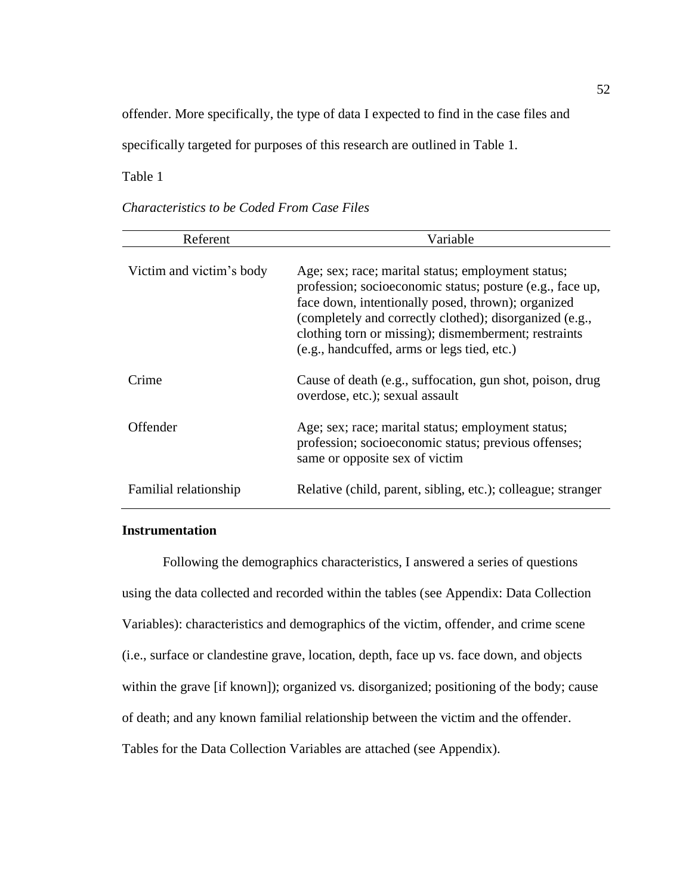offender. More specifically, the type of data I expected to find in the case files and specifically targeted for purposes of this research are outlined in Table 1.

Table 1

*Characteristics to be Coded From Case Files*

| Referent | Variable |
|---|---|
| Victim and victim's body | Age; sex; race; marital status; employment status; profession; socioeconomic status; posture (e.g., face up, face down, intentionally posed, thrown); organized (completely and correctly clothed); disorganized (e.g., clothing torn or missing); dismemberment; restraints (e.g., handcuffed, arms or legs tied, etc.) |
| Crime | Cause of death (e.g., suffocation, gun shot, poison, drug overdose, etc.); sexual assault |
| Offender | Age; sex; race; marital status; employment status; profession; socioeconomic status; previous offenses; same or opposite sex of victim |
| Familial relationship | Relative (child, parent, sibling, etc.); colleague; stranger |

### Instrumentation

Following the demographics characteristics, I answered a series of questions using the data collected and recorded within the tables (see Appendix: Data Collection Variables): characteristics and demographics of the victim, offender, and crime scene (i.e., surface or clandestine grave, location, depth, face up vs. face down, and objects within the grave [if known]); organized vs. disorganized; positioning of the body; cause of death; and any known familial relationship between the victim and the offender. Tables for the Data Collection Variables are attached (see Appendix).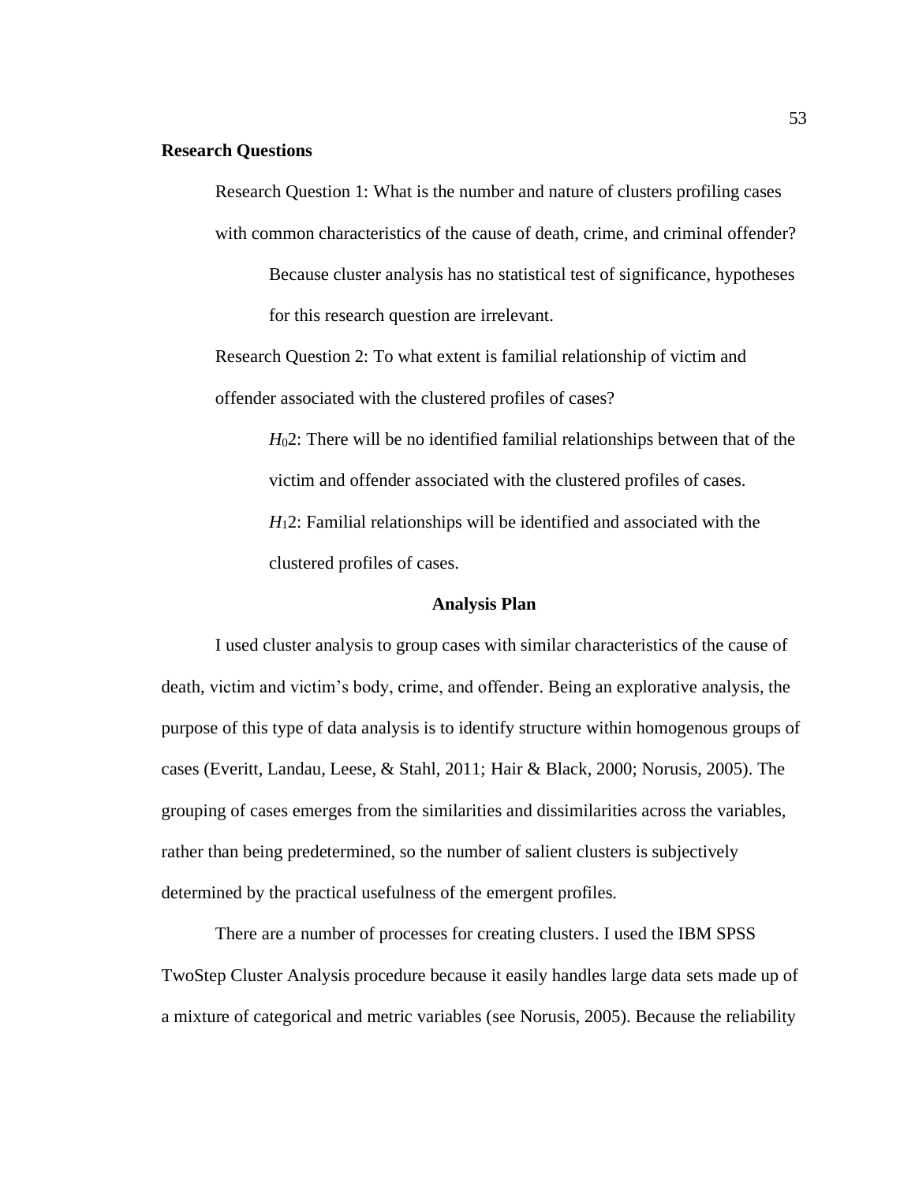**Research Questions**

Research Question 1: What is the number and nature of clusters profiling cases with common characteristics of the cause of death, crime, and criminal offender?

Because cluster analysis has no statistical test of significance, hypotheses for this research question are irrelevant.

Research Question 2: To what extent is familial relationship of victim and offender associated with the clustered profiles of cases?

$H_0 2$: There will be no identified familial relationships between that of the victim and offender associated with the clustered profiles of cases.

$H_1 2$: Familial relationships will be identified and associated with the clustered profiles of cases.

## Analysis Plan

I used cluster analysis to group cases with similar characteristics of the cause of death, victim and victim's body, crime, and offender. Being an explorative analysis, the purpose of this type of data analysis is to identify structure within homogenous groups of cases (Everitt, Landau, Leese, & Stahl, 2011; Hair & Black, 2000; Norusis, 2005). The grouping of cases emerges from the similarities and dissimilarities across the variables, rather than being predetermined, so the number of salient clusters is subjectively determined by the practical usefulness of the emergent profiles.

There are a number of processes for creating clusters. I used the IBM SPSS TwoStep Cluster Analysis procedure because it easily handles large data sets made up of a mixture of categorical and metric variables (see Norusis, 2005). Because the reliability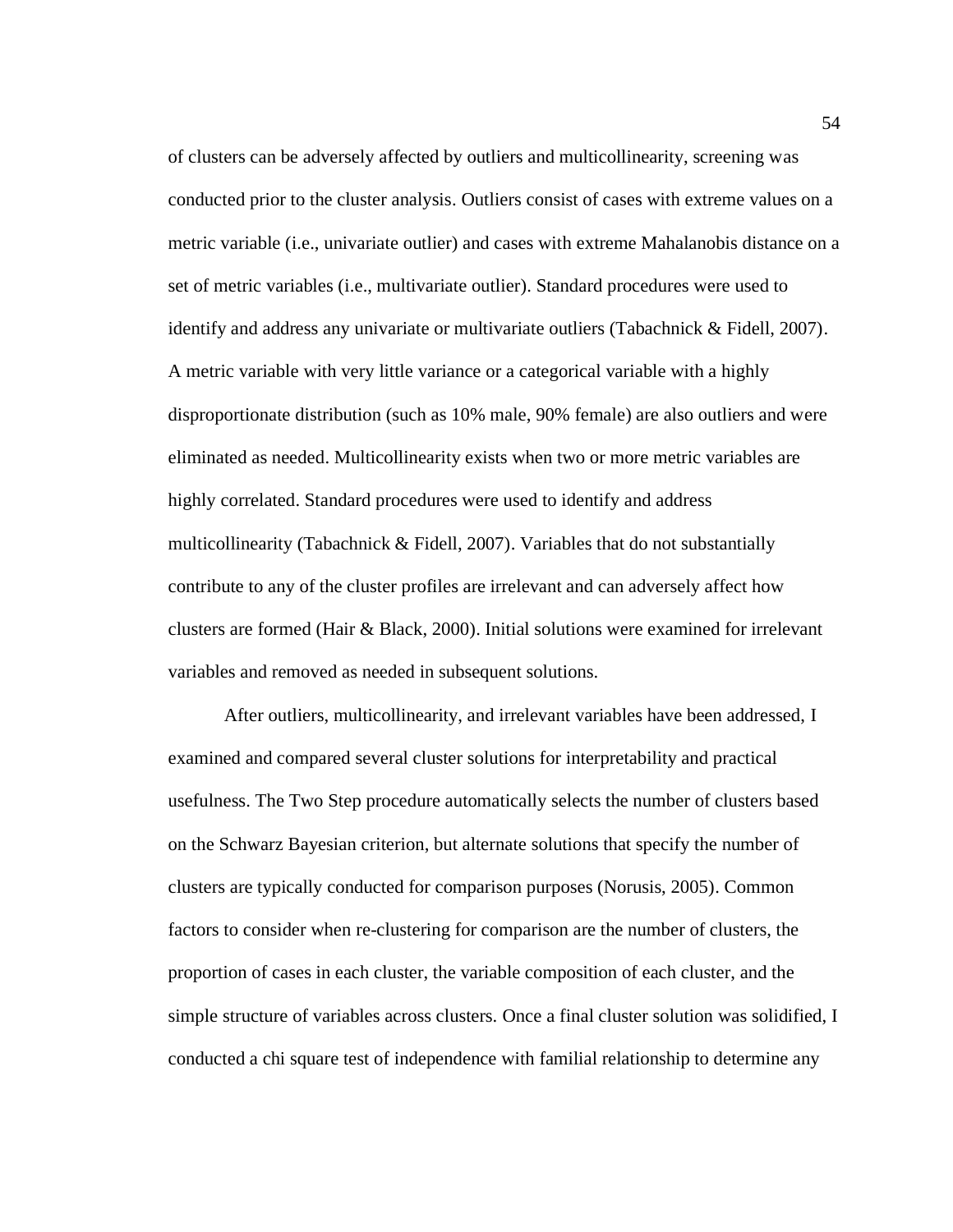of clusters can be adversely affected by outliers and multicollinearity, screening was conducted prior to the cluster analysis. Outliers consist of cases with extreme values on a metric variable (i.e., univariate outlier) and cases with extreme Mahalanobis distance on a set of metric variables (i.e., multivariate outlier). Standard procedures were used to identify and address any univariate or multivariate outliers (Tabachnick & Fidell, 2007). A metric variable with very little variance or a categorical variable with a highly disproportionate distribution (such as 10% male, 90% female) are also outliers and were eliminated as needed. Multicollinearity exists when two or more metric variables are highly correlated. Standard procedures were used to identify and address multicollinearity (Tabachnick & Fidell, 2007). Variables that do not substantially contribute to any of the cluster profiles are irrelevant and can adversely affect how clusters are formed (Hair & Black, 2000). Initial solutions were examined for irrelevant variables and removed as needed in subsequent solutions.

After outliers, multicollinearity, and irrelevant variables have been addressed, I examined and compared several cluster solutions for interpretability and practical usefulness. The Two Step procedure automatically selects the number of clusters based on the Schwarz Bayesian criterion, but alternate solutions that specify the number of clusters are typically conducted for comparison purposes (Norusis, 2005). Common factors to consider when re-clustering for comparison are the number of clusters, the proportion of cases in each cluster, the variable composition of each cluster, and the simple structure of variables across clusters. Once a final cluster solution was solidified, I conducted a chi square test of independence with familial relationship to determine any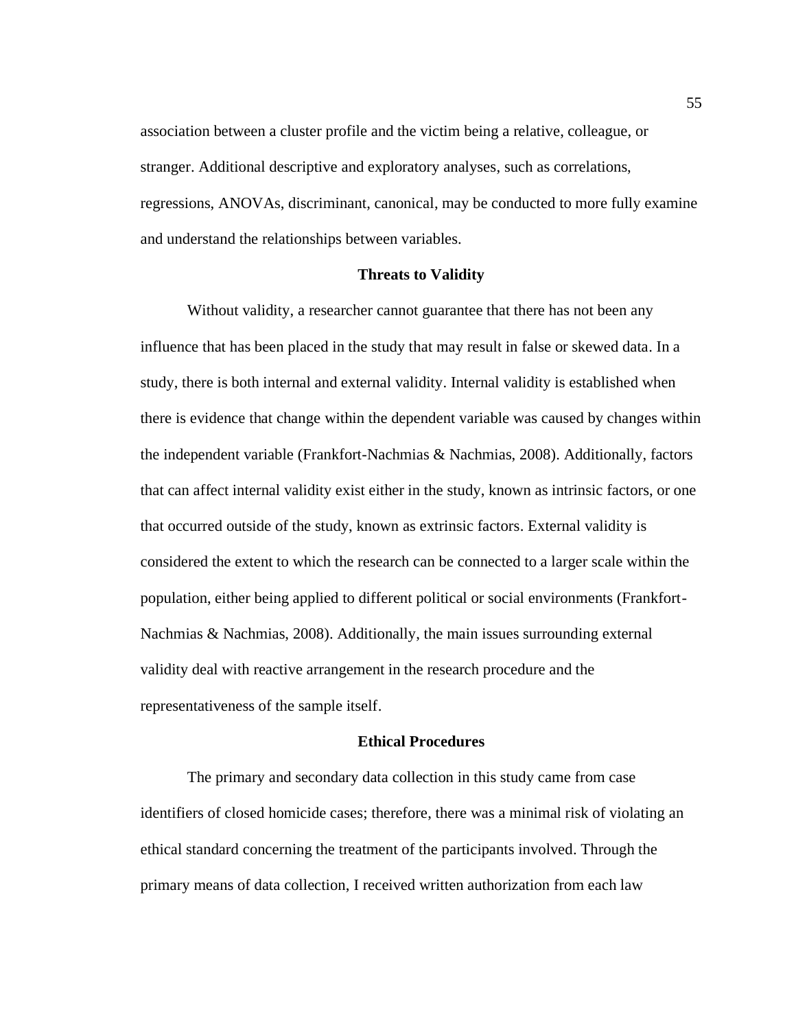association between a cluster profile and the victim being a relative, colleague, or stranger. Additional descriptive and exploratory analyses, such as correlations, regressions, ANOVAs, discriminant, canonical, may be conducted to more fully examine and understand the relationships between variables.

## Threats to Validity

Without validity, a researcher cannot guarantee that there has not been any influence that has been placed in the study that may result in false or skewed data. In a study, there is both internal and external validity. Internal validity is established when there is evidence that change within the dependent variable was caused by changes within the independent variable (Frankfort-Nachmias & Nachmias, 2008). Additionally, factors that can affect internal validity exist either in the study, known as intrinsic factors, or one that occurred outside of the study, known as extrinsic factors. External validity is considered the extent to which the research can be connected to a larger scale within the population, either being applied to different political or social environments (Frankfort-Nachmias & Nachmias, 2008). Additionally, the main issues surrounding external validity deal with reactive arrangement in the research procedure and the representativeness of the sample itself.

## Ethical Procedures

The primary and secondary data collection in this study came from case identifiers of closed homicide cases; therefore, there was a minimal risk of violating an ethical standard concerning the treatment of the participants involved. Through the primary means of data collection, I received written authorization from each law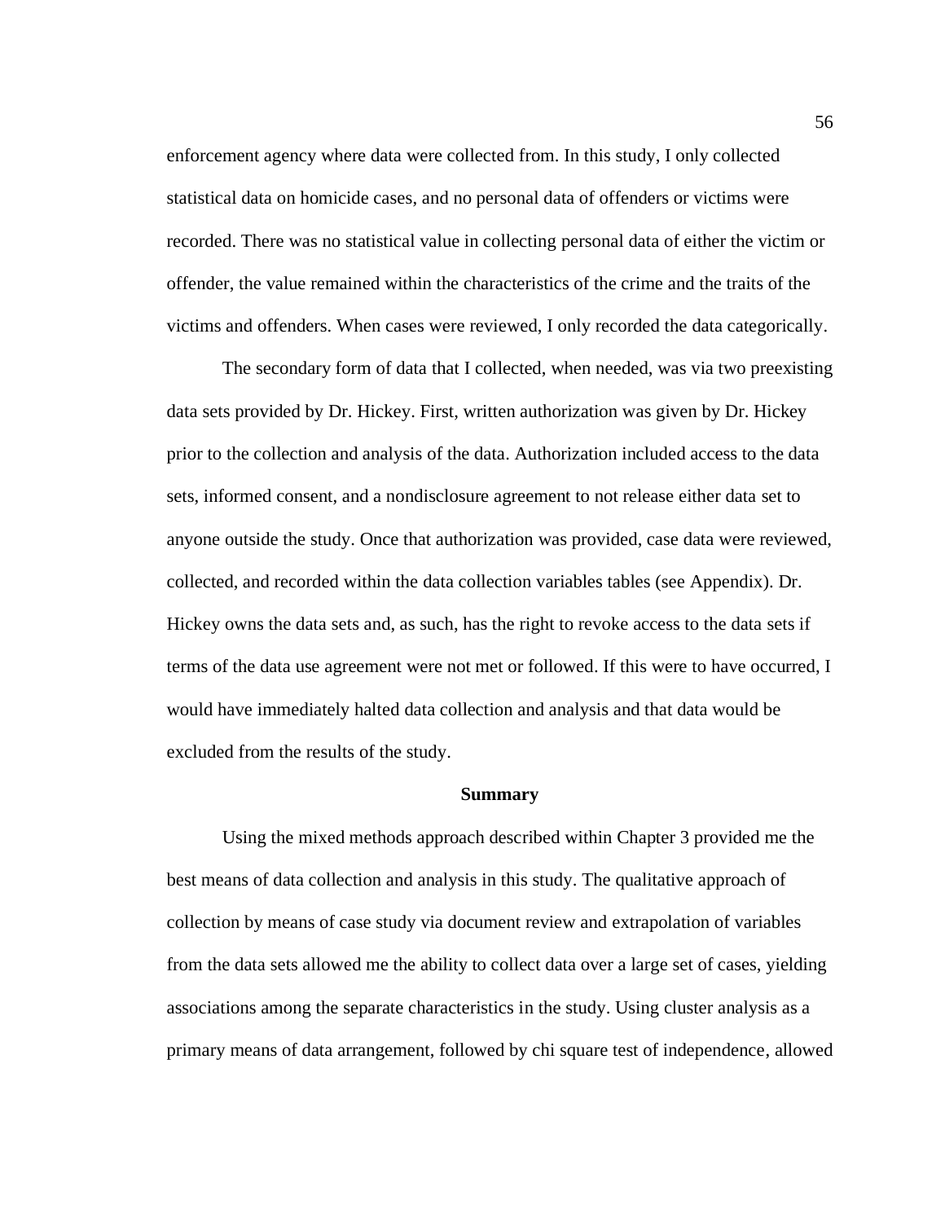enforcement agency where data were collected from. In this study, I only collected statistical data on homicide cases, and no personal data of offenders or victims were recorded. There was no statistical value in collecting personal data of either the victim or offender, the value remained within the characteristics of the crime and the traits of the victims and offenders. When cases were reviewed, I only recorded the data categorically.

The secondary form of data that I collected, when needed, was via two preexisting data sets provided by Dr. Hickey. First, written authorization was given by Dr. Hickey prior to the collection and analysis of the data. Authorization included access to the data sets, informed consent, and a nondisclosure agreement to not release either data set to anyone outside the study. Once that authorization was provided, case data were reviewed, collected, and recorded within the data collection variables tables (see Appendix). Dr. Hickey owns the data sets and, as such, has the right to revoke access to the data sets if terms of the data use agreement were not met or followed. If this were to have occurred, I would have immediately halted data collection and analysis and that data would be excluded from the results of the study.

## Summary

Using the mixed methods approach described within Chapter 3 provided me the best means of data collection and analysis in this study. The qualitative approach of collection by means of case study via document review and extrapolation of variables from the data sets allowed me the ability to collect data over a large set of cases, yielding associations among the separate characteristics in the study. Using cluster analysis as a primary means of data arrangement, followed by chi square test of independence, allowed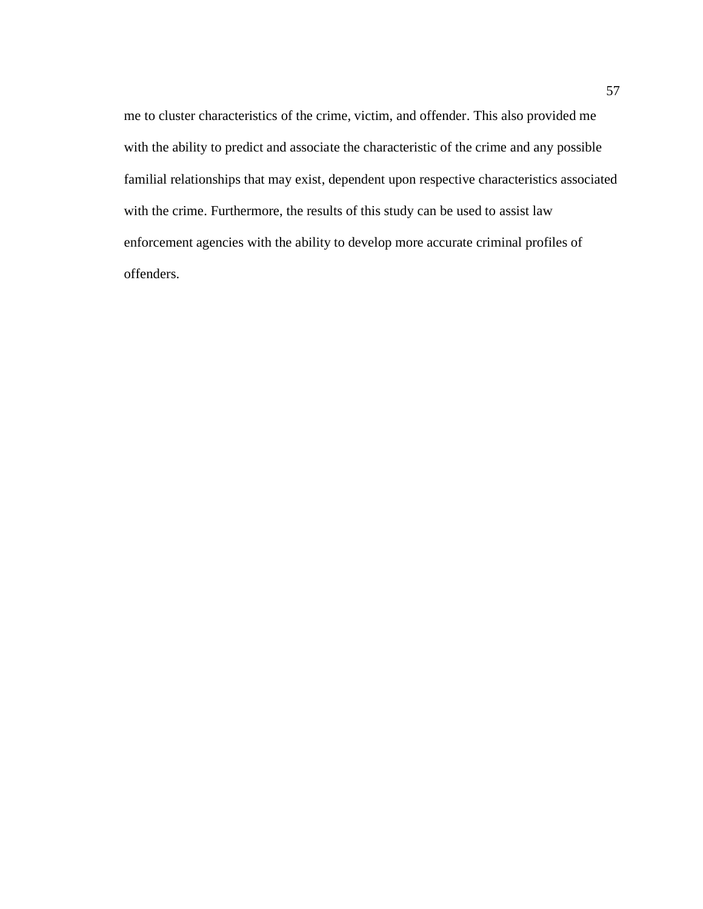me to cluster characteristics of the crime, victim, and offender. This also provided me with the ability to predict and associate the characteristic of the crime and any possible familial relationships that may exist, dependent upon respective characteristics associated with the crime. Furthermore, the results of this study can be used to assist law enforcement agencies with the ability to develop more accurate criminal profiles of offenders.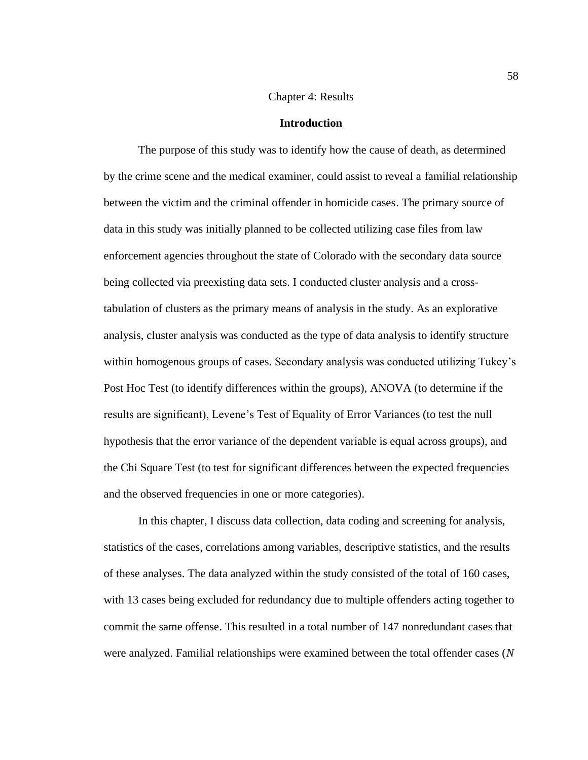# Chapter 4: Results

## Introduction

The purpose of this study was to identify how the cause of death, as determined by the crime scene and the medical examiner, could assist to reveal a familial relationship between the victim and the criminal offender in homicide cases. The primary source of data in this study was initially planned to be collected utilizing case files from law enforcement agencies throughout the state of Colorado with the secondary data source being collected via preexisting data sets. I conducted cluster analysis and a cross-tabulation of clusters as the primary means of analysis in the study. As an explorative analysis, cluster analysis was conducted as the type of data analysis to identify structure within homogenous groups of cases. Secondary analysis was conducted utilizing Tukey's Post Hoc Test (to identify differences within the groups), ANOVA (to determine if the results are significant), Levene's Test of Equality of Error Variances (to test the null hypothesis that the error variance of the dependent variable is equal across groups), and the Chi Square Test (to test for significant differences between the expected frequencies and the observed frequencies in one or more categories).

In this chapter, I discuss data collection, data coding and screening for analysis, statistics of the cases, correlations among variables, descriptive statistics, and the results of these analyses. The data analyzed within the study consisted of the total of 160 cases, with 13 cases being excluded for redundancy due to multiple offenders acting together to commit the same offense. This resulted in a total number of 147 nonredundant cases that were analyzed. Familial relationships were examined between the total offender cases (*N*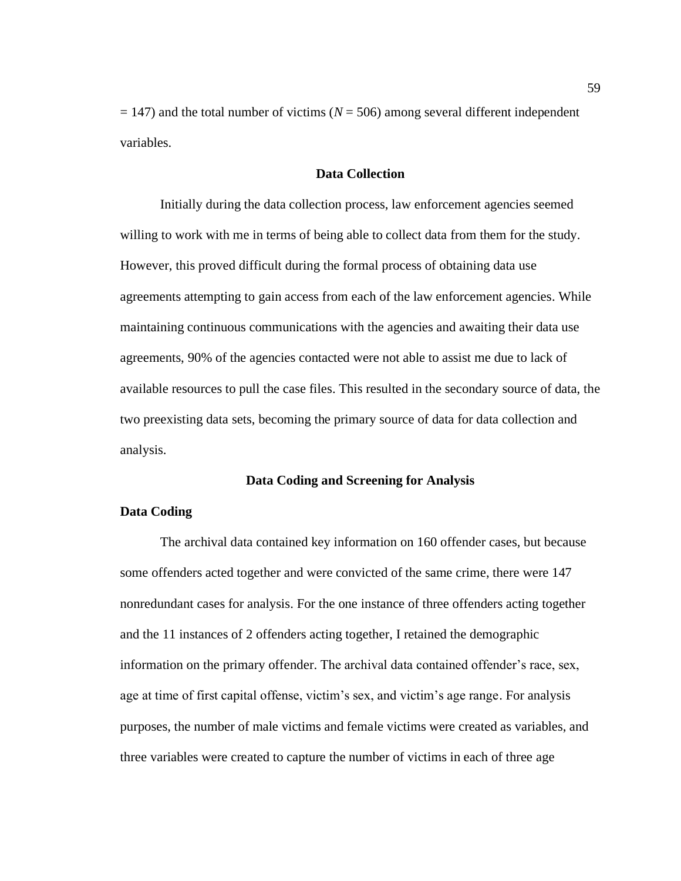= 147) and the total number of victims (*N* = 506) among several different independent variables.

## Data Collection

Initially during the data collection process, law enforcement agencies seemed willing to work with me in terms of being able to collect data from them for the study. However, this proved difficult during the formal process of obtaining data use agreements attempting to gain access from each of the law enforcement agencies. While maintaining continuous communications with the agencies and awaiting their data use agreements, 90% of the agencies contacted were not able to assist me due to lack of available resources to pull the case files. This resulted in the secondary source of data, the two preexisting data sets, becoming the primary source of data for data collection and analysis.

## Data Coding and Screening for Analysis

### Data Coding

The archival data contained key information on 160 offender cases, but because some offenders acted together and were convicted of the same crime, there were 147 nonredundant cases for analysis. For the one instance of three offenders acting together and the 11 instances of 2 offenders acting together, I retained the demographic information on the primary offender. The archival data contained offender's race, sex, age at time of first capital offense, victim's sex, and victim's age range. For analysis purposes, the number of male victims and female victims were created as variables, and three variables were created to capture the number of victims in each of three age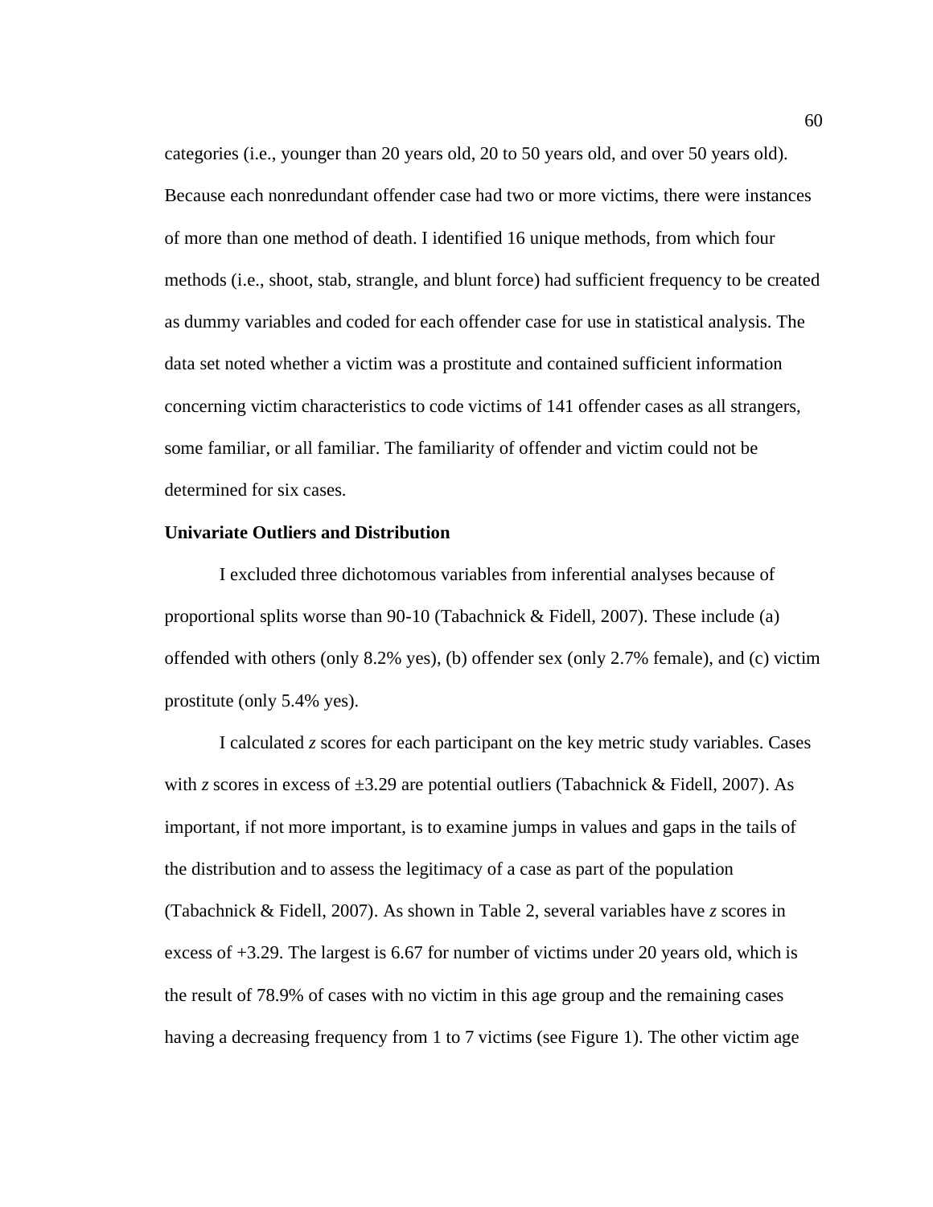categories (i.e., younger than 20 years old, 20 to 50 years old, and over 50 years old). Because each nonredundant offender case had two or more victims, there were instances of more than one method of death. I identified 16 unique methods, from which four methods (i.e., shoot, stab, strangle, and blunt force) had sufficient frequency to be created as dummy variables and coded for each offender case for use in statistical analysis. The data set noted whether a victim was a prostitute and contained sufficient information concerning victim characteristics to code victims of 141 offender cases as all strangers, some familiar, or all familiar. The familiarity of offender and victim could not be determined for six cases.

**Univariate Outliers and Distribution**

I excluded three dichotomous variables from inferential analyses because of proportional splits worse than 90-10 (Tabachnick & Fidell, 2007). These include (a) offended with others (only 8.2% yes), (b) offender sex (only 2.7% female), and (c) victim prostitute (only 5.4% yes).

I calculated *z* scores for each participant on the key metric study variables. Cases with *z* scores in excess of ±3.29 are potential outliers (Tabachnick & Fidell, 2007). As important, if not more important, is to examine jumps in values and gaps in the tails of the distribution and to assess the legitimacy of a case as part of the population (Tabachnick & Fidell, 2007). As shown in Table 2, several variables have *z* scores in excess of +3.29. The largest is 6.67 for number of victims under 20 years old, which is the result of 78.9% of cases with no victim in this age group and the remaining cases having a decreasing frequency from 1 to 7 victims (see Figure 1). The other victim age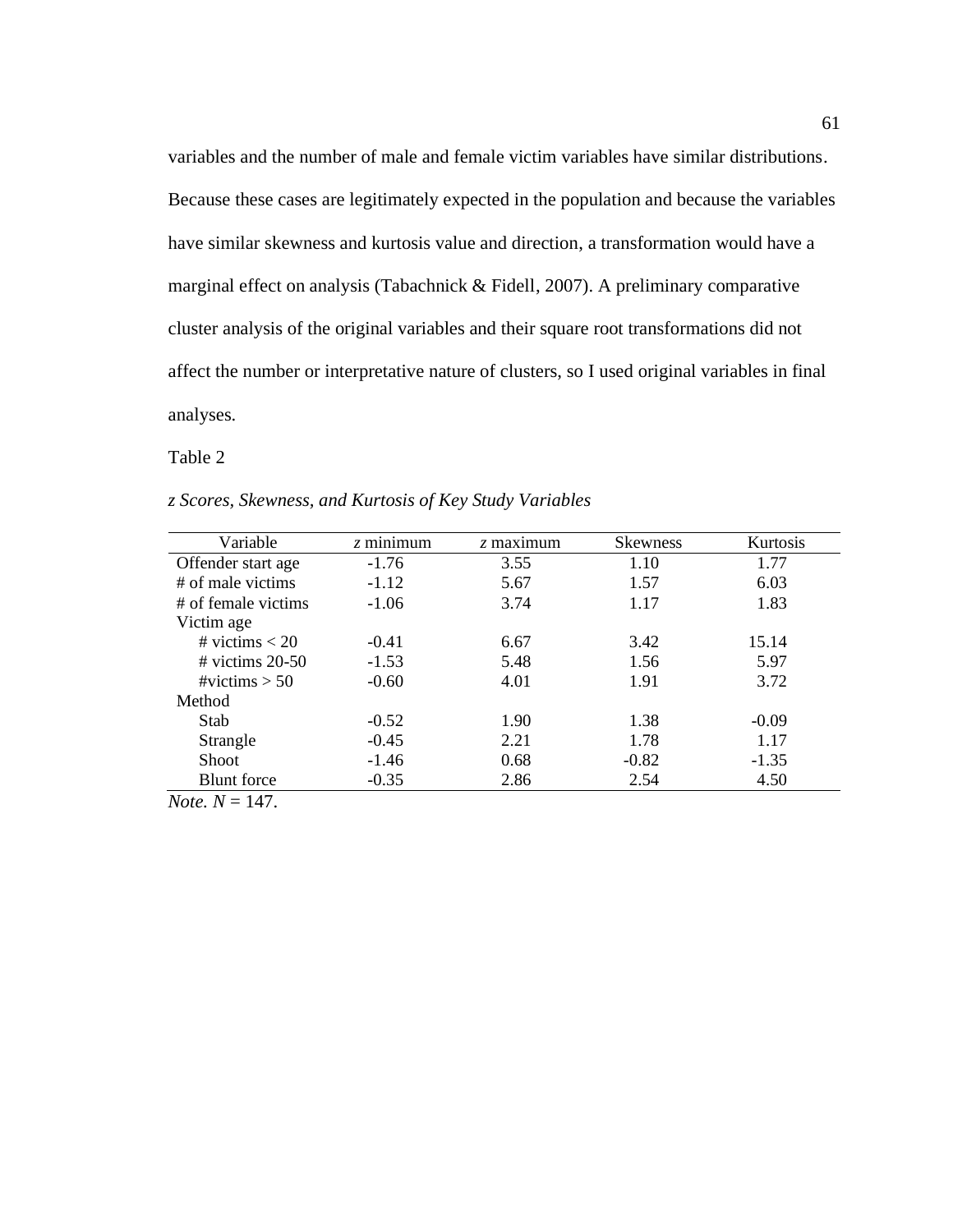variables and the number of male and female victim variables have similar distributions. Because these cases are legitimately expected in the population and because the variables have similar skewness and kurtosis value and direction, a transformation would have a marginal effect on analysis (Tabachnick & Fidell, 2007). A preliminary comparative cluster analysis of the original variables and their square root transformations did not affect the number or interpretative nature of clusters, so I used original variables in final analyses.

Table 2

*z Scores, Skewness, and Kurtosis of Key Study Variables*

| Variable | *z* minimum | *z* maximum | Skewness | Kurtosis |
|---|---|---|---|---|
| Offender start age | -1.76 | 3.55 | 1.10 | 1.77 |
| # of male victims | -1.12 | 5.67 | 1.57 | 6.03 |
| # of female victims | -1.06 | 3.74 | 1.17 | 1.83 |
| Victim age | | | | |
| # victims < 20 | -0.41 | 6.67 | 3.42 | 15.14 |
| # victims 20-50 | -1.53 | 5.48 | 1.56 | 5.97 |
| #victims > 50 | -0.60 | 4.01 | 1.91 | 3.72 |
| Method | | | | |
| Stab | -0.52 | 1.90 | 1.38 | -0.09 |
| Strangle | -0.45 | 2.21 | 1.78 | 1.17 |
| Shoot | -1.46 | 0.68 | -0.82 | -1.35 |
| Blunt force | -0.35 | 2.86 | 2.54 | 4.50 |

*Note. N* = 147.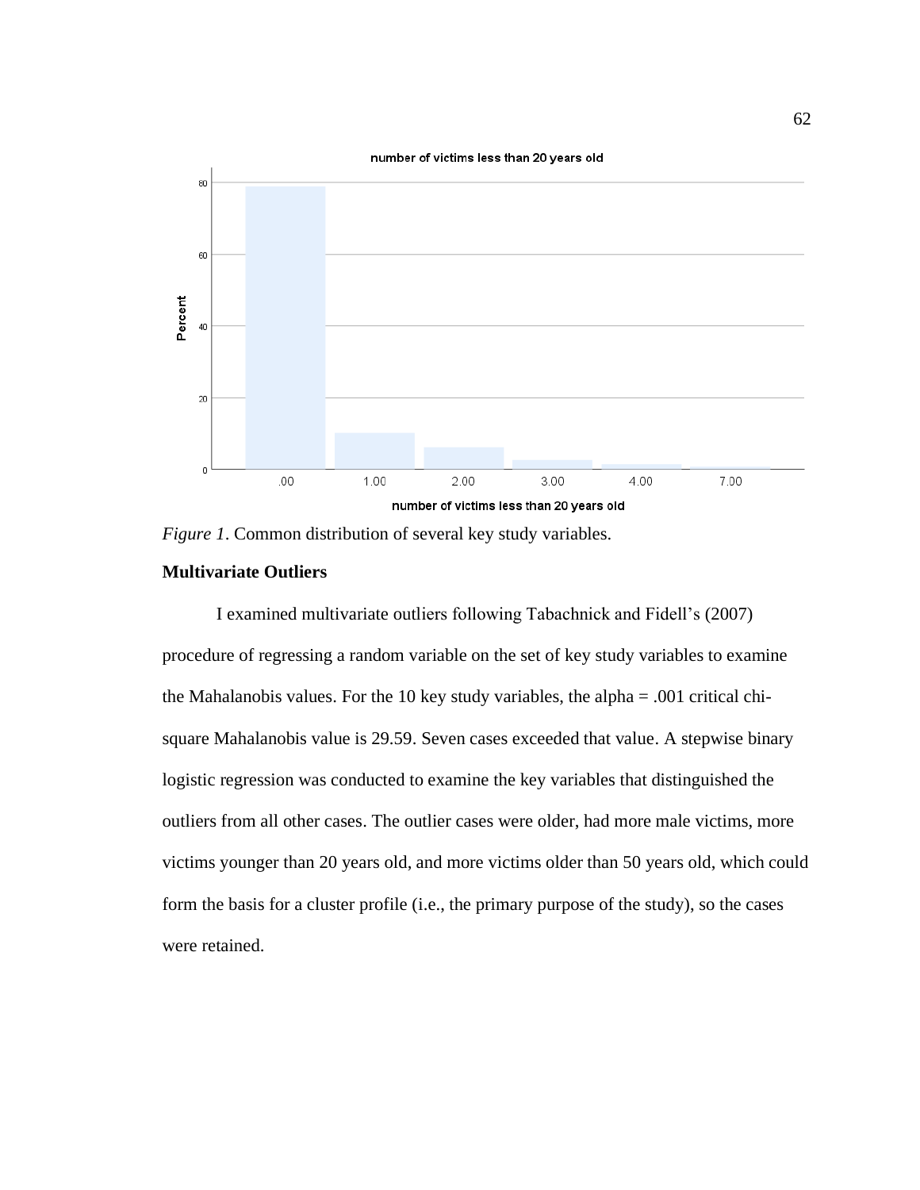*Figure 1*. Common distribution of several key study variables.

**Multivariate Outliers**

I examined multivariate outliers following Tabachnick and Fidell's (2007) procedure of regressing a random variable on the set of key study variables to examine the Mahalanobis values. For the 10 key study variables, the alpha = .001 critical chi-square Mahalanobis value is 29.59. Seven cases exceeded that value. A stepwise binary logistic regression was conducted to examine the key variables that distinguished the outliers from all other cases. The outlier cases were older, had more male victims, more victims younger than 20 years old, and more victims older than 50 years old, which could form the basis for a cluster profile (i.e., the primary purpose of the study), so the cases were retained.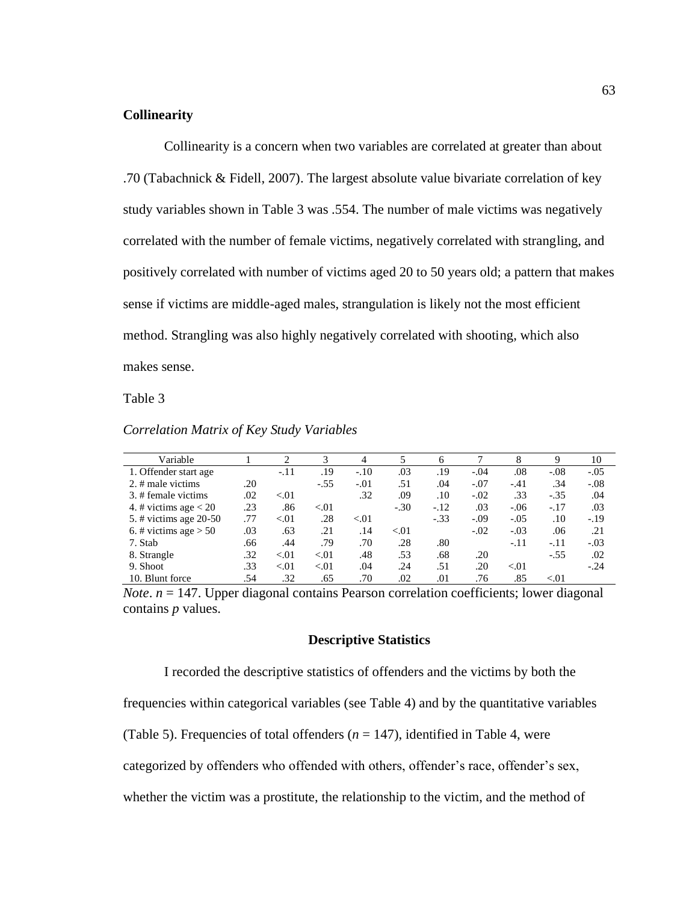**Collinearity**

Collinearity is a concern when two variables are correlated at greater than about .70 (Tabachnick & Fidell, 2007). The largest absolute value bivariate correlation of key study variables shown in Table 3 was .554. The number of male victims was negatively correlated with the number of female victims, negatively correlated with strangling, and positively correlated with number of victims aged 20 to 50 years old; a pattern that makes sense if victims are middle-aged males, strangulation is likely not the most efficient method. Strangling was also highly negatively correlated with shooting, which also makes sense.

Table 3

*Correlation Matrix of Key Study Variables*

| Variable | 1 | 2 | 3 | 4 | 5 | 6 | 7 | 8 | 9 | 10 |
|---|---|---|---|---|---|---|---|---|---|---|
| 1. Offender start age | | -.11 | .19 | -.10 | .03 | .19 | -.04 | .08 | -.08 | -.05 |
| 2. # male victims | .20 | | -.55 | -.01 | .51 | .04 | -.07 | -.41 | .34 | -.08 |
| 3. # female victims | .02 | <.01 | | .32 | .09 | .10 | -.02 | .33 | -.35 | .04 |
| 4. # victims age < 20 | .23 | .86 | <.01 | | -.30 | -.12 | .03 | -.06 | -.17 | .03 |
| 5. # victims age 20-50 | .77 | <.01 | .28 | <.01 | | -.33 | -.09 | -.05 | .10 | -.19 |
| 6. # victims age > 50 | .03 | .63 | .21 | .14 | <.01 | | -.02 | -.03 | .06 | .21 |
| 7. Stab | .66 | .44 | .79 | .70 | .28 | .80 | | -.11 | -.11 | -.03 |
| 8. Strangle | .32 | <.01 | <.01 | .48 | .53 | .68 | .20 | | -.55 | .02 |
| 9. Shoot | .33 | <.01 | <.01 | .04 | .24 | .51 | .20 | <.01 | | -.24 |
| 10. Blunt force | .54 | .32 | .65 | .70 | .02 | .01 | .76 | .85 | <.01 | |

*Note*. $n$ = 147. Upper diagonal contains Pearson correlation coefficients; lower diagonal contains $p$ values.

## Descriptive Statistics

I recorded the descriptive statistics of offenders and the victims by both the frequencies within categorical variables (see Table 4) and by the quantitative variables (Table 5). Frequencies of total offenders ($n$ = 147), identified in Table 4, were categorized by offenders who offended with others, offender's race, offender's sex, whether the victim was a prostitute, the relationship to the victim, and the method of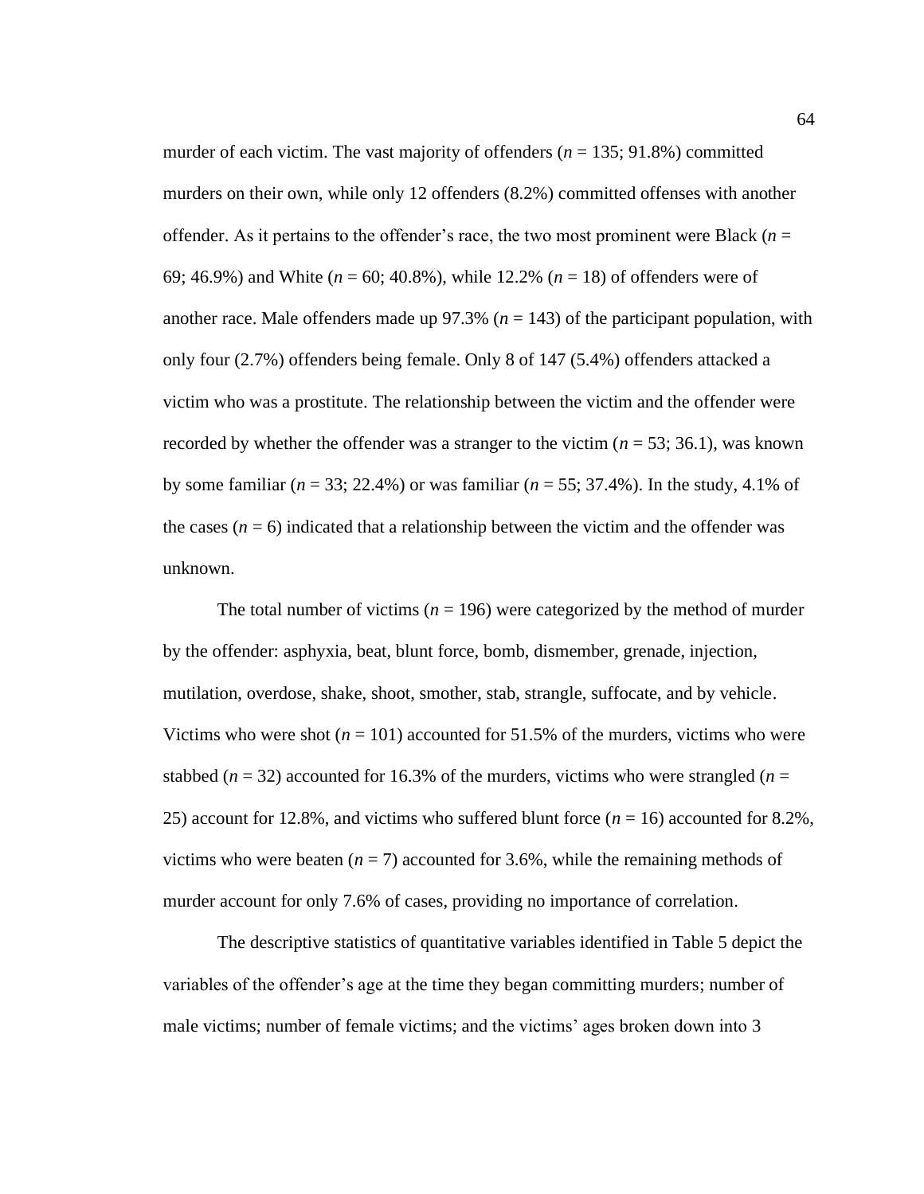murder of each victim. The vast majority of offenders (*n* = 135; 91.8%) committed murders on their own, while only 12 offenders (8.2%) committed offenses with another offender. As it pertains to the offender's race, the two most prominent were Black (*n* = 69; 46.9%) and White (*n* = 60; 40.8%), while 12.2% (*n* = 18) of offenders were of another race. Male offenders made up 97.3% (*n* = 143) of the participant population, with only four (2.7%) offenders being female. Only 8 of 147 (5.4%) offenders attacked a victim who was a prostitute. The relationship between the victim and the offender were recorded by whether the offender was a stranger to the victim (*n* = 53; 36.1), was known by some familiar (*n* = 33; 22.4%) or was familiar (*n* = 55; 37.4%). In the study, 4.1% of the cases (*n* = 6) indicated that a relationship between the victim and the offender was unknown.

The total number of victims (*n* = 196) were categorized by the method of murder by the offender: asphyxia, beat, blunt force, bomb, dismember, grenade, injection, mutilation, overdose, shake, shoot, smother, stab, strangle, suffocate, and by vehicle. Victims who were shot (*n* = 101) accounted for 51.5% of the murders, victims who were stabbed (*n* = 32) accounted for 16.3% of the murders, victims who were strangled (*n* = 25) account for 12.8%, and victims who suffered blunt force (*n* = 16) accounted for 8.2%, victims who were beaten (*n* = 7) accounted for 3.6%, while the remaining methods of murder account for only 7.6% of cases, providing no importance of correlation.

The descriptive statistics of quantitative variables identified in Table 5 depict the variables of the offender's age at the time they began committing murders; number of male victims; number of female victims; and the victims' ages broken down into 3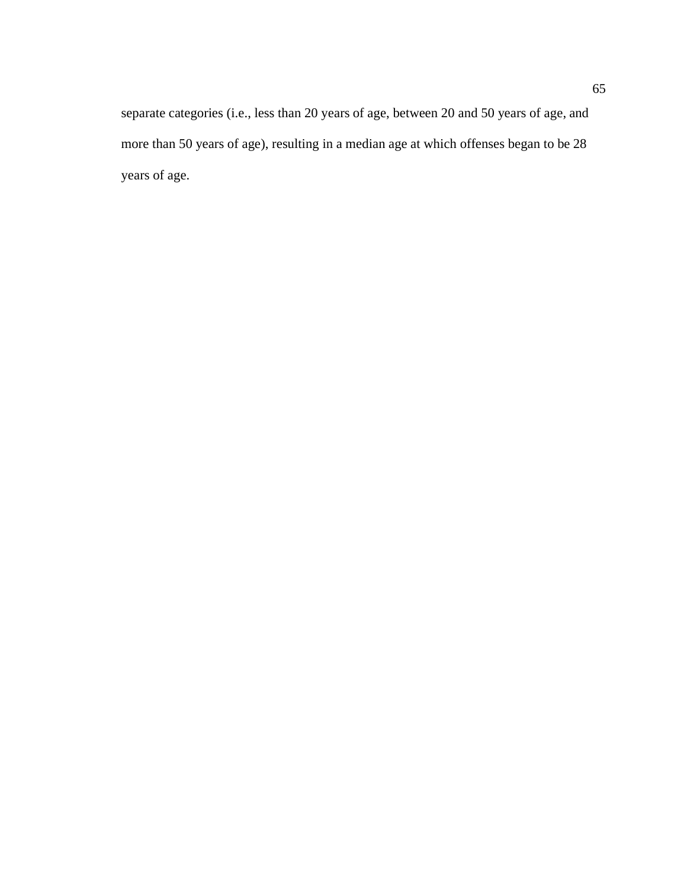separate categories (i.e., less than 20 years of age, between 20 and 50 years of age, and more than 50 years of age), resulting in a median age at which offenses began to be 28 years of age.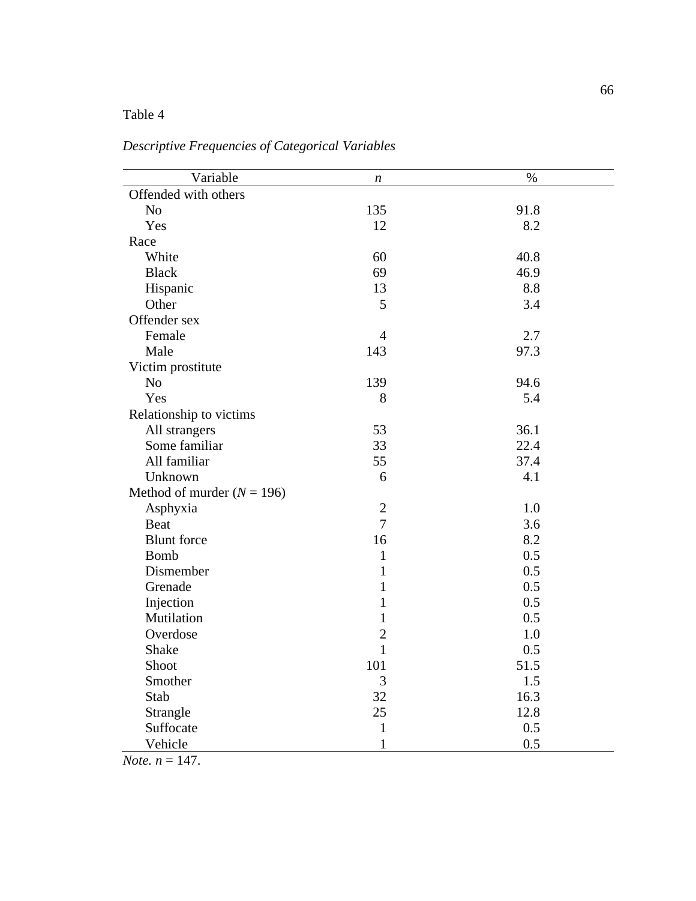Table 4

*Descriptive Frequencies of Categorical Variables*

| Variable | *n* | % |
|---|---|---|
| Offended with others | | |
| No | 135 | 91.8 |
| Yes | 12 | 8.2 |
| Race | | |
| White | 60 | 40.8 |
| Black | 69 | 46.9 |
| Hispanic | 13 | 8.8 |
| Other | 5 | 3.4 |
| Offender sex | | |
| Female | 4 | 2.7 |
| Male | 143 | 97.3 |
| Victim prostitute | | |
| No | 139 | 94.6 |
| Yes | 8 | 5.4 |
| Relationship to victims | | |
| All strangers | 53 | 36.1 |
| Some familiar | 33 | 22.4 |
| All familiar | 55 | 37.4 |
| Unknown | 6 | 4.1 |
| Method of murder ($N$ = 196) | | |
| Asphyxia | 2 | 1.0 |
| Beat | 7 | 3.6 |
| Blunt force | 16 | 8.2 |
| Bomb | 1 | 0.5 |
| Dismember | 1 | 0.5 |
| Grenade | 1 | 0.5 |
| Injection | 1 | 0.5 |
| Mutilation | 1 | 0.5 |
| Overdose | 2 | 1.0 |
| Shake | 1 | 0.5 |
| Shoot | 101 | 51.5 |
| Smother | 3 | 1.5 |
| Stab | 32 | 16.3 |
| Strangle | 25 | 12.8 |
| Suffocate | 1 | 0.5 |
| Vehicle | 1 | 0.5 |

*Note.* $n$ = 147.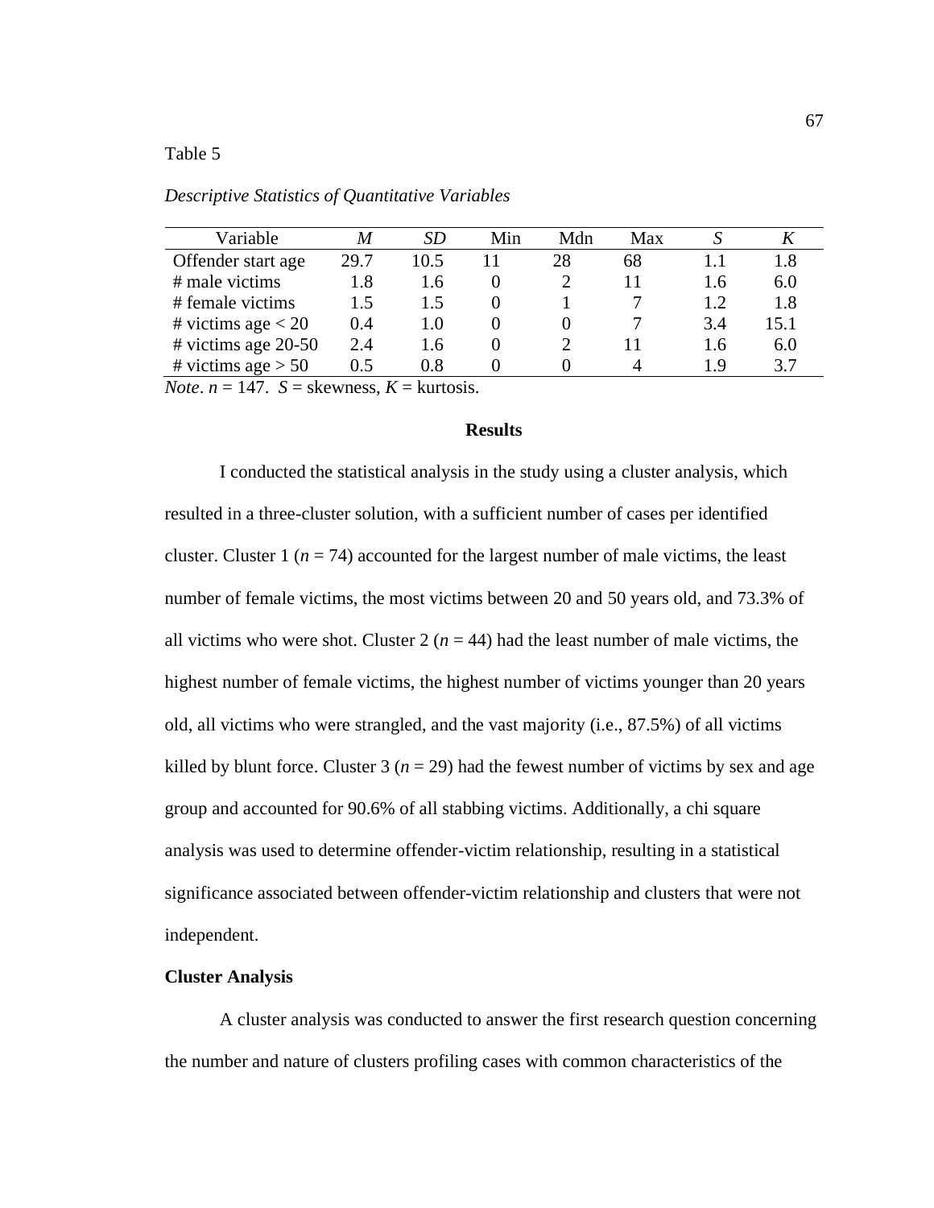Table 5

*Descriptive Statistics of Quantitative Variables*

| Variable | *M* | *SD* | Min | Mdn | Max | *S* | *K* |
|---|---|---|---|---|---|---|---|
| Offender start age | 29.7 | 10.5 | 11 | 28 | 68 | 1.1 | 1.8 |
| # male victims | 1.8 | 1.6 | 0 | 2 | 11 | 1.6 | 6.0 |
| # female victims | 1.5 | 1.5 | 0 | 1 | 7 | 1.2 | 1.8 |
| # victims age < 20 | 0.4 | 1.0 | 0 | 0 | 7 | 3.4 | 15.1 |
| # victims age 20-50 | 2.4 | 1.6 | 0 | 2 | 11 | 1.6 | 6.0 |
| # victims age > 50 | 0.5 | 0.8 | 0 | 0 | 4 | 1.9 | 3.7 |

*Note*. $n = 147$. $S$ = skewness, $K$ = kurtosis.

## Results

I conducted the statistical analysis in the study using a cluster analysis, which resulted in a three-cluster solution, with a sufficient number of cases per identified cluster. Cluster 1 ($n = 74$) accounted for the largest number of male victims, the least number of female victims, the most victims between 20 and 50 years old, and 73.3% of all victims who were shot. Cluster 2 ($n = 44$) had the least number of male victims, the highest number of female victims, the highest number of victims younger than 20 years old, all victims who were strangled, and the vast majority (i.e., 87.5%) of all victims killed by blunt force. Cluster 3 ($n = 29$) had the fewest number of victims by sex and age group and accounted for 90.6% of all stabbing victims. Additionally, a chi square analysis was used to determine offender-victim relationship, resulting in a statistical significance associated between offender-victim relationship and clusters that were not independent.

### Cluster Analysis

A cluster analysis was conducted to answer the first research question concerning the number and nature of clusters profiling cases with common characteristics of the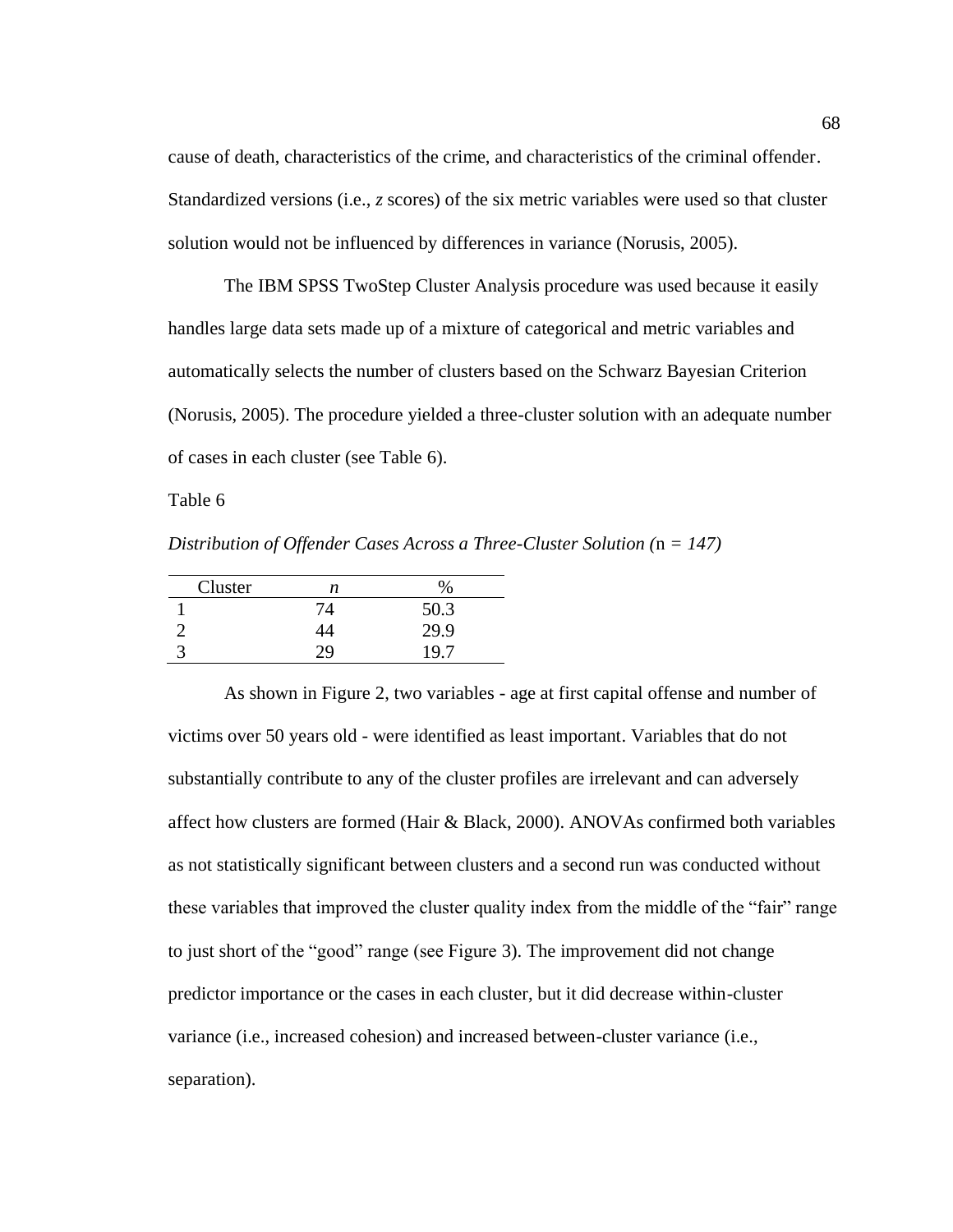cause of death, characteristics of the crime, and characteristics of the criminal offender. Standardized versions (i.e., *z* scores) of the six metric variables were used so that cluster solution would not be influenced by differences in variance (Norusis, 2005).

The IBM SPSS TwoStep Cluster Analysis procedure was used because it easily handles large data sets made up of a mixture of categorical and metric variables and automatically selects the number of clusters based on the Schwarz Bayesian Criterion (Norusis, 2005). The procedure yielded a three-cluster solution with an adequate number of cases in each cluster (see Table 6).

Table 6

*Distribution of Offender Cases Across a Three-Cluster Solution (*n *= 147)*

| Cluster | *n* | % |
|---|---|---|
| 1 | 74 | 50.3 |
| 2 | 44 | 29.9 |
| 3 | 29 | 19.7 |

As shown in Figure 2, two variables - age at first capital offense and number of victims over 50 years old - were identified as least important. Variables that do not substantially contribute to any of the cluster profiles are irrelevant and can adversely affect how clusters are formed (Hair & Black, 2000). ANOVAs confirmed both variables as not statistically significant between clusters and a second run was conducted without these variables that improved the cluster quality index from the middle of the "fair" range to just short of the "good" range (see Figure 3). The improvement did not change predictor importance or the cases in each cluster, but it did decrease within-cluster variance (i.e., increased cohesion) and increased between-cluster variance (i.e., separation).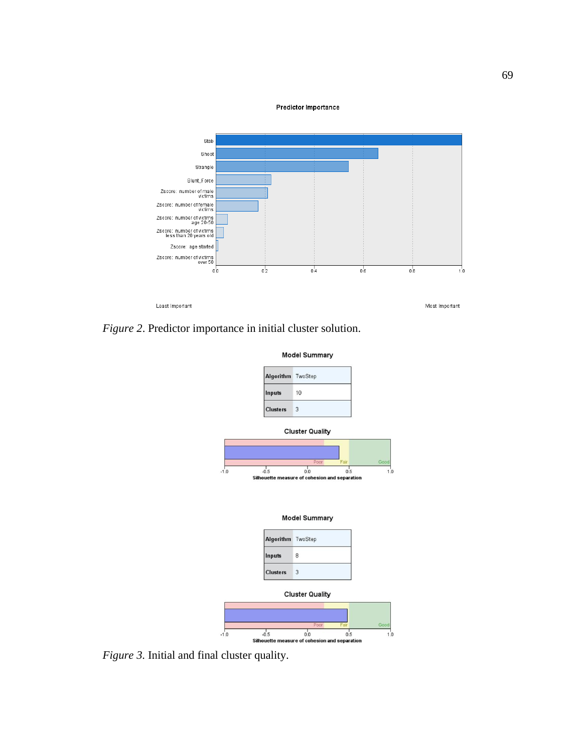Predictor Importance

| Predictor |
|---|
| Stab |
| Shoot |
| Strangle |
| Blunt_Force |
| Zscore: number of male victims |
| Zscore: number of female victims |
| Zscore: number of victims age 20-50 |
| Zscore: number of victims less than 20 years old |
| Zscore: age started |
| Zscore: number of victims over 50 |

Least Important — Most Important

*Figure 2*. Predictor importance in initial cluster solution.

**Model Summary**

| | |
|---|---|
| Algorithm | TwoStep |
| Inputs | 10 |
| Clusters | 3 |

Cluster Quality

Silhouette measure of cohesion and separation

**Model Summary**

| | |
|---|---|
| Algorithm | TwoStep |
| Inputs | 8 |
| Clusters | 3 |

Cluster Quality

Silhouette measure of cohesion and separation

*Figure 3.* Initial and final cluster quality.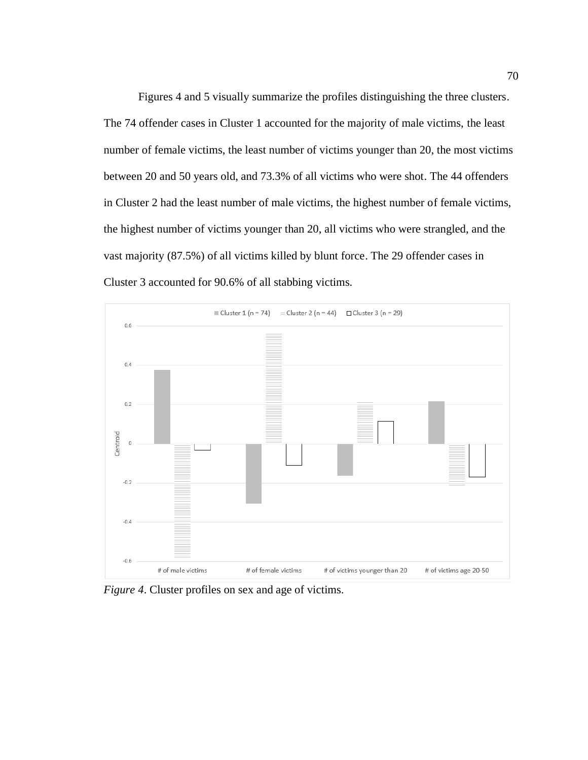Figures 4 and 5 visually summarize the profiles distinguishing the three clusters. The 74 offender cases in Cluster 1 accounted for the majority of male victims, the least number of female victims, the least number of victims younger than 20, the most victims between 20 and 50 years old, and 73.3% of all victims who were shot. The 44 offenders in Cluster 2 had the least number of male victims, the highest number of female victims, the highest number of victims younger than 20, all victims who were strangled, and the vast majority (87.5%) of all victims killed by blunt force. The 29 offender cases in Cluster 3 accounted for 90.6% of all stabbing victims.

*Figure 4*. Cluster profiles on sex and age of victims.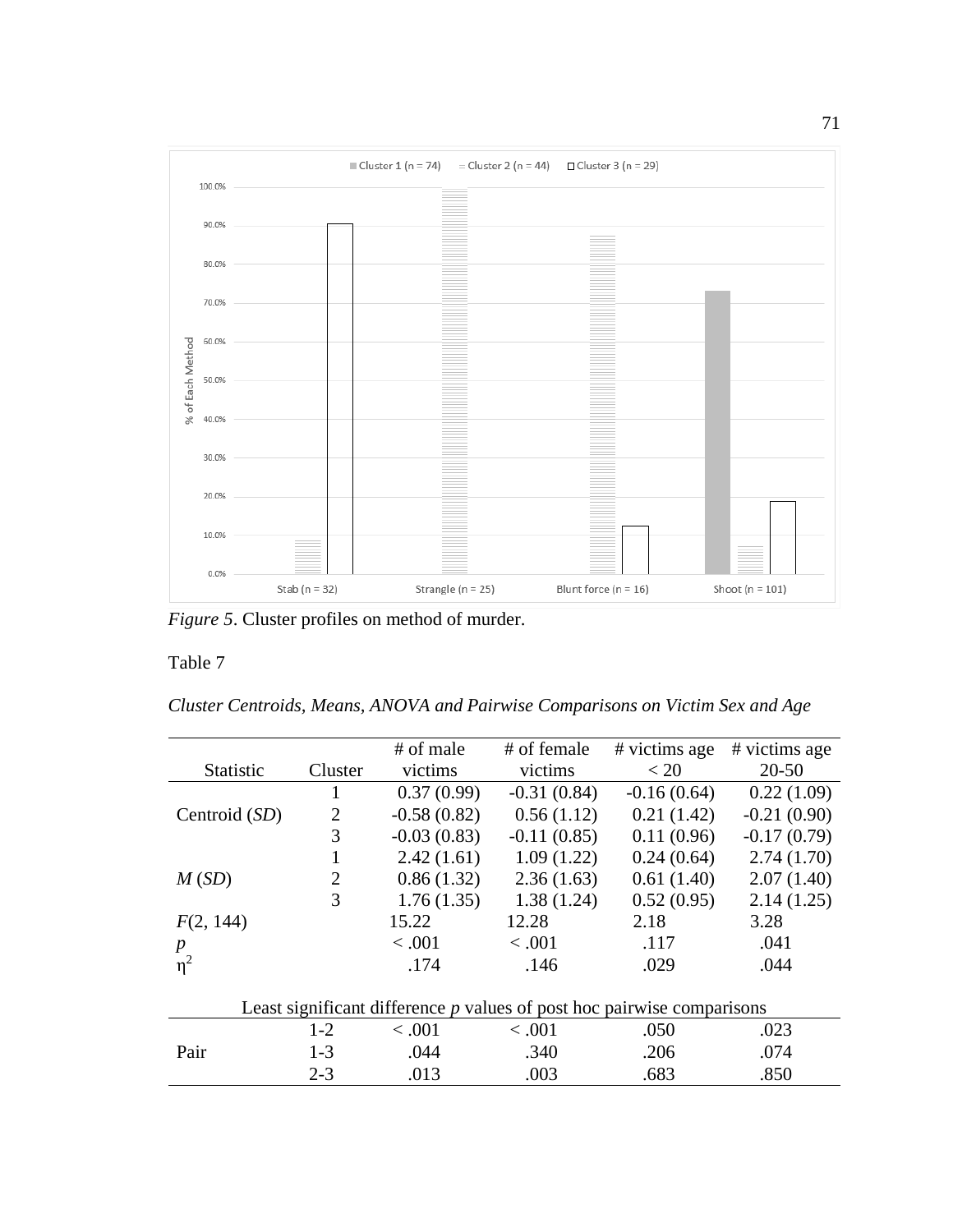*Figure 5*. Cluster profiles on method of murder.

Table 7

*Cluster Centroids, Means, ANOVA and Pairwise Comparisons on Victim Sex and Age*

| Statistic | Cluster | # of male victims | # of female victims | # victims age < 20 | # victims age 20-50 |
|---|---|---|---|---|---|
| | 1 | 0.37 (0.99) | -0.31 (0.84) | -0.16 (0.64) | 0.22 (1.09) |
| Centroid (*SD*) | 2 | -0.58 (0.82) | 0.56 (1.12) | 0.21 (1.42) | -0.21 (0.90) |
| | 3 | -0.03 (0.83) | -0.11 (0.85) | 0.11 (0.96) | -0.17 (0.79) |
| | 1 | 2.42 (1.61) | 1.09 (1.22) | 0.24 (0.64) | 2.74 (1.70) |
| *M* (*SD*) | 2 | 0.86 (1.32) | 2.36 (1.63) | 0.61 (1.40) | 2.07 (1.40) |
| | 3 | 1.76 (1.35) | 1.38 (1.24) | 0.52 (0.95) | 2.14 (1.25) |
| $F(2, 144)$ | | 15.22 | 12.28 | 2.18 | 3.28 |
| $p$ | | < .001 | < .001 | .117 | .041 |
| $\eta^2$ | | .174 | .146 | .029 | .044 |
| Least significant difference *p* values of post hoc pairwise comparisons | | | | | |
| | 1-2 | < .001 | < .001 | .050 | .023 |
| Pair | 1-3 | .044 | .340 | .206 | .074 |
| | 2-3 | .013 | .003 | .683 | .850 |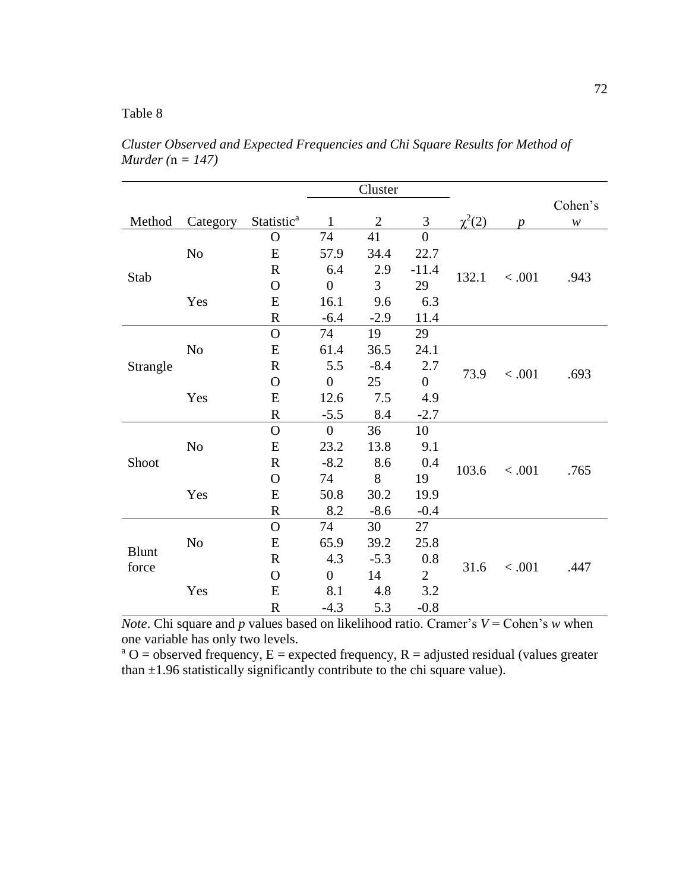Table 8

*Cluster Observed and Expected Frequencies and Chi Square Results for Method of Murder (*n *= 147)*

| Method | Category | Statistic[a] | Cluster 1 | Cluster 2 | Cluster 3 | $\chi^2(2)$ | *p* | Cohen's *w* |
|---|---|---|---|---|---|---|---|---|
| Stab | No | O | 74 | 41 | 0 | 132.1 | < .001 | .943 |
| | | E | 57.9 | 34.4 | 22.7 | | | |
| | | R | 6.4 | 2.9 | -11.4 | | | |
| | Yes | O | 0 | 3 | 29 | | | |
| | | E | 16.1 | 9.6 | 6.3 | | | |
| | | R | -6.4 | -2.9 | 11.4 | | | |
| Strangle | No | O | 74 | 19 | 29 | 73.9 | < .001 | .693 |
| | | E | 61.4 | 36.5 | 24.1 | | | |
| | | R | 5.5 | -8.4 | 2.7 | | | |
| | Yes | O | 0 | 25 | 0 | | | |
| | | E | 12.6 | 7.5 | 4.9 | | | |
| | | R | -5.5 | 8.4 | -2.7 | | | |
| Shoot | No | O | 0 | 36 | 10 | 103.6 | < .001 | .765 |
| | | E | 23.2 | 13.8 | 9.1 | | | |
| | | R | -8.2 | 8.6 | 0.4 | | | |
| | Yes | O | 74 | 8 | 19 | | | |
| | | E | 50.8 | 30.2 | 19.9 | | | |
| | | R | 8.2 | -8.6 | -0.4 | | | |
| Blunt force | No | O | 74 | 30 | 27 | 31.6 | < .001 | .447 |
| | | E | 65.9 | 39.2 | 25.8 | | | |
| | | R | 4.3 | -5.3 | 0.8 | | | |
| | Yes | O | 0 | 14 | 2 | | | |
| | | E | 8.1 | 4.8 | 3.2 | | | |
| | | R | -4.3 | 5.3 | -0.8 | | | |

*Note*. Chi square and *p* values based on likelihood ratio. Cramer's *V* = Cohen's *w* when one variable has only two levels.

[a] O = observed frequency, E = expected frequency, R = adjusted residual (values greater than ±1.96 statistically significantly contribute to the chi square value).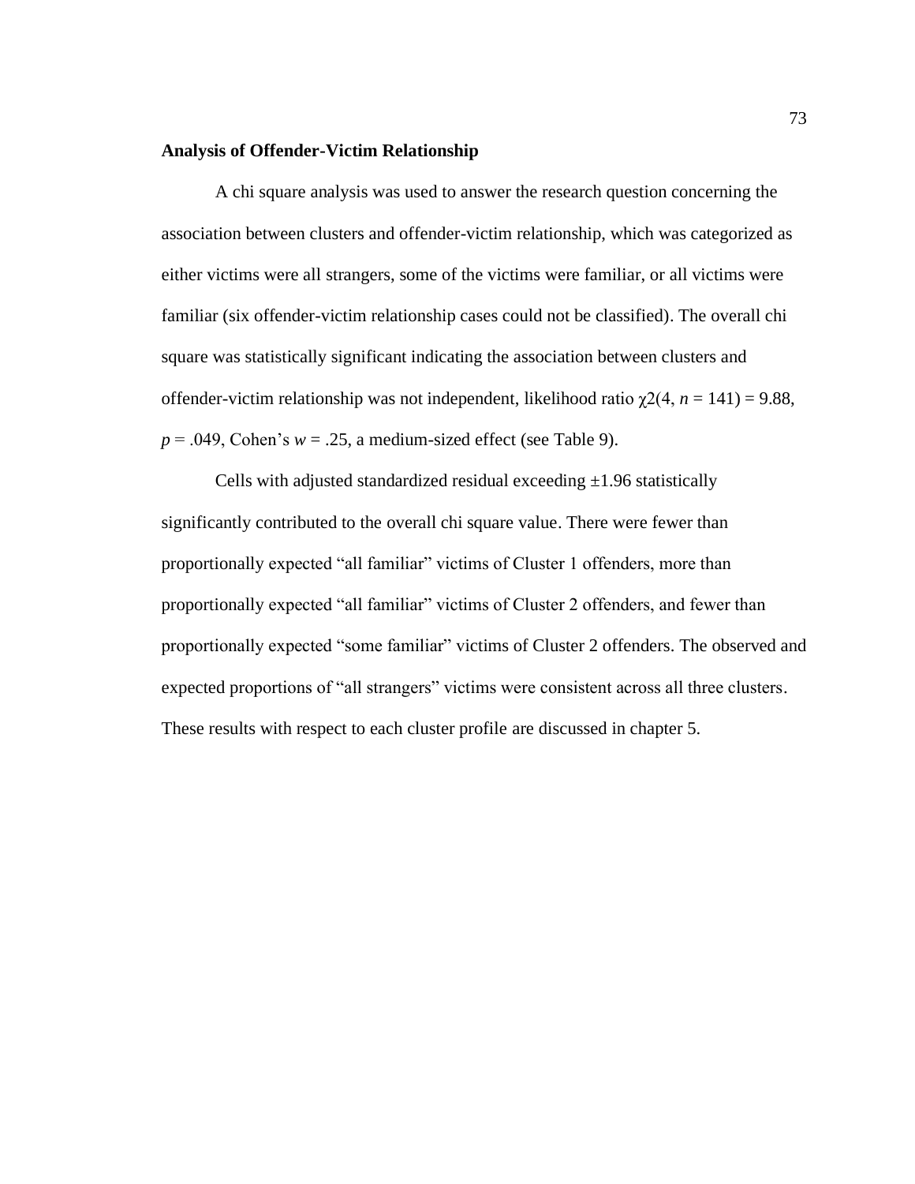### Analysis of Offender-Victim Relationship

A chi square analysis was used to answer the research question concerning the association between clusters and offender-victim relationship, which was categorized as either victims were all strangers, some of the victims were familiar, or all victims were familiar (six offender-victim relationship cases could not be classified). The overall chi square was statistically significant indicating the association between clusters and offender-victim relationship was not independent, likelihood ratio $\chi2(4, n = 141) = 9.88$, $p = .049$, Cohen's $w = .25$, a medium-sized effect (see Table 9).

Cells with adjusted standardized residual exceeding ±1.96 statistically significantly contributed to the overall chi square value. There were fewer than proportionally expected "all familiar" victims of Cluster 1 offenders, more than proportionally expected "all familiar" victims of Cluster 2 offenders, and fewer than proportionally expected "some familiar" victims of Cluster 2 offenders. The observed and expected proportions of "all strangers" victims were consistent across all three clusters. These results with respect to each cluster profile are discussed in chapter 5.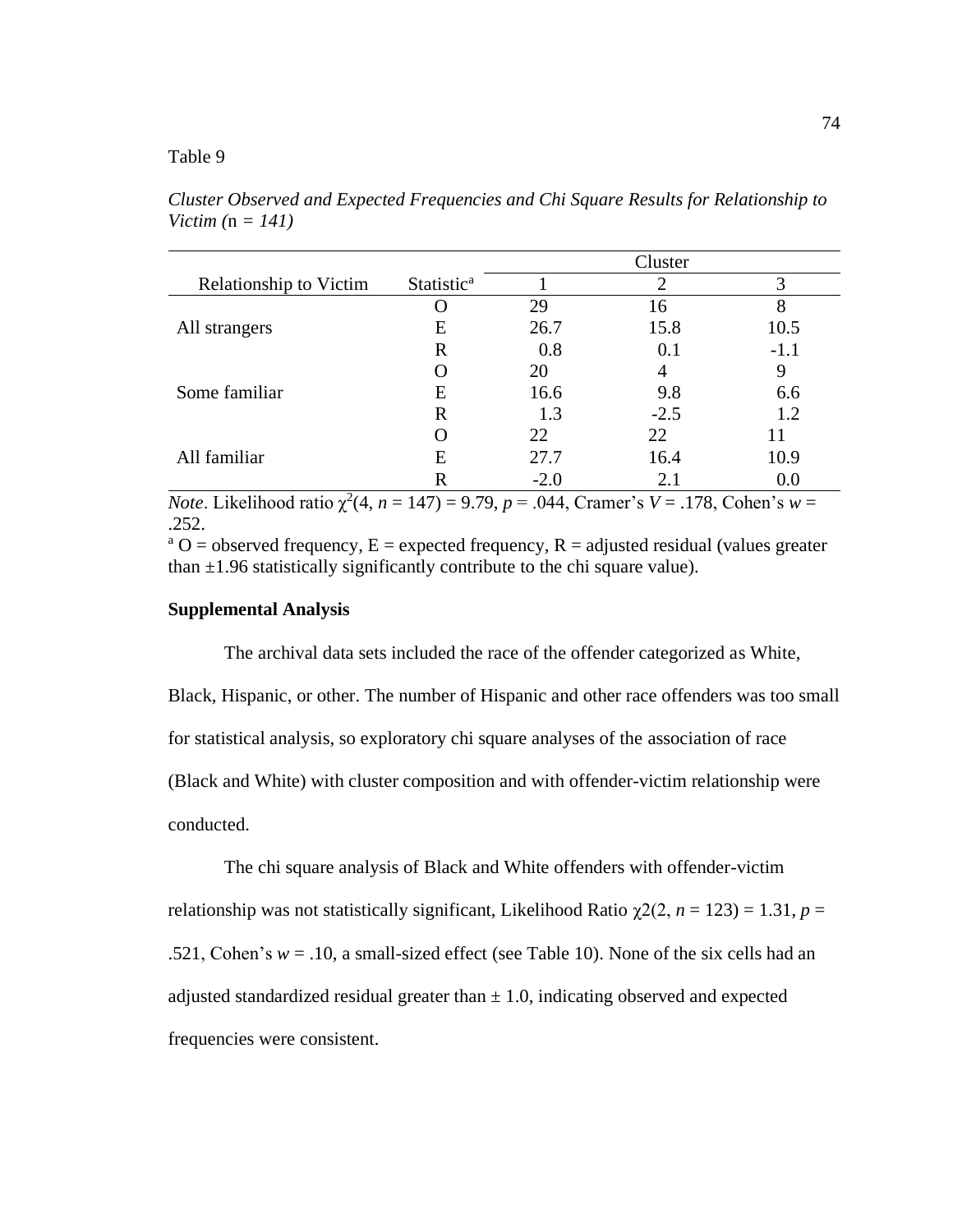Table 9

*Cluster Observed and Expected Frequencies and Chi Square Results for Relationship to Victim (*n *= 141)*

| Relationship to Victim | Statistic[a] | Cluster 1 | Cluster 2 | Cluster 3 |
|---|---|---|---|---|
| | O | 29 | 16 | 8 |
| All strangers | E | 26.7 | 15.8 | 10.5 |
| | R | 0.8 | 0.1 | -1.1 |
| | O | 20 | 4 | 9 |
| Some familiar | E | 16.6 | 9.8 | 6.6 |
| | R | 1.3 | -2.5 | 1.2 |
| | O | 22 | 22 | 11 |
| All familiar | E | 27.7 | 16.4 | 10.9 |
| | R | -2.0 | 2.1 | 0.0 |

*Note*. Likelihood ratio $\chi^2(4, n = 147) = 9.79$, $p = .044$, Cramer's $V = .178$, Cohen's $w = .252$.

[a] O = observed frequency, E = expected frequency, R = adjusted residual (values greater than ±1.96 statistically significantly contribute to the chi square value).

**Supplemental Analysis**

The archival data sets included the race of the offender categorized as White, Black, Hispanic, or other. The number of Hispanic and other race offenders was too small for statistical analysis, so exploratory chi square analyses of the association of race (Black and White) with cluster composition and with offender-victim relationship were conducted.

The chi square analysis of Black and White offenders with offender-victim relationship was not statistically significant, Likelihood Ratio $\chi 2(2, n = 123) = 1.31$, $p = .521$, Cohen's $w = .10$, a small-sized effect (see Table 10). None of the six cells had an adjusted standardized residual greater than ± 1.0, indicating observed and expected frequencies were consistent.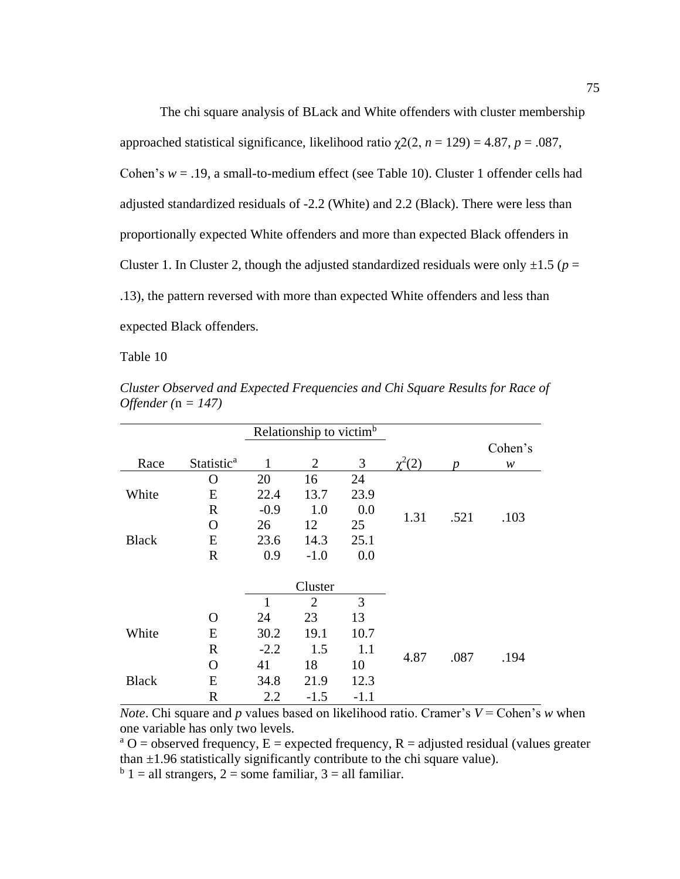The chi square analysis of BLack and White offenders with cluster membership approached statistical significance, likelihood ratio $\chi2(2, n = 129) = 4.87$, $p = .087$, Cohen's $w = .19$, a small-to-medium effect (see Table 10). Cluster 1 offender cells had adjusted standardized residuals of -2.2 (White) and 2.2 (Black). There were less than proportionally expected White offenders and more than expected Black offenders in Cluster 1. In Cluster 2, though the adjusted standardized residuals were only ±1.5 ($p = .13$), the pattern reversed with more than expected White offenders and less than expected Black offenders.

Table 10

*Cluster Observed and Expected Frequencies and Chi Square Results for Race of Offender (*n *= 147)*

| | | Relationship to victim[b] | | | | | |
|---|---|---|---|---|---|---|---|
| Race | Statistic[a] | 1 | 2 | 3 | $\chi^2(2)$ | $p$ | Cohen's $w$ |
| | O | 20 | 16 | 24 | | | |
| White | E | 22.4 | 13.7 | 23.9 | | | |
| | R | -0.9 | 1.0 | 0.0 | 1.31 | .521 | .103 |
| | O | 26 | 12 | 25 | | | |
| Black | E | 23.6 | 14.3 | 25.1 | | | |
| | R | 0.9 | -1.0 | 0.0 | | | |
| | | Cluster | | | | | |
| | | 1 | 2 | 3 | | | |
| | O | 24 | 23 | 13 | | | |
| White | E | 30.2 | 19.1 | 10.7 | | | |
| | R | -2.2 | 1.5 | 1.1 | 4.87 | .087 | .194 |
| | O | 41 | 18 | 10 | | | |
| Black | E | 34.8 | 21.9 | 12.3 | | | |
| | R | 2.2 | -1.5 | -1.1 | | | |

*Note*. Chi square and $p$ values based on likelihood ratio. Cramer's $V$ = Cohen's $w$ when one variable has only two levels.

[a] O = observed frequency, E = expected frequency, R = adjusted residual (values greater than ±1.96 statistically significantly contribute to the chi square value).

[b] 1 = all strangers, 2 = some familiar, 3 = all familiar.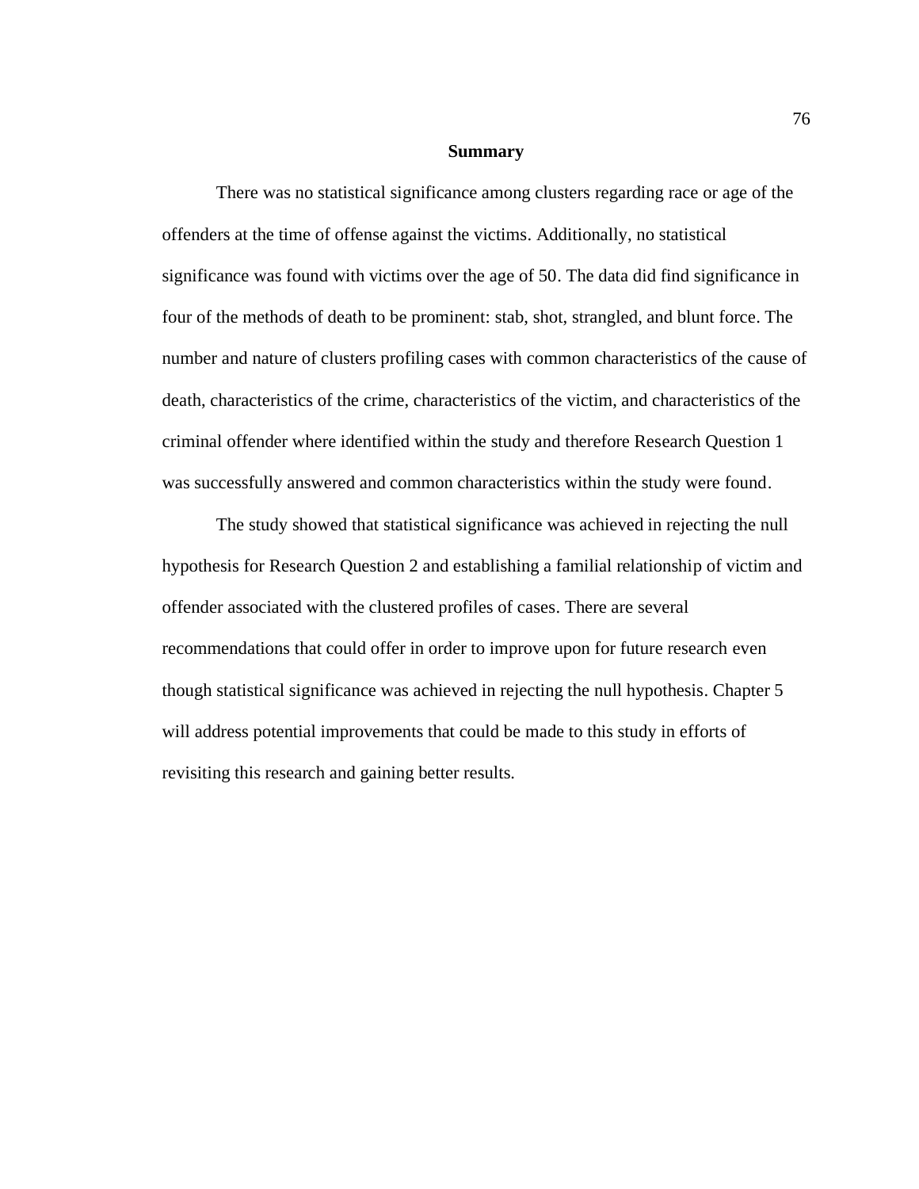## Summary

There was no statistical significance among clusters regarding race or age of the offenders at the time of offense against the victims. Additionally, no statistical significance was found with victims over the age of 50. The data did find significance in four of the methods of death to be prominent: stab, shot, strangled, and blunt force. The number and nature of clusters profiling cases with common characteristics of the cause of death, characteristics of the crime, characteristics of the victim, and characteristics of the criminal offender where identified within the study and therefore Research Question 1 was successfully answered and common characteristics within the study were found.

The study showed that statistical significance was achieved in rejecting the null hypothesis for Research Question 2 and establishing a familial relationship of victim and offender associated with the clustered profiles of cases. There are several recommendations that could offer in order to improve upon for future research even though statistical significance was achieved in rejecting the null hypothesis. Chapter 5 will address potential improvements that could be made to this study in efforts of revisiting this research and gaining better results.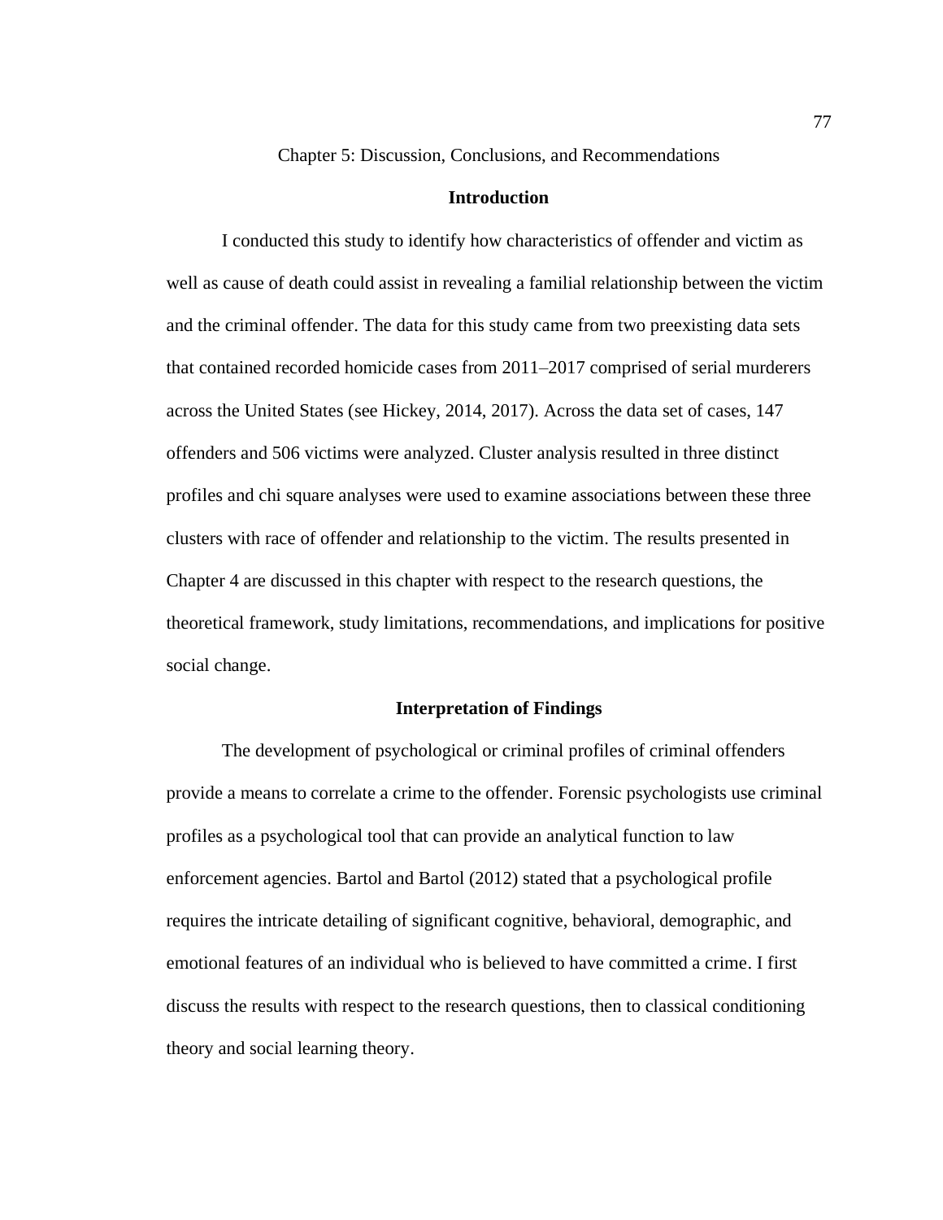# Chapter 5: Discussion, Conclusions, and Recommendations

## Introduction

I conducted this study to identify how characteristics of offender and victim as well as cause of death could assist in revealing a familial relationship between the victim and the criminal offender. The data for this study came from two preexisting data sets that contained recorded homicide cases from 2011–2017 comprised of serial murderers across the United States (see Hickey, 2014, 2017). Across the data set of cases, 147 offenders and 506 victims were analyzed. Cluster analysis resulted in three distinct profiles and chi square analyses were used to examine associations between these three clusters with race of offender and relationship to the victim. The results presented in Chapter 4 are discussed in this chapter with respect to the research questions, the theoretical framework, study limitations, recommendations, and implications for positive social change.

## Interpretation of Findings

The development of psychological or criminal profiles of criminal offenders provide a means to correlate a crime to the offender. Forensic psychologists use criminal profiles as a psychological tool that can provide an analytical function to law enforcement agencies. Bartol and Bartol (2012) stated that a psychological profile requires the intricate detailing of significant cognitive, behavioral, demographic, and emotional features of an individual who is believed to have committed a crime. I first discuss the results with respect to the research questions, then to classical conditioning theory and social learning theory.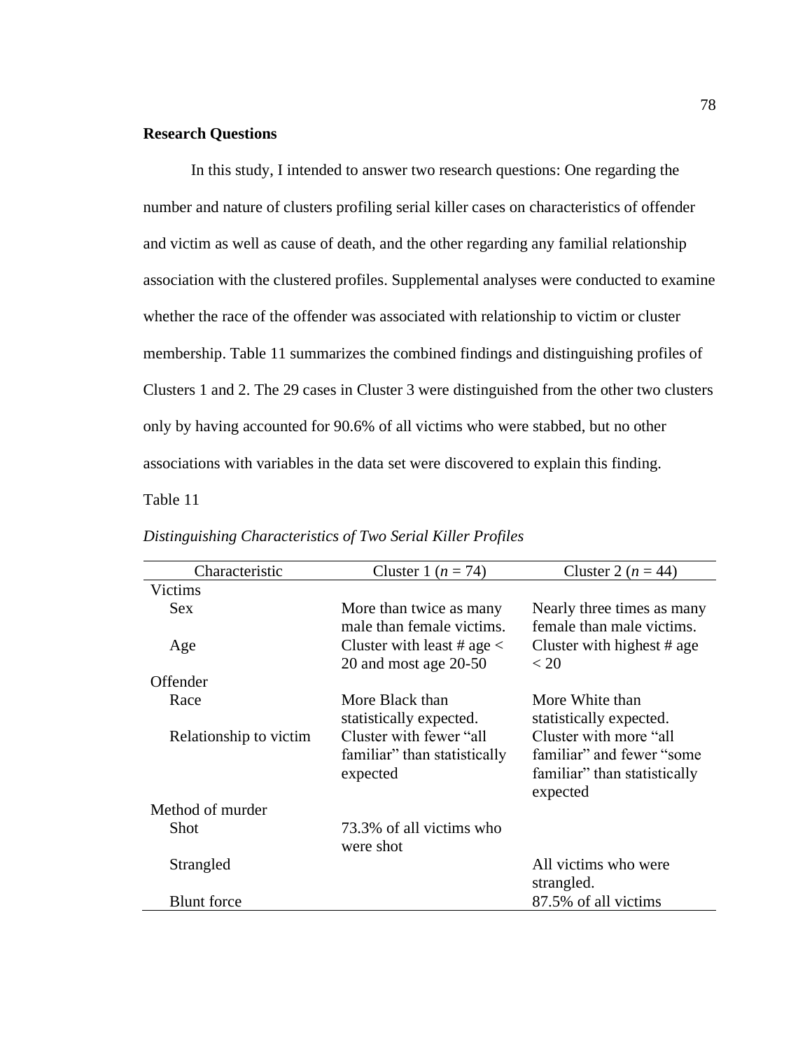**Research Questions**

In this study, I intended to answer two research questions: One regarding the number and nature of clusters profiling serial killer cases on characteristics of offender and victim as well as cause of death, and the other regarding any familial relationship association with the clustered profiles. Supplemental analyses were conducted to examine whether the race of the offender was associated with relationship to victim or cluster membership. Table 11 summarizes the combined findings and distinguishing profiles of Clusters 1 and 2. The 29 cases in Cluster 3 were distinguished from the other two clusters only by having accounted for 90.6% of all victims who were stabbed, but no other associations with variables in the data set were discovered to explain this finding.

Table 11

*Distinguishing Characteristics of Two Serial Killer Profiles*

| Characteristic | Cluster 1 (*n* = 74) | Cluster 2 (*n* = 44) |
|---|---|---|
| Victims | | |
| Sex | More than twice as many male than female victims. | Nearly three times as many female than male victims. |
| Age | Cluster with least # age < 20 and most age 20-50 | Cluster with highest # age < 20 |
| Offender | | |
| Race | More Black than statistically expected. | More White than statistically expected. |
| Relationship to victim | Cluster with fewer "all familiar" than statistically expected | Cluster with more "all familiar" and fewer "some familiar" than statistically expected |
| Method of murder | | |
| Shot | 73.3% of all victims who were shot | |
| Strangled | | All victims who were strangled. |
| Blunt force | | 87.5% of all victims |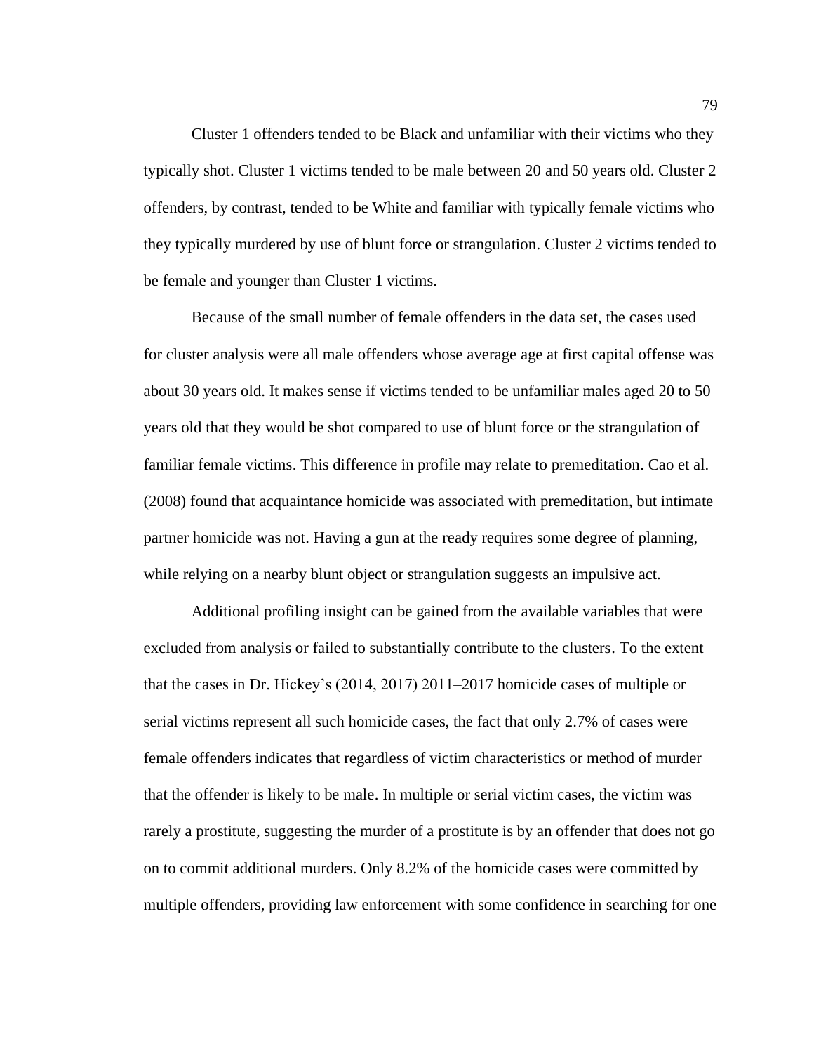Cluster 1 offenders tended to be Black and unfamiliar with their victims who they typically shot. Cluster 1 victims tended to be male between 20 and 50 years old. Cluster 2 offenders, by contrast, tended to be White and familiar with typically female victims who they typically murdered by use of blunt force or strangulation. Cluster 2 victims tended to be female and younger than Cluster 1 victims.

Because of the small number of female offenders in the data set, the cases used for cluster analysis were all male offenders whose average age at first capital offense was about 30 years old. It makes sense if victims tended to be unfamiliar males aged 20 to 50 years old that they would be shot compared to use of blunt force or the strangulation of familiar female victims. This difference in profile may relate to premeditation. Cao et al. (2008) found that acquaintance homicide was associated with premeditation, but intimate partner homicide was not. Having a gun at the ready requires some degree of planning, while relying on a nearby blunt object or strangulation suggests an impulsive act.

Additional profiling insight can be gained from the available variables that were excluded from analysis or failed to substantially contribute to the clusters. To the extent that the cases in Dr. Hickey's (2014, 2017) 2011–2017 homicide cases of multiple or serial victims represent all such homicide cases, the fact that only 2.7% of cases were female offenders indicates that regardless of victim characteristics or method of murder that the offender is likely to be male. In multiple or serial victim cases, the victim was rarely a prostitute, suggesting the murder of a prostitute is by an offender that does not go on to commit additional murders. Only 8.2% of the homicide cases were committed by multiple offenders, providing law enforcement with some confidence in searching for one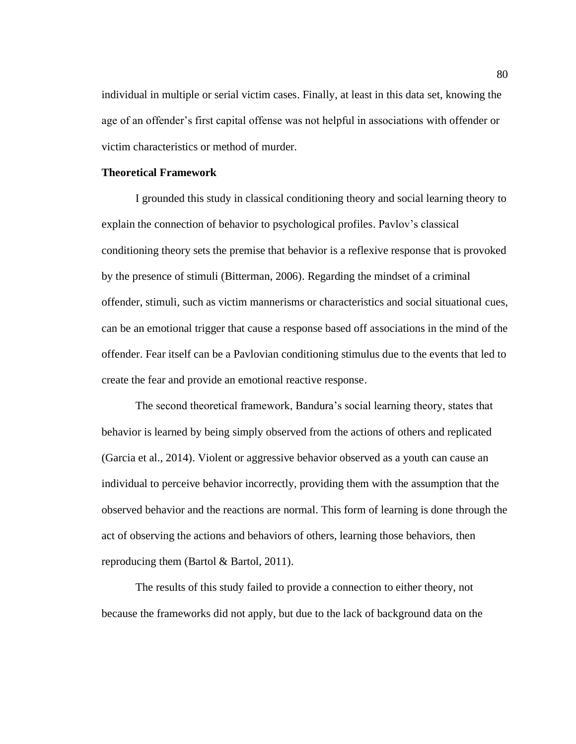individual in multiple or serial victim cases. Finally, at least in this data set, knowing the age of an offender's first capital offense was not helpful in associations with offender or victim characteristics or method of murder.

## Theoretical Framework

I grounded this study in classical conditioning theory and social learning theory to explain the connection of behavior to psychological profiles. Pavlov's classical conditioning theory sets the premise that behavior is a reflexive response that is provoked by the presence of stimuli (Bitterman, 2006). Regarding the mindset of a criminal offender, stimuli, such as victim mannerisms or characteristics and social situational cues, can be an emotional trigger that cause a response based off associations in the mind of the offender. Fear itself can be a Pavlovian conditioning stimulus due to the events that led to create the fear and provide an emotional reactive response.

The second theoretical framework, Bandura's social learning theory, states that behavior is learned by being simply observed from the actions of others and replicated (Garcia et al., 2014). Violent or aggressive behavior observed as a youth can cause an individual to perceive behavior incorrectly, providing them with the assumption that the observed behavior and the reactions are normal. This form of learning is done through the act of observing the actions and behaviors of others, learning those behaviors, then reproducing them (Bartol & Bartol, 2011).

The results of this study failed to provide a connection to either theory, not because the frameworks did not apply, but due to the lack of background data on the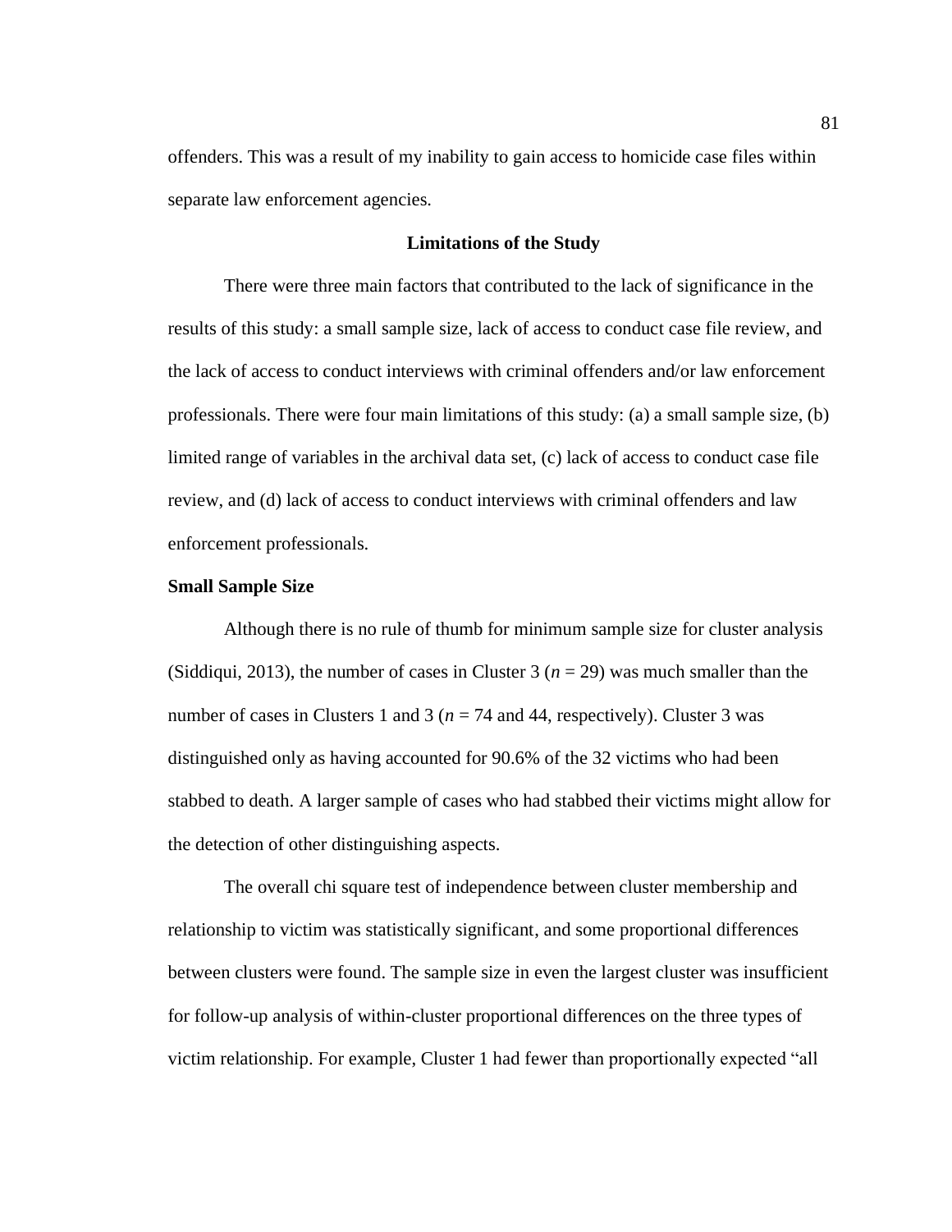offenders. This was a result of my inability to gain access to homicide case files within separate law enforcement agencies.

## Limitations of the Study

There were three main factors that contributed to the lack of significance in the results of this study: a small sample size, lack of access to conduct case file review, and the lack of access to conduct interviews with criminal offenders and/or law enforcement professionals. There were four main limitations of this study: (a) a small sample size, (b) limited range of variables in the archival data set, (c) lack of access to conduct case file review, and (d) lack of access to conduct interviews with criminal offenders and law enforcement professionals.

### Small Sample Size

Although there is no rule of thumb for minimum sample size for cluster analysis (Siddiqui, 2013), the number of cases in Cluster 3 ($n = 29$) was much smaller than the number of cases in Clusters 1 and 3 ($n = 74$ and 44, respectively). Cluster 3 was distinguished only as having accounted for 90.6% of the 32 victims who had been stabbed to death. A larger sample of cases who had stabbed their victims might allow for the detection of other distinguishing aspects.

The overall chi square test of independence between cluster membership and relationship to victim was statistically significant, and some proportional differences between clusters were found. The sample size in even the largest cluster was insufficient for follow-up analysis of within-cluster proportional differences on the three types of victim relationship. For example, Cluster 1 had fewer than proportionally expected "all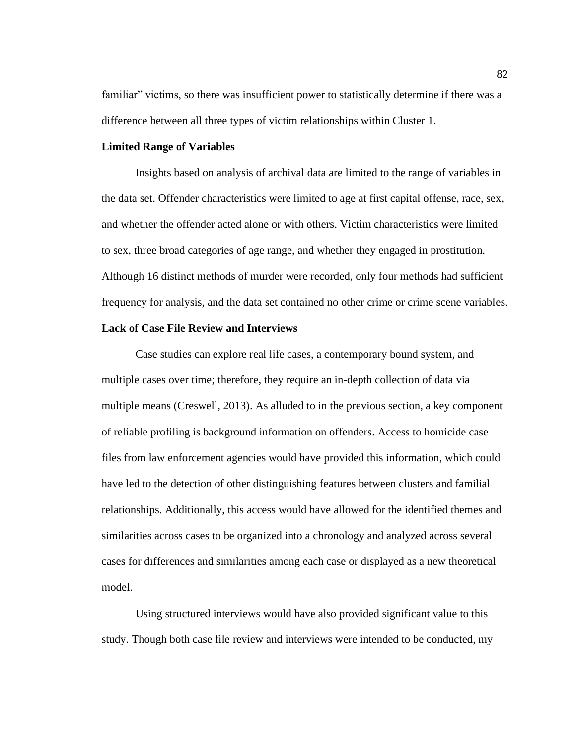familiar" victims, so there was insufficient power to statistically determine if there was a difference between all three types of victim relationships within Cluster 1.

### Limited Range of Variables

Insights based on analysis of archival data are limited to the range of variables in the data set. Offender characteristics were limited to age at first capital offense, race, sex, and whether the offender acted alone or with others. Victim characteristics were limited to sex, three broad categories of age range, and whether they engaged in prostitution. Although 16 distinct methods of murder were recorded, only four methods had sufficient frequency for analysis, and the data set contained no other crime or crime scene variables.

### Lack of Case File Review and Interviews

Case studies can explore real life cases, a contemporary bound system, and multiple cases over time; therefore, they require an in-depth collection of data via multiple means (Creswell, 2013). As alluded to in the previous section, a key component of reliable profiling is background information on offenders. Access to homicide case files from law enforcement agencies would have provided this information, which could have led to the detection of other distinguishing features between clusters and familial relationships. Additionally, this access would have allowed for the identified themes and similarities across cases to be organized into a chronology and analyzed across several cases for differences and similarities among each case or displayed as a new theoretical model.

Using structured interviews would have also provided significant value to this study. Though both case file review and interviews were intended to be conducted, my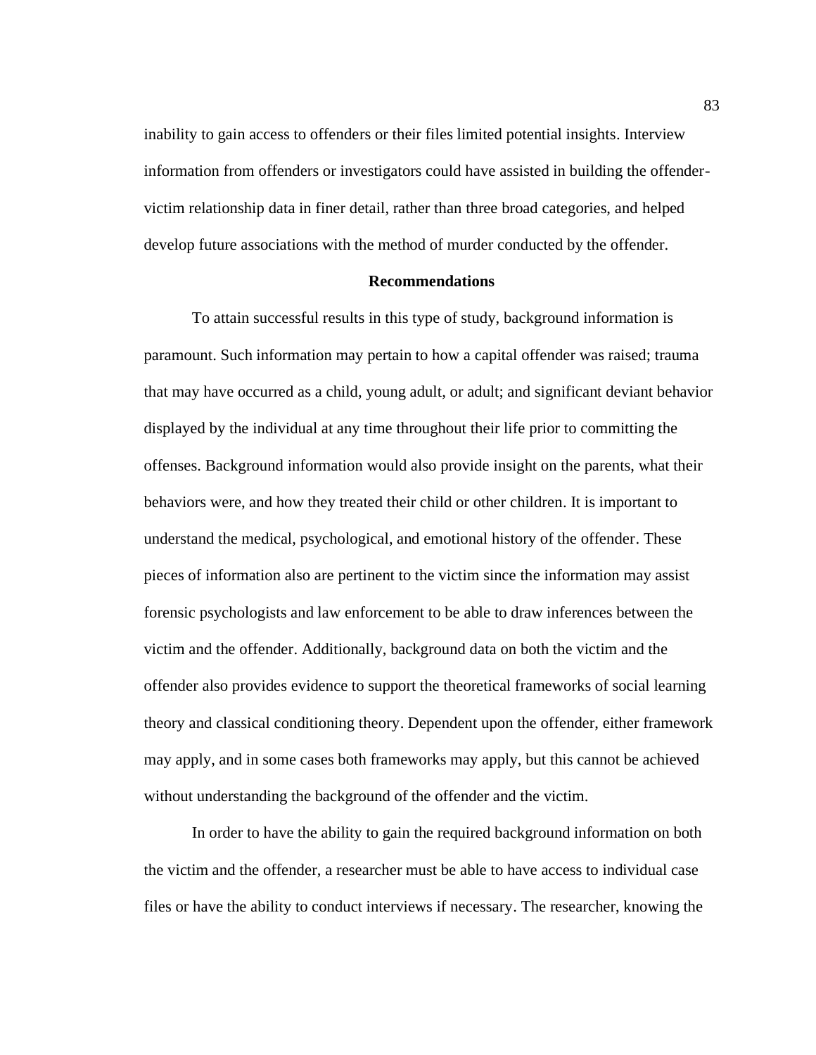inability to gain access to offenders or their files limited potential insights. Interview information from offenders or investigators could have assisted in building the offender-victim relationship data in finer detail, rather than three broad categories, and helped develop future associations with the method of murder conducted by the offender.

## Recommendations

To attain successful results in this type of study, background information is paramount. Such information may pertain to how a capital offender was raised; trauma that may have occurred as a child, young adult, or adult; and significant deviant behavior displayed by the individual at any time throughout their life prior to committing the offenses. Background information would also provide insight on the parents, what their behaviors were, and how they treated their child or other children. It is important to understand the medical, psychological, and emotional history of the offender. These pieces of information also are pertinent to the victim since the information may assist forensic psychologists and law enforcement to be able to draw inferences between the victim and the offender. Additionally, background data on both the victim and the offender also provides evidence to support the theoretical frameworks of social learning theory and classical conditioning theory. Dependent upon the offender, either framework may apply, and in some cases both frameworks may apply, but this cannot be achieved without understanding the background of the offender and the victim.

In order to have the ability to gain the required background information on both the victim and the offender, a researcher must be able to have access to individual case files or have the ability to conduct interviews if necessary. The researcher, knowing the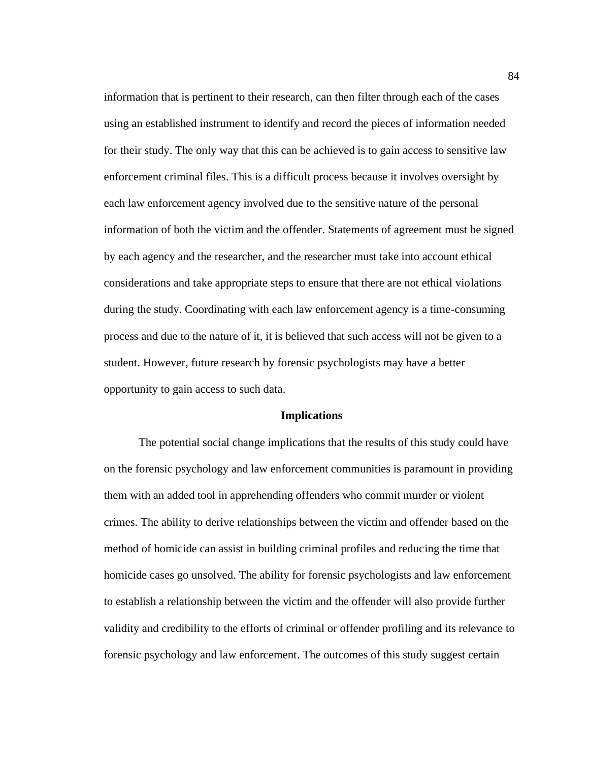information that is pertinent to their research, can then filter through each of the cases using an established instrument to identify and record the pieces of information needed for their study. The only way that this can be achieved is to gain access to sensitive law enforcement criminal files. This is a difficult process because it involves oversight by each law enforcement agency involved due to the sensitive nature of the personal information of both the victim and the offender. Statements of agreement must be signed by each agency and the researcher, and the researcher must take into account ethical considerations and take appropriate steps to ensure that there are not ethical violations during the study. Coordinating with each law enforcement agency is a time-consuming process and due to the nature of it, it is believed that such access will not be given to a student. However, future research by forensic psychologists may have a better opportunity to gain access to such data.

## Implications

The potential social change implications that the results of this study could have on the forensic psychology and law enforcement communities is paramount in providing them with an added tool in apprehending offenders who commit murder or violent crimes. The ability to derive relationships between the victim and offender based on the method of homicide can assist in building criminal profiles and reducing the time that homicide cases go unsolved. The ability for forensic psychologists and law enforcement to establish a relationship between the victim and the offender will also provide further validity and credibility to the efforts of criminal or offender profiling and its relevance to forensic psychology and law enforcement. The outcomes of this study suggest certain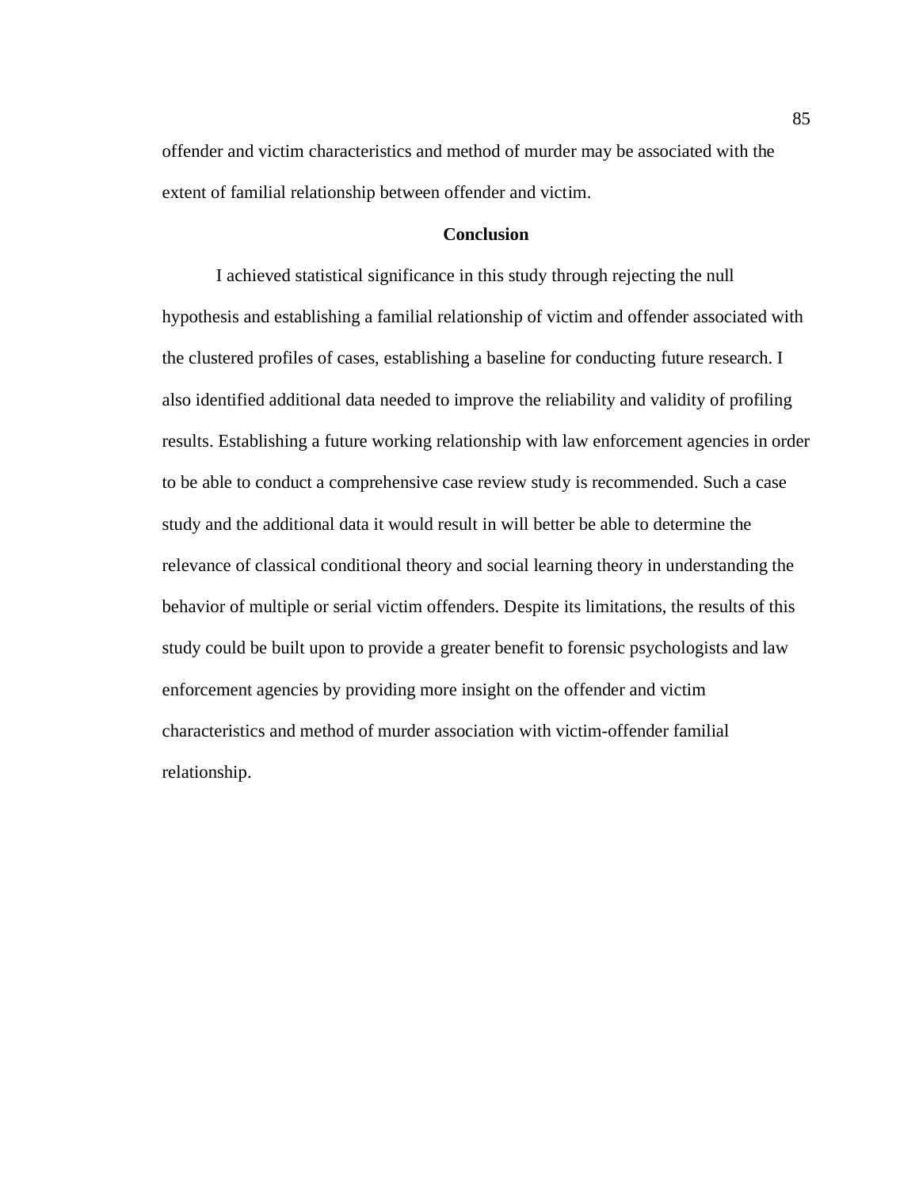offender and victim characteristics and method of murder may be associated with the extent of familial relationship between offender and victim.

## Conclusion

I achieved statistical significance in this study through rejecting the null hypothesis and establishing a familial relationship of victim and offender associated with the clustered profiles of cases, establishing a baseline for conducting future research. I also identified additional data needed to improve the reliability and validity of profiling results. Establishing a future working relationship with law enforcement agencies in order to be able to conduct a comprehensive case review study is recommended. Such a case study and the additional data it would result in will better be able to determine the relevance of classical conditional theory and social learning theory in understanding the behavior of multiple or serial victim offenders. Despite its limitations, the results of this study could be built upon to provide a greater benefit to forensic psychologists and law enforcement agencies by providing more insight on the offender and victim characteristics and method of murder association with victim-offender familial relationship.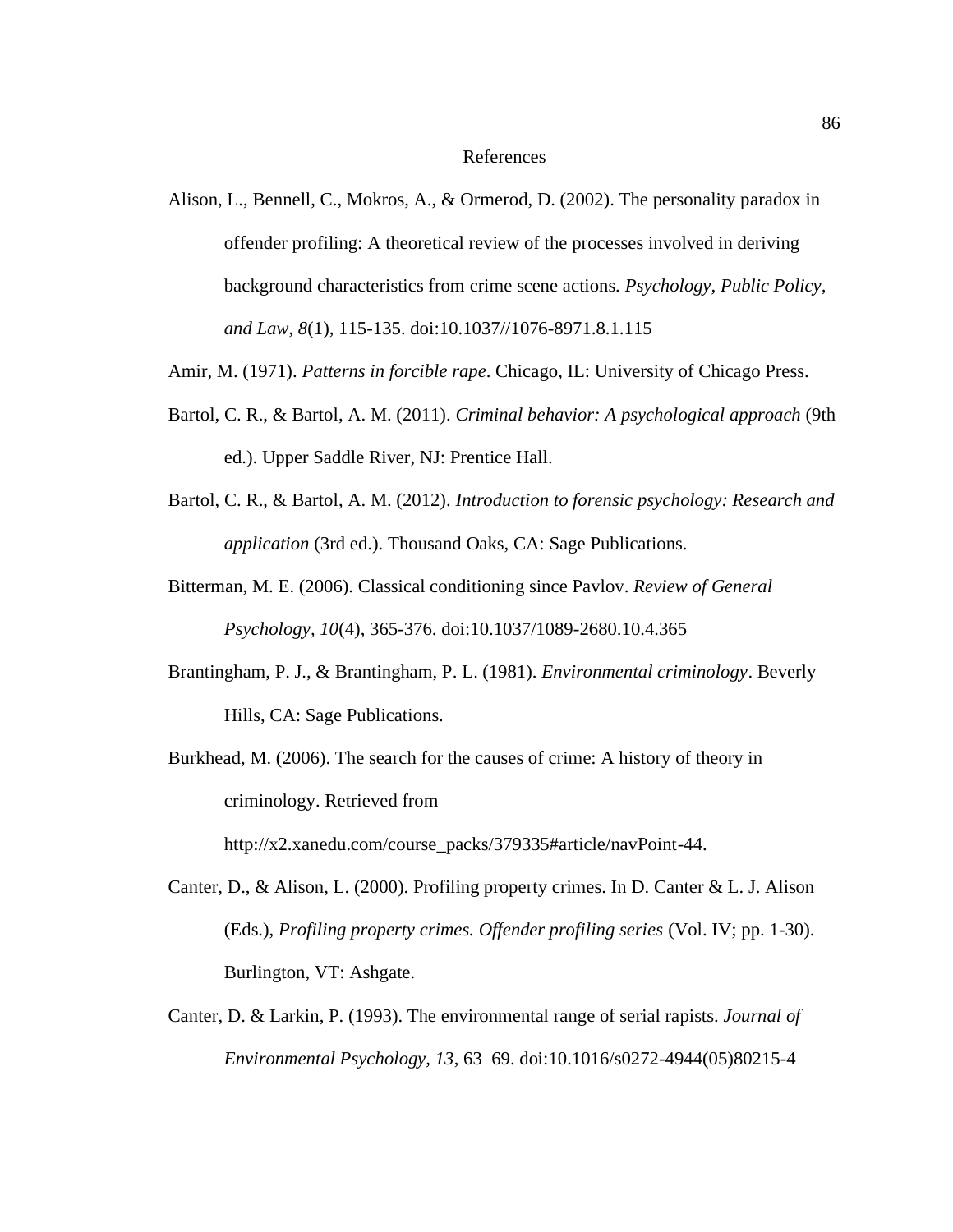# References

Alison, L., Bennell, C., Mokros, A., & Ormerod, D. (2002). The personality paradox in offender profiling: A theoretical review of the processes involved in deriving background characteristics from crime scene actions. *Psychology, Public Policy, and Law, 8*(1), 115-135. doi:10.1037//1076-8971.8.1.115

Amir, M. (1971). *Patterns in forcible rape*. Chicago, IL: University of Chicago Press.

Bartol, C. R., & Bartol, A. M. (2011). *Criminal behavior: A psychological approach* (9th ed.). Upper Saddle River, NJ: Prentice Hall.

Bartol, C. R., & Bartol, A. M. (2012). *Introduction to forensic psychology: Research and application* (3rd ed.). Thousand Oaks, CA: Sage Publications.

Bitterman, M. E. (2006). Classical conditioning since Pavlov. *Review of General Psychology, 10*(4), 365-376. doi:10.1037/1089-2680.10.4.365

Brantingham, P. J., & Brantingham, P. L. (1981). *Environmental criminology*. Beverly Hills, CA: Sage Publications.

Burkhead, M. (2006). The search for the causes of crime: A history of theory in criminology. Retrieved from http://x2.xanedu.com/course_packs/379335#article/navPoint-44.

Canter, D., & Alison, L. (2000). Profiling property crimes. In D. Canter & L. J. Alison (Eds.), *Profiling property crimes. Offender profiling series* (Vol. IV; pp. 1-30). Burlington, VT: Ashgate.

Canter, D. & Larkin, P. (1993). The environmental range of serial rapists. *Journal of Environmental Psychology, 13*, 63–69. doi:10.1016/s0272-4944(05)80215-4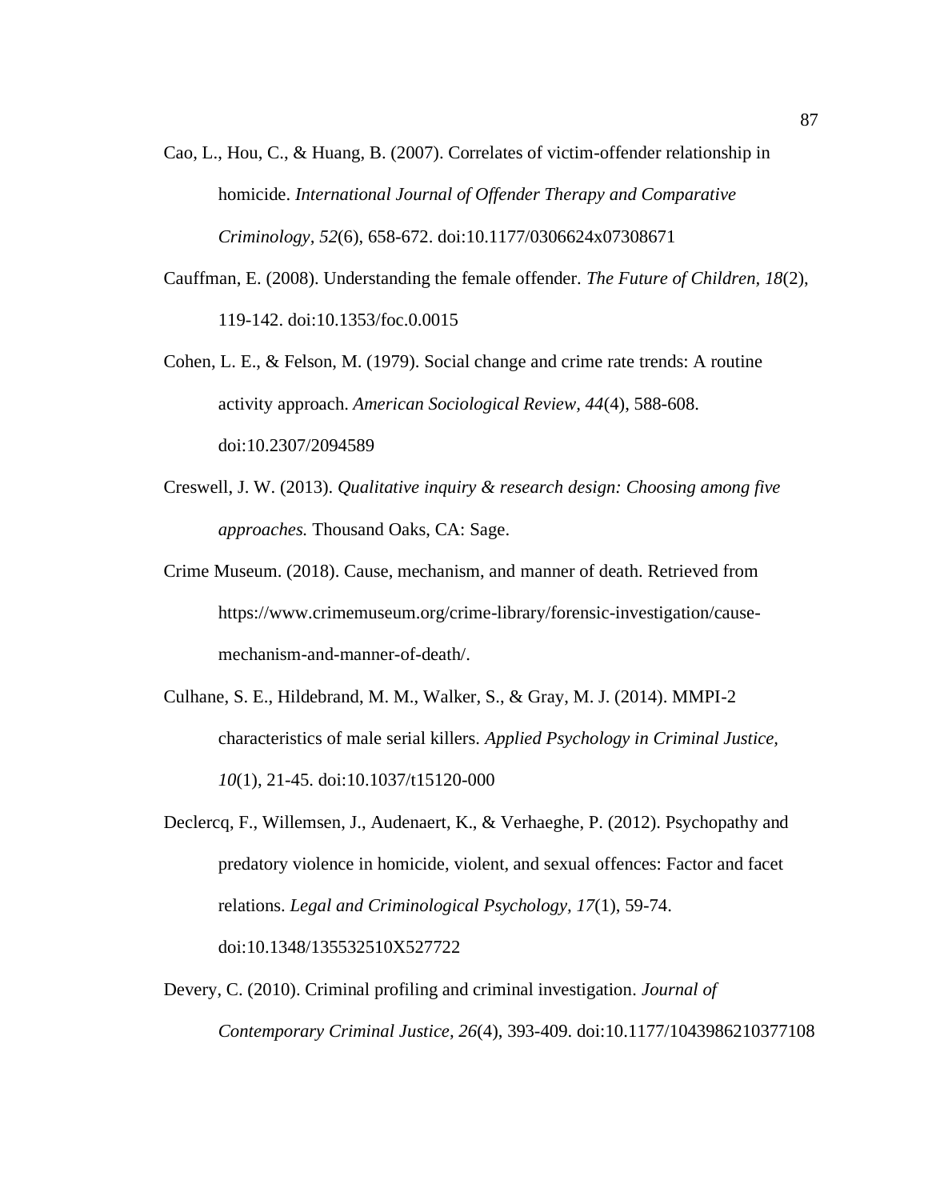Cao, L., Hou, C., & Huang, B. (2007). Correlates of victim-offender relationship in homicide. *International Journal of Offender Therapy and Comparative Criminology, 52*(6), 658-672. doi:10.1177/0306624x07308671

Cauffman, E. (2008). Understanding the female offender. *The Future of Children, 18*(2), 119-142. doi:10.1353/foc.0.0015

Cohen, L. E., & Felson, M. (1979). Social change and crime rate trends: A routine activity approach. *American Sociological Review, 44*(4), 588-608. doi:10.2307/2094589

Creswell, J. W. (2013). *Qualitative inquiry & research design: Choosing among five approaches.* Thousand Oaks, CA: Sage.

Crime Museum. (2018). Cause, mechanism, and manner of death. Retrieved from https://www.crimemuseum.org/crime-library/forensic-investigation/cause-mechanism-and-manner-of-death/.

Culhane, S. E., Hildebrand, M. M., Walker, S., & Gray, M. J. (2014). MMPI-2 characteristics of male serial killers. *Applied Psychology in Criminal Justice, 10*(1), 21-45. doi:10.1037/t15120-000

Declercq, F., Willemsen, J., Audenaert, K., & Verhaeghe, P. (2012). Psychopathy and predatory violence in homicide, violent, and sexual offences: Factor and facet relations. *Legal and Criminological Psychology, 17*(1), 59-74. doi:10.1348/135532510X527722

Devery, C. (2010). Criminal profiling and criminal investigation. *Journal of Contemporary Criminal Justice, 26*(4), 393-409. doi:10.1177/1043986210377108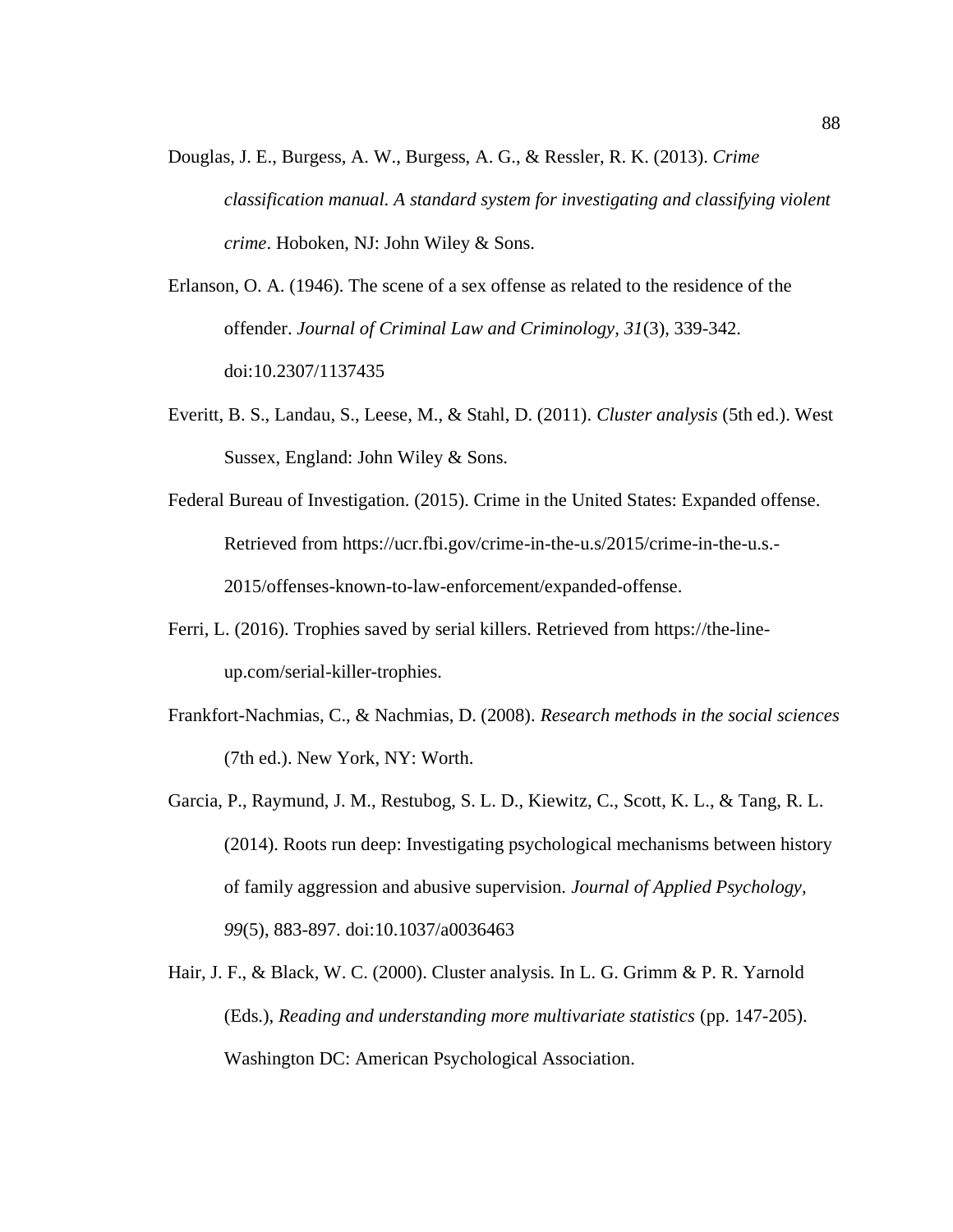Douglas, J. E., Burgess, A. W., Burgess, A. G., & Ressler, R. K. (2013). *Crime classification manual. A standard system for investigating and classifying violent crime*. Hoboken, NJ: John Wiley & Sons.

Erlanson, O. A. (1946). The scene of a sex offense as related to the residence of the offender. *Journal of Criminal Law and Criminology, 31*(3), 339-342. doi:10.2307/1137435

Everitt, B. S., Landau, S., Leese, M., & Stahl, D. (2011). *Cluster analysis* (5th ed.). West Sussex, England: John Wiley & Sons.

Federal Bureau of Investigation. (2015). Crime in the United States: Expanded offense. Retrieved from https://ucr.fbi.gov/crime-in-the-u.s/2015/crime-in-the-u.s.-2015/offenses-known-to-law-enforcement/expanded-offense.

Ferri, L. (2016). Trophies saved by serial killers. Retrieved from https://the-line-up.com/serial-killer-trophies.

Frankfort-Nachmias, C., & Nachmias, D. (2008). *Research methods in the social sciences* (7th ed.). New York, NY: Worth.

Garcia, P., Raymund, J. M., Restubog, S. L. D., Kiewitz, C., Scott, K. L., & Tang, R. L. (2014). Roots run deep: Investigating psychological mechanisms between history of family aggression and abusive supervision. *Journal of Applied Psychology, 99*(5), 883-897. doi:10.1037/a0036463

Hair, J. F., & Black, W. C. (2000). Cluster analysis. In L. G. Grimm & P. R. Yarnold (Eds.), *Reading and understanding more multivariate statistics* (pp. 147-205). Washington DC: American Psychological Association.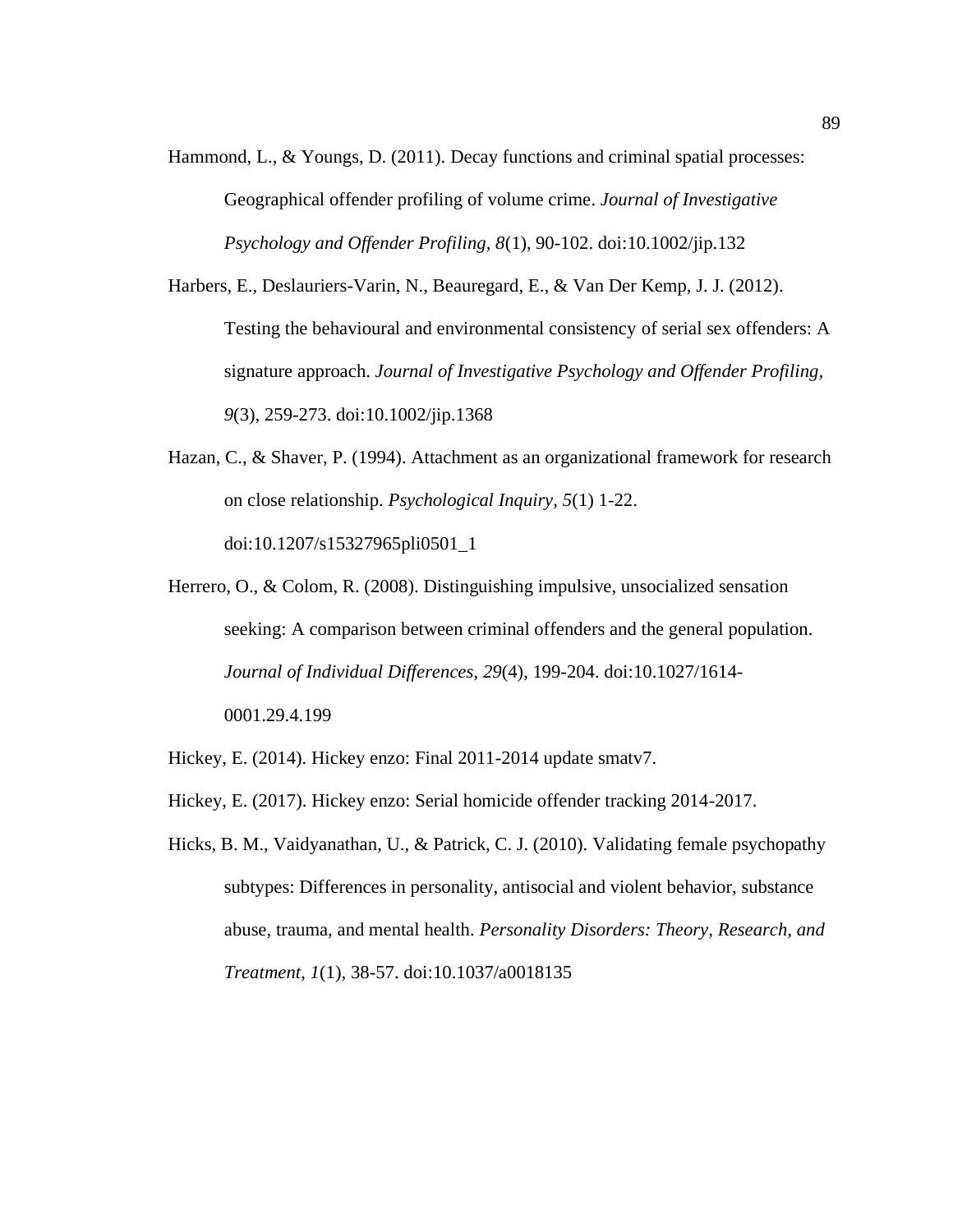Hammond, L., & Youngs, D. (2011). Decay functions and criminal spatial processes: Geographical offender profiling of volume crime. *Journal of Investigative Psychology and Offender Profiling, 8*(1), 90-102. doi:10.1002/jip.132

Harbers, E., Deslauriers-Varin, N., Beauregard, E., & Van Der Kemp, J. J. (2012). Testing the behavioural and environmental consistency of serial sex offenders: A signature approach. *Journal of Investigative Psychology and Offender Profiling*, *9*(3), 259-273. doi:10.1002/jip.1368

Hazan, C., & Shaver, P. (1994). Attachment as an organizational framework for research on close relationship. *Psychological Inquiry, 5*(1) 1-22. doi:10.1207/s15327965pli0501_1

Herrero, O., & Colom, R. (2008). Distinguishing impulsive, unsocialized sensation seeking: A comparison between criminal offenders and the general population. *Journal of Individual Differences*, *29*(4), 199-204. doi:10.1027/1614-0001.29.4.199

Hickey, E. (2014). Hickey enzo: Final 2011-2014 update smatv7.

Hickey, E. (2017). Hickey enzo: Serial homicide offender tracking 2014-2017.

Hicks, B. M., Vaidyanathan, U., & Patrick, C. J. (2010). Validating female psychopathy subtypes: Differences in personality, antisocial and violent behavior, substance abuse, trauma, and mental health. *Personality Disorders: Theory, Research, and Treatment*, *1*(1), 38-57. doi:10.1037/a0018135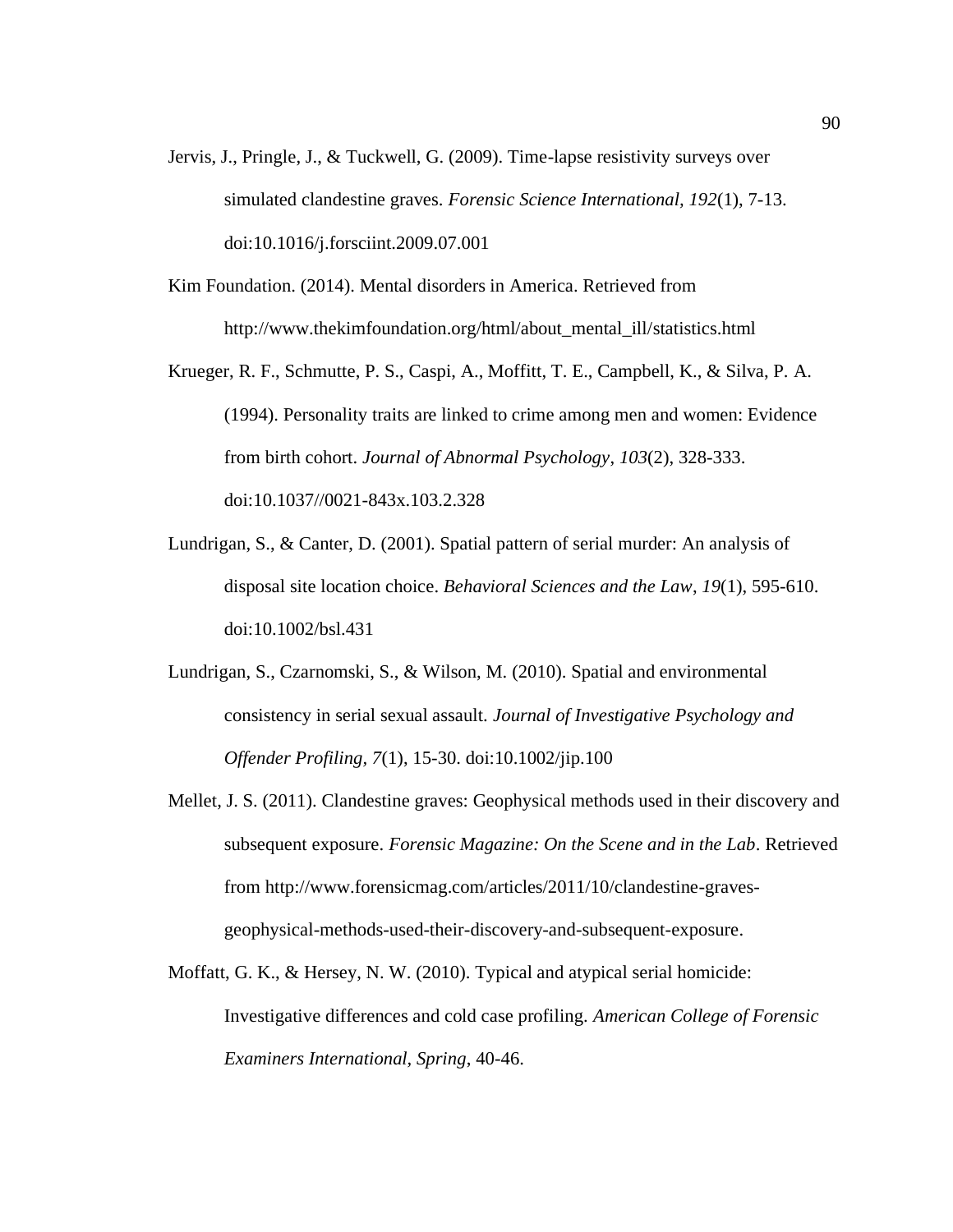Jervis, J., Pringle, J., & Tuckwell, G. (2009). Time-lapse resistivity surveys over simulated clandestine graves. *Forensic Science International*, *192*(1), 7-13. doi:10.1016/j.forsciint.2009.07.001

Kim Foundation. (2014). Mental disorders in America. Retrieved from http://www.thekimfoundation.org/html/about_mental_ill/statistics.html

Krueger, R. F., Schmutte, P. S., Caspi, A., Moffitt, T. E., Campbell, K., & Silva, P. A. (1994). Personality traits are linked to crime among men and women: Evidence from birth cohort. *Journal of Abnormal Psychology*, *103*(2), 328-333. doi:10.1037//0021-843x.103.2.328

Lundrigan, S., & Canter, D. (2001). Spatial pattern of serial murder: An analysis of disposal site location choice. *Behavioral Sciences and the Law*, *19*(1), 595-610. doi:10.1002/bsl.431

Lundrigan, S., Czarnomski, S., & Wilson, M. (2010). Spatial and environmental consistency in serial sexual assault. *Journal of Investigative Psychology and Offender Profiling*, *7*(1), 15-30. doi:10.1002/jip.100

Mellet, J. S. (2011). Clandestine graves: Geophysical methods used in their discovery and subsequent exposure. *Forensic Magazine: On the Scene and in the Lab*. Retrieved from http://www.forensicmag.com/articles/2011/10/clandestine-graves-geophysical-methods-used-their-discovery-and-subsequent-exposure.

Moffatt, G. K., & Hersey, N. W. (2010). Typical and atypical serial homicide: Investigative differences and cold case profiling. *American College of Forensic Examiners International, Spring*, 40-46.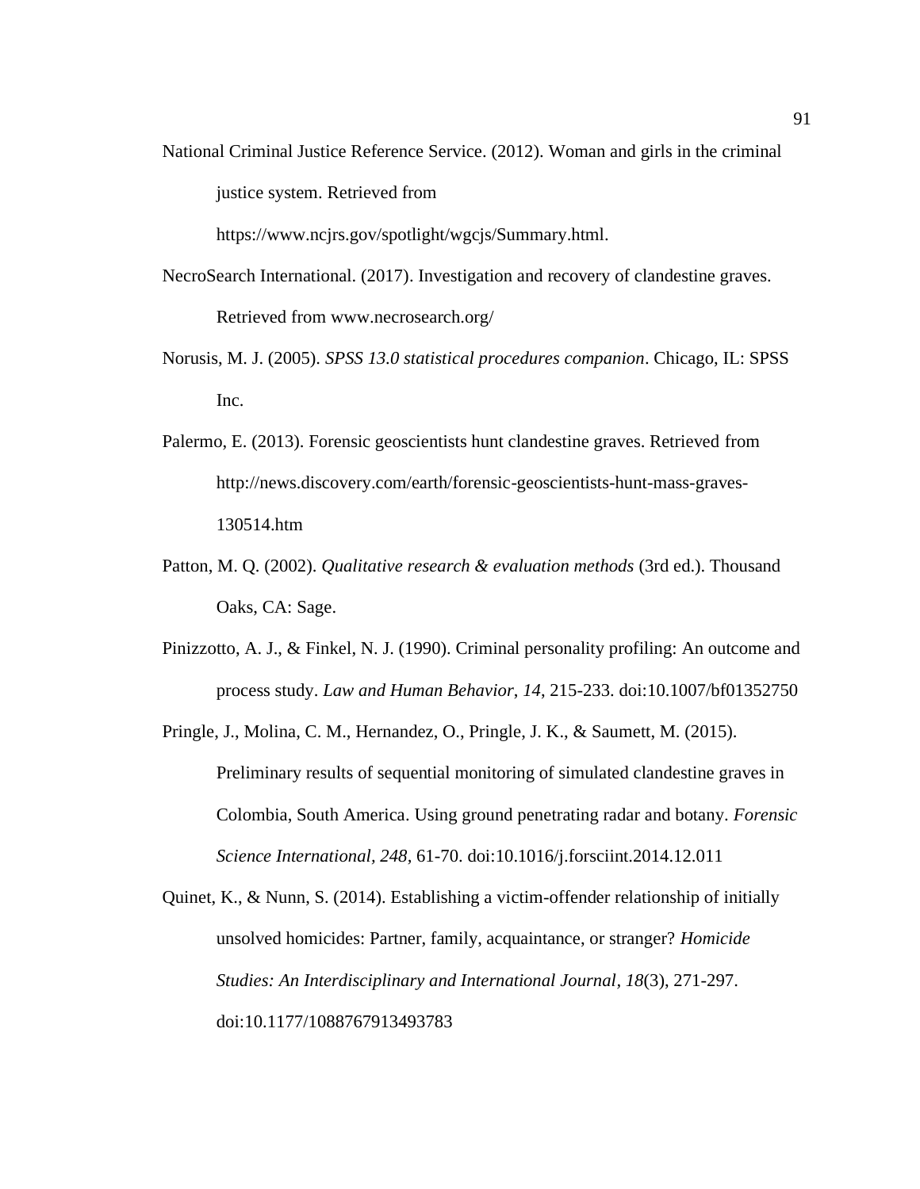National Criminal Justice Reference Service. (2012). Woman and girls in the criminal justice system. Retrieved from https://www.ncjrs.gov/spotlight/wgcjs/Summary.html.

NecroSearch International. (2017). Investigation and recovery of clandestine graves. Retrieved from www.necrosearch.org/

Norusis, M. J. (2005). *SPSS 13.0 statistical procedures companion*. Chicago, IL: SPSS Inc.

Palermo, E. (2013). Forensic geoscientists hunt clandestine graves. Retrieved from http://news.discovery.com/earth/forensic-geoscientists-hunt-mass-graves-130514.htm

Patton, M. Q. (2002). *Qualitative research & evaluation methods* (3rd ed.). Thousand Oaks, CA: Sage.

Pinizzotto, A. J., & Finkel, N. J. (1990). Criminal personality profiling: An outcome and process study. *Law and Human Behavior*, *14*, 215-233. doi:10.1007/bf01352750

Pringle, J., Molina, C. M., Hernandez, O., Pringle, J. K., & Saumett, M. (2015). Preliminary results of sequential monitoring of simulated clandestine graves in Colombia, South America. Using ground penetrating radar and botany. *Forensic Science International*, *248*, 61-70. doi:10.1016/j.forsciint.2014.12.011

Quinet, K., & Nunn, S. (2014). Establishing a victim-offender relationship of initially unsolved homicides: Partner, family, acquaintance, or stranger? *Homicide Studies: An Interdisciplinary and International Journal*, *18*(3), 271-297. doi:10.1177/1088767913493783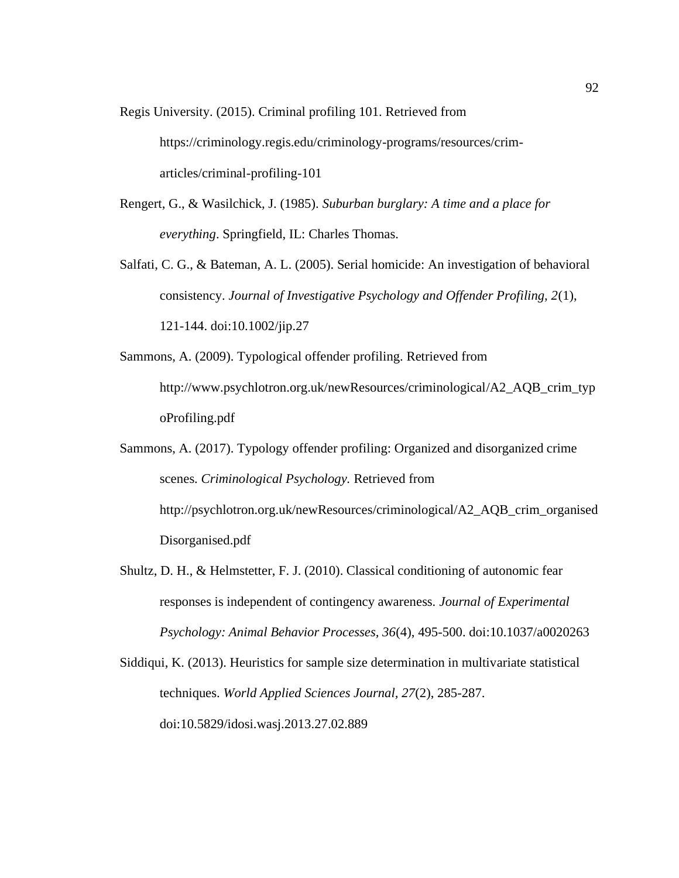Regis University. (2015). Criminal profiling 101. Retrieved from https://criminology.regis.edu/criminology-programs/resources/crim-articles/criminal-profiling-101

Rengert, G., & Wasilchick, J. (1985). *Suburban burglary: A time and a place for everything*. Springfield, IL: Charles Thomas.

Salfati, C. G., & Bateman, A. L. (2005). Serial homicide: An investigation of behavioral consistency. *Journal of Investigative Psychology and Offender Profiling, 2*(1), 121-144. doi:10.1002/jip.27

Sammons, A. (2009). Typological offender profiling. Retrieved from http://www.psychlotron.org.uk/newResources/criminological/A2_AQB_crim_typoProfiling.pdf

Sammons, A. (2017). Typology offender profiling: Organized and disorganized crime scenes. *Criminological Psychology.* Retrieved from http://psychlotron.org.uk/newResources/criminological/A2_AQB_crim_organisedDisorganised.pdf

Shultz, D. H., & Helmstetter, F. J. (2010). Classical conditioning of autonomic fear responses is independent of contingency awareness. *Journal of Experimental Psychology: Animal Behavior Processes, 36*(4), 495-500. doi:10.1037/a0020263

Siddiqui, K. (2013). Heuristics for sample size determination in multivariate statistical techniques. *World Applied Sciences Journal, 27*(2), 285-287. doi:10.5829/idosi.wasj.2013.27.02.889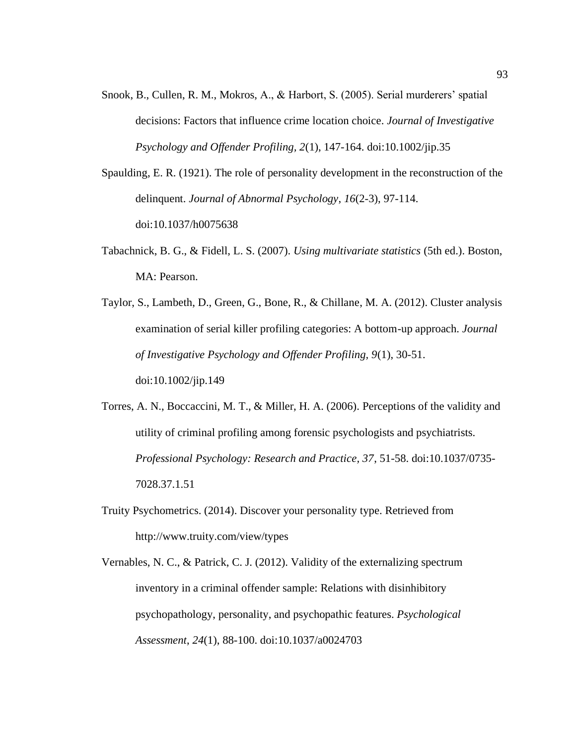Snook, B., Cullen, R. M., Mokros, A., & Harbort, S. (2005). Serial murderers' spatial decisions: Factors that influence crime location choice. *Journal of Investigative Psychology and Offender Profiling, 2*(1), 147-164. doi:10.1002/jip.35

Spaulding, E. R. (1921). The role of personality development in the reconstruction of the delinquent. *Journal of Abnormal Psychology*, *16*(2-3), 97-114. doi:10.1037/h0075638

Tabachnick, B. G., & Fidell, L. S. (2007). *Using multivariate statistics* (5th ed.). Boston, MA: Pearson.

Taylor, S., Lambeth, D., Green, G., Bone, R., & Chillane, M. A. (2012). Cluster analysis examination of serial killer profiling categories: A bottom-up approach. *Journal of Investigative Psychology and Offender Profiling, 9*(1), 30-51. doi:10.1002/jip.149

Torres, A. N., Boccaccini, M. T., & Miller, H. A. (2006). Perceptions of the validity and utility of criminal profiling among forensic psychologists and psychiatrists. *Professional Psychology: Research and Practice, 37*, 51-58. doi:10.1037/0735-7028.37.1.51

Truity Psychometrics. (2014). Discover your personality type. Retrieved from http://www.truity.com/view/types

Vernables, N. C., & Patrick, C. J. (2012). Validity of the externalizing spectrum inventory in a criminal offender sample: Relations with disinhibitory psychopathology, personality, and psychopathic features. *Psychological Assessment*, *24*(1), 88-100. doi:10.1037/a0024703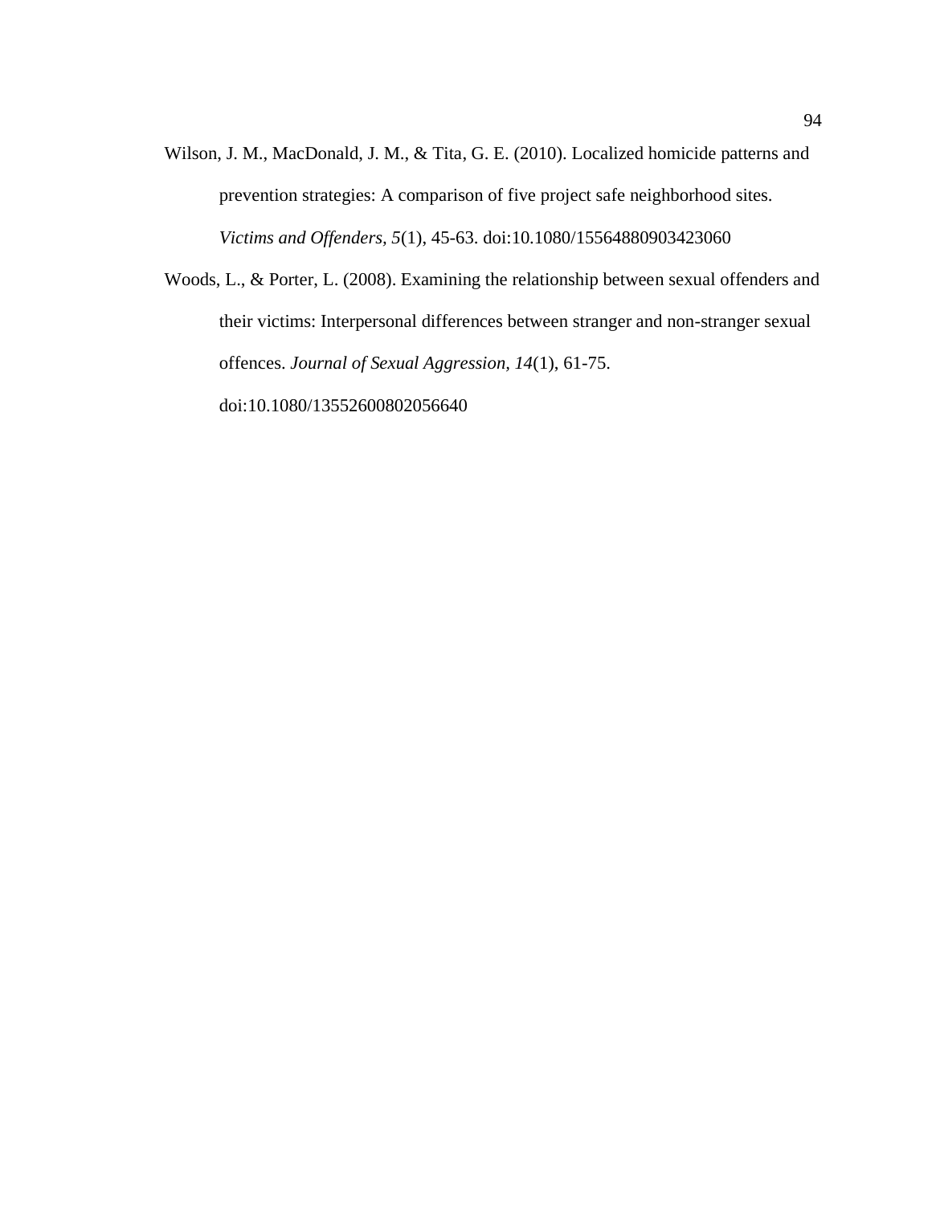Wilson, J. M., MacDonald, J. M., & Tita, G. E. (2010). Localized homicide patterns and prevention strategies: A comparison of five project safe neighborhood sites. *Victims and Offenders, 5*(1), 45-63. doi:10.1080/15564880903423060

Woods, L., & Porter, L. (2008). Examining the relationship between sexual offenders and their victims: Interpersonal differences between stranger and non-stranger sexual offences. *Journal of Sexual Aggression, 14*(1), 61-75. doi:10.1080/13552600802056640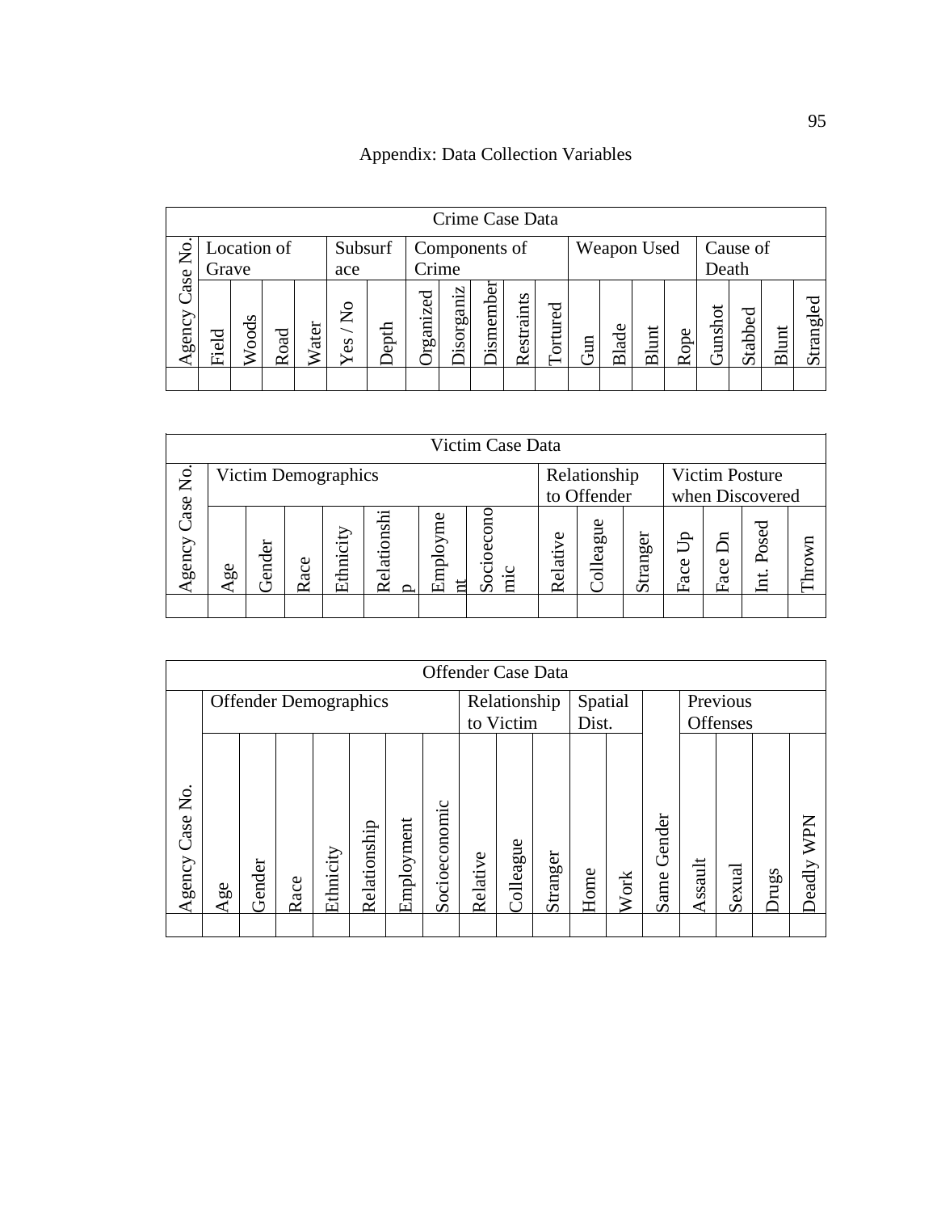# Appendix: Data Collection Variables

| Crime Case Data | | | | | | | | | | | | | | | | | | | |
|---|---|---|---|---|---|---|---|---|---|---|---|---|---|---|---|---|---|---|---|
| Agency Case No. | Location of Grave | | | | Subsurface | | Components of Crime | | | | | Weapon Used | | | | Cause of Death | | | |
| | Field | Woods | Road | Water | Yes / No | Depth | Organized | Disorganiz | Dismember | Restraints | Tortured | Gun | Blade | Blunt | Rope | Gunshot | Stabbed | Blunt | Strangled |
| | | | | | | | | | | | | | | | | | | | |

| Victim Case Data | | | | | | | | | | | | | | |
|---|---|---|---|---|---|---|---|---|---|---|---|---|---|---|
| Agency Case No. | Victim Demographics | | | | | | | Relationship to Offender | | | Victim Posture when Discovered | | | |
| | Age | Gender | Race | Ethnicity | Relationship | Employment | Socioeconomic | Relative | Colleague | Stranger | Face Up | Face Dn | Int. Posed | Thrown |
| | | | | | | | | | | | | | | |

| Offender Case Data | | | | | | | | | | | | | | | | | |
|---|---|---|---|---|---|---|---|---|---|---|---|---|---|---|---|---|---|
| | Offender Demographics | | | | | | | Relationship to Victim | | | Spatial Dist. | | | Previous Offenses | | | |
| Agency Case No. | Age | Gender | Race | Ethnicity | Relationship | Employment | Socioeconomic | Relative | Colleague | Stranger | Home | Work | Same Gender | Assault | Sexual | Drugs | Deadly WPN |
| | | | | | | | | | | | | | | | | | |